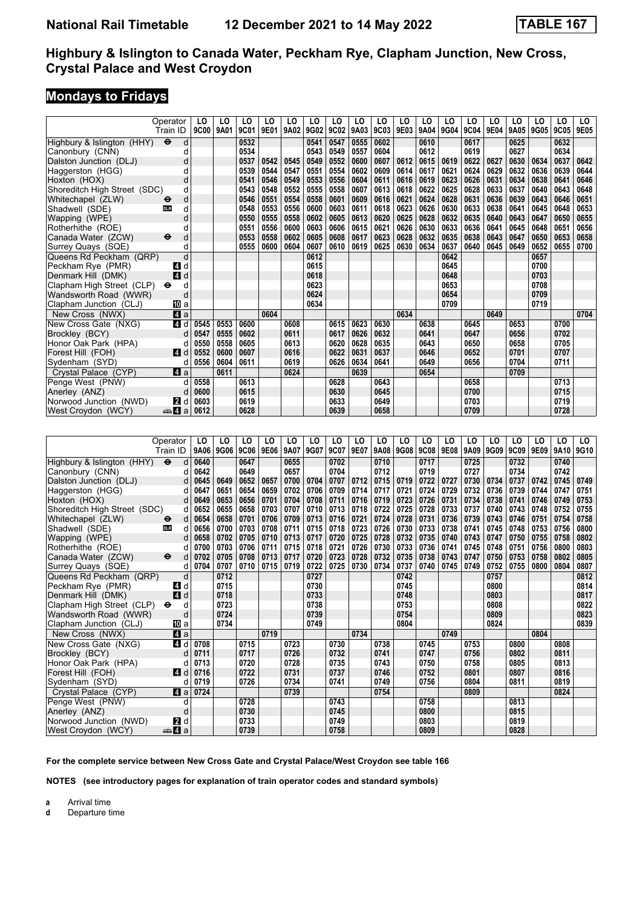# National Rail Timetable 12 December 2021 to 14 May 2022 TABLE 167

## Highbury & Islington to Canada Water, Peckham Rye, Clapham Junction, New Cross, Crystal Palace and West Croydon

### Mondays to Fridays

| Operator | | LO | LO | LO | LO | LO | LO | LO | LO | LO | LO | LO | LO | LO | LO | LO | LO | LO | LO |
|---|---|---|---|---|---|---|---|---|---|---|---|---|---|---|---|---|---|---|---|
| Train ID | | 9C00 | 9A01 | 9C01 | 9E01 | 9A02 | 9G02 | 9C02 | 9A03 | 9C03 | 9E03 | 9A04 | 9G04 | 9C04 | 9E04 | 9A05 | 9G05 | 9C05 | 9E05 |
| Highbury & Islington (HHY) ⊖ | d | | | 0532 | | | 0541 | 0547 | 0555 | 0602 | | 0610 | | 0617 | | 0625 | | 0632 | |
| Canonbury (CNN) | d | | | 0534 | | | 0543 | 0549 | 0557 | 0604 | | 0612 | | 0619 | | 0627 | | 0634 | |
| Dalston Junction (DLJ) | d | | | 0537 | 0542 | 0545 | 0549 | 0552 | 0600 | 0607 | 0612 | 0615 | 0619 | 0622 | 0627 | 0630 | 0634 | 0637 | 0642 |
| Haggerston (HGG) | d | | | 0539 | 0544 | 0547 | 0551 | 0554 | 0602 | 0609 | 0614 | 0617 | 0621 | 0624 | 0629 | 0632 | 0636 | 0639 | 0644 |
| Hoxton (HOX) | d | | | 0541 | 0546 | 0549 | 0553 | 0556 | 0604 | 0611 | 0616 | 0619 | 0623 | 0626 | 0631 | 0634 | 0638 | 0641 | 0646 |
| Shoreditch High Street (SDC) | d | | | 0543 | 0548 | 0552 | 0555 | 0558 | 0607 | 0613 | 0618 | 0622 | 0625 | 0628 | 0633 | 0637 | 0640 | 0643 | 0648 |
| Whitechapel (ZLW) ⊖ | d | | | 0546 | 0551 | 0554 | 0558 | 0601 | 0609 | 0616 | 0621 | 0624 | 0628 | 0631 | 0636 | 0639 | 0643 | 0646 | 0651 |
| Shadwell (SDE) DLR | d | | | 0548 | 0553 | 0556 | 0600 | 0603 | 0611 | 0618 | 0623 | 0626 | 0630 | 0633 | 0638 | 0641 | 0645 | 0648 | 0653 |
| Wapping (WPE) | d | | | 0550 | 0555 | 0558 | 0602 | 0605 | 0613 | 0620 | 0625 | 0628 | 0632 | 0635 | 0640 | 0643 | 0647 | 0650 | 0655 |
| Rotherhithe (ROE) | d | | | 0551 | 0556 | 0600 | 0603 | 0606 | 0615 | 0621 | 0626 | 0630 | 0633 | 0636 | 0641 | 0645 | 0648 | 0651 | 0656 |
| Canada Water (ZCW) ⊖ | d | | | 0553 | 0558 | 0602 | 0605 | 0608 | 0617 | 0623 | 0628 | 0632 | 0635 | 0638 | 0643 | 0647 | 0650 | 0653 | 0658 |
| Surrey Quays (SQE) | d | | | 0555 | 0600 | 0604 | 0607 | 0610 | 0619 | 0625 | 0630 | 0634 | 0637 | 0640 | 0645 | 0649 | 0652 | 0655 | 0700 |
| Queens Rd Peckham (QRP) | d | | | | | | 0612 | | | | | | 0642 | | | | 0657 | | |
| Peckham Rye (PMR) 4 | d | | | | | | 0615 | | | | | | 0645 | | | | 0700 | | |
| Denmark Hill (DMK) 4 | d | | | | | | 0618 | | | | | | 0648 | | | | 0703 | | |
| Clapham High Street (CLP) ⊖ | d | | | | | | 0623 | | | | | | 0653 | | | | 0708 | | |
| Wandsworth Road (WWR) | d | | | | | | 0624 | | | | | | 0654 | | | | 0709 | | |
| Clapham Junction (CLJ) 10 | a | | | | | | 0634 | | | | | | 0709 | | | | 0719 | | |
| New Cross (NWX) 4 | a | | | | 0604 | | | | | | 0634 | | | | 0649 | | | | 0704 |
| New Cross Gate (NXG) 4 | d | 0545 | 0553 | 0600 | | 0608 | | 0615 | 0623 | 0630 | | 0638 | | 0645 | | 0653 | | 0700 | |
| Brockley (BCY) | d | 0547 | 0555 | 0602 | | 0611 | | 0617 | 0626 | 0632 | | 0641 | | 0647 | | 0656 | | 0702 | |
| Honor Oak Park (HPA) | d | 0550 | 0558 | 0605 | | 0613 | | 0620 | 0628 | 0635 | | 0643 | | 0650 | | 0658 | | 0705 | |
| Forest Hill (FOH) 4 | d | 0552 | 0600 | 0607 | | 0616 | | 0622 | 0631 | 0637 | | 0646 | | 0652 | | 0701 | | 0707 | |
| Sydenham (SYD) | d | 0556 | 0604 | 0611 | | 0619 | | 0626 | 0634 | 0641 | | 0649 | | 0656 | | 0704 | | 0711 | |
| Crystal Palace (CYP) 4 | a | | 0611 | | | 0624 | | | 0639 | | | 0654 | | | | 0709 | | | |
| Penge West (PNW) | d | 0558 | | 0613 | | | | 0628 | | 0643 | | | | 0658 | | | | 0713 | |
| Anerley (ANZ) | d | 0600 | | 0615 | | | | 0630 | | 0645 | | | | 0700 | | | | 0715 | |
| Norwood Junction (NWD) 2 | d | 0603 | | 0619 | | | | 0633 | | 0649 | | | | 0703 | | | | 0719 | |
| West Croydon (WCY) 4 | a | 0612 | | 0628 | | | | 0639 | | 0658 | | | | 0709 | | | | 0728 | |

| Operator | | LO | LO | LO | LO | LO | LO | LO | LO | LO | LO | LO | LO | LO | LO | LO | LO | LO | LO |
|---|---|---|---|---|---|---|---|---|---|---|---|---|---|---|---|---|---|---|---|
| Train ID | | 9A06 | 9G06 | 9C06 | 9E06 | 9A07 | 9G07 | 9C07 | 9E07 | 9A08 | 9G08 | 9C08 | 9E08 | 9A09 | 9G09 | 9C09 | 9E09 | 9A10 | 9G10 |
| Highbury & Islington (HHY) ⊖ | d | 0640 | | 0647 | | 0655 | | 0702 | | 0710 | | 0717 | | 0725 | | 0732 | | 0740 | |
| Canonbury (CNN) | d | 0642 | | 0649 | | 0657 | | 0704 | | 0712 | | 0719 | | 0727 | | 0734 | | 0742 | |
| Dalston Junction (DLJ) | d | 0645 | 0649 | 0652 | 0657 | 0700 | 0704 | 0707 | 0712 | 0715 | 0719 | 0722 | 0727 | 0730 | 0734 | 0737 | 0742 | 0745 | 0749 |
| Haggerston (HGG) | d | 0647 | 0651 | 0654 | 0659 | 0702 | 0706 | 0709 | 0714 | 0717 | 0721 | 0724 | 0729 | 0732 | 0736 | 0739 | 0744 | 0747 | 0751 |
| Hoxton (HOX) | d | 0649 | 0653 | 0656 | 0701 | 0704 | 0708 | 0711 | 0716 | 0719 | 0723 | 0726 | 0731 | 0734 | 0738 | 0741 | 0746 | 0749 | 0753 |
| Shoreditch High Street (SDC) | d | 0652 | 0655 | 0658 | 0703 | 0707 | 0710 | 0713 | 0718 | 0722 | 0725 | 0728 | 0733 | 0737 | 0740 | 0743 | 0748 | 0752 | 0755 |
| Whitechapel (ZLW) ⊖ | d | 0654 | 0658 | 0701 | 0706 | 0709 | 0713 | 0716 | 0721 | 0724 | 0728 | 0731 | 0736 | 0739 | 0743 | 0746 | 0751 | 0754 | 0758 |
| Shadwell (SDE) DLR | d | 0656 | 0700 | 0703 | 0708 | 0711 | 0715 | 0718 | 0723 | 0726 | 0730 | 0733 | 0738 | 0741 | 0745 | 0748 | 0753 | 0756 | 0800 |
| Wapping (WPE) | d | 0658 | 0702 | 0705 | 0710 | 0713 | 0717 | 0720 | 0725 | 0728 | 0732 | 0735 | 0740 | 0743 | 0747 | 0750 | 0755 | 0758 | 0802 |
| Rotherhithe (ROE) | d | 0700 | 0703 | 0706 | 0711 | 0715 | 0718 | 0721 | 0726 | 0730 | 0733 | 0736 | 0741 | 0745 | 0748 | 0751 | 0756 | 0800 | 0803 |
| Canada Water (ZCW) ⊖ | d | 0702 | 0705 | 0708 | 0713 | 0717 | 0720 | 0723 | 0728 | 0732 | 0735 | 0738 | 0743 | 0747 | 0750 | 0753 | 0758 | 0802 | 0805 |
| Surrey Quays (SQE) | d | 0704 | 0707 | 0710 | 0715 | 0719 | 0722 | 0725 | 0730 | 0734 | 0737 | 0740 | 0745 | 0749 | 0752 | 0755 | 0800 | 0804 | 0807 |
| Queens Rd Peckham (QRP) | d | | 0712 | | | | 0727 | | | | 0742 | | | | 0757 | | | | 0812 |
| Peckham Rye (PMR) 4 | d | | 0715 | | | | 0730 | | | | 0745 | | | | 0800 | | | | 0814 |
| Denmark Hill (DMK) 4 | d | | 0718 | | | | 0733 | | | | 0748 | | | | 0803 | | | | 0817 |
| Clapham High Street (CLP) ⊖ | d | | 0723 | | | | 0738 | | | | 0753 | | | | 0808 | | | | 0822 |
| Wandsworth Road (WWR) | d | | 0724 | | | | 0739 | | | | 0754 | | | | 0809 | | | | 0823 |
| Clapham Junction (CLJ) 10 | a | | 0734 | | | | 0749 | | | | 0804 | | | | 0824 | | | | 0839 |
| New Cross (NWX) 4 | a | | | | 0719 | | | | 0734 | | | | 0749 | | | | 0804 | | |
| New Cross Gate (NXG) 4 | d | 0708 | | 0715 | | 0723 | | 0730 | | 0738 | | 0745 | | 0753 | | 0800 | | 0808 | |
| Brockley (BCY) | d | 0711 | | 0717 | | 0726 | | 0732 | | 0741 | | 0747 | | 0756 | | 0802 | | 0811 | |
| Honor Oak Park (HPA) | d | 0713 | | 0720 | | 0728 | | 0735 | | 0743 | | 0750 | | 0758 | | 0805 | | 0813 | |
| Forest Hill (FOH) 4 | d | 0716 | | 0722 | | 0731 | | 0737 | | 0746 | | 0752 | | 0801 | | 0807 | | 0816 | |
| Sydenham (SYD) | d | 0719 | | 0726 | | 0734 | | 0741 | | 0749 | | 0756 | | 0804 | | 0811 | | 0819 | |
| Crystal Palace (CYP) 4 | a | 0724 | | | | 0739 | | | | 0754 | | | | 0809 | | | | 0824 | |
| Penge West (PNW) | d | | | 0728 | | | | 0743 | | | | 0758 | | | | 0813 | | | |
| Anerley (ANZ) | d | | | 0730 | | | | 0745 | | | | 0800 | | | | 0815 | | | |
| Norwood Junction (NWD) 2 | d | | | 0733 | | | | 0749 | | | | 0803 | | | | 0819 | | | |
| West Croydon (WCY) 4 | a | | | 0739 | | | | 0758 | | | | 0809 | | | | 0828 | | | |

**For the complete service between New Cross Gate and Crystal Palace/West Croydon see table 166**

**NOTES (see introductory pages for explanation of train operator codes and standard symbols)**

**a** Arrival time
**d** Departure time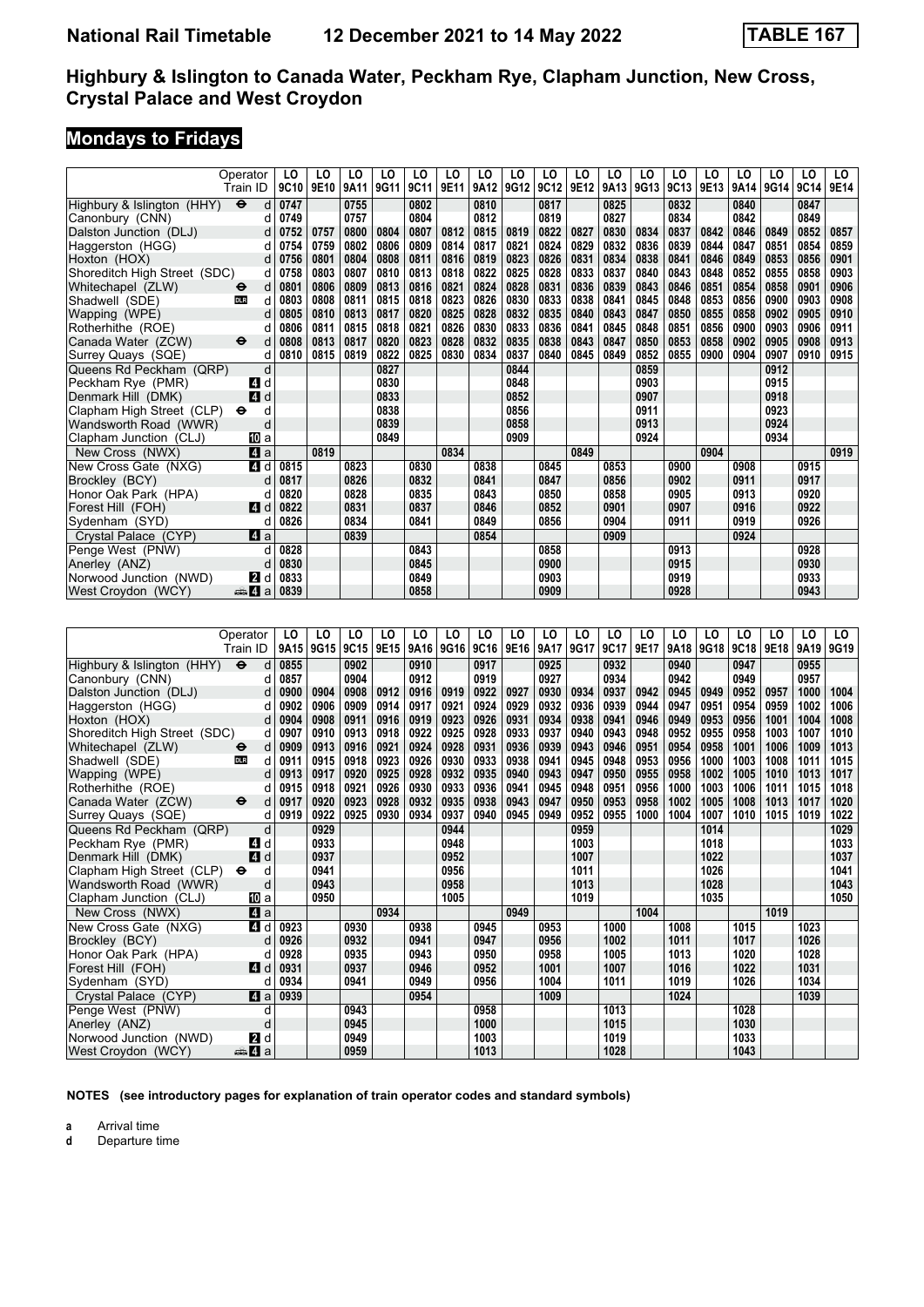# Highbury & Islington to Canada Water, Peckham Rye, Clapham Junction, New Cross, Crystal Palace and West Croydon

## Mondays to Fridays

| Operator | | LO | LO | LO | LO | LO | LO | LO | LO | LO | LO | LO | LO | LO | LO | LO | LO | LO | LO |
|---|---|---|---|---|---|---|---|---|---|---|---|---|---|---|---|---|---|---|---|
| Train ID | | 9C10 | 9E10 | 9A11 | 9G11 | 9C11 | 9E11 | 9A12 | 9G12 | 9C12 | 9E12 | 9A13 | 9G13 | 9C13 | 9E13 | 9A14 | 9G14 | 9C14 | 9E14 |
| Highbury & Islington (HHY) ⊖ | d | 0747 | | 0755 | | 0802 | | 0810 | | 0817 | | 0825 | | 0832 | | 0840 | | 0847 | |
| Canonbury (CNN) | d | 0749 | | 0757 | | 0804 | | 0812 | | 0819 | | 0827 | | 0834 | | 0842 | | 0849 | |
| Dalston Junction (DLJ) | d | 0752 | 0757 | 0800 | 0804 | 0807 | 0812 | 0815 | 0819 | 0822 | 0827 | 0830 | 0834 | 0837 | 0842 | 0846 | 0849 | 0852 | 0857 |
| Haggerston (HGG) | d | 0754 | 0759 | 0802 | 0806 | 0809 | 0814 | 0817 | 0821 | 0824 | 0829 | 0832 | 0836 | 0839 | 0844 | 0847 | 0851 | 0854 | 0859 |
| Hoxton (HOX) | d | 0756 | 0801 | 0804 | 0808 | 0811 | 0816 | 0819 | 0823 | 0826 | 0831 | 0834 | 0838 | 0841 | 0846 | 0849 | 0853 | 0856 | 0901 |
| Shoreditch High Street (SDC) | d | 0758 | 0803 | 0807 | 0810 | 0813 | 0818 | 0822 | 0825 | 0828 | 0833 | 0837 | 0840 | 0843 | 0848 | 0852 | 0855 | 0858 | 0903 |
| Whitechapel (ZLW) ⊖ | d | 0801 | 0806 | 0809 | 0813 | 0816 | 0821 | 0824 | 0828 | 0831 | 0836 | 0839 | 0843 | 0846 | 0851 | 0854 | 0858 | 0901 | 0906 |
| Shadwell (SDE) DLR | d | 0803 | 0808 | 0811 | 0815 | 0818 | 0823 | 0826 | 0830 | 0833 | 0838 | 0841 | 0845 | 0848 | 0853 | 0856 | 0900 | 0903 | 0908 |
| Wapping (WPE) | d | 0805 | 0810 | 0813 | 0817 | 0820 | 0825 | 0828 | 0832 | 0835 | 0840 | 0843 | 0847 | 0850 | 0855 | 0858 | 0902 | 0905 | 0910 |
| Rotherhithe (ROE) | d | 0806 | 0811 | 0815 | 0818 | 0821 | 0826 | 0830 | 0833 | 0836 | 0841 | 0845 | 0848 | 0851 | 0856 | 0900 | 0903 | 0906 | 0911 |
| Canada Water (ZCW) ⊖ | d | 0808 | 0813 | 0817 | 0820 | 0823 | 0828 | 0832 | 0835 | 0838 | 0843 | 0847 | 0850 | 0853 | 0858 | 0902 | 0905 | 0908 | 0913 |
| Surrey Quays (SQE) | d | 0810 | 0815 | 0819 | 0822 | 0825 | 0830 | 0834 | 0837 | 0840 | 0845 | 0849 | 0852 | 0855 | 0900 | 0904 | 0907 | 0910 | 0915 |
| Queens Rd Peckham (QRP) | d | | | | 0827 | | | | 0844 | | | | 0859 | | | | 0912 | | |
| Peckham Rye (PMR) 4 | d | | | | 0830 | | | | 0848 | | | | 0903 | | | | 0915 | | |
| Denmark Hill (DMK) 4 | d | | | | 0833 | | | | 0852 | | | | 0907 | | | | 0918 | | |
| Clapham High Street (CLP) ⊖ | d | | | | 0838 | | | | 0856 | | | | 0911 | | | | 0923 | | |
| Wandsworth Road (WWR) | d | | | | 0839 | | | | 0858 | | | | 0913 | | | | 0924 | | |
| Clapham Junction (CLJ) 10 | a | | | | 0849 | | | | 0909 | | | | 0924 | | | | 0934 | | |
| New Cross (NWX) 4 | a | | 0819 | | | | 0834 | | | | 0849 | | | | 0904 | | | | 0919 |
| New Cross Gate (NXG) 4 | d | 0815 | | 0823 | | 0830 | | 0838 | | 0845 | | 0853 | | 0900 | | 0908 | | 0915 | |
| Brockley (BCY) | d | 0817 | | 0826 | | 0832 | | 0841 | | 0847 | | 0856 | | 0902 | | 0911 | | 0917 | |
| Honor Oak Park (HPA) | d | 0820 | | 0828 | | 0835 | | 0843 | | 0850 | | 0858 | | 0905 | | 0913 | | 0920 | |
| Forest Hill (FOH) 4 | d | 0822 | | 0831 | | 0837 | | 0846 | | 0852 | | 0901 | | 0907 | | 0916 | | 0922 | |
| Sydenham (SYD) | d | 0826 | | 0834 | | 0841 | | 0849 | | 0856 | | 0904 | | 0911 | | 0919 | | 0926 | |
| Crystal Palace (CYP) 4 | a | | | 0839 | | | | 0854 | | | | 0909 | | | | 0924 | | | |
| Penge West (PNW) | d | 0828 | | | | 0843 | | | | 0858 | | | | 0913 | | | | 0928 | |
| Anerley (ANZ) | d | 0830 | | | | 0845 | | | | 0900 | | | | 0915 | | | | 0930 | |
| Norwood Junction (NWD) 2 | d | 0833 | | | | 0849 | | | | 0903 | | | | 0919 | | | | 0933 | |
| West Croydon (WCY) 4 | a | 0839 | | | | 0858 | | | | 0909 | | | | 0928 | | | | 0943 | |

| Operator | | LO | LO | LO | LO | LO | LO | LO | LO | LO | LO | LO | LO | LO | LO | LO | LO | LO | LO |
|---|---|---|---|---|---|---|---|---|---|---|---|---|---|---|---|---|---|---|---|
| Train ID | | 9A15 | 9G15 | 9C15 | 9E15 | 9A16 | 9G16 | 9C16 | 9E16 | 9A17 | 9G17 | 9C17 | 9E17 | 9A18 | 9G18 | 9C18 | 9E18 | 9A19 | 9G19 |
| Highbury & Islington (HHY) ⊖ | d | 0855 | | 0902 | | 0910 | | 0917 | | 0925 | | 0932 | | 0940 | | 0947 | | 0955 | |
| Canonbury (CNN) | d | 0857 | | 0904 | | 0912 | | 0919 | | 0927 | | 0934 | | 0942 | | 0949 | | 0957 | |
| Dalston Junction (DLJ) | d | 0900 | 0904 | 0908 | 0912 | 0916 | 0919 | 0922 | 0927 | 0930 | 0934 | 0937 | 0942 | 0945 | 0949 | 0952 | 0957 | 1000 | 1004 |
| Haggerston (HGG) | d | 0902 | 0906 | 0909 | 0914 | 0917 | 0921 | 0924 | 0929 | 0932 | 0936 | 0939 | 0944 | 0947 | 0951 | 0954 | 0959 | 1002 | 1006 |
| Hoxton (HOX) | d | 0904 | 0908 | 0911 | 0916 | 0919 | 0923 | 0926 | 0931 | 0934 | 0938 | 0941 | 0946 | 0949 | 0953 | 0956 | 1001 | 1004 | 1008 |
| Shoreditch High Street (SDC) | d | 0907 | 0910 | 0913 | 0918 | 0922 | 0925 | 0928 | 0933 | 0937 | 0940 | 0943 | 0948 | 0952 | 0955 | 0958 | 1003 | 1007 | 1010 |
| Whitechapel (ZLW) ⊖ | d | 0909 | 0913 | 0916 | 0921 | 0924 | 0928 | 0931 | 0936 | 0939 | 0943 | 0946 | 0951 | 0954 | 0958 | 1001 | 1006 | 1009 | 1013 |
| Shadwell (SDE) DLR | d | 0911 | 0915 | 0918 | 0923 | 0926 | 0930 | 0933 | 0938 | 0941 | 0945 | 0948 | 0953 | 0956 | 1000 | 1003 | 1008 | 1011 | 1015 |
| Wapping (WPE) | d | 0913 | 0917 | 0920 | 0925 | 0928 | 0932 | 0935 | 0940 | 0943 | 0947 | 0950 | 0955 | 0958 | 1002 | 1005 | 1010 | 1013 | 1017 |
| Rotherhithe (ROE) | d | 0915 | 0918 | 0921 | 0926 | 0930 | 0933 | 0936 | 0941 | 0945 | 0948 | 0951 | 0956 | 1000 | 1003 | 1006 | 1011 | 1015 | 1018 |
| Canada Water (ZCW) ⊖ | d | 0917 | 0920 | 0923 | 0928 | 0932 | 0935 | 0938 | 0943 | 0947 | 0950 | 0953 | 0958 | 1002 | 1005 | 1008 | 1013 | 1017 | 1020 |
| Surrey Quays (SQE) | d | 0919 | 0922 | 0925 | 0930 | 0934 | 0937 | 0940 | 0945 | 0949 | 0952 | 0955 | 1000 | 1004 | 1007 | 1010 | 1015 | 1019 | 1022 |
| Queens Rd Peckham (QRP) | d | | 0929 | | | | 0944 | | | | 0959 | | | | 1014 | | | | 1029 |
| Peckham Rye (PMR) 4 | d | | 0933 | | | | 0948 | | | | 1003 | | | | 1018 | | | | 1033 |
| Denmark Hill (DMK) 4 | d | | 0937 | | | | 0952 | | | | 1007 | | | | 1022 | | | | 1037 |
| Clapham High Street (CLP) ⊖ | d | | 0941 | | | | 0956 | | | | 1011 | | | | 1026 | | | | 1041 |
| Wandsworth Road (WWR) | d | | 0943 | | | | 0958 | | | | 1013 | | | | 1028 | | | | 1043 |
| Clapham Junction (CLJ) 10 | a | | 0950 | | | | 1005 | | | | 1019 | | | | 1035 | | | | 1050 |
| New Cross (NWX) 4 | a | | | | 0934 | | | | 0949 | | | | 1004 | | | | 1019 | | |
| New Cross Gate (NXG) 4 | d | 0923 | | 0930 | | 0938 | | 0945 | | 0953 | | 1000 | | 1008 | | 1015 | | 1023 | |
| Brockley (BCY) | d | 0926 | | 0932 | | 0941 | | 0947 | | 0956 | | 1002 | | 1011 | | 1017 | | 1026 | |
| Honor Oak Park (HPA) | d | 0928 | | 0935 | | 0943 | | 0950 | | 0958 | | 1005 | | 1013 | | 1020 | | 1028 | |
| Forest Hill (FOH) 4 | d | 0931 | | 0937 | | 0946 | | 0952 | | 1001 | | 1007 | | 1016 | | 1022 | | 1031 | |
| Sydenham (SYD) | d | 0934 | | 0941 | | 0949 | | 0956 | | 1004 | | 1011 | | 1019 | | 1026 | | 1034 | |
| Crystal Palace (CYP) 4 | a | 0939 | | | | 0954 | | | | 1009 | | | | 1024 | | | | 1039 | |
| Penge West (PNW) | d | | | 0943 | | | | 0958 | | | | 1013 | | | | 1028 | | | |
| Anerley (ANZ) | d | | | 0945 | | | | 1000 | | | | 1015 | | | | 1030 | | | |
| Norwood Junction (NWD) 2 | d | | | 0949 | | | | 1003 | | | | 1019 | | | | 1033 | | | |
| West Croydon (WCY) 4 | a | | | 0959 | | | | 1013 | | | | 1028 | | | | 1043 | | | |

**NOTES (see introductory pages for explanation of train operator codes and standard symbols)**

**a** Arrival time
**d** Departure time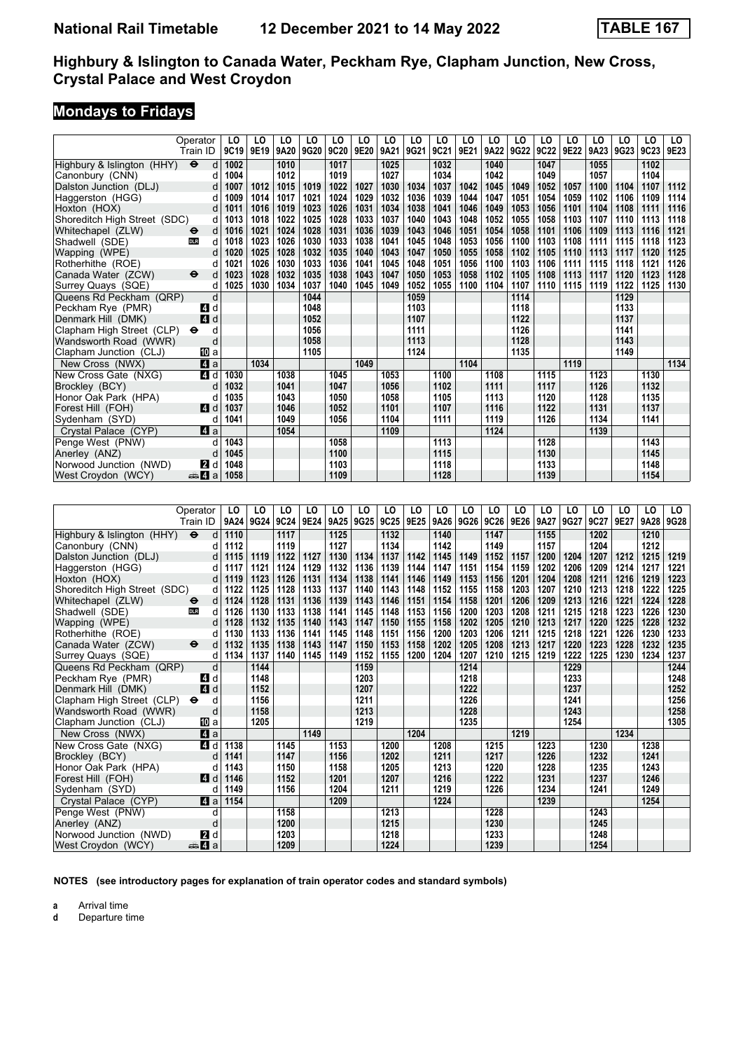# National Rail Timetable 12 December 2021 to 14 May 2022 TABLE 167

## Highbury & Islington to Canada Water, Peckham Rye, Clapham Junction, New Cross, Crystal Palace and West Croydon

## Mondays to Fridays

| Operator | | LO | LO | LO | LO | LO | LO | LO | LO | LO | LO | LO | LO | LO | LO | LO | LO | LO | LO |
|---|---|---|---|---|---|---|---|---|---|---|---|---|---|---|---|---|---|---|---|
| Train ID | | 9C19 | 9E19 | 9A20 | 9G20 | 9C20 | 9E20 | 9A21 | 9G21 | 9C21 | 9E21 | 9A22 | 9G22 | 9C22 | 9E22 | 9A23 | 9G23 | 9C23 | 9E23 |
| Highbury & Islington (HHY) ⊖ | d | 1002 | | 1010 | | 1017 | | 1025 | | 1032 | | 1040 | | 1047 | | 1055 | | 1102 | |
| Canonbury (CNN) | d | 1004 | | 1012 | | 1019 | | 1027 | | 1034 | | 1042 | | 1049 | | 1057 | | 1104 | |
| Dalston Junction (DLJ) | d | 1007 | 1012 | 1015 | 1019 | 1022 | 1027 | 1030 | 1034 | 1037 | 1042 | 1045 | 1049 | 1052 | 1057 | 1100 | 1104 | 1107 | 1112 |
| Haggerston (HGG) | d | 1009 | 1014 | 1017 | 1021 | 1024 | 1029 | 1032 | 1036 | 1039 | 1044 | 1047 | 1051 | 1054 | 1059 | 1102 | 1106 | 1109 | 1114 |
| Hoxton (HOX) | d | 1011 | 1016 | 1019 | 1023 | 1026 | 1031 | 1034 | 1038 | 1041 | 1046 | 1049 | 1053 | 1056 | 1101 | 1104 | 1108 | 1111 | 1116 |
| Shoreditch High Street (SDC) | d | 1013 | 1018 | 1022 | 1025 | 1028 | 1033 | 1037 | 1040 | 1043 | 1048 | 1052 | 1055 | 1058 | 1103 | 1107 | 1110 | 1113 | 1118 |
| Whitechapel (ZLW) ⊖ | d | 1016 | 1021 | 1024 | 1028 | 1031 | 1036 | 1039 | 1043 | 1046 | 1051 | 1054 | 1058 | 1101 | 1106 | 1109 | 1113 | 1116 | 1121 |
| Shadwell (SDE) DLR | d | 1018 | 1023 | 1026 | 1030 | 1033 | 1038 | 1041 | 1045 | 1048 | 1053 | 1056 | 1100 | 1103 | 1108 | 1111 | 1115 | 1118 | 1123 |
| Wapping (WPE) | d | 1020 | 1025 | 1028 | 1032 | 1035 | 1040 | 1043 | 1047 | 1050 | 1055 | 1058 | 1102 | 1105 | 1110 | 1113 | 1117 | 1120 | 1125 |
| Rotherhithe (ROE) | d | 1021 | 1026 | 1030 | 1033 | 1036 | 1041 | 1045 | 1048 | 1051 | 1056 | 1100 | 1103 | 1106 | 1111 | 1115 | 1118 | 1121 | 1126 |
| Canada Water (ZCW) ⊖ | d | 1023 | 1028 | 1032 | 1035 | 1038 | 1043 | 1047 | 1050 | 1053 | 1058 | 1102 | 1105 | 1108 | 1113 | 1117 | 1120 | 1123 | 1128 |
| Surrey Quays (SQE) | d | 1025 | 1030 | 1034 | 1037 | 1040 | 1045 | 1049 | 1052 | 1055 | 1100 | 1104 | 1107 | 1110 | 1115 | 1119 | 1122 | 1125 | 1130 |
| Queens Rd Peckham (QRP) | d | | | | 1044 | | | | 1059 | | | | 1114 | | | | 1129 | | |
| Peckham Rye (PMR) 4 | d | | | | 1048 | | | | 1103 | | | | 1118 | | | | 1133 | | |
| Denmark Hill (DMK) 4 | d | | | | 1052 | | | | 1107 | | | | 1122 | | | | 1137 | | |
| Clapham High Street (CLP) ⊖ | d | | | | 1056 | | | | 1111 | | | | 1126 | | | | 1141 | | |
| Wandsworth Road (WWR) | d | | | | 1058 | | | | 1113 | | | | 1128 | | | | 1143 | | |
| Clapham Junction (CLJ) 10 | a | | | | 1105 | | | | 1124 | | | | 1135 | | | | 1149 | | |
| New Cross (NWX) 4 | a | | 1034 | | | | 1049 | | | | 1104 | | | | 1119 | | | | 1134 |
| New Cross Gate (NXG) 4 | d | 1030 | | 1038 | | 1045 | | 1053 | | 1100 | | 1108 | | 1115 | | 1123 | | 1130 | |
| Brockley (BCY) | d | 1032 | | 1041 | | 1047 | | 1056 | | 1102 | | 1111 | | 1117 | | 1126 | | 1132 | |
| Honor Oak Park (HPA) | d | 1035 | | 1043 | | 1050 | | 1058 | | 1105 | | 1113 | | 1120 | | 1128 | | 1135 | |
| Forest Hill (FOH) 4 | d | 1037 | | 1046 | | 1052 | | 1101 | | 1107 | | 1116 | | 1122 | | 1131 | | 1137 | |
| Sydenham (SYD) | d | 1041 | | 1049 | | 1056 | | 1104 | | 1111 | | 1119 | | 1126 | | 1134 | | 1141 | |
| Crystal Palace (CYP) 4 | a | | | 1054 | | | | 1109 | | | | 1124 | | | | 1139 | | | |
| Penge West (PNW) | d | 1043 | | | | 1058 | | | | 1113 | | | | 1128 | | | | 1143 | |
| Anerley (ANZ) | d | 1045 | | | | 1100 | | | | 1115 | | | | 1130 | | | | 1145 | |
| Norwood Junction (NWD) 2 | d | 1048 | | | | 1103 | | | | 1118 | | | | 1133 | | | | 1148 | |
| West Croydon (WCY) 4 | a | 1058 | | | | 1109 | | | | 1128 | | | | 1139 | | | | 1154 | |

| Operator | | LO | LO | LO | LO | LO | LO | LO | LO | LO | LO | LO | LO | LO | LO | LO | LO | LO | LO |
|---|---|---|---|---|---|---|---|---|---|---|---|---|---|---|---|---|---|---|---|
| Train ID | | 9A24 | 9G24 | 9C24 | 9E24 | 9A25 | 9G25 | 9C25 | 9E25 | 9A26 | 9G26 | 9C26 | 9E26 | 9A27 | 9G27 | 9C27 | 9E27 | 9A28 | 9G28 |
| Highbury & Islington (HHY) ⊖ | d | 1110 | | 1117 | | 1125 | | 1132 | | 1140 | | 1147 | | 1155 | | 1202 | | 1210 | |
| Canonbury (CNN) | d | 1112 | | 1119 | | 1127 | | 1134 | | 1142 | | 1149 | | 1157 | | 1204 | | 1212 | |
| Dalston Junction (DLJ) | d | 1115 | 1119 | 1122 | 1127 | 1130 | 1134 | 1137 | 1142 | 1145 | 1149 | 1152 | 1157 | 1200 | 1204 | 1207 | 1212 | 1215 | 1219 |
| Haggerston (HGG) | d | 1117 | 1121 | 1124 | 1129 | 1132 | 1136 | 1139 | 1144 | 1147 | 1151 | 1154 | 1159 | 1202 | 1206 | 1209 | 1214 | 1217 | 1221 |
| Hoxton (HOX) | d | 1119 | 1123 | 1126 | 1131 | 1134 | 1138 | 1141 | 1146 | 1149 | 1153 | 1156 | 1201 | 1204 | 1208 | 1211 | 1216 | 1219 | 1223 |
| Shoreditch High Street (SDC) | d | 1122 | 1125 | 1128 | 1133 | 1137 | 1140 | 1143 | 1148 | 1152 | 1155 | 1158 | 1203 | 1207 | 1210 | 1213 | 1218 | 1222 | 1225 |
| Whitechapel (ZLW) ⊖ | d | 1124 | 1128 | 1131 | 1136 | 1139 | 1143 | 1146 | 1151 | 1154 | 1158 | 1201 | 1206 | 1209 | 1213 | 1216 | 1221 | 1224 | 1228 |
| Shadwell (SDE) DLR | d | 1126 | 1130 | 1133 | 1138 | 1141 | 1145 | 1148 | 1153 | 1156 | 1200 | 1203 | 1208 | 1211 | 1215 | 1218 | 1223 | 1226 | 1230 |
| Wapping (WPE) | d | 1128 | 1132 | 1135 | 1140 | 1143 | 1147 | 1150 | 1155 | 1158 | 1202 | 1205 | 1210 | 1213 | 1217 | 1220 | 1225 | 1228 | 1232 |
| Rotherhithe (ROE) | d | 1130 | 1133 | 1136 | 1141 | 1145 | 1148 | 1151 | 1156 | 1200 | 1203 | 1206 | 1211 | 1215 | 1218 | 1221 | 1226 | 1230 | 1233 |
| Canada Water (ZCW) ⊖ | d | 1132 | 1135 | 1138 | 1143 | 1147 | 1150 | 1153 | 1158 | 1202 | 1205 | 1208 | 1213 | 1217 | 1220 | 1223 | 1228 | 1232 | 1235 |
| Surrey Quays (SQE) | d | 1134 | 1137 | 1140 | 1145 | 1149 | 1152 | 1155 | 1200 | 1204 | 1207 | 1210 | 1215 | 1219 | 1222 | 1225 | 1230 | 1234 | 1237 |
| Queens Rd Peckham (QRP) | d | | 1144 | | | | 1159 | | | | 1214 | | | | 1229 | | | | 1244 |
| Peckham Rye (PMR) 4 | d | | 1148 | | | | 1203 | | | | 1218 | | | | 1233 | | | | 1248 |
| Denmark Hill (DMK) 4 | d | | 1152 | | | | 1207 | | | | 1222 | | | | 1237 | | | | 1252 |
| Clapham High Street (CLP) ⊖ | d | | 1156 | | | | 1211 | | | | 1226 | | | | 1241 | | | | 1256 |
| Wandsworth Road (WWR) | d | | 1158 | | | | 1213 | | | | 1228 | | | | 1243 | | | | 1258 |
| Clapham Junction (CLJ) 10 | a | | 1205 | | | | 1219 | | | | 1235 | | | | 1254 | | | | 1305 |
| New Cross (NWX) 4 | a | | | | 1149 | | | | 1204 | | | | 1219 | | | | 1234 | | |
| New Cross Gate (NXG) 4 | d | 1138 | | 1145 | | 1153 | | 1200 | | 1208 | | 1215 | | 1223 | | 1230 | | 1238 | |
| Brockley (BCY) | d | 1141 | | 1147 | | 1156 | | 1202 | | 1211 | | 1217 | | 1226 | | 1232 | | 1241 | |
| Honor Oak Park (HPA) | d | 1143 | | 1150 | | 1158 | | 1205 | | 1213 | | 1220 | | 1228 | | 1235 | | 1243 | |
| Forest Hill (FOH) 4 | d | 1146 | | 1152 | | 1201 | | 1207 | | 1216 | | 1222 | | 1231 | | 1237 | | 1246 | |
| Sydenham (SYD) | d | 1149 | | 1156 | | 1204 | | 1211 | | 1219 | | 1226 | | 1234 | | 1241 | | 1249 | |
| Crystal Palace (CYP) 4 | a | 1154 | | | | 1209 | | | | 1224 | | | | 1239 | | | | 1254 | |
| Penge West (PNW) | d | | | 1158 | | | | 1213 | | | | 1228 | | | | 1243 | | | |
| Anerley (ANZ) | d | | | 1200 | | | | 1215 | | | | 1230 | | | | 1245 | | | |
| Norwood Junction (NWD) 2 | d | | | 1203 | | | | 1218 | | | | 1233 | | | | 1248 | | | |
| West Croydon (WCY) 4 | a | | | 1209 | | | | 1224 | | | | 1239 | | | | 1254 | | | |

**NOTES (see introductory pages for explanation of train operator codes and standard symbols)**

**a** Arrival time
**d** Departure time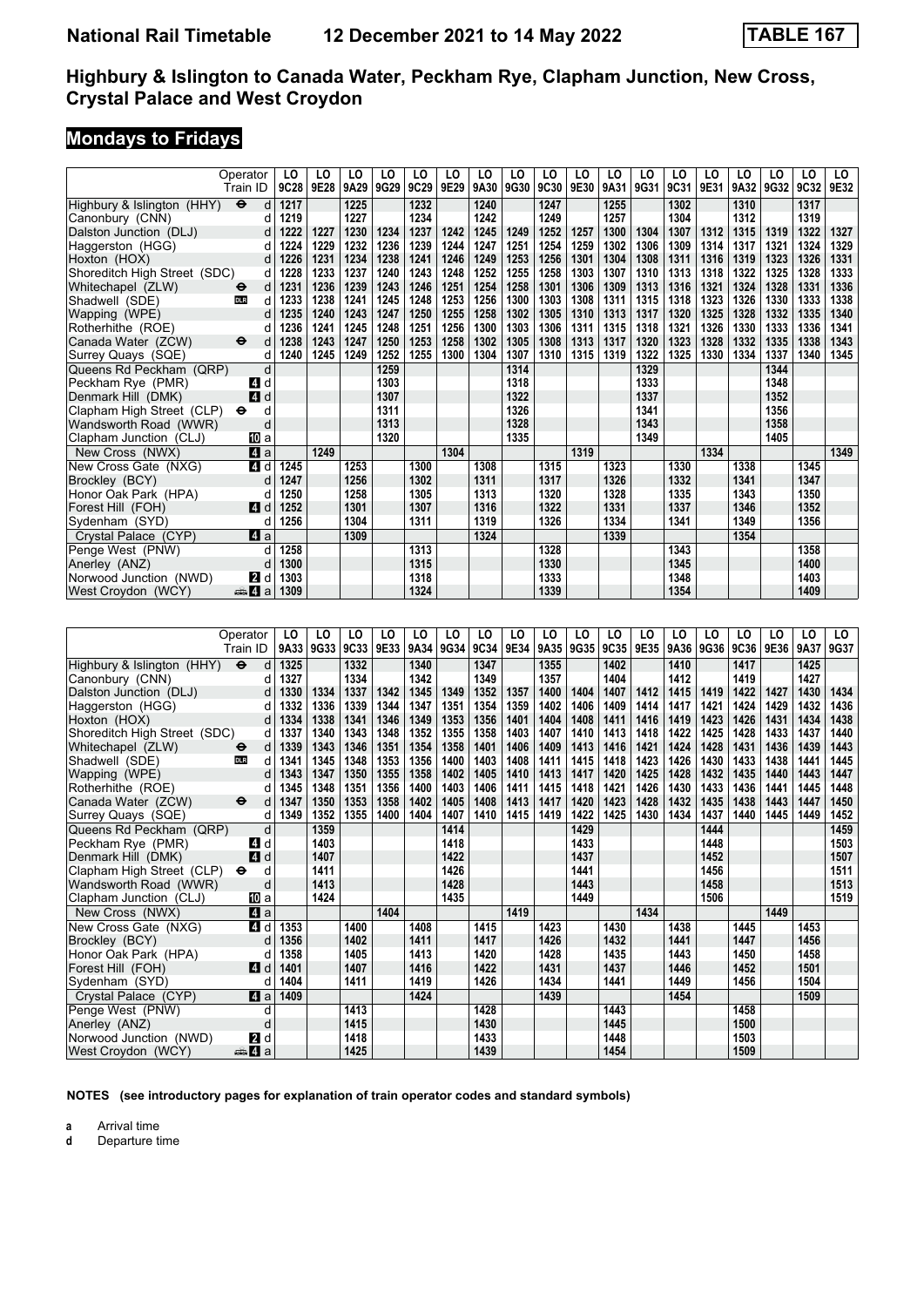# National Rail Timetable 12 December 2021 to 14 May 2022 TABLE 167

## Highbury & Islington to Canada Water, Peckham Rye, Clapham Junction, New Cross, Crystal Palace and West Croydon

## Mondays to Fridays

| Operator | | LO | LO | LO | LO | LO | LO | LO | LO | LO | LO | LO | LO | LO | LO | LO | LO | LO | LO |
|---|---|---|---|---|---|---|---|---|---|---|---|---|---|---|---|---|---|---|---|
| Train ID | | 9C28 | 9E28 | 9A29 | 9G29 | 9C29 | 9E29 | 9A30 | 9G30 | 9C30 | 9E30 | 9A31 | 9G31 | 9C31 | 9E31 | 9A32 | 9G32 | 9C32 | 9E32 |
| Highbury & Islington (HHY) ⊖ | d | 1217 | | 1225 | | 1232 | | 1240 | | 1247 | | 1255 | | 1302 | | 1310 | | 1317 | |
| Canonbury (CNN) | d | 1219 | | 1227 | | 1234 | | 1242 | | 1249 | | 1257 | | 1304 | | 1312 | | 1319 | |
| Dalston Junction (DLJ) | d | 1222 | 1227 | 1230 | 1234 | 1237 | 1242 | 1245 | 1249 | 1252 | 1257 | 1300 | 1304 | 1307 | 1312 | 1315 | 1319 | 1322 | 1327 |
| Haggerston (HGG) | d | 1224 | 1229 | 1232 | 1236 | 1239 | 1244 | 1247 | 1251 | 1254 | 1259 | 1302 | 1306 | 1309 | 1314 | 1317 | 1321 | 1324 | 1329 |
| Hoxton (HOX) | d | 1226 | 1231 | 1234 | 1238 | 1241 | 1246 | 1249 | 1253 | 1256 | 1301 | 1304 | 1308 | 1311 | 1316 | 1319 | 1323 | 1326 | 1331 |
| Shoreditch High Street (SDC) | d | 1228 | 1233 | 1237 | 1240 | 1243 | 1248 | 1252 | 1255 | 1258 | 1303 | 1307 | 1310 | 1313 | 1318 | 1322 | 1325 | 1328 | 1333 |
| Whitechapel (ZLW) ⊖ | d | 1231 | 1236 | 1239 | 1243 | 1246 | 1251 | 1254 | 1258 | 1301 | 1306 | 1309 | 1313 | 1316 | 1321 | 1324 | 1328 | 1331 | 1336 |
| Shadwell (SDE) DLR | d | 1233 | 1238 | 1241 | 1245 | 1248 | 1253 | 1256 | 1300 | 1303 | 1308 | 1311 | 1315 | 1318 | 1323 | 1326 | 1330 | 1333 | 1338 |
| Wapping (WPE) | d | 1235 | 1240 | 1243 | 1247 | 1250 | 1255 | 1258 | 1302 | 1305 | 1310 | 1313 | 1317 | 1320 | 1325 | 1328 | 1332 | 1335 | 1340 |
| Rotherhithe (ROE) | d | 1236 | 1241 | 1245 | 1248 | 1251 | 1256 | 1300 | 1303 | 1306 | 1311 | 1315 | 1318 | 1321 | 1326 | 1330 | 1333 | 1336 | 1341 |
| Canada Water (ZCW) ⊖ | d | 1238 | 1243 | 1247 | 1250 | 1253 | 1258 | 1302 | 1305 | 1308 | 1313 | 1317 | 1320 | 1323 | 1328 | 1332 | 1335 | 1338 | 1343 |
| Surrey Quays (SQE) | d | 1240 | 1245 | 1249 | 1252 | 1255 | 1300 | 1304 | 1307 | 1310 | 1315 | 1319 | 1322 | 1325 | 1330 | 1334 | 1337 | 1340 | 1345 |
| Queens Rd Peckham (QRP) | d | | | | 1259 | | | | 1314 | | | | 1329 | | | | 1344 | | |
| Peckham Rye (PMR) 4 | d | | | | 1303 | | | | 1318 | | | | 1333 | | | | 1348 | | |
| Denmark Hill (DMK) 4 | d | | | | 1307 | | | | 1322 | | | | 1337 | | | | 1352 | | |
| Clapham High Street (CLP) ⊖ | d | | | | 1311 | | | | 1326 | | | | 1341 | | | | 1356 | | |
| Wandsworth Road (WWR) | d | | | | 1313 | | | | 1328 | | | | 1343 | | | | 1358 | | |
| Clapham Junction (CLJ) 10 | a | | | | 1320 | | | | 1335 | | | | 1349 | | | | 1405 | | |
| New Cross (NWX) 4 | a | | 1249 | | | | 1304 | | | | 1319 | | | | 1334 | | | | 1349 |
| New Cross Gate (NXG) 4 | d | 1245 | | 1253 | | 1300 | | 1308 | | 1315 | | 1323 | | 1330 | | 1338 | | 1345 | |
| Brockley (BCY) | d | 1247 | | 1256 | | 1302 | | 1311 | | 1317 | | 1326 | | 1332 | | 1341 | | 1347 | |
| Honor Oak Park (HPA) | d | 1250 | | 1258 | | 1305 | | 1313 | | 1320 | | 1328 | | 1335 | | 1343 | | 1350 | |
| Forest Hill (FOH) 4 | d | 1252 | | 1301 | | 1307 | | 1316 | | 1322 | | 1331 | | 1337 | | 1346 | | 1352 | |
| Sydenham (SYD) | d | 1256 | | 1304 | | 1311 | | 1319 | | 1326 | | 1334 | | 1341 | | 1349 | | 1356 | |
| Crystal Palace (CYP) 4 | a | | | 1309 | | | | 1324 | | | | 1339 | | | | 1354 | | | |
| Penge West (PNW) | d | 1258 | | | | 1313 | | | | 1328 | | | | 1343 | | | | 1358 | |
| Anerley (ANZ) | d | 1300 | | | | 1315 | | | | 1330 | | | | 1345 | | | | 1400 | |
| Norwood Junction (NWD) 2 | d | 1303 | | | | 1318 | | | | 1333 | | | | 1348 | | | | 1403 | |
| West Croydon (WCY) 4 | a | 1309 | | | | 1324 | | | | 1339 | | | | 1354 | | | | 1409 | |

| Operator | | LO | LO | LO | LO | LO | LO | LO | LO | LO | LO | LO | LO | LO | LO | LO | LO | LO | LO |
|---|---|---|---|---|---|---|---|---|---|---|---|---|---|---|---|---|---|---|---|
| Train ID | | 9A33 | 9G33 | 9C33 | 9E33 | 9A34 | 9G34 | 9C34 | 9E34 | 9A35 | 9G35 | 9C35 | 9E35 | 9A36 | 9G36 | 9C36 | 9E36 | 9A37 | 9G37 |
| Highbury & Islington (HHY) ⊖ | d | 1325 | | 1332 | | 1340 | | 1347 | | 1355 | | 1402 | | 1410 | | 1417 | | 1425 | |
| Canonbury (CNN) | d | 1327 | | 1334 | | 1342 | | 1349 | | 1357 | | 1404 | | 1412 | | 1419 | | 1427 | |
| Dalston Junction (DLJ) | d | 1330 | 1334 | 1337 | 1342 | 1345 | 1349 | 1352 | 1357 | 1400 | 1404 | 1407 | 1412 | 1415 | 1419 | 1422 | 1427 | 1430 | 1434 |
| Haggerston (HGG) | d | 1332 | 1336 | 1339 | 1344 | 1347 | 1351 | 1354 | 1359 | 1402 | 1406 | 1409 | 1414 | 1417 | 1421 | 1424 | 1429 | 1432 | 1436 |
| Hoxton (HOX) | d | 1334 | 1338 | 1341 | 1346 | 1349 | 1353 | 1356 | 1401 | 1404 | 1408 | 1411 | 1416 | 1419 | 1423 | 1426 | 1431 | 1434 | 1438 |
| Shoreditch High Street (SDC) | d | 1337 | 1340 | 1343 | 1348 | 1352 | 1355 | 1358 | 1403 | 1407 | 1410 | 1413 | 1418 | 1422 | 1425 | 1428 | 1433 | 1437 | 1440 |
| Whitechapel (ZLW) ⊖ | d | 1339 | 1343 | 1346 | 1351 | 1354 | 1358 | 1401 | 1406 | 1409 | 1413 | 1416 | 1421 | 1424 | 1428 | 1431 | 1436 | 1439 | 1443 |
| Shadwell (SDE) DLR | d | 1341 | 1345 | 1348 | 1353 | 1356 | 1400 | 1403 | 1408 | 1411 | 1415 | 1418 | 1423 | 1426 | 1430 | 1433 | 1438 | 1441 | 1445 |
| Wapping (WPE) | d | 1343 | 1347 | 1350 | 1355 | 1358 | 1402 | 1405 | 1410 | 1413 | 1417 | 1420 | 1425 | 1428 | 1432 | 1435 | 1440 | 1443 | 1447 |
| Rotherhithe (ROE) | d | 1345 | 1348 | 1351 | 1356 | 1400 | 1403 | 1406 | 1411 | 1415 | 1418 | 1421 | 1426 | 1430 | 1433 | 1436 | 1441 | 1445 | 1448 |
| Canada Water (ZCW) ⊖ | d | 1347 | 1350 | 1353 | 1358 | 1402 | 1405 | 1408 | 1413 | 1417 | 1420 | 1423 | 1428 | 1432 | 1435 | 1438 | 1443 | 1447 | 1450 |
| Surrey Quays (SQE) | d | 1349 | 1352 | 1355 | 1400 | 1404 | 1407 | 1410 | 1415 | 1419 | 1422 | 1425 | 1430 | 1434 | 1437 | 1440 | 1445 | 1449 | 1452 |
| Queens Rd Peckham (QRP) | d | | 1359 | | | | 1414 | | | | 1429 | | | | 1444 | | | | 1459 |
| Peckham Rye (PMR) 4 | d | | 1403 | | | | 1418 | | | | 1433 | | | | 1448 | | | | 1503 |
| Denmark Hill (DMK) 4 | d | | 1407 | | | | 1422 | | | | 1437 | | | | 1452 | | | | 1507 |
| Clapham High Street (CLP) ⊖ | d | | 1411 | | | | 1426 | | | | 1441 | | | | 1456 | | | | 1511 |
| Wandsworth Road (WWR) | d | | 1413 | | | | 1428 | | | | 1443 | | | | 1458 | | | | 1513 |
| Clapham Junction (CLJ) 10 | a | | 1424 | | | | 1435 | | | | 1449 | | | | 1506 | | | | 1519 |
| New Cross (NWX) 4 | a | | | | 1404 | | | | 1419 | | | | 1434 | | | | 1449 | | |
| New Cross Gate (NXG) 4 | d | 1353 | | 1400 | | 1408 | | 1415 | | 1423 | | 1430 | | 1438 | | 1445 | | 1453 | |
| Brockley (BCY) | d | 1356 | | 1402 | | 1411 | | 1417 | | 1426 | | 1432 | | 1441 | | 1447 | | 1456 | |
| Honor Oak Park (HPA) | d | 1358 | | 1405 | | 1413 | | 1420 | | 1428 | | 1435 | | 1443 | | 1450 | | 1458 | |
| Forest Hill (FOH) 4 | d | 1401 | | 1407 | | 1416 | | 1422 | | 1431 | | 1437 | | 1446 | | 1452 | | 1501 | |
| Sydenham (SYD) | d | 1404 | | 1411 | | 1419 | | 1426 | | 1434 | | 1441 | | 1449 | | 1456 | | 1504 | |
| Crystal Palace (CYP) 4 | a | 1409 | | | | 1424 | | | | 1439 | | | | 1454 | | | | 1509 | |
| Penge West (PNW) | d | | | 1413 | | | | 1428 | | | | 1443 | | | | 1458 | | | |
| Anerley (ANZ) | d | | | 1415 | | | | 1430 | | | | 1445 | | | | 1500 | | | |
| Norwood Junction (NWD) 2 | d | | | 1418 | | | | 1433 | | | | 1448 | | | | 1503 | | | |
| West Croydon (WCY) 4 | a | | | 1425 | | | | 1439 | | | | 1454 | | | | 1509 | | | |

**NOTES (see introductory pages for explanation of train operator codes and standard symbols)**

**a** Arrival time
**d** Departure time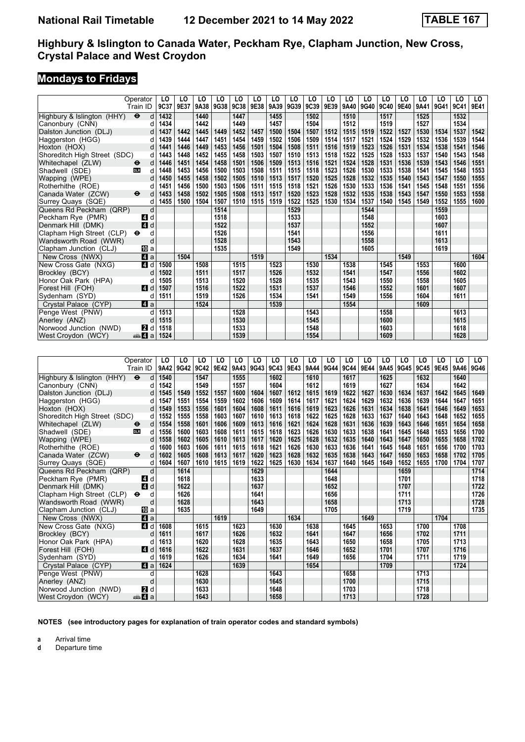# Highbury & Islington to Canada Water, Peckham Rye, Clapham Junction, New Cross, Crystal Palace and West Croydon

**TABLE 167** — National Rail Timetable 12 December 2021 to 14 May 2022

## Mondays to Fridays

| Operator | | LO | LO | LO | LO | LO | LO | LO | LO | LO | LO | LO | LO | LO | LO | LO | LO | LO | LO |
|---|---|---|---|---|---|---|---|---|---|---|---|---|---|---|---|---|---|---|---|
| Train ID | | 9C37 | 9E37 | 9A38 | 9G38 | 9C38 | 9E38 | 9A39 | 9G39 | 9C39 | 9E39 | 9A40 | 9G40 | 9C40 | 9E40 | 9A41 | 9G41 | 9C41 | 9E41 |
| Highbury & Islington (HHY) ⊖ | d | 1432 | | 1440 | | 1447 | | 1455 | | 1502 | | 1510 | | 1517 | | 1525 | | 1532 | |
| Canonbury (CNN) | d | 1434 | | 1442 | | 1449 | | 1457 | | 1504 | | 1512 | | 1519 | | 1527 | | 1534 | |
| Dalston Junction (DLJ) | d | 1437 | 1442 | 1445 | 1449 | 1452 | 1457 | 1500 | 1504 | 1507 | 1512 | 1515 | 1519 | 1522 | 1527 | 1530 | 1534 | 1537 | 1542 |
| Haggerston (HGG) | d | 1439 | 1444 | 1447 | 1451 | 1454 | 1459 | 1502 | 1506 | 1509 | 1514 | 1517 | 1521 | 1524 | 1529 | 1532 | 1536 | 1539 | 1544 |
| Hoxton (HOX) | d | 1441 | 1446 | 1449 | 1453 | 1456 | 1501 | 1504 | 1508 | 1511 | 1516 | 1519 | 1523 | 1526 | 1531 | 1534 | 1538 | 1541 | 1546 |
| Shoreditch High Street (SDC) | d | 1443 | 1448 | 1452 | 1455 | 1458 | 1503 | 1507 | 1510 | 1513 | 1518 | 1522 | 1525 | 1528 | 1533 | 1537 | 1540 | 1543 | 1548 |
| Whitechapel (ZLW) ⊖ | d | 1446 | 1451 | 1454 | 1458 | 1501 | 1506 | 1509 | 1513 | 1516 | 1521 | 1524 | 1528 | 1531 | 1536 | 1539 | 1543 | 1546 | 1551 |
| Shadwell (SDE) DLR | d | 1448 | 1453 | 1456 | 1500 | 1503 | 1508 | 1511 | 1515 | 1518 | 1523 | 1526 | 1530 | 1533 | 1538 | 1541 | 1545 | 1548 | 1553 |
| Wapping (WPE) | d | 1450 | 1455 | 1458 | 1502 | 1505 | 1510 | 1513 | 1517 | 1520 | 1525 | 1528 | 1532 | 1535 | 1540 | 1543 | 1547 | 1550 | 1555 |
| Rotherhithe (ROE) | d | 1451 | 1456 | 1500 | 1503 | 1506 | 1511 | 1515 | 1518 | 1521 | 1526 | 1530 | 1533 | 1536 | 1541 | 1545 | 1548 | 1551 | 1556 |
| Canada Water (ZCW) ⊖ | d | 1453 | 1458 | 1502 | 1505 | 1508 | 1513 | 1517 | 1520 | 1523 | 1528 | 1532 | 1535 | 1538 | 1543 | 1547 | 1550 | 1553 | 1558 |
| Surrey Quays (SQE) | d | 1455 | 1500 | 1504 | 1507 | 1510 | 1515 | 1519 | 1522 | 1525 | 1530 | 1534 | 1537 | 1540 | 1545 | 1549 | 1552 | 1555 | 1600 |
| Queens Rd Peckham (QRP) | d | | | | 1514 | | | | 1529 | | | | 1544 | | | | 1559 | | |
| Peckham Rye (PMR) 4 | d | | | | 1518 | | | | 1533 | | | | 1548 | | | | 1603 | | |
| Denmark Hill (DMK) 4 | d | | | | 1522 | | | | 1537 | | | | 1552 | | | | 1607 | | |
| Clapham High Street (CLP) ⊖ | d | | | | 1526 | | | | 1541 | | | | 1556 | | | | 1611 | | |
| Wandsworth Road (WWR) | d | | | | 1528 | | | | 1543 | | | | 1558 | | | | 1613 | | |
| Clapham Junction (CLJ) 10 | a | | | | 1535 | | | | 1549 | | | | 1605 | | | | 1619 | | |
| New Cross (NWX) 4 | a | | 1504 | | | | 1519 | | | | 1534 | | | | 1549 | | | | 1604 |
| New Cross Gate (NXG) 4 | d | 1500 | | 1508 | | 1515 | | 1523 | | 1530 | | 1538 | | 1545 | | 1553 | | 1600 | |
| Brockley (BCY) | d | 1502 | | 1511 | | 1517 | | 1526 | | 1532 | | 1541 | | 1547 | | 1556 | | 1602 | |
| Honor Oak Park (HPA) | d | 1505 | | 1513 | | 1520 | | 1528 | | 1535 | | 1543 | | 1550 | | 1558 | | 1605 | |
| Forest Hill (FOH) 4 | d | 1507 | | 1516 | | 1522 | | 1531 | | 1537 | | 1546 | | 1552 | | 1601 | | 1607 | |
| Sydenham (SYD) | d | 1511 | | 1519 | | 1526 | | 1534 | | 1541 | | 1549 | | 1556 | | 1604 | | 1611 | |
| Crystal Palace (CYP) 4 | a | | | 1524 | | | | 1539 | | | | 1554 | | | | 1609 | | | |
| Penge West (PNW) | d | 1513 | | | | 1528 | | | | 1543 | | | | 1558 | | | | 1613 | |
| Anerley (ANZ) | d | 1515 | | | | 1530 | | | | 1545 | | | | 1600 | | | | 1615 | |
| Norwood Junction (NWD) 2 | d | 1518 | | | | 1533 | | | | 1548 | | | | 1603 | | | | 1618 | |
| West Croydon (WCY) 4 | a | 1524 | | | | 1539 | | | | 1554 | | | | 1609 | | | | 1628 | |

| Operator | | LO | LO | LO | LO | LO | LO | LO | LO | LO | LO | LO | LO | LO | LO | LO | LO | LO | LO |
|---|---|---|---|---|---|---|---|---|---|---|---|---|---|---|---|---|---|---|---|
| Train ID | | 9A42 | 9G42 | 9C42 | 9E42 | 9A43 | 9G43 | 9C43 | 9E43 | 9A44 | 9G44 | 9C44 | 9E44 | 9A45 | 9G45 | 9C45 | 9E45 | 9A46 | 9G46 |
| Highbury & Islington (HHY) ⊖ | d | 1540 | | 1547 | | 1555 | | 1602 | | 1610 | | 1617 | | 1625 | | 1632 | | 1640 | |
| Canonbury (CNN) | d | 1542 | | 1549 | | 1557 | | 1604 | | 1612 | | 1619 | | 1627 | | 1634 | | 1642 | |
| Dalston Junction (DLJ) | d | 1545 | 1549 | 1552 | 1557 | 1600 | 1604 | 1607 | 1612 | 1615 | 1619 | 1622 | 1627 | 1630 | 1634 | 1637 | 1642 | 1645 | 1649 |
| Haggerston (HGG) | d | 1547 | 1551 | 1554 | 1559 | 1602 | 1606 | 1609 | 1614 | 1617 | 1621 | 1624 | 1629 | 1632 | 1636 | 1639 | 1644 | 1647 | 1651 |
| Hoxton (HOX) | d | 1549 | 1553 | 1556 | 1601 | 1604 | 1608 | 1611 | 1616 | 1619 | 1623 | 1626 | 1631 | 1634 | 1638 | 1641 | 1646 | 1649 | 1653 |
| Shoreditch High Street (SDC) | d | 1552 | 1555 | 1558 | 1603 | 1607 | 1610 | 1613 | 1618 | 1622 | 1625 | 1628 | 1633 | 1637 | 1640 | 1643 | 1648 | 1652 | 1655 |
| Whitechapel (ZLW) ⊖ | d | 1554 | 1558 | 1601 | 1606 | 1609 | 1613 | 1616 | 1621 | 1624 | 1628 | 1631 | 1636 | 1639 | 1643 | 1646 | 1651 | 1654 | 1658 |
| Shadwell (SDE) DLR | d | 1556 | 1600 | 1603 | 1608 | 1611 | 1615 | 1618 | 1623 | 1626 | 1630 | 1633 | 1638 | 1641 | 1645 | 1648 | 1653 | 1656 | 1700 |
| Wapping (WPE) | d | 1558 | 1602 | 1605 | 1610 | 1613 | 1617 | 1620 | 1625 | 1628 | 1632 | 1635 | 1640 | 1643 | 1647 | 1650 | 1655 | 1658 | 1702 |
| Rotherhithe (ROE) | d | 1600 | 1603 | 1606 | 1611 | 1615 | 1618 | 1621 | 1626 | 1630 | 1633 | 1636 | 1641 | 1645 | 1648 | 1651 | 1656 | 1700 | 1703 |
| Canada Water (ZCW) ⊖ | d | 1602 | 1605 | 1608 | 1613 | 1617 | 1620 | 1623 | 1628 | 1632 | 1635 | 1638 | 1643 | 1647 | 1650 | 1653 | 1658 | 1702 | 1705 |
| Surrey Quays (SQE) | d | 1604 | 1607 | 1610 | 1615 | 1619 | 1622 | 1625 | 1630 | 1634 | 1637 | 1640 | 1645 | 1649 | 1652 | 1655 | 1700 | 1704 | 1707 |
| Queens Rd Peckham (QRP) | d | | 1614 | | | | 1629 | | | | 1644 | | | | 1659 | | | | 1714 |
| Peckham Rye (PMR) 4 | d | | 1618 | | | | 1633 | | | | 1648 | | | | 1701 | | | | 1718 |
| Denmark Hill (DMK) 4 | d | | 1622 | | | | 1637 | | | | 1652 | | | | 1707 | | | | 1722 |
| Clapham High Street (CLP) ⊖ | d | | 1626 | | | | 1641 | | | | 1656 | | | | 1711 | | | | 1726 |
| Wandsworth Road (WWR) | d | | 1628 | | | | 1643 | | | | 1658 | | | | 1713 | | | | 1728 |
| Clapham Junction (CLJ) 10 | a | | 1635 | | | | 1649 | | | | 1705 | | | | 1719 | | | | 1735 |
| New Cross (NWX) 4 | a | | | | 1619 | | | | 1634 | | | | 1649 | | | | 1704 | | |
| New Cross Gate (NXG) 4 | d | 1608 | | 1615 | | 1623 | | 1630 | | 1638 | | 1645 | | 1653 | | 1700 | | 1708 | |
| Brockley (BCY) | d | 1611 | | 1617 | | 1626 | | 1632 | | 1641 | | 1647 | | 1656 | | 1702 | | 1711 | |
| Honor Oak Park (HPA) | d | 1613 | | 1620 | | 1628 | | 1635 | | 1643 | | 1650 | | 1658 | | 1705 | | 1713 | |
| Forest Hill (FOH) 4 | d | 1616 | | 1622 | | 1631 | | 1637 | | 1646 | | 1652 | | 1701 | | 1707 | | 1716 | |
| Sydenham (SYD) | d | 1619 | | 1626 | | 1634 | | 1641 | | 1649 | | 1656 | | 1704 | | 1711 | | 1719 | |
| Crystal Palace (CYP) 4 | a | 1624 | | | | 1639 | | | | 1654 | | | | 1709 | | | | 1724 | |
| Penge West (PNW) | d | | | 1628 | | | | 1643 | | | | 1658 | | | | 1713 | | | |
| Anerley (ANZ) | d | | | 1630 | | | | 1645 | | | | 1700 | | | | 1715 | | | |
| Norwood Junction (NWD) 2 | d | | | 1633 | | | | 1648 | | | | 1703 | | | | 1718 | | | |
| West Croydon (WCY) 4 | a | | | 1643 | | | | 1658 | | | | 1713 | | | | 1728 | | | |

**NOTES (see introductory pages for explanation of train operator codes and standard symbols)**

**a** Arrival time
**d** Departure time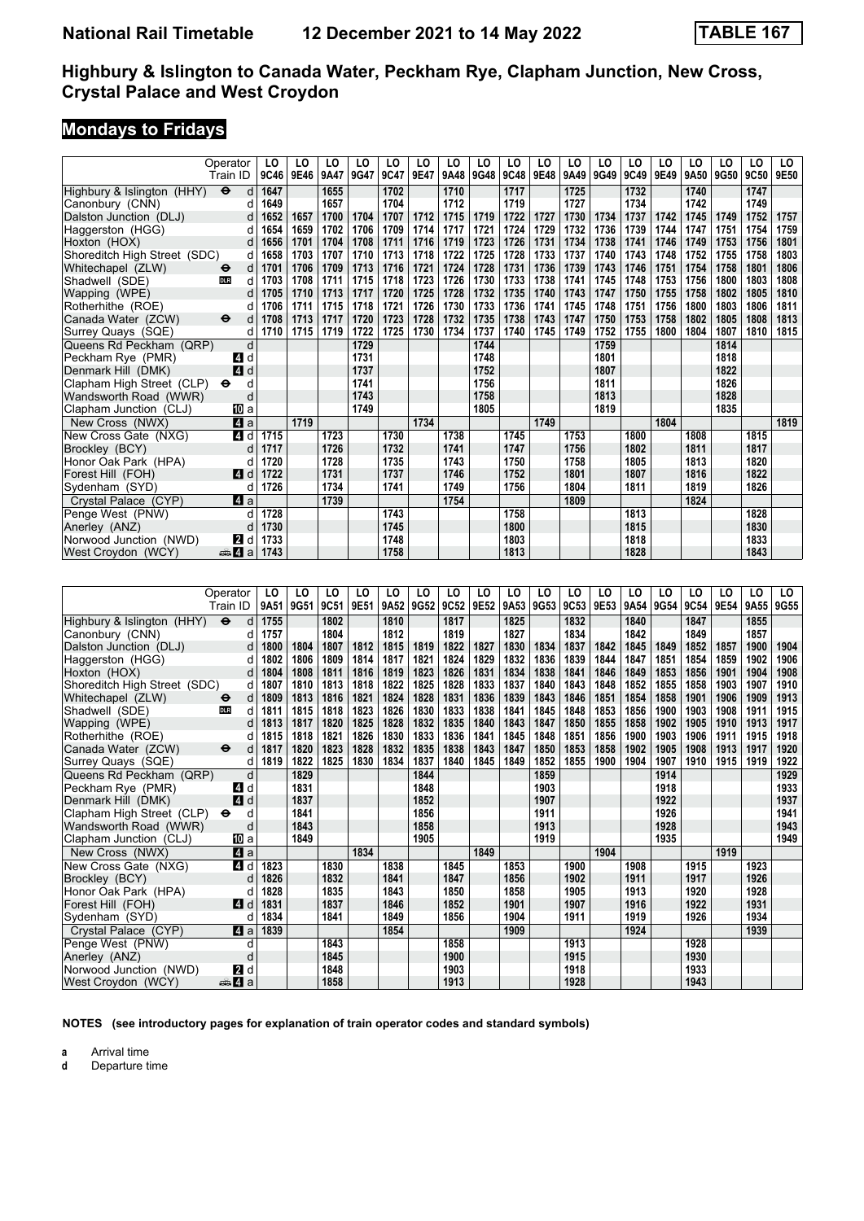# National Rail Timetable 12 December 2021 to 14 May 2022 TABLE 167

## Highbury & Islington to Canada Water, Peckham Rye, Clapham Junction, New Cross, Crystal Palace and West Croydon

## Mondays to Fridays

| Operator | | LO | LO | LO | LO | LO | LO | LO | LO | LO | LO | LO | LO | LO | LO | LO | LO | LO | LO |
|---|---|---|---|---|---|---|---|---|---|---|---|---|---|---|---|---|---|---|---|
| Train ID | | 9C46 | 9E46 | 9A47 | 9G47 | 9C47 | 9E47 | 9A48 | 9G48 | 9C48 | 9E48 | 9A49 | 9G49 | 9C49 | 9E49 | 9A50 | 9G50 | 9C50 | 9E50 |
| Highbury & Islington (HHY) ⊖ | d | 1647 | | 1655 | | 1702 | | 1710 | | 1717 | | 1725 | | 1732 | | 1740 | | 1747 | |
| Canonbury (CNN) | d | 1649 | | 1657 | | 1704 | | 1712 | | 1719 | | 1727 | | 1734 | | 1742 | | 1749 | |
| Dalston Junction (DLJ) | d | 1652 | 1657 | 1700 | 1704 | 1707 | 1712 | 1715 | 1719 | 1722 | 1727 | 1730 | 1734 | 1737 | 1742 | 1745 | 1749 | 1752 | 1757 |
| Haggerston (HGG) | d | 1654 | 1659 | 1702 | 1706 | 1709 | 1714 | 1717 | 1721 | 1724 | 1729 | 1732 | 1736 | 1739 | 1744 | 1747 | 1751 | 1754 | 1759 |
| Hoxton (HOX) | d | 1656 | 1701 | 1704 | 1708 | 1711 | 1716 | 1719 | 1723 | 1726 | 1731 | 1734 | 1738 | 1741 | 1746 | 1749 | 1753 | 1756 | 1801 |
| Shoreditch High Street (SDC) | d | 1658 | 1703 | 1707 | 1710 | 1713 | 1718 | 1722 | 1725 | 1728 | 1733 | 1737 | 1740 | 1743 | 1748 | 1752 | 1755 | 1758 | 1803 |
| Whitechapel (ZLW) ⊖ | d | 1701 | 1706 | 1709 | 1713 | 1716 | 1721 | 1724 | 1728 | 1731 | 1736 | 1739 | 1743 | 1746 | 1751 | 1754 | 1758 | 1801 | 1806 |
| Shadwell (SDE) DLR | d | 1703 | 1708 | 1711 | 1715 | 1718 | 1723 | 1726 | 1730 | 1733 | 1738 | 1741 | 1745 | 1748 | 1753 | 1756 | 1800 | 1803 | 1808 |
| Wapping (WPE) | d | 1705 | 1710 | 1713 | 1717 | 1720 | 1725 | 1728 | 1732 | 1735 | 1740 | 1743 | 1747 | 1750 | 1755 | 1758 | 1802 | 1805 | 1810 |
| Rotherhithe (ROE) | d | 1706 | 1711 | 1715 | 1718 | 1721 | 1726 | 1730 | 1733 | 1736 | 1741 | 1745 | 1748 | 1751 | 1756 | 1800 | 1803 | 1806 | 1811 |
| Canada Water (ZCW) ⊖ | d | 1708 | 1713 | 1717 | 1720 | 1723 | 1728 | 1732 | 1735 | 1738 | 1743 | 1747 | 1750 | 1753 | 1758 | 1802 | 1805 | 1808 | 1813 |
| Surrey Quays (SQE) | d | 1710 | 1715 | 1719 | 1722 | 1725 | 1730 | 1734 | 1737 | 1740 | 1745 | 1749 | 1752 | 1755 | 1800 | 1804 | 1807 | 1810 | 1815 |
| Queens Rd Peckham (QRP) | d | | | | 1729 | | | | 1744 | | | | 1759 | | | | 1814 | | |
| Peckham Rye (PMR) 4 | d | | | | 1731 | | | | 1748 | | | | 1801 | | | | 1818 | | |
| Denmark Hill (DMK) 4 | d | | | | 1737 | | | | 1752 | | | | 1807 | | | | 1822 | | |
| Clapham High Street (CLP) ⊖ | d | | | | 1741 | | | | 1756 | | | | 1811 | | | | 1826 | | |
| Wandsworth Road (WWR) | d | | | | 1743 | | | | 1758 | | | | 1813 | | | | 1828 | | |
| Clapham Junction (CLJ) 10 | a | | | | 1749 | | | | 1805 | | | | 1819 | | | | 1835 | | |
| New Cross (NWX) 4 | a | | 1719 | | | | 1734 | | | | 1749 | | | | 1804 | | | | 1819 |
| New Cross Gate (NXG) 4 | d | 1715 | | 1723 | | 1730 | | 1738 | | 1745 | | 1753 | | 1800 | | 1808 | | 1815 | |
| Brockley (BCY) | d | 1717 | | 1726 | | 1732 | | 1741 | | 1747 | | 1756 | | 1802 | | 1811 | | 1817 | |
| Honor Oak Park (HPA) | d | 1720 | | 1728 | | 1735 | | 1743 | | 1750 | | 1758 | | 1805 | | 1813 | | 1820 | |
| Forest Hill (FOH) 4 | d | 1722 | | 1731 | | 1737 | | 1746 | | 1752 | | 1801 | | 1807 | | 1816 | | 1822 | |
| Sydenham (SYD) | d | 1726 | | 1734 | | 1741 | | 1749 | | 1756 | | 1804 | | 1811 | | 1819 | | 1826 | |
| Crystal Palace (CYP) 4 | a | | | 1739 | | | | 1754 | | | | 1809 | | | | 1824 | | | |
| Penge West (PNW) | d | 1728 | | | | 1743 | | | | 1758 | | | | 1813 | | | | 1828 | |
| Anerley (ANZ) | d | 1730 | | | | 1745 | | | | 1800 | | | | 1815 | | | | 1830 | |
| Norwood Junction (NWD) 2 | d | 1733 | | | | 1748 | | | | 1803 | | | | 1818 | | | | 1833 | |
| West Croydon (WCY) 4 | a | 1743 | | | | 1758 | | | | 1813 | | | | 1828 | | | | 1843 | |

| Operator | | LO | LO | LO | LO | LO | LO | LO | LO | LO | LO | LO | LO | LO | LO | LO | LO | LO | LO |
|---|---|---|---|---|---|---|---|---|---|---|---|---|---|---|---|---|---|---|---|
| Train ID | | 9A51 | 9G51 | 9C51 | 9E51 | 9A52 | 9G52 | 9C52 | 9E52 | 9A53 | 9G53 | 9C53 | 9E53 | 9A54 | 9G54 | 9C54 | 9E54 | 9A55 | 9G55 |
| Highbury & Islington (HHY) ⊖ | d | 1755 | | 1802 | | 1810 | | 1817 | | 1825 | | 1832 | | 1840 | | 1847 | | 1855 | |
| Canonbury (CNN) | d | 1757 | | 1804 | | 1812 | | 1819 | | 1827 | | 1834 | | 1842 | | 1849 | | 1857 | |
| Dalston Junction (DLJ) | d | 1800 | 1804 | 1807 | 1812 | 1815 | 1819 | 1822 | 1827 | 1830 | 1834 | 1837 | 1842 | 1845 | 1849 | 1852 | 1857 | 1900 | 1904 |
| Haggerston (HGG) | d | 1802 | 1806 | 1809 | 1814 | 1817 | 1821 | 1824 | 1829 | 1832 | 1836 | 1839 | 1844 | 1847 | 1851 | 1854 | 1859 | 1902 | 1906 |
| Hoxton (HOX) | d | 1804 | 1808 | 1811 | 1816 | 1819 | 1823 | 1826 | 1831 | 1834 | 1838 | 1841 | 1846 | 1849 | 1853 | 1856 | 1901 | 1904 | 1908 |
| Shoreditch High Street (SDC) | d | 1807 | 1810 | 1813 | 1818 | 1822 | 1825 | 1828 | 1833 | 1837 | 1840 | 1843 | 1848 | 1852 | 1855 | 1858 | 1903 | 1907 | 1910 |
| Whitechapel (ZLW) ⊖ | d | 1809 | 1813 | 1816 | 1821 | 1824 | 1828 | 1831 | 1836 | 1839 | 1843 | 1846 | 1851 | 1854 | 1858 | 1901 | 1906 | 1909 | 1913 |
| Shadwell (SDE) DLR | d | 1811 | 1815 | 1818 | 1823 | 1826 | 1830 | 1833 | 1838 | 1841 | 1845 | 1848 | 1853 | 1856 | 1900 | 1903 | 1908 | 1911 | 1915 |
| Wapping (WPE) | d | 1813 | 1817 | 1820 | 1825 | 1828 | 1832 | 1835 | 1840 | 1843 | 1847 | 1850 | 1855 | 1858 | 1902 | 1905 | 1910 | 1913 | 1917 |
| Rotherhithe (ROE) | d | 1815 | 1818 | 1821 | 1826 | 1830 | 1833 | 1836 | 1841 | 1845 | 1848 | 1851 | 1856 | 1900 | 1903 | 1906 | 1911 | 1915 | 1918 |
| Canada Water (ZCW) ⊖ | d | 1817 | 1820 | 1823 | 1828 | 1832 | 1835 | 1838 | 1843 | 1847 | 1850 | 1853 | 1858 | 1902 | 1905 | 1908 | 1913 | 1917 | 1920 |
| Surrey Quays (SQE) | d | 1819 | 1822 | 1825 | 1830 | 1834 | 1837 | 1840 | 1845 | 1849 | 1852 | 1855 | 1900 | 1904 | 1907 | 1910 | 1915 | 1919 | 1922 |
| Queens Rd Peckham (QRP) | d | | 1829 | | | | 1844 | | | | 1859 | | | | 1914 | | | | 1929 |
| Peckham Rye (PMR) 4 | d | | 1831 | | | | 1848 | | | | 1903 | | | | 1918 | | | | 1933 |
| Denmark Hill (DMK) 4 | d | | 1837 | | | | 1852 | | | | 1907 | | | | 1922 | | | | 1937 |
| Clapham High Street (CLP) ⊖ | d | | 1841 | | | | 1856 | | | | 1911 | | | | 1926 | | | | 1941 |
| Wandsworth Road (WWR) | d | | 1843 | | | | 1858 | | | | 1913 | | | | 1928 | | | | 1943 |
| Clapham Junction (CLJ) 10 | a | | 1849 | | | | 1905 | | | | 1919 | | | | 1935 | | | | 1949 |
| New Cross (NWX) 4 | a | | | | 1834 | | | | 1849 | | | | 1904 | | | | 1919 | | |
| New Cross Gate (NXG) 4 | d | 1823 | | 1830 | | 1838 | | 1845 | | 1853 | | 1900 | | 1908 | | 1915 | | 1923 | |
| Brockley (BCY) | d | 1826 | | 1832 | | 1841 | | 1847 | | 1856 | | 1902 | | 1911 | | 1917 | | 1926 | |
| Honor Oak Park (HPA) | d | 1828 | | 1835 | | 1843 | | 1850 | | 1858 | | 1905 | | 1913 | | 1920 | | 1928 | |
| Forest Hill (FOH) 4 | d | 1831 | | 1837 | | 1846 | | 1852 | | 1901 | | 1907 | | 1916 | | 1922 | | 1931 | |
| Sydenham (SYD) | d | 1834 | | 1841 | | 1849 | | 1856 | | 1904 | | 1911 | | 1919 | | 1926 | | 1934 | |
| Crystal Palace (CYP) 4 | a | 1839 | | | | 1854 | | | | 1909 | | | | 1924 | | | | 1939 | |
| Penge West (PNW) | d | | | 1843 | | | | 1858 | | | | 1913 | | | | 1928 | | | |
| Anerley (ANZ) | d | | | 1845 | | | | 1900 | | | | 1915 | | | | 1930 | | | |
| Norwood Junction (NWD) 2 | d | | | 1848 | | | | 1903 | | | | 1918 | | | | 1933 | | | |
| West Croydon (WCY) 4 | a | | | 1858 | | | | 1913 | | | | 1928 | | | | 1943 | | | |

**NOTES (see introductory pages for explanation of train operator codes and standard symbols)**

**a** Arrival time
**d** Departure time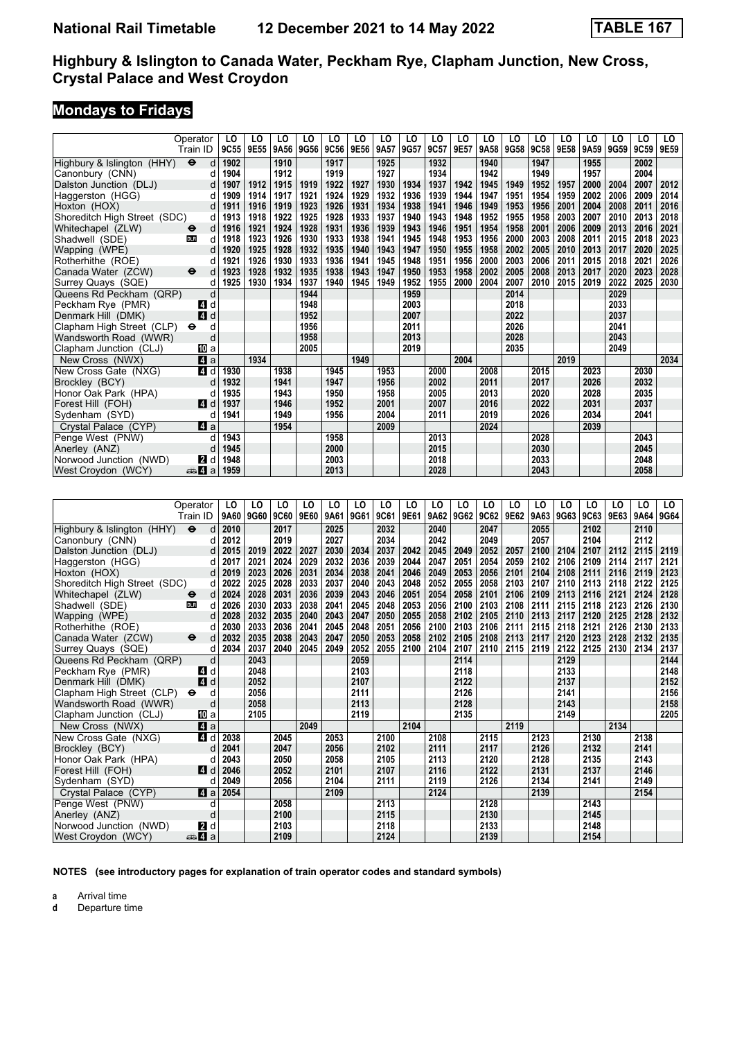# National Rail Timetable 12 December 2021 to 14 May 2022 TABLE 167

## Highbury & Islington to Canada Water, Peckham Rye, Clapham Junction, New Cross, Crystal Palace and West Croydon

### Mondays to Fridays

| Operator | | LO | LO | LO | LO | LO | LO | LO | LO | LO | LO | LO | LO | LO | LO | LO | LO | LO | LO |
|---|---|---|---|---|---|---|---|---|---|---|---|---|---|---|---|---|---|---|---|
| Train ID | | 9C55 | 9E55 | 9A56 | 9G56 | 9C56 | 9E56 | 9A57 | 9G57 | 9C57 | 9E57 | 9A58 | 9G58 | 9C58 | 9E58 | 9A59 | 9G59 | 9C59 | 9E59 |
| Highbury & Islington (HHY) ⊖ | d | 1902 | | 1910 | | 1917 | | 1925 | | 1932 | | 1940 | | 1947 | | 1955 | | 2002 | |
| Canonbury (CNN) | d | 1904 | | 1912 | | 1919 | | 1927 | | 1934 | | 1942 | | 1949 | | 1957 | | 2004 | |
| Dalston Junction (DLJ) | d | 1907 | 1912 | 1915 | 1919 | 1922 | 1927 | 1930 | 1934 | 1937 | 1942 | 1945 | 1949 | 1952 | 1957 | 2000 | 2004 | 2007 | 2012 |
| Haggerston (HGG) | d | 1909 | 1914 | 1917 | 1921 | 1924 | 1929 | 1932 | 1936 | 1939 | 1944 | 1947 | 1951 | 1954 | 1959 | 2002 | 2006 | 2009 | 2014 |
| Hoxton (HOX) | d | 1911 | 1916 | 1919 | 1923 | 1926 | 1931 | 1934 | 1938 | 1941 | 1946 | 1949 | 1953 | 1956 | 2001 | 2004 | 2008 | 2011 | 2016 |
| Shoreditch High Street (SDC) | d | 1913 | 1918 | 1922 | 1925 | 1928 | 1933 | 1937 | 1940 | 1943 | 1948 | 1952 | 1955 | 1958 | 2003 | 2007 | 2010 | 2013 | 2018 |
| Whitechapel (ZLW) ⊖ | d | 1916 | 1921 | 1924 | 1928 | 1931 | 1936 | 1939 | 1943 | 1946 | 1951 | 1954 | 1958 | 2001 | 2006 | 2009 | 2013 | 2016 | 2021 |
| Shadwell (SDE) DLR | d | 1918 | 1923 | 1926 | 1930 | 1933 | 1938 | 1941 | 1945 | 1948 | 1953 | 1956 | 2000 | 2003 | 2008 | 2011 | 2015 | 2018 | 2023 |
| Wapping (WPE) | d | 1920 | 1925 | 1928 | 1932 | 1935 | 1940 | 1943 | 1947 | 1950 | 1955 | 1958 | 2002 | 2005 | 2010 | 2013 | 2017 | 2020 | 2025 |
| Rotherhithe (ROE) | d | 1921 | 1926 | 1930 | 1933 | 1936 | 1941 | 1945 | 1948 | 1951 | 1956 | 2000 | 2003 | 2006 | 2011 | 2015 | 2018 | 2021 | 2026 |
| Canada Water (ZCW) ⊖ | d | 1923 | 1928 | 1932 | 1935 | 1938 | 1943 | 1947 | 1950 | 1953 | 1958 | 2002 | 2005 | 2008 | 2013 | 2017 | 2020 | 2023 | 2028 |
| Surrey Quays (SQE) | d | 1925 | 1930 | 1934 | 1937 | 1940 | 1945 | 1949 | 1952 | 1955 | 2000 | 2004 | 2007 | 2010 | 2015 | 2019 | 2022 | 2025 | 2030 |
| Queens Rd Peckham (QRP) | d | | | | 1944 | | | | 1959 | | | | 2014 | | | | 2029 | | |
| Peckham Rye (PMR) 4 | d | | | | 1948 | | | | 2003 | | | | 2018 | | | | 2033 | | |
| Denmark Hill (DMK) 4 | d | | | | 1952 | | | | 2007 | | | | 2022 | | | | 2037 | | |
| Clapham High Street (CLP) ⊖ | d | | | | 1956 | | | | 2011 | | | | 2026 | | | | 2041 | | |
| Wandsworth Road (WWR) | d | | | | 1958 | | | | 2013 | | | | 2028 | | | | 2043 | | |
| Clapham Junction (CLJ) 10 | a | | | | 2005 | | | | 2019 | | | | 2035 | | | | 2049 | | |
| New Cross (NWX) 4 | a | | 1934 | | | | 1949 | | | | 2004 | | | | 2019 | | | | 2034 |
| New Cross Gate (NXG) 4 | d | 1930 | | 1938 | | 1945 | | 1953 | | 2000 | | 2008 | | 2015 | | 2023 | | 2030 | |
| Brockley (BCY) | d | 1932 | | 1941 | | 1947 | | 1956 | | 2002 | | 2011 | | 2017 | | 2026 | | 2032 | |
| Honor Oak Park (HPA) | d | 1935 | | 1943 | | 1950 | | 1958 | | 2005 | | 2013 | | 2020 | | 2028 | | 2035 | |
| Forest Hill (FOH) 4 | d | 1937 | | 1946 | | 1952 | | 2001 | | 2007 | | 2016 | | 2022 | | 2031 | | 2037 | |
| Sydenham (SYD) | d | 1941 | | 1949 | | 1956 | | 2004 | | 2011 | | 2019 | | 2026 | | 2034 | | 2041 | |
| Crystal Palace (CYP) 4 | a | | | 1954 | | | | 2009 | | | | 2024 | | | | 2039 | | | |
| Penge West (PNW) | d | 1943 | | | | 1958 | | | | 2013 | | | | 2028 | | | | 2043 | |
| Anerley (ANZ) | d | 1945 | | | | 2000 | | | | 2015 | | | | 2030 | | | | 2045 | |
| Norwood Junction (NWD) 2 | d | 1948 | | | | 2003 | | | | 2018 | | | | 2033 | | | | 2048 | |
| West Croydon (WCY) 4 | a | 1959 | | | | 2013 | | | | 2028 | | | | 2043 | | | | 2058 | |

| Operator | | LO | LO | LO | LO | LO | LO | LO | LO | LO | LO | LO | LO | LO | LO | LO | LO | LO | LO |
|---|---|---|---|---|---|---|---|---|---|---|---|---|---|---|---|---|---|---|---|
| Train ID | | 9A60 | 9G60 | 9C60 | 9E60 | 9A61 | 9G61 | 9C61 | 9E61 | 9A62 | 9G62 | 9C62 | 9E62 | 9A63 | 9G63 | 9C63 | 9E63 | 9A64 | 9G64 |
| Highbury & Islington (HHY) ⊖ | d | 2010 | | 2017 | | 2025 | | 2032 | | 2040 | | 2047 | | 2055 | | 2102 | | 2110 | |
| Canonbury (CNN) | d | 2012 | | 2019 | | 2027 | | 2034 | | 2042 | | 2049 | | 2057 | | 2104 | | 2112 | |
| Dalston Junction (DLJ) | d | 2015 | 2019 | 2022 | 2027 | 2030 | 2034 | 2037 | 2042 | 2045 | 2049 | 2052 | 2057 | 2100 | 2104 | 2107 | 2112 | 2115 | 2119 |
| Haggerston (HGG) | d | 2017 | 2021 | 2024 | 2029 | 2032 | 2036 | 2039 | 2044 | 2047 | 2051 | 2054 | 2059 | 2102 | 2106 | 2109 | 2114 | 2117 | 2121 |
| Hoxton (HOX) | d | 2019 | 2023 | 2026 | 2031 | 2034 | 2038 | 2041 | 2046 | 2049 | 2053 | 2056 | 2101 | 2104 | 2108 | 2111 | 2116 | 2119 | 2123 |
| Shoreditch High Street (SDC) | d | 2022 | 2025 | 2028 | 2033 | 2037 | 2040 | 2043 | 2048 | 2052 | 2055 | 2058 | 2103 | 2107 | 2110 | 2113 | 2118 | 2122 | 2125 |
| Whitechapel (ZLW) ⊖ | d | 2024 | 2028 | 2031 | 2036 | 2039 | 2043 | 2046 | 2051 | 2054 | 2058 | 2101 | 2106 | 2109 | 2113 | 2116 | 2121 | 2124 | 2128 |
| Shadwell (SDE) DLR | d | 2026 | 2030 | 2033 | 2038 | 2041 | 2045 | 2048 | 2053 | 2056 | 2100 | 2103 | 2108 | 2111 | 2115 | 2118 | 2123 | 2126 | 2130 |
| Wapping (WPE) | d | 2028 | 2032 | 2035 | 2040 | 2043 | 2047 | 2050 | 2055 | 2058 | 2102 | 2105 | 2110 | 2113 | 2117 | 2120 | 2125 | 2128 | 2132 |
| Rotherhithe (ROE) | d | 2030 | 2033 | 2036 | 2041 | 2045 | 2048 | 2051 | 2056 | 2100 | 2103 | 2106 | 2111 | 2115 | 2118 | 2121 | 2126 | 2130 | 2133 |
| Canada Water (ZCW) ⊖ | d | 2032 | 2035 | 2038 | 2043 | 2047 | 2050 | 2053 | 2058 | 2102 | 2105 | 2108 | 2113 | 2117 | 2120 | 2123 | 2128 | 2132 | 2135 |
| Surrey Quays (SQE) | d | 2034 | 2037 | 2040 | 2045 | 2049 | 2052 | 2055 | 2100 | 2104 | 2107 | 2110 | 2115 | 2119 | 2122 | 2125 | 2130 | 2134 | 2137 |
| Queens Rd Peckham (QRP) | d | | 2043 | | | | 2059 | | | | 2114 | | | | 2129 | | | | 2144 |
| Peckham Rye (PMR) 4 | d | | 2048 | | | | 2103 | | | | 2118 | | | | 2133 | | | | 2148 |
| Denmark Hill (DMK) 4 | d | | 2052 | | | | 2107 | | | | 2122 | | | | 2137 | | | | 2152 |
| Clapham High Street (CLP) ⊖ | d | | 2056 | | | | 2111 | | | | 2126 | | | | 2141 | | | | 2156 |
| Wandsworth Road (WWR) | d | | 2058 | | | | 2113 | | | | 2128 | | | | 2143 | | | | 2158 |
| Clapham Junction (CLJ) 10 | a | | 2105 | | | | 2119 | | | | 2135 | | | | 2149 | | | | 2205 |
| New Cross (NWX) 4 | a | | | | 2049 | | | | 2104 | | | | 2119 | | | | 2134 | | |
| New Cross Gate (NXG) 4 | d | 2038 | | 2045 | | 2053 | | 2100 | | 2108 | | 2115 | | 2123 | | 2130 | | 2138 | |
| Brockley (BCY) | d | 2041 | | 2047 | | 2056 | | 2102 | | 2111 | | 2117 | | 2126 | | 2132 | | 2141 | |
| Honor Oak Park (HPA) | d | 2043 | | 2050 | | 2058 | | 2105 | | 2113 | | 2120 | | 2128 | | 2135 | | 2143 | |
| Forest Hill (FOH) 4 | d | 2046 | | 2052 | | 2101 | | 2107 | | 2116 | | 2122 | | 2131 | | 2137 | | 2146 | |
| Sydenham (SYD) | d | 2049 | | 2056 | | 2104 | | 2111 | | 2119 | | 2126 | | 2134 | | 2141 | | 2149 | |
| Crystal Palace (CYP) 4 | a | 2054 | | | | 2109 | | | | 2124 | | | | 2139 | | | | 2154 | |
| Penge West (PNW) | d | | | 2058 | | | | 2113 | | | | 2128 | | | | 2143 | | | |
| Anerley (ANZ) | d | | | 2100 | | | | 2115 | | | | 2130 | | | | 2145 | | | |
| Norwood Junction (NWD) 2 | d | | | 2103 | | | | 2118 | | | | 2133 | | | | 2148 | | | |
| West Croydon (WCY) 4 | a | | | 2109 | | | | 2124 | | | | 2139 | | | | 2154 | | | |

**NOTES (see introductory pages for explanation of train operator codes and standard symbols)**

**a** Arrival time
**d** Departure time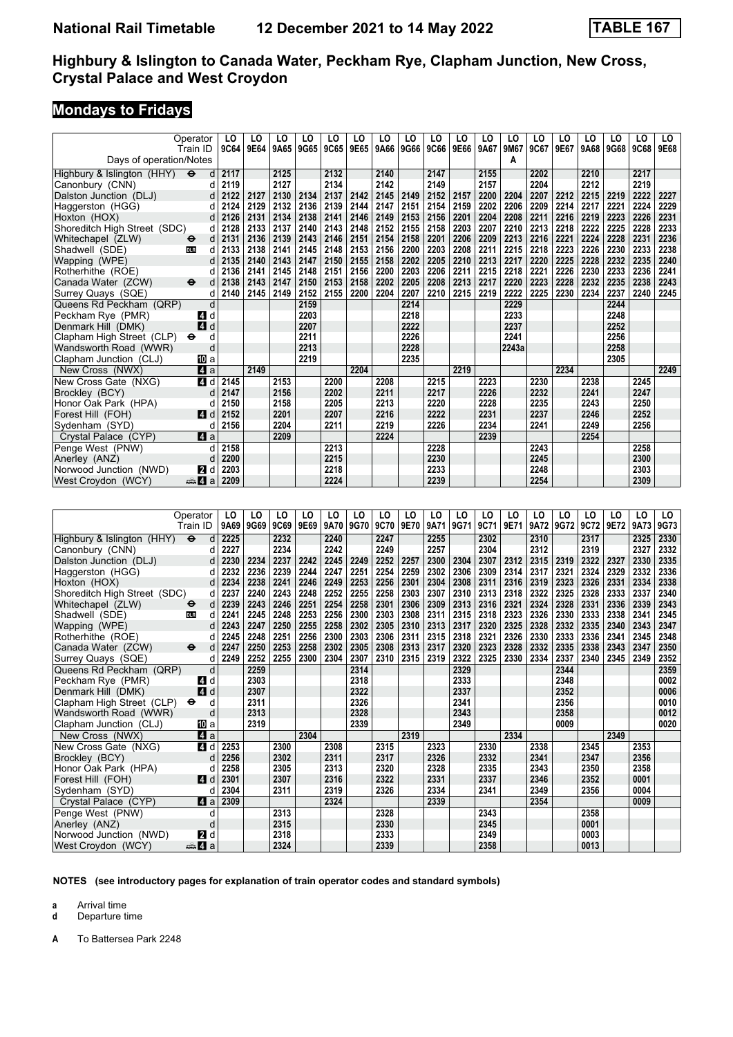# National Rail Timetable 12 December 2021 to 14 May 2022 TABLE 167

## Highbury & Islington to Canada Water, Peckham Rye, Clapham Junction, New Cross, Crystal Palace and West Croydon

## Mondays to Fridays

| Operator | | LO | LO | LO | LO | LO | LO | LO | LO | LO | LO | LO | LO | LO | LO | LO | LO | LO | LO |
|---|---|---|---|---|---|---|---|---|---|---|---|---|---|---|---|---|---|---|---|
| Train ID | | 9C64 | 9E64 | 9A65 | 9G65 | 9C65 | 9E65 | 9A66 | 9G66 | 9C66 | 9E66 | 9A67 | 9M67 | 9C67 | 9E67 | 9A68 | 9G68 | 9C68 | 9E68 |
| Days of operation/Notes | | | | | | | | | | | | | A | | | | | | |
| Highbury & Islington (HHY) ⊖ | d | 2117 | | 2125 | | 2132 | | 2140 | | 2147 | | 2155 | | 2202 | | 2210 | | 2217 | |
| Canonbury (CNN) | d | 2119 | | 2127 | | 2134 | | 2142 | | 2149 | | 2157 | | 2204 | | 2212 | | 2219 | |
| Dalston Junction (DLJ) | d | 2122 | 2127 | 2130 | 2134 | 2137 | 2142 | 2145 | 2149 | 2152 | 2157 | 2200 | 2204 | 2207 | 2212 | 2215 | 2219 | 2222 | 2227 |
| Haggerston (HGG) | d | 2124 | 2129 | 2132 | 2136 | 2139 | 2144 | 2147 | 2151 | 2154 | 2159 | 2202 | 2206 | 2209 | 2214 | 2217 | 2221 | 2224 | 2229 |
| Hoxton (HOX) | d | 2126 | 2131 | 2134 | 2138 | 2141 | 2146 | 2149 | 2153 | 2156 | 2201 | 2204 | 2208 | 2211 | 2216 | 2219 | 2223 | 2226 | 2231 |
| Shoreditch High Street (SDC) | d | 2128 | 2133 | 2137 | 2140 | 2143 | 2148 | 2152 | 2155 | 2158 | 2203 | 2207 | 2210 | 2213 | 2218 | 2222 | 2225 | 2228 | 2233 |
| Whitechapel (ZLW) ⊖ | d | 2131 | 2136 | 2139 | 2143 | 2146 | 2151 | 2154 | 2158 | 2201 | 2206 | 2209 | 2213 | 2216 | 2221 | 2224 | 2228 | 2231 | 2236 |
| Shadwell (SDE) DLR | d | 2133 | 2138 | 2141 | 2145 | 2148 | 2153 | 2156 | 2200 | 2203 | 2208 | 2211 | 2215 | 2218 | 2223 | 2226 | 2230 | 2233 | 2238 |
| Wapping (WPE) | d | 2135 | 2140 | 2143 | 2147 | 2150 | 2155 | 2158 | 2202 | 2205 | 2210 | 2213 | 2217 | 2220 | 2225 | 2228 | 2232 | 2235 | 2240 |
| Rotherhithe (ROE) | d | 2136 | 2141 | 2145 | 2148 | 2151 | 2156 | 2200 | 2203 | 2206 | 2211 | 2215 | 2218 | 2221 | 2226 | 2230 | 2233 | 2236 | 2241 |
| Canada Water (ZCW) ⊖ | d | 2138 | 2143 | 2147 | 2150 | 2153 | 2158 | 2202 | 2205 | 2208 | 2213 | 2217 | 2220 | 2223 | 2228 | 2232 | 2235 | 2238 | 2243 |
| Surrey Quays (SQE) | d | 2140 | 2145 | 2149 | 2152 | 2155 | 2200 | 2204 | 2207 | 2210 | 2215 | 2219 | 2222 | 2225 | 2230 | 2234 | 2237 | 2240 | 2245 |
| Queens Rd Peckham (QRP) | d | | | | 2159 | | | | 2214 | | | | 2229 | | | | 2244 | | |
| Peckham Rye (PMR) 4 | d | | | | 2203 | | | | 2218 | | | | 2233 | | | | 2248 | | |
| Denmark Hill (DMK) 4 | d | | | | 2207 | | | | 2222 | | | | 2237 | | | | 2252 | | |
| Clapham High Street (CLP) ⊖ | d | | | | 2211 | | | | 2226 | | | | 2241 | | | | 2256 | | |
| Wandsworth Road (WWR) | d | | | | 2213 | | | | 2228 | | | | 2243a | | | | 2258 | | |
| Clapham Junction (CLJ) 10 | a | | | | 2219 | | | | 2235 | | | | | | | | 2305 | | |
| New Cross (NWX) 4 | a | | 2149 | | | | 2204 | | | | 2219 | | | | 2234 | | | | 2249 |
| New Cross Gate (NXG) 4 | d | 2145 | | 2153 | | 2200 | | 2208 | | 2215 | | 2223 | | 2230 | | 2238 | | 2245 | |
| Brockley (BCY) | d | 2147 | | 2156 | | 2202 | | 2211 | | 2217 | | 2226 | | 2232 | | 2241 | | 2247 | |
| Honor Oak Park (HPA) | d | 2150 | | 2158 | | 2205 | | 2213 | | 2220 | | 2228 | | 2235 | | 2243 | | 2250 | |
| Forest Hill (FOH) 4 | d | 2152 | | 2201 | | 2207 | | 2216 | | 2222 | | 2231 | | 2237 | | 2246 | | 2252 | |
| Sydenham (SYD) | d | 2156 | | 2204 | | 2211 | | 2219 | | 2226 | | 2234 | | 2241 | | 2249 | | 2256 | |
| Crystal Palace (CYP) 4 | a | | | 2209 | | | | 2224 | | | | 2239 | | | | 2254 | | | |
| Penge West (PNW) | d | 2158 | | | | 2213 | | | | 2228 | | | | 2243 | | | | 2258 | |
| Anerley (ANZ) | d | 2200 | | | | 2215 | | | | 2230 | | | | 2245 | | | | 2300 | |
| Norwood Junction (NWD) 2 | d | 2203 | | | | 2218 | | | | 2233 | | | | 2248 | | | | 2303 | |
| West Croydon (WCY) 4 | a | 2209 | | | | 2224 | | | | 2239 | | | | 2254 | | | | 2309 | |

| Operator | | LO | LO | LO | LO | LO | LO | LO | LO | LO | LO | LO | LO | LO | LO | LO | LO | LO | LO |
|---|---|---|---|---|---|---|---|---|---|---|---|---|---|---|---|---|---|---|---|
| Train ID | | 9A69 | 9G69 | 9C69 | 9E69 | 9A70 | 9G70 | 9C70 | 9E70 | 9A71 | 9G71 | 9C71 | 9E71 | 9A72 | 9G72 | 9C72 | 9E72 | 9A73 | 9G73 |
| Highbury & Islington (HHY) ⊖ | d | 2225 | | 2232 | | 2240 | | 2247 | | 2255 | | 2302 | | 2310 | | 2317 | | 2325 | 2330 |
| Canonbury (CNN) | d | 2227 | | 2234 | | 2242 | | 2249 | | 2257 | | 2304 | | 2312 | | 2319 | | 2327 | 2332 |
| Dalston Junction (DLJ) | d | 2230 | 2234 | 2237 | 2242 | 2245 | 2249 | 2252 | 2257 | 2300 | 2304 | 2307 | 2312 | 2315 | 2319 | 2322 | 2327 | 2330 | 2335 |
| Haggerston (HGG) | d | 2232 | 2236 | 2239 | 2244 | 2247 | 2251 | 2254 | 2259 | 2302 | 2306 | 2309 | 2314 | 2317 | 2321 | 2324 | 2329 | 2332 | 2336 |
| Hoxton (HOX) | d | 2234 | 2238 | 2241 | 2246 | 2249 | 2253 | 2256 | 2301 | 2304 | 2308 | 2311 | 2316 | 2319 | 2323 | 2326 | 2331 | 2334 | 2338 |
| Shoreditch High Street (SDC) | d | 2237 | 2240 | 2243 | 2248 | 2252 | 2255 | 2258 | 2303 | 2307 | 2310 | 2313 | 2318 | 2322 | 2325 | 2328 | 2333 | 2337 | 2340 |
| Whitechapel (ZLW) ⊖ | d | 2239 | 2243 | 2246 | 2251 | 2254 | 2258 | 2301 | 2306 | 2309 | 2313 | 2316 | 2321 | 2324 | 2328 | 2331 | 2336 | 2339 | 2343 |
| Shadwell (SDE) DLR | d | 2241 | 2245 | 2248 | 2253 | 2256 | 2300 | 2303 | 2308 | 2311 | 2315 | 2318 | 2323 | 2326 | 2330 | 2333 | 2338 | 2341 | 2345 |
| Wapping (WPE) | d | 2243 | 2247 | 2250 | 2255 | 2258 | 2302 | 2305 | 2310 | 2313 | 2317 | 2320 | 2325 | 2328 | 2332 | 2335 | 2340 | 2343 | 2347 |
| Rotherhithe (ROE) | d | 2245 | 2248 | 2251 | 2256 | 2300 | 2303 | 2306 | 2311 | 2315 | 2318 | 2321 | 2326 | 2330 | 2333 | 2336 | 2341 | 2345 | 2348 |
| Canada Water (ZCW) ⊖ | d | 2247 | 2250 | 2253 | 2258 | 2302 | 2305 | 2308 | 2313 | 2317 | 2320 | 2323 | 2328 | 2332 | 2335 | 2338 | 2343 | 2347 | 2350 |
| Surrey Quays (SQE) | d | 2249 | 2252 | 2255 | 2300 | 2304 | 2307 | 2310 | 2315 | 2319 | 2322 | 2325 | 2330 | 2334 | 2337 | 2340 | 2345 | 2349 | 2352 |
| Queens Rd Peckham (QRP) | d | | 2259 | | | | 2314 | | | | 2329 | | | | 2344 | | | | 2359 |
| Peckham Rye (PMR) 4 | d | | 2303 | | | | 2318 | | | | 2333 | | | | 2348 | | | | 0002 |
| Denmark Hill (DMK) 4 | d | | 2307 | | | | 2322 | | | | 2337 | | | | 2352 | | | | 0006 |
| Clapham High Street (CLP) ⊖ | d | | 2311 | | | | 2326 | | | | 2341 | | | | 2356 | | | | 0010 |
| Wandsworth Road (WWR) | d | | 2313 | | | | 2328 | | | | 2343 | | | | 2358 | | | | 0012 |
| Clapham Junction (CLJ) 10 | a | | 2319 | | | | 2339 | | | | 2349 | | | | 0009 | | | | 0020 |
| New Cross (NWX) 4 | a | | | | 2304 | | | | 2319 | | | | 2334 | | | | 2349 | | |
| New Cross Gate (NXG) 4 | d | 2253 | | 2300 | | 2308 | | 2315 | | 2323 | | 2330 | | 2338 | | 2345 | | 2353 | |
| Brockley (BCY) | d | 2256 | | 2302 | | 2311 | | 2317 | | 2326 | | 2332 | | 2341 | | 2347 | | 2356 | |
| Honor Oak Park (HPA) | d | 2258 | | 2305 | | 2313 | | 2320 | | 2328 | | 2335 | | 2343 | | 2350 | | 2358 | |
| Forest Hill (FOH) 4 | d | 2301 | | 2307 | | 2316 | | 2322 | | 2331 | | 2337 | | 2346 | | 2352 | | 0001 | |
| Sydenham (SYD) | d | 2304 | | 2311 | | 2319 | | 2326 | | 2334 | | 2341 | | 2349 | | 2356 | | 0004 | |
| Crystal Palace (CYP) 4 | a | 2309 | | | | 2324 | | | | 2339 | | | | 2354 | | | | 0009 | |
| Penge West (PNW) | d | | | 2313 | | | | 2328 | | | | 2343 | | | | 2358 | | | |
| Anerley (ANZ) | d | | | 2315 | | | | 2330 | | | | 2345 | | | | 0001 | | | |
| Norwood Junction (NWD) 2 | d | | | 2318 | | | | 2333 | | | | 2349 | | | | 0003 | | | |
| West Croydon (WCY) 4 | a | | | 2324 | | | | 2339 | | | | 2358 | | | | 0013 | | | |

**NOTES (see introductory pages for explanation of train operator codes and standard symbols)**

**a** Arrival time
**d** Departure time

**A** To Battersea Park 2248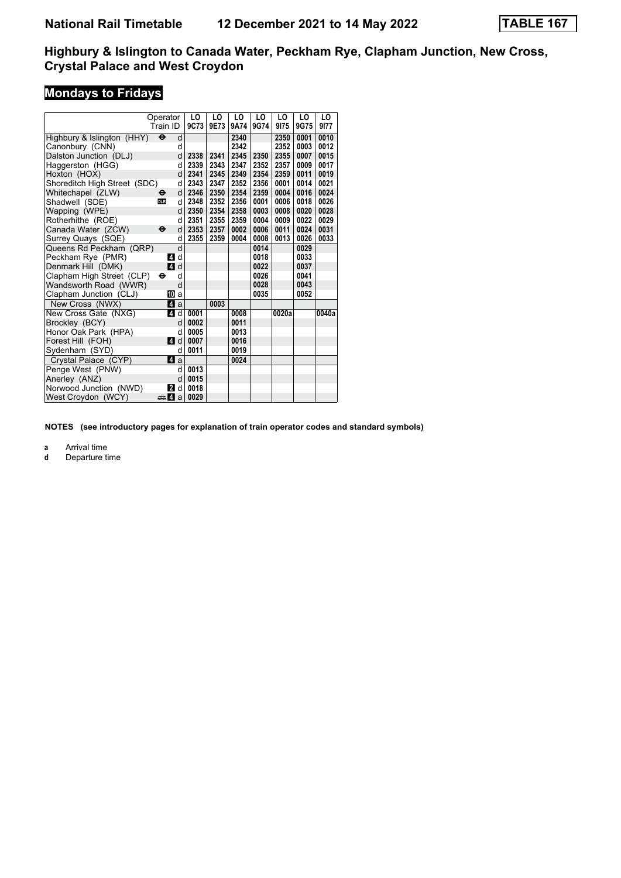# National Rail Timetable 12 December 2021 to 14 May 2022 TABLE 167

## Highbury & Islington to Canada Water, Peckham Rye, Clapham Junction, New Cross, Crystal Palace and West Croydon

### Mondays to Fridays

| | Operator | | LO | LO | LO | LO | LO | LO | LO |
|---|---|---|---|---|---|---|---|---|---|
| | Train ID | | 9C73 | 9E73 | 9A74 | 9G74 | 9I75 | 9G75 | 9I77 |
| Highbury & Islington (HHY) | ⊖ | d | | | 2340 | | 2350 | 0001 | 0010 |
| Canonbury (CNN) | | d | | | 2342 | | 2352 | 0003 | 0012 |
| Dalston Junction (DLJ) | | d | 2338 | 2341 | 2345 | 2350 | 2355 | 0007 | 0015 |
| Haggerston (HGG) | | d | 2339 | 2343 | 2347 | 2352 | 2357 | 0009 | 0017 |
| Hoxton (HOX) | | d | 2341 | 2345 | 2349 | 2354 | 2359 | 0011 | 0019 |
| Shoreditch High Street (SDC) | | d | 2343 | 2347 | 2352 | 2356 | 0001 | 0014 | 0021 |
| Whitechapel (ZLW) | ⊖ | d | 2346 | 2350 | 2354 | 2359 | 0004 | 0016 | 0024 |
| Shadwell (SDE) | DLR | d | 2348 | 2352 | 2356 | 0001 | 0006 | 0018 | 0026 |
| Wapping (WPE) | | d | 2350 | 2354 | 2358 | 0003 | 0008 | 0020 | 0028 |
| Rotherhithe (ROE) | | d | 2351 | 2355 | 2359 | 0004 | 0009 | 0022 | 0029 |
| Canada Water (ZCW) | ⊖ | d | 2353 | 2357 | 0002 | 0006 | 0011 | 0024 | 0031 |
| Surrey Quays (SQE) | | d | 2355 | 2359 | 0004 | 0008 | 0013 | 0026 | 0033 |
| Queens Rd Peckham (QRP) | | d | | | | 0014 | | 0029 | |
| Peckham Rye (PMR) | 4 | d | | | | 0018 | | 0033 | |
| Denmark Hill (DMK) | 4 | d | | | | 0022 | | 0037 | |
| Clapham High Street (CLP) | ⊖ | d | | | | 0026 | | 0041 | |
| Wandsworth Road (WWR) | | d | | | | 0028 | | 0043 | |
| Clapham Junction (CLJ) | 10 | a | | | | 0035 | | 0052 | |
| New Cross (NWX) | 4 | a | | 0003 | | | | | |
| New Cross Gate (NXG) | 4 | d | 0001 | | 0008 | | 0020a | | 0040a |
| Brockley (BCY) | | d | 0002 | | 0011 | | | | |
| Honor Oak Park (HPA) | | d | 0005 | | 0013 | | | | |
| Forest Hill (FOH) | 4 | d | 0007 | | 0016 | | | | |
| Sydenham (SYD) | | d | 0011 | | 0019 | | | | |
| Crystal Palace (CYP) | 4 | a | | | 0024 | | | | |
| Penge West (PNW) | | d | 0013 | | | | | | |
| Anerley (ANZ) | | d | 0015 | | | | | | |
| Norwood Junction (NWD) | 2 | d | 0018 | | | | | | |
| West Croydon (WCY) | 🚌 4 | a | 0029 | | | | | | |

**NOTES (see introductory pages for explanation of train operator codes and standard symbols)**

**a** Arrival time
**d** Departure time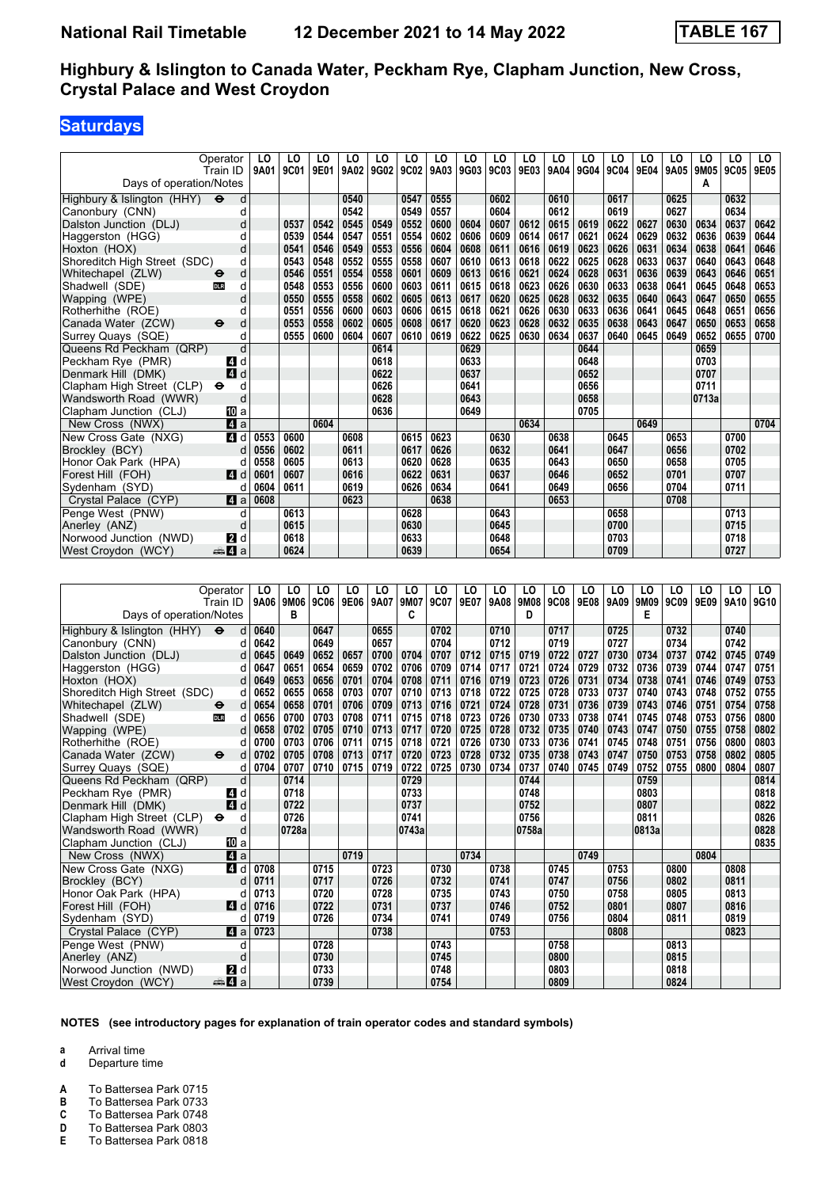# Highbury & Islington to Canada Water, Peckham Rye, Clapham Junction, New Cross, Crystal Palace and West Croydon

## Saturdays

| Operator | | LO | LO | LO | LO | LO | LO | LO | LO | LO | LO | LO | LO | LO | LO | LO | LO | LO | LO |
|---|---|---|---|---|---|---|---|---|---|---|---|---|---|---|---|---|---|---|---|
| Train ID | | 9A01 | 9C01 | 9E01 | 9A02 | 9G02 | 9C02 | 9A03 | 9G03 | 9C03 | 9E03 | 9A04 | 9G04 | 9C04 | 9E04 | 9A05 | 9M05 | 9C05 | 9E05 |
| Days of operation/Notes | | | | | | | | | | | | | | | | | A | | |
| Highbury & Islington (HHY) ⊖ | d | | | | 0540 | | 0547 | 0555 | | 0602 | | 0610 | | 0617 | | 0625 | | 0632 | |
| Canonbury (CNN) | d | | | | 0542 | | 0549 | 0557 | | 0604 | | 0612 | | 0619 | | 0627 | | 0634 | |
| Dalston Junction (DLJ) | d | | 0537 | 0542 | 0545 | 0549 | 0552 | 0600 | 0604 | 0607 | 0612 | 0615 | 0619 | 0622 | 0627 | 0630 | 0634 | 0637 | 0642 |
| Haggerston (HGG) | d | | 0539 | 0544 | 0547 | 0551 | 0554 | 0602 | 0606 | 0609 | 0614 | 0617 | 0621 | 0624 | 0629 | 0632 | 0636 | 0639 | 0644 |
| Hoxton (HOX) | d | | 0541 | 0546 | 0549 | 0553 | 0556 | 0604 | 0608 | 0611 | 0616 | 0619 | 0623 | 0626 | 0631 | 0634 | 0638 | 0641 | 0646 |
| Shoreditch High Street (SDC) | d | | 0543 | 0548 | 0552 | 0555 | 0558 | 0607 | 0610 | 0613 | 0618 | 0622 | 0625 | 0628 | 0633 | 0637 | 0640 | 0643 | 0648 |
| Whitechapel (ZLW) ⊖ | d | | 0546 | 0551 | 0554 | 0558 | 0601 | 0609 | 0613 | 0616 | 0621 | 0624 | 0628 | 0631 | 0636 | 0639 | 0643 | 0646 | 0651 |
| Shadwell (SDE) DLR | d | | 0548 | 0553 | 0556 | 0600 | 0603 | 0611 | 0615 | 0618 | 0623 | 0626 | 0630 | 0633 | 0638 | 0641 | 0645 | 0648 | 0653 |
| Wapping (WPE) | d | | 0550 | 0555 | 0558 | 0602 | 0605 | 0613 | 0617 | 0620 | 0625 | 0628 | 0632 | 0635 | 0640 | 0643 | 0647 | 0650 | 0655 |
| Rotherhithe (ROE) | d | | 0551 | 0556 | 0600 | 0603 | 0606 | 0615 | 0618 | 0621 | 0626 | 0630 | 0633 | 0636 | 0641 | 0645 | 0648 | 0651 | 0656 |
| Canada Water (ZCW) ⊖ | d | | 0553 | 0558 | 0602 | 0605 | 0608 | 0617 | 0620 | 0623 | 0628 | 0632 | 0635 | 0638 | 0643 | 0647 | 0650 | 0653 | 0658 |
| Surrey Quays (SQE) | d | | 0555 | 0600 | 0604 | 0607 | 0610 | 0619 | 0622 | 0625 | 0630 | 0634 | 0637 | 0640 | 0645 | 0649 | 0652 | 0655 | 0700 |
| Queens Rd Peckham (QRP) | d | | | | | 0614 | | | 0629 | | | | 0644 | | | | 0659 | | |
| Peckham Rye (PMR) 4 | d | | | | | 0618 | | | 0633 | | | | 0648 | | | | 0703 | | |
| Denmark Hill (DMK) 4 | d | | | | | 0622 | | | 0637 | | | | 0652 | | | | 0707 | | |
| Clapham High Street (CLP) ⊖ | d | | | | | 0626 | | | 0641 | | | | 0656 | | | | 0711 | | |
| Wandsworth Road (WWR) | d | | | | | 0628 | | | 0643 | | | | 0658 | | | | 0713a | | |
| Clapham Junction (CLJ) 10 | a | | | | | 0636 | | | 0649 | | | | 0705 | | | | | | |
| New Cross (NWX) 4 | a | | | 0604 | | | | | | | 0634 | | | | 0649 | | | | 0704 |
| New Cross Gate (NXG) 4 | d | 0553 | 0600 | | 0608 | | 0615 | 0623 | | 0630 | | 0638 | | 0645 | | 0653 | | 0700 | |
| Brockley (BCY) | d | 0556 | 0602 | | 0611 | | 0617 | 0626 | | 0632 | | 0641 | | 0647 | | 0656 | | 0702 | |
| Honor Oak Park (HPA) | d | 0558 | 0605 | | 0613 | | 0620 | 0628 | | 0635 | | 0643 | | 0650 | | 0658 | | 0705 | |
| Forest Hill (FOH) 4 | d | 0601 | 0607 | | 0616 | | 0622 | 0631 | | 0637 | | 0646 | | 0652 | | 0701 | | 0707 | |
| Sydenham (SYD) | d | 0604 | 0611 | | 0619 | | 0626 | 0634 | | 0641 | | 0649 | | 0656 | | 0704 | | 0711 | |
| Crystal Palace (CYP) 4 | a | 0608 | | | 0623 | | | 0638 | | | | 0653 | | | | 0708 | | | |
| Penge West (PNW) | d | | 0613 | | | | 0628 | | | 0643 | | | | 0658 | | | | 0713 | |
| Anerley (ANZ) | d | | 0615 | | | | 0630 | | | 0645 | | | | 0700 | | | | 0715 | |
| Norwood Junction (NWD) 2 | d | | 0618 | | | | 0633 | | | 0648 | | | | 0703 | | | | 0718 | |
| West Croydon (WCY) 4 | a | | 0624 | | | | 0639 | | | 0654 | | | | 0709 | | | | 0727 | |

| Operator | | LO | LO | LO | LO | LO | LO | LO | LO | LO | LO | LO | LO | LO | LO | LO | LO | LO | LO |
|---|---|---|---|---|---|---|---|---|---|---|---|---|---|---|---|---|---|---|---|
| Train ID | | 9A06 | 9M06 | 9C06 | 9E06 | 9A07 | 9M07 | 9C07 | 9E07 | 9A08 | 9M08 | 9C08 | 9E08 | 9A09 | 9M09 | 9C09 | 9E09 | 9A10 | 9G10 |
| Days of operation/Notes | | | B | | | | C | | | | D | | | | E | | | | |
| Highbury & Islington (HHY) ⊖ | d | 0640 | | 0647 | | 0655 | | 0702 | | 0710 | | 0717 | | 0725 | | 0732 | | 0740 | |
| Canonbury (CNN) | d | 0642 | | 0649 | | 0657 | | 0704 | | 0712 | | 0719 | | 0727 | | 0734 | | 0742 | |
| Dalston Junction (DLJ) | d | 0645 | 0649 | 0652 | 0657 | 0700 | 0704 | 0707 | 0712 | 0715 | 0719 | 0722 | 0727 | 0730 | 0734 | 0737 | 0742 | 0745 | 0749 |
| Haggerston (HGG) | d | 0647 | 0651 | 0654 | 0659 | 0702 | 0706 | 0709 | 0714 | 0717 | 0721 | 0724 | 0729 | 0732 | 0736 | 0739 | 0744 | 0747 | 0751 |
| Hoxton (HOX) | d | 0649 | 0653 | 0656 | 0701 | 0704 | 0708 | 0711 | 0716 | 0719 | 0723 | 0726 | 0731 | 0734 | 0738 | 0741 | 0746 | 0749 | 0753 |
| Shoreditch High Street (SDC) | d | 0652 | 0655 | 0658 | 0703 | 0707 | 0710 | 0713 | 0718 | 0722 | 0725 | 0728 | 0733 | 0737 | 0740 | 0743 | 0748 | 0752 | 0755 |
| Whitechapel (ZLW) ⊖ | d | 0654 | 0658 | 0701 | 0706 | 0709 | 0713 | 0716 | 0721 | 0724 | 0728 | 0731 | 0736 | 0739 | 0743 | 0746 | 0751 | 0754 | 0758 |
| Shadwell (SDE) DLR | d | 0656 | 0700 | 0703 | 0708 | 0711 | 0715 | 0718 | 0723 | 0726 | 0730 | 0733 | 0738 | 0741 | 0745 | 0748 | 0753 | 0756 | 0800 |
| Wapping (WPE) | d | 0658 | 0702 | 0705 | 0710 | 0713 | 0717 | 0720 | 0725 | 0728 | 0732 | 0735 | 0740 | 0743 | 0747 | 0750 | 0755 | 0758 | 0802 |
| Rotherhithe (ROE) | d | 0700 | 0703 | 0706 | 0711 | 0715 | 0718 | 0721 | 0726 | 0730 | 0733 | 0736 | 0741 | 0745 | 0748 | 0751 | 0756 | 0800 | 0803 |
| Canada Water (ZCW) ⊖ | d | 0702 | 0705 | 0708 | 0713 | 0717 | 0720 | 0723 | 0728 | 0732 | 0735 | 0738 | 0743 | 0747 | 0750 | 0753 | 0758 | 0802 | 0805 |
| Surrey Quays (SQE) | d | 0704 | 0707 | 0710 | 0715 | 0719 | 0722 | 0725 | 0730 | 0734 | 0737 | 0740 | 0745 | 0749 | 0752 | 0755 | 0800 | 0804 | 0807 |
| Queens Rd Peckham (QRP) | d | | 0714 | | | | 0729 | | | | 0744 | | | | 0759 | | | | 0814 |
| Peckham Rye (PMR) 4 | d | | 0718 | | | | 0733 | | | | 0748 | | | | 0803 | | | | 0818 |
| Denmark Hill (DMK) 4 | d | | 0722 | | | | 0737 | | | | 0752 | | | | 0807 | | | | 0822 |
| Clapham High Street (CLP) ⊖ | d | | 0726 | | | | 0741 | | | | 0756 | | | | 0811 | | | | 0826 |
| Wandsworth Road (WWR) | d | | 0728a | | | | 0743a | | | | 0758a | | | | 0813a | | | | 0828 |
| Clapham Junction (CLJ) 10 | a | | | | | | | | | | | | | | | | | | 0835 |
| New Cross (NWX) 4 | a | | | | 0719 | | | | 0734 | | | | 0749 | | | | 0804 | | |
| New Cross Gate (NXG) 4 | d | 0708 | | 0715 | | 0723 | | 0730 | | 0738 | | 0745 | | 0753 | | 0800 | | 0808 | |
| Brockley (BCY) | d | 0711 | | 0717 | | 0726 | | 0732 | | 0741 | | 0747 | | 0756 | | 0802 | | 0811 | |
| Honor Oak Park (HPA) | d | 0713 | | 0720 | | 0728 | | 0735 | | 0743 | | 0750 | | 0758 | | 0805 | | 0813 | |
| Forest Hill (FOH) 4 | d | 0716 | | 0722 | | 0731 | | 0737 | | 0746 | | 0752 | | 0801 | | 0807 | | 0816 | |
| Sydenham (SYD) | d | 0719 | | 0726 | | 0734 | | 0741 | | 0749 | | 0756 | | 0804 | | 0811 | | 0819 | |
| Crystal Palace (CYP) 4 | a | 0723 | | | | 0738 | | | | 0753 | | | | 0808 | | | | 0823 | |
| Penge West (PNW) | d | | | 0728 | | | | 0743 | | | | 0758 | | | | 0813 | | | |
| Anerley (ANZ) | d | | | 0730 | | | | 0745 | | | | 0800 | | | | 0815 | | | |
| Norwood Junction (NWD) 2 | d | | | 0733 | | | | 0748 | | | | 0803 | | | | 0818 | | | |
| West Croydon (WCY) 4 | a | | | 0739 | | | | 0754 | | | | 0809 | | | | 0824 | | | |

**NOTES (see introductory pages for explanation of train operator codes and standard symbols)**

**a** Arrival time
**d** Departure time

**A** To Battersea Park 0715
**B** To Battersea Park 0733
**C** To Battersea Park 0748
**D** To Battersea Park 0803
**E** To Battersea Park 0818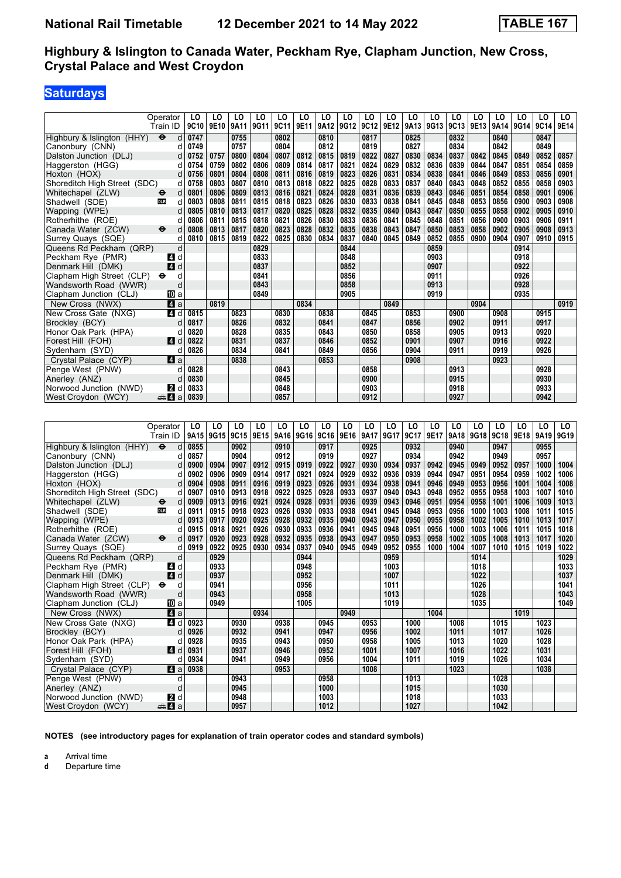# National Rail Timetable 12 December 2021 to 14 May 2022 TABLE 167

## Highbury & Islington to Canada Water, Peckham Rye, Clapham Junction, New Cross, Crystal Palace and West Croydon

## Saturdays

| Operator | | LO | LO | LO | LO | LO | LO | LO | LO | LO | LO | LO | LO | LO | LO | LO | LO | LO | LO |
|---|---|---|---|---|---|---|---|---|---|---|---|---|---|---|---|---|---|---|---|
| Train ID | | 9C10 | 9E10 | 9A11 | 9G11 | 9C11 | 9E11 | 9A12 | 9G12 | 9C12 | 9E12 | 9A13 | 9G13 | 9C13 | 9E13 | 9A14 | 9G14 | 9C14 | 9E14 |
| Highbury & Islington (HHY) ⊖ | d | 0747 | | 0755 | | 0802 | | 0810 | | 0817 | | 0825 | | 0832 | | 0840 | | 0847 | |
| Canonbury (CNN) | d | 0749 | | 0757 | | 0804 | | 0812 | | 0819 | | 0827 | | 0834 | | 0842 | | 0849 | |
| Dalston Junction (DLJ) | d | 0752 | 0757 | 0800 | 0804 | 0807 | 0812 | 0815 | 0819 | 0822 | 0827 | 0830 | 0834 | 0837 | 0842 | 0845 | 0849 | 0852 | 0857 |
| Haggerston (HGG) | d | 0754 | 0759 | 0802 | 0806 | 0809 | 0814 | 0817 | 0821 | 0824 | 0829 | 0832 | 0836 | 0839 | 0844 | 0847 | 0851 | 0854 | 0859 |
| Hoxton (HOX) | d | 0756 | 0801 | 0804 | 0808 | 0811 | 0816 | 0819 | 0823 | 0826 | 0831 | 0834 | 0838 | 0841 | 0846 | 0849 | 0853 | 0856 | 0901 |
| Shoreditch High Street (SDC) | d | 0758 | 0803 | 0807 | 0810 | 0813 | 0818 | 0822 | 0825 | 0828 | 0833 | 0837 | 0840 | 0843 | 0848 | 0852 | 0855 | 0858 | 0903 |
| Whitechapel (ZLW) ⊖ | d | 0801 | 0806 | 0809 | 0813 | 0816 | 0821 | 0824 | 0828 | 0831 | 0836 | 0839 | 0843 | 0846 | 0851 | 0854 | 0858 | 0901 | 0906 |
| Shadwell (SDE) DLR | d | 0803 | 0808 | 0811 | 0815 | 0818 | 0823 | 0826 | 0830 | 0833 | 0838 | 0841 | 0845 | 0848 | 0853 | 0856 | 0900 | 0903 | 0908 |
| Wapping (WPE) | d | 0805 | 0810 | 0813 | 0817 | 0820 | 0825 | 0828 | 0832 | 0835 | 0840 | 0843 | 0847 | 0850 | 0855 | 0858 | 0902 | 0905 | 0910 |
| Rotherhithe (ROE) | d | 0806 | 0811 | 0815 | 0818 | 0821 | 0826 | 0830 | 0833 | 0836 | 0841 | 0845 | 0848 | 0851 | 0856 | 0900 | 0903 | 0906 | 0911 |
| Canada Water (ZCW) ⊖ | d | 0808 | 0813 | 0817 | 0820 | 0823 | 0828 | 0832 | 0835 | 0838 | 0843 | 0847 | 0850 | 0853 | 0858 | 0902 | 0905 | 0908 | 0913 |
| Surrey Quays (SQE) | d | 0810 | 0815 | 0819 | 0822 | 0825 | 0830 | 0834 | 0837 | 0840 | 0845 | 0849 | 0852 | 0855 | 0900 | 0904 | 0907 | 0910 | 0915 |
| Queens Rd Peckham (QRP) | d | | | | 0829 | | | | 0844 | | | | 0859 | | | | 0914 | | |
| Peckham Rye (PMR) 4 | d | | | | 0833 | | | | 0848 | | | | 0903 | | | | 0918 | | |
| Denmark Hill (DMK) 4 | d | | | | 0837 | | | | 0852 | | | | 0907 | | | | 0922 | | |
| Clapham High Street (CLP) ⊖ | d | | | | 0841 | | | | 0856 | | | | 0911 | | | | 0926 | | |
| Wandsworth Road (WWR) | d | | | | 0843 | | | | 0858 | | | | 0913 | | | | 0928 | | |
| Clapham Junction (CLJ) 10 | a | | | | 0849 | | | | 0905 | | | | 0919 | | | | 0935 | | |
| New Cross (NWX) 4 | a | | 0819 | | | | 0834 | | | | 0849 | | | | 0904 | | | | 0919 |
| New Cross Gate (NXG) 4 | d | 0815 | | 0823 | | 0830 | | 0838 | | 0845 | | 0853 | | 0900 | | 0908 | | 0915 | |
| Brockley (BCY) | d | 0817 | | 0826 | | 0832 | | 0841 | | 0847 | | 0856 | | 0902 | | 0911 | | 0917 | |
| Honor Oak Park (HPA) | d | 0820 | | 0828 | | 0835 | | 0843 | | 0850 | | 0858 | | 0905 | | 0913 | | 0920 | |
| Forest Hill (FOH) 4 | d | 0822 | | 0831 | | 0837 | | 0846 | | 0852 | | 0901 | | 0907 | | 0916 | | 0922 | |
| Sydenham (SYD) | d | 0826 | | 0834 | | 0841 | | 0849 | | 0856 | | 0904 | | 0911 | | 0919 | | 0926 | |
| Crystal Palace (CYP) 4 | a | | | 0838 | | | | 0853 | | | | 0908 | | | | 0923 | | | |
| Penge West (PNW) | d | 0828 | | | | 0843 | | | | 0858 | | | | 0913 | | | | 0928 | |
| Anerley (ANZ) | d | 0830 | | | | 0845 | | | | 0900 | | | | 0915 | | | | 0930 | |
| Norwood Junction (NWD) 2 | d | 0833 | | | | 0848 | | | | 0903 | | | | 0918 | | | | 0933 | |
| West Croydon (WCY) 4 | a | 0839 | | | | 0857 | | | | 0912 | | | | 0927 | | | | 0942 | |

| Operator | | LO | LO | LO | LO | LO | LO | LO | LO | LO | LO | LO | LO | LO | LO | LO | LO | LO | LO |
|---|---|---|---|---|---|---|---|---|---|---|---|---|---|---|---|---|---|---|---|
| Train ID | | 9A15 | 9G15 | 9C15 | 9E15 | 9A16 | 9G16 | 9C16 | 9E16 | 9A17 | 9G17 | 9C17 | 9E17 | 9A18 | 9G18 | 9C18 | 9E18 | 9A19 | 9G19 |
| Highbury & Islington (HHY) ⊖ | d | 0855 | | 0902 | | 0910 | | 0917 | | 0925 | | 0932 | | 0940 | | 0947 | | 0955 | |
| Canonbury (CNN) | d | 0857 | | 0904 | | 0912 | | 0919 | | 0927 | | 0934 | | 0942 | | 0949 | | 0957 | |
| Dalston Junction (DLJ) | d | 0900 | 0904 | 0907 | 0912 | 0915 | 0919 | 0922 | 0927 | 0930 | 0934 | 0937 | 0942 | 0945 | 0949 | 0952 | 0957 | 1000 | 1004 |
| Haggerston (HGG) | d | 0902 | 0906 | 0909 | 0914 | 0917 | 0921 | 0924 | 0929 | 0932 | 0936 | 0939 | 0944 | 0947 | 0951 | 0954 | 0959 | 1002 | 1006 |
| Hoxton (HOX) | d | 0904 | 0908 | 0911 | 0916 | 0919 | 0923 | 0926 | 0931 | 0934 | 0938 | 0941 | 0946 | 0949 | 0953 | 0956 | 1001 | 1004 | 1008 |
| Shoreditch High Street (SDC) | d | 0907 | 0910 | 0913 | 0918 | 0922 | 0925 | 0928 | 0933 | 0937 | 0940 | 0943 | 0948 | 0952 | 0955 | 0958 | 1003 | 1007 | 1010 |
| Whitechapel (ZLW) ⊖ | d | 0909 | 0913 | 0916 | 0921 | 0924 | 0928 | 0931 | 0936 | 0939 | 0943 | 0946 | 0951 | 0954 | 0958 | 1001 | 1006 | 1009 | 1013 |
| Shadwell (SDE) DLR | d | 0911 | 0915 | 0918 | 0923 | 0926 | 0930 | 0933 | 0938 | 0941 | 0945 | 0948 | 0953 | 0956 | 1000 | 1003 | 1008 | 1011 | 1015 |
| Wapping (WPE) | d | 0913 | 0917 | 0920 | 0925 | 0928 | 0932 | 0935 | 0940 | 0943 | 0947 | 0950 | 0955 | 0958 | 1002 | 1005 | 1010 | 1013 | 1017 |
| Rotherhithe (ROE) | d | 0915 | 0918 | 0921 | 0926 | 0930 | 0933 | 0936 | 0941 | 0945 | 0948 | 0951 | 0956 | 1000 | 1003 | 1006 | 1011 | 1015 | 1018 |
| Canada Water (ZCW) ⊖ | d | 0917 | 0920 | 0923 | 0928 | 0932 | 0935 | 0938 | 0943 | 0947 | 0950 | 0953 | 0958 | 1002 | 1005 | 1008 | 1013 | 1017 | 1020 |
| Surrey Quays (SQE) | d | 0919 | 0922 | 0925 | 0930 | 0934 | 0937 | 0940 | 0945 | 0949 | 0952 | 0955 | 1000 | 1004 | 1007 | 1010 | 1015 | 1019 | 1022 |
| Queens Rd Peckham (QRP) | d | | 0929 | | | | 0944 | | | | 0959 | | | | 1014 | | | | 1029 |
| Peckham Rye (PMR) 4 | d | | 0933 | | | | 0948 | | | | 1003 | | | | 1018 | | | | 1033 |
| Denmark Hill (DMK) 4 | d | | 0937 | | | | 0952 | | | | 1007 | | | | 1022 | | | | 1037 |
| Clapham High Street (CLP) ⊖ | d | | 0941 | | | | 0956 | | | | 1011 | | | | 1026 | | | | 1041 |
| Wandsworth Road (WWR) | d | | 0943 | | | | 0958 | | | | 1013 | | | | 1028 | | | | 1043 |
| Clapham Junction (CLJ) 10 | a | | 0949 | | | | 1005 | | | | 1019 | | | | 1035 | | | | 1049 |
| New Cross (NWX) 4 | a | | | | 0934 | | | | 0949 | | | | 1004 | | | | 1019 | | |
| New Cross Gate (NXG) 4 | d | 0923 | | 0930 | | 0938 | | 0945 | | 0953 | | 1000 | | 1008 | | 1015 | | 1023 | |
| Brockley (BCY) | d | 0926 | | 0932 | | 0941 | | 0947 | | 0956 | | 1002 | | 1011 | | 1017 | | 1026 | |
| Honor Oak Park (HPA) | d | 0928 | | 0935 | | 0943 | | 0950 | | 0958 | | 1005 | | 1013 | | 1020 | | 1028 | |
| Forest Hill (FOH) 4 | d | 0931 | | 0937 | | 0946 | | 0952 | | 1001 | | 1007 | | 1016 | | 1022 | | 1031 | |
| Sydenham (SYD) | d | 0934 | | 0941 | | 0949 | | 0956 | | 1004 | | 1011 | | 1019 | | 1026 | | 1034 | |
| Crystal Palace (CYP) 4 | a | 0938 | | | | 0953 | | | | 1008 | | | | 1023 | | | | 1038 | |
| Penge West (PNW) | d | | | 0943 | | | | 0958 | | | | 1013 | | | | 1028 | | | |
| Anerley (ANZ) | d | | | 0945 | | | | 1000 | | | | 1015 | | | | 1030 | | | |
| Norwood Junction (NWD) 2 | d | | | 0948 | | | | 1003 | | | | 1018 | | | | 1033 | | | |
| West Croydon (WCY) 4 | a | | | 0957 | | | | 1012 | | | | 1027 | | | | 1042 | | | |

**NOTES (see introductory pages for explanation of train operator codes and standard symbols)**

**a** Arrival time
**d** Departure time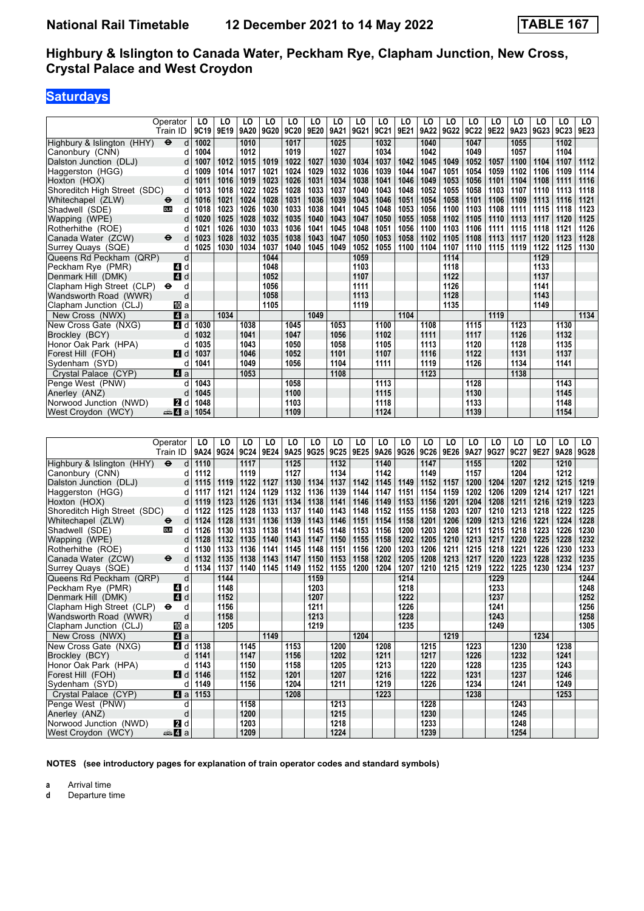# National Rail Timetable 12 December 2021 to 14 May 2022 TABLE 167

## Highbury & Islington to Canada Water, Peckham Rye, Clapham Junction, New Cross, Crystal Palace and West Croydon

### Saturdays

| Operator | | LO | LO | LO | LO | LO | LO | LO | LO | LO | LO | LO | LO | LO | LO | LO | LO | LO | LO |
|---|---|---|---|---|---|---|---|---|---|---|---|---|---|---|---|---|---|---|---|
| Train ID | | 9C19 | 9E19 | 9A20 | 9G20 | 9C20 | 9E20 | 9A21 | 9G21 | 9C21 | 9E21 | 9A22 | 9G22 | 9C22 | 9E22 | 9A23 | 9G23 | 9C23 | 9E23 |
| Highbury & Islington (HHY) ⊖ | d | 1002 | | 1010 | | 1017 | | 1025 | | 1032 | | 1040 | | 1047 | | 1055 | | 1102 | |
| Canonbury (CNN) | d | 1004 | | 1012 | | 1019 | | 1027 | | 1034 | | 1042 | | 1049 | | 1057 | | 1104 | |
| Dalston Junction (DLJ) | d | 1007 | 1012 | 1015 | 1019 | 1022 | 1027 | 1030 | 1034 | 1037 | 1042 | 1045 | 1049 | 1052 | 1057 | 1100 | 1104 | 1107 | 1112 |
| Haggerston (HGG) | d | 1009 | 1014 | 1017 | 1021 | 1024 | 1029 | 1032 | 1036 | 1039 | 1044 | 1047 | 1051 | 1054 | 1059 | 1102 | 1106 | 1109 | 1114 |
| Hoxton (HOX) | d | 1011 | 1016 | 1019 | 1023 | 1026 | 1031 | 1034 | 1038 | 1041 | 1046 | 1049 | 1053 | 1056 | 1101 | 1104 | 1108 | 1111 | 1116 |
| Shoreditch High Street (SDC) | d | 1013 | 1018 | 1022 | 1025 | 1028 | 1033 | 1037 | 1040 | 1043 | 1048 | 1052 | 1055 | 1058 | 1103 | 1107 | 1110 | 1113 | 1118 |
| Whitechapel (ZLW) ⊖ | d | 1016 | 1021 | 1024 | 1028 | 1031 | 1036 | 1039 | 1043 | 1046 | 1051 | 1054 | 1058 | 1101 | 1106 | 1109 | 1113 | 1116 | 1121 |
| Shadwell (SDE) DLR | d | 1018 | 1023 | 1026 | 1030 | 1033 | 1038 | 1041 | 1045 | 1048 | 1053 | 1056 | 1100 | 1103 | 1108 | 1111 | 1115 | 1118 | 1123 |
| Wapping (WPE) | d | 1020 | 1025 | 1028 | 1032 | 1035 | 1040 | 1043 | 1047 | 1050 | 1055 | 1058 | 1102 | 1105 | 1110 | 1113 | 1117 | 1120 | 1125 |
| Rotherhithe (ROE) | d | 1021 | 1026 | 1030 | 1033 | 1036 | 1041 | 1045 | 1048 | 1051 | 1056 | 1100 | 1103 | 1106 | 1111 | 1115 | 1118 | 1121 | 1126 |
| Canada Water (ZCW) ⊖ | d | 1023 | 1028 | 1032 | 1035 | 1038 | 1043 | 1047 | 1050 | 1053 | 1058 | 1102 | 1105 | 1108 | 1113 | 1117 | 1120 | 1123 | 1128 |
| Surrey Quays (SQE) | d | 1025 | 1030 | 1034 | 1037 | 1040 | 1045 | 1049 | 1052 | 1055 | 1100 | 1104 | 1107 | 1110 | 1115 | 1119 | 1122 | 1125 | 1130 |
| Queens Rd Peckham (QRP) | d | | | | 1044 | | | | 1059 | | | | 1114 | | | | 1129 | | |
| Peckham Rye (PMR) 4 | d | | | | 1048 | | | | 1103 | | | | 1118 | | | | 1133 | | |
| Denmark Hill (DMK) 4 | d | | | | 1052 | | | | 1107 | | | | 1122 | | | | 1137 | | |
| Clapham High Street (CLP) ⊖ | d | | | | 1056 | | | | 1111 | | | | 1126 | | | | 1141 | | |
| Wandsworth Road (WWR) | d | | | | 1058 | | | | 1113 | | | | 1128 | | | | 1143 | | |
| Clapham Junction (CLJ) 10 | a | | | | 1105 | | | | 1119 | | | | 1135 | | | | 1149 | | |
| New Cross (NWX) 4 | a | | 1034 | | | | 1049 | | | | 1104 | | | | 1119 | | | | 1134 |
| New Cross Gate (NXG) 4 | d | 1030 | | 1038 | | 1045 | | 1053 | | 1100 | | 1108 | | 1115 | | 1123 | | 1130 | |
| Brockley (BCY) | d | 1032 | | 1041 | | 1047 | | 1056 | | 1102 | | 1111 | | 1117 | | 1126 | | 1132 | |
| Honor Oak Park (HPA) | d | 1035 | | 1043 | | 1050 | | 1058 | | 1105 | | 1113 | | 1120 | | 1128 | | 1135 | |
| Forest Hill (FOH) 4 | d | 1037 | | 1046 | | 1052 | | 1101 | | 1107 | | 1116 | | 1122 | | 1131 | | 1137 | |
| Sydenham (SYD) | d | 1041 | | 1049 | | 1056 | | 1104 | | 1111 | | 1119 | | 1126 | | 1134 | | 1141 | |
| Crystal Palace (CYP) 4 | a | | | 1053 | | | | 1108 | | | | 1123 | | | | 1138 | | | |
| Penge West (PNW) | d | 1043 | | | | 1058 | | | | 1113 | | | | 1128 | | | | 1143 | |
| Anerley (ANZ) | d | 1045 | | | | 1100 | | | | 1115 | | | | 1130 | | | | 1145 | |
| Norwood Junction (NWD) 2 | d | 1048 | | | | 1103 | | | | 1118 | | | | 1133 | | | | 1148 | |
| West Croydon (WCY) 4 | a | 1054 | | | | 1109 | | | | 1124 | | | | 1139 | | | | 1154 | |

| Operator | | LO | LO | LO | LO | LO | LO | LO | LO | LO | LO | LO | LO | LO | LO | LO | LO | LO | LO |
|---|---|---|---|---|---|---|---|---|---|---|---|---|---|---|---|---|---|---|---|
| Train ID | | 9A24 | 9G24 | 9C24 | 9E24 | 9A25 | 9G25 | 9C25 | 9E25 | 9A26 | 9G26 | 9C26 | 9E26 | 9A27 | 9G27 | 9C27 | 9E27 | 9A28 | 9G28 |
| Highbury & Islington (HHY) ⊖ | d | 1110 | | 1117 | | 1125 | | 1132 | | 1140 | | 1147 | | 1155 | | 1202 | | 1210 | |
| Canonbury (CNN) | d | 1112 | | 1119 | | 1127 | | 1134 | | 1142 | | 1149 | | 1157 | | 1204 | | 1212 | |
| Dalston Junction (DLJ) | d | 1115 | 1119 | 1122 | 1127 | 1130 | 1134 | 1137 | 1142 | 1145 | 1149 | 1152 | 1157 | 1200 | 1204 | 1207 | 1212 | 1215 | 1219 |
| Haggerston (HGG) | d | 1117 | 1121 | 1124 | 1129 | 1132 | 1136 | 1139 | 1144 | 1147 | 1151 | 1154 | 1159 | 1202 | 1206 | 1209 | 1214 | 1217 | 1221 |
| Hoxton (HOX) | d | 1119 | 1123 | 1126 | 1131 | 1134 | 1138 | 1141 | 1146 | 1149 | 1153 | 1156 | 1201 | 1204 | 1208 | 1211 | 1216 | 1219 | 1223 |
| Shoreditch High Street (SDC) | d | 1122 | 1125 | 1128 | 1133 | 1137 | 1140 | 1143 | 1148 | 1152 | 1155 | 1158 | 1203 | 1207 | 1210 | 1213 | 1218 | 1222 | 1225 |
| Whitechapel (ZLW) ⊖ | d | 1124 | 1128 | 1131 | 1136 | 1139 | 1143 | 1146 | 1151 | 1154 | 1158 | 1201 | 1206 | 1209 | 1213 | 1216 | 1221 | 1224 | 1228 |
| Shadwell (SDE) DLR | d | 1126 | 1130 | 1133 | 1138 | 1141 | 1145 | 1148 | 1153 | 1156 | 1200 | 1203 | 1208 | 1211 | 1215 | 1218 | 1223 | 1226 | 1230 |
| Wapping (WPE) | d | 1128 | 1132 | 1135 | 1140 | 1143 | 1147 | 1150 | 1155 | 1158 | 1202 | 1205 | 1210 | 1213 | 1217 | 1220 | 1225 | 1228 | 1232 |
| Rotherhithe (ROE) | d | 1130 | 1133 | 1136 | 1141 | 1145 | 1148 | 1151 | 1156 | 1200 | 1203 | 1206 | 1211 | 1215 | 1218 | 1221 | 1226 | 1230 | 1233 |
| Canada Water (ZCW) ⊖ | d | 1132 | 1135 | 1138 | 1143 | 1147 | 1150 | 1153 | 1158 | 1202 | 1205 | 1208 | 1213 | 1217 | 1220 | 1223 | 1228 | 1232 | 1235 |
| Surrey Quays (SQE) | d | 1134 | 1137 | 1140 | 1145 | 1149 | 1152 | 1155 | 1200 | 1204 | 1207 | 1210 | 1215 | 1219 | 1222 | 1225 | 1230 | 1234 | 1237 |
| Queens Rd Peckham (QRP) | d | | 1144 | | | | 1159 | | | | 1214 | | | | 1229 | | | | 1244 |
| Peckham Rye (PMR) 4 | d | | 1148 | | | | 1203 | | | | 1218 | | | | 1233 | | | | 1248 |
| Denmark Hill (DMK) 4 | d | | 1152 | | | | 1207 | | | | 1222 | | | | 1237 | | | | 1252 |
| Clapham High Street (CLP) ⊖ | d | | 1156 | | | | 1211 | | | | 1226 | | | | 1241 | | | | 1256 |
| Wandsworth Road (WWR) | d | | 1158 | | | | 1213 | | | | 1228 | | | | 1243 | | | | 1258 |
| Clapham Junction (CLJ) 10 | a | | 1205 | | | | 1219 | | | | 1235 | | | | 1249 | | | | 1305 |
| New Cross (NWX) 4 | a | | | | 1149 | | | | 1204 | | | | 1219 | | | | 1234 | | |
| New Cross Gate (NXG) 4 | d | 1138 | | 1145 | | 1153 | | 1200 | | 1208 | | 1215 | | 1223 | | 1230 | | 1238 | |
| Brockley (BCY) | d | 1141 | | 1147 | | 1156 | | 1202 | | 1211 | | 1217 | | 1226 | | 1232 | | 1241 | |
| Honor Oak Park (HPA) | d | 1143 | | 1150 | | 1158 | | 1205 | | 1213 | | 1220 | | 1228 | | 1235 | | 1243 | |
| Forest Hill (FOH) 4 | d | 1146 | | 1152 | | 1201 | | 1207 | | 1216 | | 1222 | | 1231 | | 1237 | | 1246 | |
| Sydenham (SYD) | d | 1149 | | 1156 | | 1204 | | 1211 | | 1219 | | 1226 | | 1234 | | 1241 | | 1249 | |
| Crystal Palace (CYP) 4 | a | 1153 | | | | 1208 | | | | 1223 | | | | 1238 | | | | 1253 | |
| Penge West (PNW) | d | | | 1158 | | | | 1213 | | | | 1228 | | | | 1243 | | | |
| Anerley (ANZ) | d | | | 1200 | | | | 1215 | | | | 1230 | | | | 1245 | | | |
| Norwood Junction (NWD) 2 | d | | | 1203 | | | | 1218 | | | | 1233 | | | | 1248 | | | |
| West Croydon (WCY) 4 | a | | | 1209 | | | | 1224 | | | | 1239 | | | | 1254 | | | |

**NOTES (see introductory pages for explanation of train operator codes and standard symbols)**

**a** Arrival time
**d** Departure time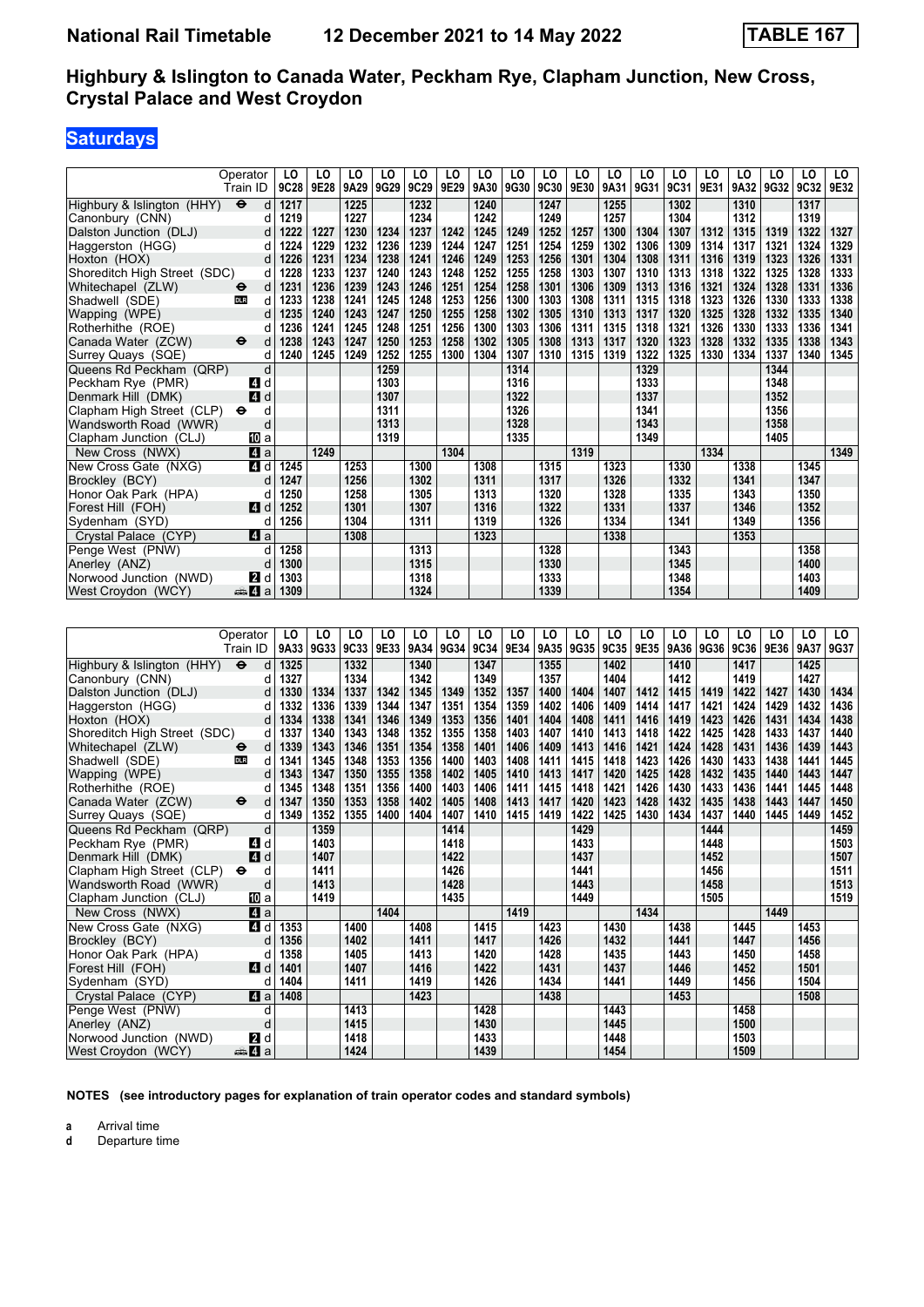# National Rail Timetable    12 December 2021 to 14 May 2022    TABLE 167

## Highbury & Islington to Canada Water, Peckham Rye, Clapham Junction, New Cross, Crystal Palace and West Croydon

### Saturdays

| Operator | | LO | LO | LO | LO | LO | LO | LO | LO | LO | LO | LO | LO | LO | LO | LO | LO | LO | LO |
|---|---|---|---|---|---|---|---|---|---|---|---|---|---|---|---|---|---|---|---|
| Train ID | | 9C28 | 9E28 | 9A29 | 9G29 | 9C29 | 9E29 | 9A30 | 9G30 | 9C30 | 9E30 | 9A31 | 9G31 | 9C31 | 9E31 | 9A32 | 9G32 | 9C32 | 9E32 |
| Highbury & Islington (HHY) ⊖ | d | 1217 | | 1225 | | 1232 | | 1240 | | 1247 | | 1255 | | 1302 | | 1310 | | 1317 | |
| Canonbury (CNN) | d | 1219 | | 1227 | | 1234 | | 1242 | | 1249 | | 1257 | | 1304 | | 1312 | | 1319 | |
| Dalston Junction (DLJ) | d | 1222 | 1227 | 1230 | 1234 | 1237 | 1242 | 1245 | 1249 | 1252 | 1257 | 1300 | 1304 | 1307 | 1312 | 1315 | 1319 | 1322 | 1327 |
| Haggerston (HGG) | d | 1224 | 1229 | 1232 | 1236 | 1239 | 1244 | 1247 | 1251 | 1254 | 1259 | 1302 | 1306 | 1309 | 1314 | 1317 | 1321 | 1324 | 1329 |
| Hoxton (HOX) | d | 1226 | 1231 | 1234 | 1238 | 1241 | 1246 | 1249 | 1253 | 1256 | 1301 | 1304 | 1308 | 1311 | 1316 | 1319 | 1323 | 1326 | 1331 |
| Shoreditch High Street (SDC) | d | 1228 | 1233 | 1237 | 1240 | 1243 | 1248 | 1252 | 1255 | 1258 | 1303 | 1307 | 1310 | 1313 | 1318 | 1322 | 1325 | 1328 | 1333 |
| Whitechapel (ZLW) ⊖ | d | 1231 | 1236 | 1239 | 1243 | 1246 | 1251 | 1254 | 1258 | 1301 | 1306 | 1309 | 1313 | 1316 | 1321 | 1324 | 1328 | 1331 | 1336 |
| Shadwell (SDE) DLR | d | 1233 | 1238 | 1241 | 1245 | 1248 | 1253 | 1256 | 1300 | 1303 | 1308 | 1311 | 1315 | 1318 | 1323 | 1326 | 1330 | 1333 | 1338 |
| Wapping (WPE) | d | 1235 | 1240 | 1243 | 1247 | 1250 | 1255 | 1258 | 1302 | 1305 | 1310 | 1313 | 1317 | 1320 | 1325 | 1328 | 1332 | 1335 | 1340 |
| Rotherhithe (ROE) | d | 1236 | 1241 | 1245 | 1248 | 1251 | 1256 | 1300 | 1303 | 1306 | 1311 | 1315 | 1318 | 1321 | 1326 | 1330 | 1333 | 1336 | 1341 |
| Canada Water (ZCW) ⊖ | d | 1238 | 1243 | 1247 | 1250 | 1253 | 1258 | 1302 | 1305 | 1308 | 1313 | 1317 | 1320 | 1323 | 1328 | 1332 | 1335 | 1338 | 1343 |
| Surrey Quays (SQE) | d | 1240 | 1245 | 1249 | 1252 | 1255 | 1300 | 1304 | 1307 | 1310 | 1315 | 1319 | 1322 | 1325 | 1330 | 1334 | 1337 | 1340 | 1345 |
| Queens Rd Peckham (QRP) | d | | | | 1259 | | | | 1314 | | | | 1329 | | | | 1344 | | |
| Peckham Rye (PMR) 4 | d | | | | 1303 | | | | 1316 | | | | 1333 | | | | 1348 | | |
| Denmark Hill (DMK) 4 | d | | | | 1307 | | | | 1322 | | | | 1337 | | | | 1352 | | |
| Clapham High Street (CLP) ⊖ | d | | | | 1311 | | | | 1326 | | | | 1341 | | | | 1356 | | |
| Wandsworth Road (WWR) | d | | | | 1313 | | | | 1328 | | | | 1343 | | | | 1358 | | |
| Clapham Junction (CLJ) 10 | a | | | | 1319 | | | | 1335 | | | | 1349 | | | | 1405 | | |
| New Cross (NWX) 4 | a | | 1249 | | | | 1304 | | | | 1319 | | | | 1334 | | | | 1349 |
| New Cross Gate (NXG) 4 | d | 1245 | | 1253 | | 1300 | | 1308 | | 1315 | | 1323 | | 1330 | | 1338 | | 1345 | |
| Brockley (BCY) | d | 1247 | | 1256 | | 1302 | | 1311 | | 1317 | | 1326 | | 1332 | | 1341 | | 1347 | |
| Honor Oak Park (HPA) | d | 1250 | | 1258 | | 1305 | | 1313 | | 1320 | | 1328 | | 1335 | | 1343 | | 1350 | |
| Forest Hill (FOH) 4 | d | 1252 | | 1301 | | 1307 | | 1316 | | 1322 | | 1331 | | 1337 | | 1346 | | 1352 | |
| Sydenham (SYD) | d | 1256 | | 1304 | | 1311 | | 1319 | | 1326 | | 1334 | | 1341 | | 1349 | | 1356 | |
| Crystal Palace (CYP) 4 | a | | | 1308 | | | | 1323 | | | | 1338 | | | | 1353 | | | |
| Penge West (PNW) | d | 1258 | | | | 1313 | | | | 1328 | | | | 1343 | | | | 1358 | |
| Anerley (ANZ) | d | 1300 | | | | 1315 | | | | 1330 | | | | 1345 | | | | 1400 | |
| Norwood Junction (NWD) 2 | d | 1303 | | | | 1318 | | | | 1333 | | | | 1348 | | | | 1403 | |
| West Croydon (WCY) 4 | a | 1309 | | | | 1324 | | | | 1339 | | | | 1354 | | | | 1409 | |

| Operator | | LO | LO | LO | LO | LO | LO | LO | LO | LO | LO | LO | LO | LO | LO | LO | LO | LO | LO |
|---|---|---|---|---|---|---|---|---|---|---|---|---|---|---|---|---|---|---|---|
| Train ID | | 9A33 | 9G33 | 9C33 | 9E33 | 9A34 | 9G34 | 9C34 | 9E34 | 9A35 | 9G35 | 9C35 | 9E35 | 9A36 | 9G36 | 9C36 | 9E36 | 9A37 | 9G37 |
| Highbury & Islington (HHY) ⊖ | d | 1325 | | 1332 | | 1340 | | 1347 | | 1355 | | 1402 | | 1410 | | 1417 | | 1425 | |
| Canonbury (CNN) | d | 1327 | | 1334 | | 1342 | | 1349 | | 1357 | | 1404 | | 1412 | | 1419 | | 1427 | |
| Dalston Junction (DLJ) | d | 1330 | 1334 | 1337 | 1342 | 1345 | 1349 | 1352 | 1357 | 1400 | 1404 | 1407 | 1412 | 1415 | 1419 | 1422 | 1427 | 1430 | 1434 |
| Haggerston (HGG) | d | 1332 | 1336 | 1339 | 1344 | 1347 | 1351 | 1354 | 1359 | 1402 | 1406 | 1409 | 1414 | 1417 | 1421 | 1424 | 1429 | 1432 | 1436 |
| Hoxton (HOX) | d | 1334 | 1338 | 1341 | 1346 | 1349 | 1353 | 1356 | 1401 | 1404 | 1408 | 1411 | 1416 | 1419 | 1423 | 1426 | 1431 | 1434 | 1438 |
| Shoreditch High Street (SDC) | d | 1337 | 1340 | 1343 | 1348 | 1352 | 1355 | 1358 | 1403 | 1407 | 1410 | 1413 | 1418 | 1422 | 1425 | 1428 | 1433 | 1437 | 1440 |
| Whitechapel (ZLW) ⊖ | d | 1339 | 1343 | 1346 | 1351 | 1354 | 1358 | 1401 | 1406 | 1409 | 1413 | 1416 | 1421 | 1424 | 1428 | 1431 | 1436 | 1439 | 1443 |
| Shadwell (SDE) DLR | d | 1341 | 1345 | 1348 | 1353 | 1356 | 1400 | 1403 | 1408 | 1411 | 1415 | 1418 | 1423 | 1426 | 1430 | 1433 | 1438 | 1441 | 1445 |
| Wapping (WPE) | d | 1343 | 1347 | 1350 | 1355 | 1358 | 1402 | 1405 | 1410 | 1413 | 1417 | 1420 | 1425 | 1428 | 1432 | 1435 | 1440 | 1443 | 1447 |
| Rotherhithe (ROE) | d | 1345 | 1348 | 1351 | 1356 | 1400 | 1403 | 1406 | 1411 | 1415 | 1418 | 1421 | 1426 | 1430 | 1433 | 1436 | 1441 | 1445 | 1448 |
| Canada Water (ZCW) ⊖ | d | 1347 | 1350 | 1353 | 1358 | 1402 | 1405 | 1408 | 1413 | 1417 | 1420 | 1423 | 1428 | 1432 | 1435 | 1438 | 1443 | 1447 | 1450 |
| Surrey Quays (SQE) | d | 1349 | 1352 | 1355 | 1400 | 1404 | 1407 | 1410 | 1415 | 1419 | 1422 | 1425 | 1430 | 1434 | 1437 | 1440 | 1445 | 1449 | 1452 |
| Queens Rd Peckham (QRP) | d | | 1359 | | | | 1414 | | | | 1429 | | | | 1444 | | | | 1459 |
| Peckham Rye (PMR) 4 | d | | 1403 | | | | 1418 | | | | 1433 | | | | 1448 | | | | 1503 |
| Denmark Hill (DMK) 4 | d | | 1407 | | | | 1422 | | | | 1437 | | | | 1452 | | | | 1507 |
| Clapham High Street (CLP) ⊖ | d | | 1411 | | | | 1426 | | | | 1441 | | | | 1456 | | | | 1511 |
| Wandsworth Road (WWR) | d | | 1413 | | | | 1428 | | | | 1443 | | | | 1458 | | | | 1513 |
| Clapham Junction (CLJ) 10 | a | | 1419 | | | | 1435 | | | | 1449 | | | | 1505 | | | | 1519 |
| New Cross (NWX) 4 | a | | | | 1404 | | | | 1419 | | | | 1434 | | | | 1449 | | |
| New Cross Gate (NXG) 4 | d | 1353 | | 1400 | | 1408 | | 1415 | | 1423 | | 1430 | | 1438 | | 1445 | | 1453 | |
| Brockley (BCY) | d | 1356 | | 1402 | | 1411 | | 1417 | | 1426 | | 1432 | | 1441 | | 1447 | | 1456 | |
| Honor Oak Park (HPA) | d | 1358 | | 1405 | | 1413 | | 1420 | | 1428 | | 1435 | | 1443 | | 1450 | | 1458 | |
| Forest Hill (FOH) 4 | d | 1401 | | 1407 | | 1416 | | 1422 | | 1431 | | 1437 | | 1446 | | 1452 | | 1501 | |
| Sydenham (SYD) | d | 1404 | | 1411 | | 1419 | | 1426 | | 1434 | | 1441 | | 1449 | | 1456 | | 1504 | |
| Crystal Palace (CYP) 4 | a | 1408 | | | | 1423 | | | | 1438 | | | | 1453 | | | | 1508 | |
| Penge West (PNW) | d | | | 1413 | | | | 1428 | | | | 1443 | | | | 1458 | | | |
| Anerley (ANZ) | d | | | 1415 | | | | 1430 | | | | 1445 | | | | 1500 | | | |
| Norwood Junction (NWD) 2 | d | | | 1418 | | | | 1433 | | | | 1448 | | | | 1503 | | | |
| West Croydon (WCY) 4 | a | | | 1424 | | | | 1439 | | | | 1454 | | | | 1509 | | | |

**NOTES (see introductory pages for explanation of train operator codes and standard symbols)**

**a** Arrival time
**d** Departure time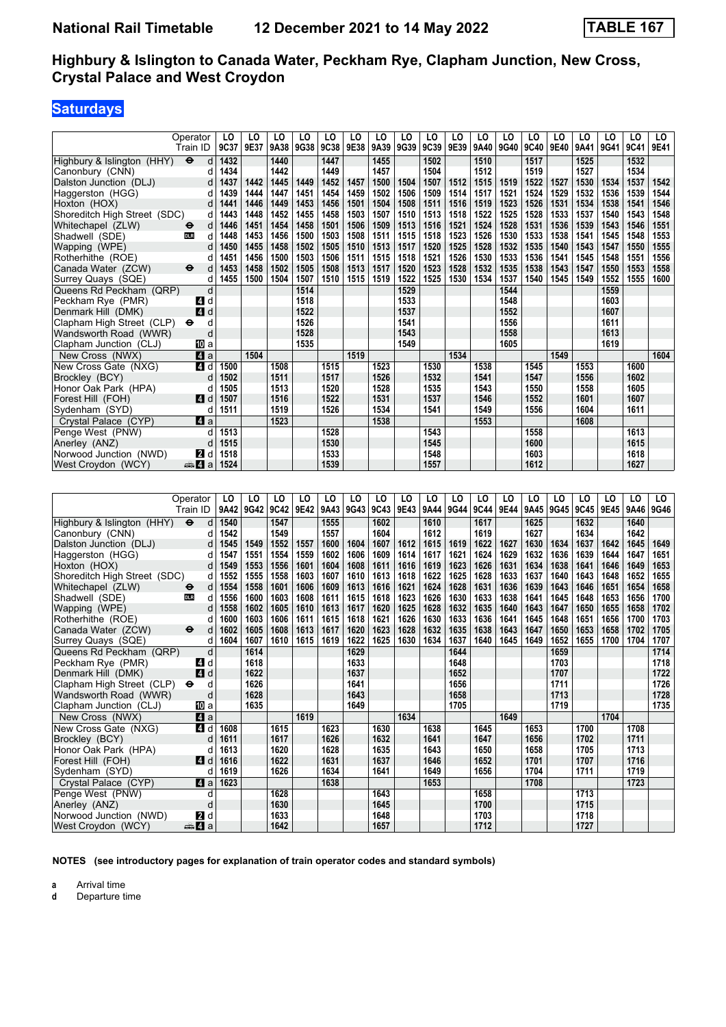# National Rail Timetable 12 December 2021 to 14 May 2022 TABLE 167

## Highbury & Islington to Canada Water, Peckham Rye, Clapham Junction, New Cross, Crystal Palace and West Croydon

### Saturdays

| Operator | | | LO | LO | LO | LO | LO | LO | LO | LO | LO | LO | LO | LO | LO | LO | LO | LO | LO | LO |
|---|---|---|---|---|---|---|---|---|---|---|---|---|---|---|---|---|---|---|---|---|
| Train ID | | | 9C37 | 9E37 | 9A38 | 9G38 | 9C38 | 9E38 | 9A39 | 9G39 | 9C39 | 9E39 | 9A40 | 9G40 | 9C40 | 9E40 | 9A41 | 9G41 | 9C41 | 9E41 |
| Highbury & Islington (HHY) | ⊖ | d | 1432 | | 1440 | | 1447 | | 1455 | | 1502 | | 1510 | | 1517 | | 1525 | | 1532 | |
| Canonbury (CNN) | | d | 1434 | | 1442 | | 1449 | | 1457 | | 1504 | | 1512 | | 1519 | | 1527 | | 1534 | |
| Dalston Junction (DLJ) | | d | 1437 | 1442 | 1445 | 1449 | 1452 | 1457 | 1500 | 1504 | 1507 | 1512 | 1515 | 1519 | 1522 | 1527 | 1530 | 1534 | 1537 | 1542 |
| Haggerston (HGG) | | d | 1439 | 1444 | 1447 | 1451 | 1454 | 1459 | 1502 | 1506 | 1509 | 1514 | 1517 | 1521 | 1524 | 1529 | 1532 | 1536 | 1539 | 1544 |
| Hoxton (HOX) | | d | 1441 | 1446 | 1449 | 1453 | 1456 | 1501 | 1504 | 1508 | 1511 | 1516 | 1519 | 1523 | 1526 | 1531 | 1534 | 1538 | 1541 | 1546 |
| Shoreditch High Street (SDC) | | d | 1443 | 1448 | 1452 | 1455 | 1458 | 1503 | 1507 | 1510 | 1513 | 1518 | 1522 | 1525 | 1528 | 1533 | 1537 | 1540 | 1543 | 1548 |
| Whitechapel (ZLW) | ⊖ | d | 1446 | 1451 | 1454 | 1458 | 1501 | 1506 | 1509 | 1513 | 1516 | 1521 | 1524 | 1528 | 1531 | 1536 | 1539 | 1543 | 1546 | 1551 |
| Shadwell (SDE) | DLR | d | 1448 | 1453 | 1456 | 1500 | 1503 | 1508 | 1511 | 1515 | 1518 | 1523 | 1526 | 1530 | 1533 | 1538 | 1541 | 1545 | 1548 | 1553 |
| Wapping (WPE) | | d | 1450 | 1455 | 1458 | 1502 | 1505 | 1510 | 1513 | 1517 | 1520 | 1525 | 1528 | 1532 | 1535 | 1540 | 1543 | 1547 | 1550 | 1555 |
| Rotherhithe (ROE) | | d | 1451 | 1456 | 1500 | 1503 | 1506 | 1511 | 1515 | 1518 | 1521 | 1526 | 1530 | 1533 | 1536 | 1541 | 1545 | 1548 | 1551 | 1556 |
| Canada Water (ZCW) | ⊖ | d | 1453 | 1458 | 1502 | 1505 | 1508 | 1513 | 1517 | 1520 | 1523 | 1528 | 1532 | 1535 | 1538 | 1543 | 1547 | 1550 | 1553 | 1558 |
| Surrey Quays (SQE) | | d | 1455 | 1500 | 1504 | 1507 | 1510 | 1515 | 1519 | 1522 | 1525 | 1530 | 1534 | 1537 | 1540 | 1545 | 1549 | 1552 | 1555 | 1600 |
| Queens Rd Peckham (QRP) | | d | | | | 1514 | | | | 1529 | | | | 1544 | | | | 1559 | | |
| Peckham Rye (PMR) | 4 | d | | | | 1518 | | | | 1533 | | | | 1548 | | | | 1603 | | |
| Denmark Hill (DMK) | 4 | d | | | | 1522 | | | | 1537 | | | | 1552 | | | | 1607 | | |
| Clapham High Street (CLP) | ⊖ | d | | | | 1526 | | | | 1541 | | | | 1556 | | | | 1611 | | |
| Wandsworth Road (WWR) | | d | | | | 1528 | | | | 1543 | | | | 1558 | | | | 1613 | | |
| Clapham Junction (CLJ) | 10 | a | | | | 1535 | | | | 1549 | | | | 1605 | | | | 1619 | | |
| New Cross (NWX) | 4 | a | | 1504 | | | | 1519 | | | | 1534 | | | | 1549 | | | | 1604 |
| New Cross Gate (NXG) | 4 | d | 1500 | | 1508 | | 1515 | | 1523 | | 1530 | | 1538 | | 1545 | | 1553 | | 1600 | |
| Brockley (BCY) | | d | 1502 | | 1511 | | 1517 | | 1526 | | 1532 | | 1541 | | 1547 | | 1556 | | 1602 | |
| Honor Oak Park (HPA) | | d | 1505 | | 1513 | | 1520 | | 1528 | | 1535 | | 1543 | | 1550 | | 1558 | | 1605 | |
| Forest Hill (FOH) | 4 | d | 1507 | | 1516 | | 1522 | | 1531 | | 1537 | | 1546 | | 1552 | | 1601 | | 1607 | |
| Sydenham (SYD) | | d | 1511 | | 1519 | | 1526 | | 1534 | | 1541 | | 1549 | | 1556 | | 1604 | | 1611 | |
| Crystal Palace (CYP) | 4 | a | | | 1523 | | | | 1538 | | | | 1553 | | | | 1608 | | | |
| Penge West (PNW) | | d | 1513 | | | | 1528 | | | | 1543 | | | | 1558 | | | | 1613 | |
| Anerley (ANZ) | | d | 1515 | | | | 1530 | | | | 1545 | | | | 1600 | | | | 1615 | |
| Norwood Junction (NWD) | 2 | d | 1518 | | | | 1533 | | | | 1548 | | | | 1603 | | | | 1618 | |
| West Croydon (WCY) | 4 | a | 1524 | | | | 1539 | | | | 1557 | | | | 1612 | | | | 1627 | |

| Operator | | | LO | LO | LO | LO | LO | LO | LO | LO | LO | LO | LO | LO | LO | LO | LO | LO | LO | LO |
|---|---|---|---|---|---|---|---|---|---|---|---|---|---|---|---|---|---|---|---|---|
| Train ID | | | 9A42 | 9G42 | 9C42 | 9E42 | 9A43 | 9G43 | 9C43 | 9E43 | 9A44 | 9G44 | 9C44 | 9E44 | 9A45 | 9G45 | 9C45 | 9E45 | 9A46 | 9G46 |
| Highbury & Islington (HHY) | ⊖ | d | 1540 | | 1547 | | 1555 | | 1602 | | 1610 | | 1617 | | 1625 | | 1632 | | 1640 | |
| Canonbury (CNN) | | d | 1542 | | 1549 | | 1557 | | 1604 | | 1612 | | 1619 | | 1627 | | 1634 | | 1642 | |
| Dalston Junction (DLJ) | | d | 1545 | 1549 | 1552 | 1557 | 1600 | 1604 | 1607 | 1612 | 1615 | 1619 | 1622 | 1627 | 1630 | 1634 | 1637 | 1642 | 1645 | 1649 |
| Haggerston (HGG) | | d | 1547 | 1551 | 1554 | 1559 | 1602 | 1606 | 1609 | 1614 | 1617 | 1621 | 1624 | 1629 | 1632 | 1636 | 1639 | 1644 | 1647 | 1651 |
| Hoxton (HOX) | | d | 1549 | 1553 | 1556 | 1601 | 1604 | 1608 | 1611 | 1616 | 1619 | 1623 | 1626 | 1631 | 1634 | 1638 | 1641 | 1646 | 1649 | 1653 |
| Shoreditch High Street (SDC) | | d | 1552 | 1555 | 1558 | 1603 | 1607 | 1610 | 1613 | 1618 | 1622 | 1625 | 1628 | 1633 | 1637 | 1640 | 1643 | 1648 | 1652 | 1655 |
| Whitechapel (ZLW) | ⊖ | d | 1554 | 1558 | 1601 | 1606 | 1609 | 1613 | 1616 | 1621 | 1624 | 1628 | 1631 | 1636 | 1639 | 1643 | 1646 | 1651 | 1654 | 1658 |
| Shadwell (SDE) | DLR | d | 1556 | 1600 | 1603 | 1608 | 1611 | 1615 | 1618 | 1623 | 1626 | 1630 | 1633 | 1638 | 1641 | 1645 | 1648 | 1653 | 1656 | 1700 |
| Wapping (WPE) | | d | 1558 | 1602 | 1605 | 1610 | 1613 | 1617 | 1620 | 1625 | 1628 | 1632 | 1635 | 1640 | 1643 | 1647 | 1650 | 1655 | 1658 | 1702 |
| Rotherhithe (ROE) | | d | 1600 | 1603 | 1606 | 1611 | 1615 | 1618 | 1621 | 1626 | 1630 | 1633 | 1636 | 1641 | 1645 | 1648 | 1651 | 1656 | 1700 | 1703 |
| Canada Water (ZCW) | ⊖ | d | 1602 | 1605 | 1608 | 1613 | 1617 | 1620 | 1623 | 1628 | 1632 | 1635 | 1638 | 1643 | 1647 | 1650 | 1653 | 1658 | 1702 | 1705 |
| Surrey Quays (SQE) | | d | 1604 | 1607 | 1610 | 1615 | 1619 | 1622 | 1625 | 1630 | 1634 | 1637 | 1640 | 1645 | 1649 | 1652 | 1655 | 1700 | 1704 | 1707 |
| Queens Rd Peckham (QRP) | | d | | 1614 | | | | 1629 | | | | 1644 | | | | 1659 | | | | 1714 |
| Peckham Rye (PMR) | 4 | d | | 1618 | | | | 1633 | | | | 1648 | | | | 1703 | | | | 1718 |
| Denmark Hill (DMK) | 4 | d | | 1622 | | | | 1637 | | | | 1652 | | | | 1707 | | | | 1722 |
| Clapham High Street (CLP) | ⊖ | d | | 1626 | | | | 1641 | | | | 1656 | | | | 1711 | | | | 1726 |
| Wandsworth Road (WWR) | | d | | 1628 | | | | 1643 | | | | 1658 | | | | 1713 | | | | 1728 |
| Clapham Junction (CLJ) | 10 | a | | 1635 | | | | 1649 | | | | 1705 | | | | 1719 | | | | 1735 |
| New Cross (NWX) | 4 | a | | | | 1619 | | | | 1634 | | | | 1649 | | | | 1704 | | |
| New Cross Gate (NXG) | 4 | d | 1608 | | 1615 | | 1623 | | 1630 | | 1638 | | 1645 | | 1653 | | 1700 | | 1708 | |
| Brockley (BCY) | | d | 1611 | | 1617 | | 1626 | | 1632 | | 1641 | | 1647 | | 1656 | | 1702 | | 1711 | |
| Honor Oak Park (HPA) | | d | 1613 | | 1620 | | 1628 | | 1635 | | 1643 | | 1650 | | 1658 | | 1705 | | 1713 | |
| Forest Hill (FOH) | 4 | d | 1616 | | 1622 | | 1631 | | 1637 | | 1646 | | 1652 | | 1701 | | 1707 | | 1716 | |
| Sydenham (SYD) | | d | 1619 | | 1626 | | 1634 | | 1641 | | 1649 | | 1656 | | 1704 | | 1711 | | 1719 | |
| Crystal Palace (CYP) | 4 | a | 1623 | | | | 1638 | | | | 1653 | | | | 1708 | | | | 1723 | |
| Penge West (PNW) | | d | | | 1628 | | | | 1643 | | | | 1658 | | | | 1713 | | | |
| Anerley (ANZ) | | d | | | 1630 | | | | 1645 | | | | 1700 | | | | 1715 | | | |
| Norwood Junction (NWD) | 2 | d | | | 1633 | | | | 1648 | | | | 1703 | | | | 1718 | | | |
| West Croydon (WCY) | 4 | a | | | 1642 | | | | 1657 | | | | 1712 | | | | 1727 | | | |

**NOTES (see introductory pages for explanation of train operator codes and standard symbols)**

**a** Arrival time
**d** Departure time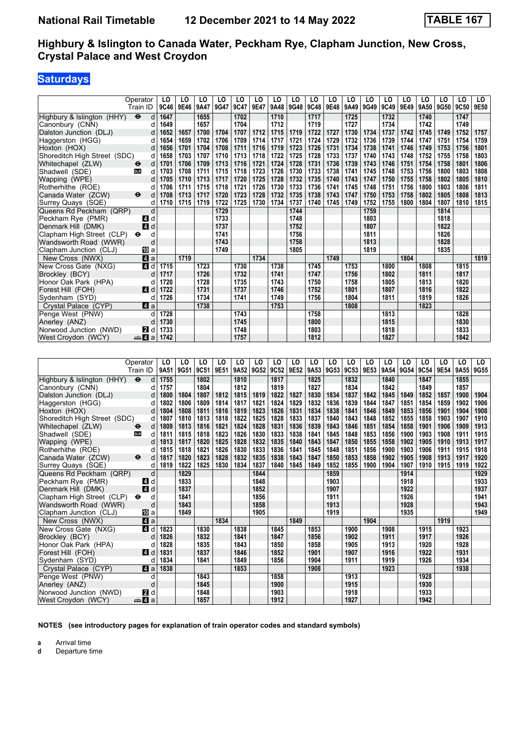# National Rail Timetable 12 December 2021 to 14 May 2022 TABLE 167

## Highbury & Islington to Canada Water, Peckham Rye, Clapham Junction, New Cross, Crystal Palace and West Croydon

### Saturdays

| Operator | | | LO | LO | LO | LO | LO | LO | LO | LO | LO | LO | LO | LO | LO | LO | LO | LO | LO | LO |
|---|---|---|---|---|---|---|---|---|---|---|---|---|---|---|---|---|---|---|---|---|
| Train ID | | | 9C46 | 9E46 | 9A47 | 9G47 | 9C47 | 9E47 | 9A48 | 9G48 | 9C48 | 9E48 | 9A49 | 9G49 | 9C49 | 9E49 | 9A50 | 9G50 | 9C50 | 9E50 |
| Highbury & Islington (HHY) | ⊖ | d | 1647 | | 1655 | | 1702 | | 1710 | | 1717 | | 1725 | | 1732 | | 1740 | | 1747 | |
| Canonbury (CNN) | | d | 1649 | | 1657 | | 1704 | | 1712 | | 1719 | | 1727 | | 1734 | | 1742 | | 1749 | |
| Dalston Junction (DLJ) | | d | 1652 | 1657 | 1700 | 1704 | 1707 | 1712 | 1715 | 1719 | 1722 | 1727 | 1730 | 1734 | 1737 | 1742 | 1745 | 1749 | 1752 | 1757 |
| Haggerston (HGG) | | d | 1654 | 1659 | 1702 | 1706 | 1709 | 1714 | 1717 | 1721 | 1724 | 1729 | 1732 | 1736 | 1739 | 1744 | 1747 | 1751 | 1754 | 1759 |
| Hoxton (HOX) | | d | 1656 | 1701 | 1704 | 1708 | 1711 | 1716 | 1719 | 1723 | 1726 | 1731 | 1734 | 1738 | 1741 | 1746 | 1749 | 1753 | 1756 | 1801 |
| Shoreditch High Street (SDC) | | d | 1658 | 1703 | 1707 | 1710 | 1713 | 1718 | 1722 | 1725 | 1728 | 1733 | 1737 | 1740 | 1743 | 1748 | 1752 | 1755 | 1758 | 1803 |
| Whitechapel (ZLW) | ⊖ | d | 1701 | 1706 | 1709 | 1713 | 1716 | 1721 | 1724 | 1728 | 1731 | 1736 | 1739 | 1743 | 1746 | 1751 | 1754 | 1758 | 1801 | 1806 |
| Shadwell (SDE) | DLR | d | 1703 | 1708 | 1711 | 1715 | 1718 | 1723 | 1726 | 1730 | 1733 | 1738 | 1741 | 1745 | 1748 | 1753 | 1756 | 1800 | 1803 | 1808 |
| Wapping (WPE) | | d | 1705 | 1710 | 1713 | 1717 | 1720 | 1725 | 1728 | 1732 | 1735 | 1740 | 1743 | 1747 | 1750 | 1755 | 1758 | 1802 | 1805 | 1810 |
| Rotherhithe (ROE) | | d | 1706 | 1711 | 1715 | 1718 | 1721 | 1726 | 1730 | 1733 | 1736 | 1741 | 1745 | 1748 | 1751 | 1756 | 1800 | 1803 | 1806 | 1811 |
| Canada Water (ZCW) | ⊖ | d | 1708 | 1713 | 1717 | 1720 | 1723 | 1728 | 1732 | 1735 | 1738 | 1743 | 1747 | 1750 | 1753 | 1758 | 1802 | 1805 | 1808 | 1813 |
| Surrey Quays (SQE) | | d | 1710 | 1715 | 1719 | 1722 | 1725 | 1730 | 1734 | 1737 | 1740 | 1745 | 1749 | 1752 | 1755 | 1800 | 1804 | 1807 | 1810 | 1815 |
| Queens Rd Peckham (QRP) | | d | | | | 1729 | | | | 1744 | | | | 1759 | | | | 1814 | | |
| Peckham Rye (PMR) | 4 | d | | | | 1733 | | | | 1748 | | | | 1803 | | | | 1818 | | |
| Denmark Hill (DMK) | 4 | d | | | | 1737 | | | | 1752 | | | | 1807 | | | | 1822 | | |
| Clapham High Street (CLP) | ⊖ | d | | | | 1741 | | | | 1756 | | | | 1811 | | | | 1826 | | |
| Wandsworth Road (WWR) | | d | | | | 1743 | | | | 1758 | | | | 1813 | | | | 1828 | | |
| Clapham Junction (CLJ) | 10 | a | | | | 1749 | | | | 1805 | | | | 1819 | | | | 1835 | | |
| New Cross (NWX) | 4 | a | | 1719 | | | | 1734 | | | | 1749 | | | | 1804 | | | | 1819 |
| New Cross Gate (NXG) | 4 | d | 1715 | | 1723 | | 1730 | | 1738 | | 1745 | | 1753 | | 1800 | | 1808 | | 1815 | |
| Brockley (BCY) | | d | 1717 | | 1726 | | 1732 | | 1741 | | 1747 | | 1756 | | 1802 | | 1811 | | 1817 | |
| Honor Oak Park (HPA) | | d | 1720 | | 1728 | | 1735 | | 1743 | | 1750 | | 1758 | | 1805 | | 1813 | | 1820 | |
| Forest Hill (FOH) | 4 | d | 1722 | | 1731 | | 1737 | | 1746 | | 1752 | | 1801 | | 1807 | | 1816 | | 1822 | |
| Sydenham (SYD) | | d | 1726 | | 1734 | | 1741 | | 1749 | | 1756 | | 1804 | | 1811 | | 1819 | | 1826 | |
| Crystal Palace (CYP) | 4 | a | | | 1738 | | | | 1753 | | | | 1808 | | | | 1823 | | | |
| Penge West (PNW) | | d | 1728 | | | | 1743 | | | | 1758 | | | | 1813 | | | | 1828 | |
| Anerley (ANZ) | | d | 1730 | | | | 1745 | | | | 1800 | | | | 1815 | | | | 1830 | |
| Norwood Junction (NWD) | 2 | d | 1733 | | | | 1748 | | | | 1803 | | | | 1818 | | | | 1833 | |
| West Croydon (WCY) | 🚌4 | a | 1742 | | | | 1757 | | | | 1812 | | | | 1827 | | | | 1842 | |

| Operator | | | LO | LO | LO | LO | LO | LO | LO | LO | LO | LO | LO | LO | LO | LO | LO | LO | LO | LO |
|---|---|---|---|---|---|---|---|---|---|---|---|---|---|---|---|---|---|---|---|---|
| Train ID | | | 9A51 | 9G51 | 9C51 | 9E51 | 9A52 | 9G52 | 9C52 | 9E52 | 9A53 | 9G53 | 9C53 | 9E53 | 9A54 | 9G54 | 9C54 | 9E54 | 9A55 | 9G55 |
| Highbury & Islington (HHY) | ⊖ | d | 1755 | | 1802 | | 1810 | | 1817 | | 1825 | | 1832 | | 1840 | | 1847 | | 1855 | |
| Canonbury (CNN) | | d | 1757 | | 1804 | | 1812 | | 1819 | | 1827 | | 1834 | | 1842 | | 1849 | | 1857 | |
| Dalston Junction (DLJ) | | d | 1800 | 1804 | 1807 | 1812 | 1815 | 1819 | 1822 | 1827 | 1830 | 1834 | 1837 | 1842 | 1845 | 1849 | 1852 | 1857 | 1900 | 1904 |
| Haggerston (HGG) | | d | 1802 | 1806 | 1809 | 1814 | 1817 | 1821 | 1824 | 1829 | 1832 | 1836 | 1839 | 1844 | 1847 | 1851 | 1854 | 1859 | 1902 | 1906 |
| Hoxton (HOX) | | d | 1804 | 1808 | 1811 | 1816 | 1819 | 1823 | 1826 | 1831 | 1834 | 1838 | 1841 | 1846 | 1849 | 1853 | 1856 | 1901 | 1904 | 1908 |
| Shoreditch High Street (SDC) | | d | 1807 | 1810 | 1813 | 1818 | 1822 | 1825 | 1828 | 1833 | 1837 | 1840 | 1843 | 1848 | 1852 | 1855 | 1858 | 1903 | 1907 | 1910 |
| Whitechapel (ZLW) | ⊖ | d | 1809 | 1813 | 1816 | 1821 | 1824 | 1828 | 1831 | 1836 | 1839 | 1843 | 1846 | 1851 | 1854 | 1858 | 1901 | 1906 | 1909 | 1913 |
| Shadwell (SDE) | DLR | d | 1811 | 1815 | 1818 | 1823 | 1826 | 1830 | 1833 | 1838 | 1841 | 1845 | 1848 | 1853 | 1856 | 1900 | 1903 | 1908 | 1911 | 1915 |
| Wapping (WPE) | | d | 1813 | 1817 | 1820 | 1825 | 1828 | 1832 | 1835 | 1840 | 1843 | 1847 | 1850 | 1855 | 1858 | 1902 | 1905 | 1910 | 1913 | 1917 |
| Rotherhithe (ROE) | | d | 1815 | 1818 | 1821 | 1826 | 1830 | 1833 | 1836 | 1841 | 1845 | 1848 | 1851 | 1856 | 1900 | 1903 | 1906 | 1911 | 1915 | 1918 |
| Canada Water (ZCW) | ⊖ | d | 1817 | 1820 | 1823 | 1828 | 1832 | 1835 | 1838 | 1843 | 1847 | 1850 | 1853 | 1858 | 1902 | 1905 | 1908 | 1913 | 1917 | 1920 |
| Surrey Quays (SQE) | | d | 1819 | 1822 | 1825 | 1830 | 1834 | 1837 | 1840 | 1845 | 1849 | 1852 | 1855 | 1900 | 1904 | 1907 | 1910 | 1915 | 1919 | 1922 |
| Queens Rd Peckham (QRP) | | d | | 1829 | | | | 1844 | | | | 1859 | | | | 1914 | | | | 1929 |
| Peckham Rye (PMR) | 4 | d | | 1833 | | | | 1848 | | | | 1903 | | | | 1918 | | | | 1933 |
| Denmark Hill (DMK) | 4 | d | | 1837 | | | | 1852 | | | | 1907 | | | | 1922 | | | | 1937 |
| Clapham High Street (CLP) | ⊖ | d | | 1841 | | | | 1856 | | | | 1911 | | | | 1926 | | | | 1941 |
| Wandsworth Road (WWR) | | d | | 1843 | | | | 1858 | | | | 1913 | | | | 1928 | | | | 1943 |
| Clapham Junction (CLJ) | 10 | a | | 1849 | | | | 1905 | | | | 1919 | | | | 1935 | | | | 1949 |
| New Cross (NWX) | 4 | a | | | | 1834 | | | | 1849 | | | | 1904 | | | | 1919 | | |
| New Cross Gate (NXG) | 4 | d | 1823 | | 1830 | | 1838 | | 1845 | | 1853 | | 1900 | | 1908 | | 1915 | | 1923 | |
| Brockley (BCY) | | d | 1826 | | 1832 | | 1841 | | 1847 | | 1856 | | 1902 | | 1911 | | 1917 | | 1926 | |
| Honor Oak Park (HPA) | | d | 1828 | | 1835 | | 1843 | | 1850 | | 1858 | | 1905 | | 1913 | | 1920 | | 1928 | |
| Forest Hill (FOH) | 4 | d | 1831 | | 1837 | | 1846 | | 1852 | | 1901 | | 1907 | | 1916 | | 1922 | | 1931 | |
| Sydenham (SYD) | | d | 1834 | | 1841 | | 1849 | | 1856 | | 1904 | | 1911 | | 1919 | | 1926 | | 1934 | |
| Crystal Palace (CYP) | 4 | a | 1838 | | | | 1853 | | | | 1908 | | | | 1923 | | | | 1938 | |
| Penge West (PNW) | | d | | | 1843 | | | | 1858 | | | | 1913 | | | | 1928 | | | |
| Anerley (ANZ) | | d | | | 1845 | | | | 1900 | | | | 1915 | | | | 1930 | | | |
| Norwood Junction (NWD) | 2 | d | | | 1848 | | | | 1903 | | | | 1918 | | | | 1933 | | | |
| West Croydon (WCY) | 🚌4 | a | | | 1857 | | | | 1912 | | | | 1927 | | | | 1942 | | | |

**NOTES (see introductory pages for explanation of train operator codes and standard symbols)**

**a** Arrival time
**d** Departure time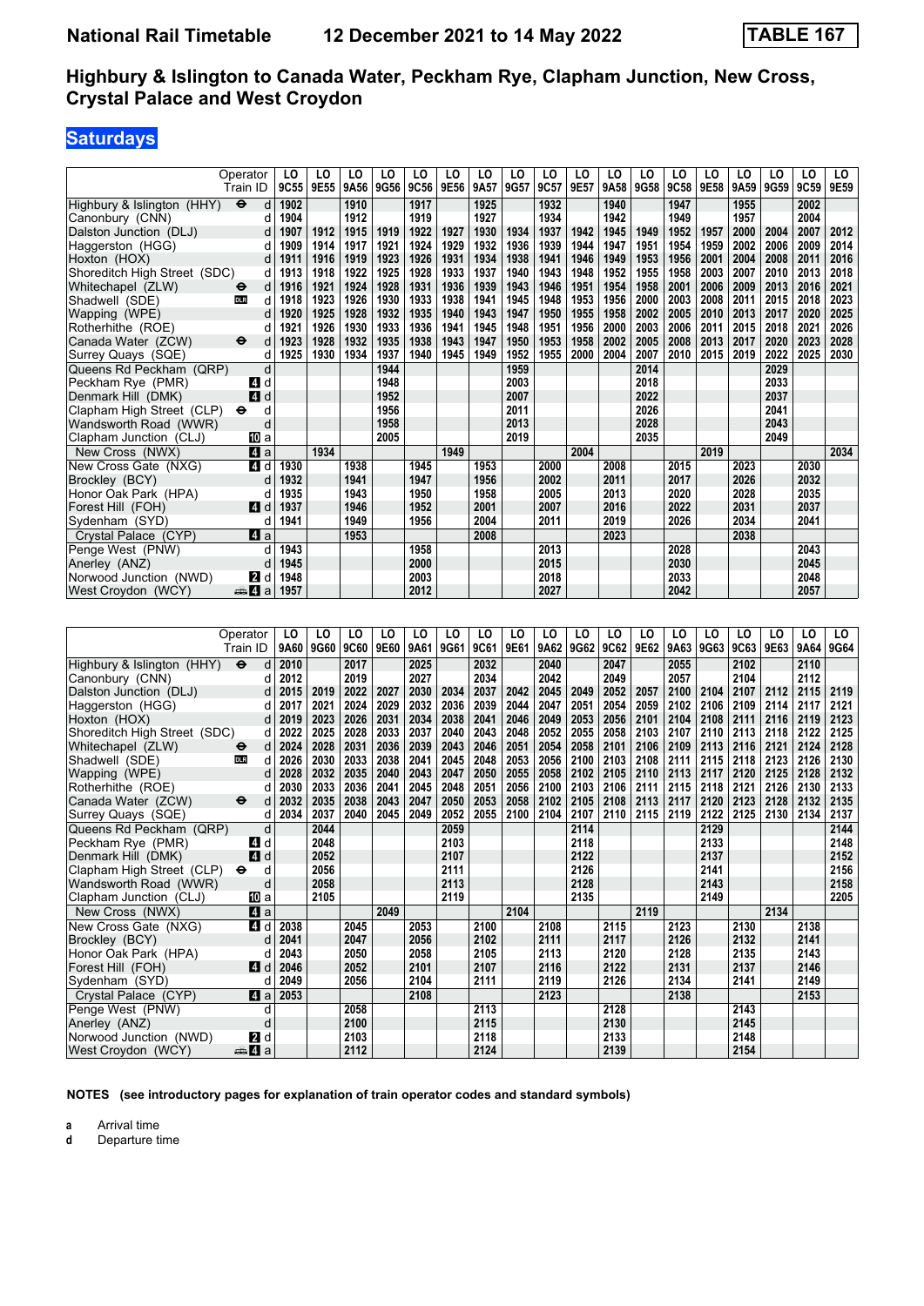# National Rail Timetable 12 December 2021 to 14 May 2022 TABLE 167

## Highbury & Islington to Canada Water, Peckham Rye, Clapham Junction, New Cross, Crystal Palace and West Croydon

### Saturdays

| Operator | | LO | LO | LO | LO | LO | LO | LO | LO | LO | LO | LO | LO | LO | LO | LO | LO | LO | LO |
|---|---|---|---|---|---|---|---|---|---|---|---|---|---|---|---|---|---|---|---|
| Train ID | | 9C55 | 9E55 | 9A56 | 9G56 | 9C56 | 9E56 | 9A57 | 9G57 | 9C57 | 9E57 | 9A58 | 9G58 | 9C58 | 9E58 | 9A59 | 9G59 | 9C59 | 9E59 |
| Highbury & Islington (HHY) ⊖ | d | 1902 | | 1910 | | 1917 | | 1925 | | 1932 | | 1940 | | 1947 | | 1955 | | 2002 | |
| Canonbury (CNN) | d | 1904 | | 1912 | | 1919 | | 1927 | | 1934 | | 1942 | | 1949 | | 1957 | | 2004 | |
| Dalston Junction (DLJ) | d | 1907 | 1912 | 1915 | 1919 | 1922 | 1927 | 1930 | 1934 | 1937 | 1942 | 1945 | 1949 | 1952 | 1957 | 2000 | 2004 | 2007 | 2012 |
| Haggerston (HGG) | d | 1909 | 1914 | 1917 | 1921 | 1924 | 1929 | 1932 | 1936 | 1939 | 1944 | 1947 | 1951 | 1954 | 1959 | 2002 | 2006 | 2009 | 2014 |
| Hoxton (HOX) | d | 1911 | 1916 | 1919 | 1923 | 1926 | 1931 | 1934 | 1938 | 1941 | 1946 | 1949 | 1953 | 1956 | 2001 | 2004 | 2008 | 2011 | 2016 |
| Shoreditch High Street (SDC) | d | 1913 | 1918 | 1922 | 1925 | 1928 | 1933 | 1937 | 1940 | 1943 | 1948 | 1952 | 1955 | 1958 | 2003 | 2007 | 2010 | 2013 | 2018 |
| Whitechapel (ZLW) ⊖ | d | 1916 | 1921 | 1924 | 1928 | 1931 | 1936 | 1939 | 1943 | 1946 | 1951 | 1954 | 1958 | 2001 | 2006 | 2009 | 2013 | 2016 | 2021 |
| Shadwell (SDE) DLR | d | 1918 | 1923 | 1926 | 1930 | 1933 | 1938 | 1941 | 1945 | 1948 | 1953 | 1956 | 2000 | 2003 | 2008 | 2011 | 2015 | 2018 | 2023 |
| Wapping (WPE) | d | 1920 | 1925 | 1928 | 1932 | 1935 | 1940 | 1943 | 1947 | 1950 | 1955 | 1958 | 2002 | 2005 | 2010 | 2013 | 2017 | 2020 | 2025 |
| Rotherhithe (ROE) | d | 1921 | 1926 | 1930 | 1933 | 1936 | 1941 | 1945 | 1948 | 1951 | 1956 | 2000 | 2003 | 2006 | 2011 | 2015 | 2018 | 2021 | 2026 |
| Canada Water (ZCW) ⊖ | d | 1923 | 1928 | 1932 | 1935 | 1938 | 1943 | 1947 | 1950 | 1953 | 1958 | 2002 | 2005 | 2008 | 2013 | 2017 | 2020 | 2023 | 2028 |
| Surrey Quays (SQE) | d | 1925 | 1930 | 1934 | 1937 | 1940 | 1945 | 1949 | 1952 | 1955 | 2000 | 2004 | 2007 | 2010 | 2015 | 2019 | 2022 | 2025 | 2030 |
| Queens Rd Peckham (QRP) | d | | | | 1944 | | | | 1959 | | | | 2014 | | | | 2029 | | |
| Peckham Rye (PMR) 4 | d | | | | 1948 | | | | 2003 | | | | 2018 | | | | 2033 | | |
| Denmark Hill (DMK) 4 | d | | | | 1952 | | | | 2007 | | | | 2022 | | | | 2037 | | |
| Clapham High Street (CLP) ⊖ | d | | | | 1956 | | | | 2011 | | | | 2026 | | | | 2041 | | |
| Wandsworth Road (WWR) | d | | | | 1958 | | | | 2013 | | | | 2028 | | | | 2043 | | |
| Clapham Junction (CLJ) 10 | a | | | | 2005 | | | | 2019 | | | | 2035 | | | | 2049 | | |
| New Cross (NWX) 4 | a | | 1934 | | | | 1949 | | | | 2004 | | | | 2019 | | | | 2034 |
| New Cross Gate (NXG) 4 | d | 1930 | | 1938 | | 1945 | | 1953 | | 2000 | | 2008 | | 2015 | | 2023 | | 2030 | |
| Brockley (BCY) | d | 1932 | | 1941 | | 1947 | | 1956 | | 2002 | | 2011 | | 2017 | | 2026 | | 2032 | |
| Honor Oak Park (HPA) | d | 1935 | | 1943 | | 1950 | | 1958 | | 2005 | | 2013 | | 2020 | | 2028 | | 2035 | |
| Forest Hill (FOH) 4 | d | 1937 | | 1946 | | 1952 | | 2001 | | 2007 | | 2016 | | 2022 | | 2031 | | 2037 | |
| Sydenham (SYD) | d | 1941 | | 1949 | | 1956 | | 2004 | | 2011 | | 2019 | | 2026 | | 2034 | | 2041 | |
| Crystal Palace (CYP) 4 | a | | | 1953 | | | | 2008 | | | | 2023 | | | | 2038 | | | |
| Penge West (PNW) | d | 1943 | | | | 1958 | | | | 2013 | | | | 2028 | | | | 2043 | |
| Anerley (ANZ) | d | 1945 | | | | 2000 | | | | 2015 | | | | 2030 | | | | 2045 | |
| Norwood Junction (NWD) 2 | d | 1948 | | | | 2003 | | | | 2018 | | | | 2033 | | | | 2048 | |
| West Croydon (WCY) 4 | a | 1957 | | | | 2012 | | | | 2027 | | | | 2042 | | | | 2057 | |

| Operator | | LO | LO | LO | LO | LO | LO | LO | LO | LO | LO | LO | LO | LO | LO | LO | LO | LO | LO |
|---|---|---|---|---|---|---|---|---|---|---|---|---|---|---|---|---|---|---|---|
| Train ID | | 9A60 | 9G60 | 9C60 | 9E60 | 9A61 | 9G61 | 9C61 | 9E61 | 9A62 | 9G62 | 9C62 | 9E62 | 9A63 | 9G63 | 9C63 | 9E63 | 9A64 | 9G64 |
| Highbury & Islington (HHY) ⊖ | d | 2010 | | 2017 | | 2025 | | 2032 | | 2040 | | 2047 | | 2055 | | 2102 | | 2110 | |
| Canonbury (CNN) | d | 2012 | | 2019 | | 2027 | | 2034 | | 2042 | | 2049 | | 2057 | | 2104 | | 2112 | |
| Dalston Junction (DLJ) | d | 2015 | 2019 | 2022 | 2027 | 2030 | 2034 | 2037 | 2042 | 2045 | 2049 | 2052 | 2057 | 2100 | 2104 | 2107 | 2112 | 2115 | 2119 |
| Haggerston (HGG) | d | 2017 | 2021 | 2024 | 2029 | 2032 | 2036 | 2039 | 2044 | 2047 | 2051 | 2054 | 2059 | 2102 | 2106 | 2109 | 2114 | 2117 | 2121 |
| Hoxton (HOX) | d | 2019 | 2023 | 2026 | 2031 | 2034 | 2038 | 2041 | 2046 | 2049 | 2053 | 2056 | 2101 | 2104 | 2108 | 2111 | 2116 | 2119 | 2123 |
| Shoreditch High Street (SDC) | d | 2022 | 2025 | 2028 | 2033 | 2037 | 2040 | 2043 | 2048 | 2052 | 2055 | 2058 | 2103 | 2107 | 2110 | 2113 | 2118 | 2122 | 2125 |
| Whitechapel (ZLW) ⊖ | d | 2024 | 2028 | 2031 | 2036 | 2039 | 2043 | 2046 | 2051 | 2054 | 2058 | 2101 | 2106 | 2109 | 2113 | 2116 | 2121 | 2124 | 2128 |
| Shadwell (SDE) DLR | d | 2026 | 2030 | 2033 | 2038 | 2041 | 2045 | 2048 | 2053 | 2056 | 2100 | 2103 | 2108 | 2111 | 2115 | 2118 | 2123 | 2126 | 2130 |
| Wapping (WPE) | d | 2028 | 2032 | 2035 | 2040 | 2043 | 2047 | 2050 | 2055 | 2058 | 2102 | 2105 | 2110 | 2113 | 2117 | 2120 | 2125 | 2128 | 2132 |
| Rotherhithe (ROE) | d | 2030 | 2033 | 2036 | 2041 | 2045 | 2048 | 2051 | 2056 | 2100 | 2103 | 2106 | 2111 | 2115 | 2118 | 2121 | 2126 | 2130 | 2133 |
| Canada Water (ZCW) ⊖ | d | 2032 | 2035 | 2038 | 2043 | 2047 | 2050 | 2053 | 2058 | 2102 | 2105 | 2108 | 2113 | 2117 | 2120 | 2123 | 2128 | 2132 | 2135 |
| Surrey Quays (SQE) | d | 2034 | 2037 | 2040 | 2045 | 2049 | 2052 | 2055 | 2100 | 2104 | 2107 | 2110 | 2115 | 2119 | 2122 | 2125 | 2130 | 2134 | 2137 |
| Queens Rd Peckham (QRP) | d | | 2044 | | | | 2059 | | | | 2114 | | | | 2129 | | | | 2144 |
| Peckham Rye (PMR) 4 | d | | 2048 | | | | 2103 | | | | 2118 | | | | 2133 | | | | 2148 |
| Denmark Hill (DMK) 4 | d | | 2052 | | | | 2107 | | | | 2122 | | | | 2137 | | | | 2152 |
| Clapham High Street (CLP) ⊖ | d | | 2056 | | | | 2111 | | | | 2126 | | | | 2141 | | | | 2156 |
| Wandsworth Road (WWR) | d | | 2058 | | | | 2113 | | | | 2128 | | | | 2143 | | | | 2158 |
| Clapham Junction (CLJ) 10 | a | | 2105 | | | | 2119 | | | | 2135 | | | | 2149 | | | | 2205 |
| New Cross (NWX) 4 | a | | | | 2049 | | | | 2104 | | | | 2119 | | | | 2134 | | |
| New Cross Gate (NXG) 4 | d | 2038 | | 2045 | | 2053 | | 2100 | | 2108 | | 2115 | | 2123 | | 2130 | | 2138 | |
| Brockley (BCY) | d | 2041 | | 2047 | | 2056 | | 2102 | | 2111 | | 2117 | | 2126 | | 2132 | | 2141 | |
| Honor Oak Park (HPA) | d | 2043 | | 2050 | | 2058 | | 2105 | | 2113 | | 2120 | | 2128 | | 2135 | | 2143 | |
| Forest Hill (FOH) 4 | d | 2046 | | 2052 | | 2101 | | 2107 | | 2116 | | 2122 | | 2131 | | 2137 | | 2146 | |
| Sydenham (SYD) | d | 2049 | | 2056 | | 2104 | | 2111 | | 2119 | | 2126 | | 2134 | | 2141 | | 2149 | |
| Crystal Palace (CYP) 4 | a | 2053 | | | | 2108 | | | | 2123 | | | | 2138 | | | | 2153 | |
| Penge West (PNW) | d | | | 2058 | | | | 2113 | | | | 2128 | | | | 2143 | | | |
| Anerley (ANZ) | d | | | 2100 | | | | 2115 | | | | 2130 | | | | 2145 | | | |
| Norwood Junction (NWD) 2 | d | | | 2103 | | | | 2118 | | | | 2133 | | | | 2148 | | | |
| West Croydon (WCY) 4 | a | | | 2112 | | | | 2124 | | | | 2139 | | | | 2154 | | | |

**NOTES (see introductory pages for explanation of train operator codes and standard symbols)**

**a** Arrival time
**d** Departure time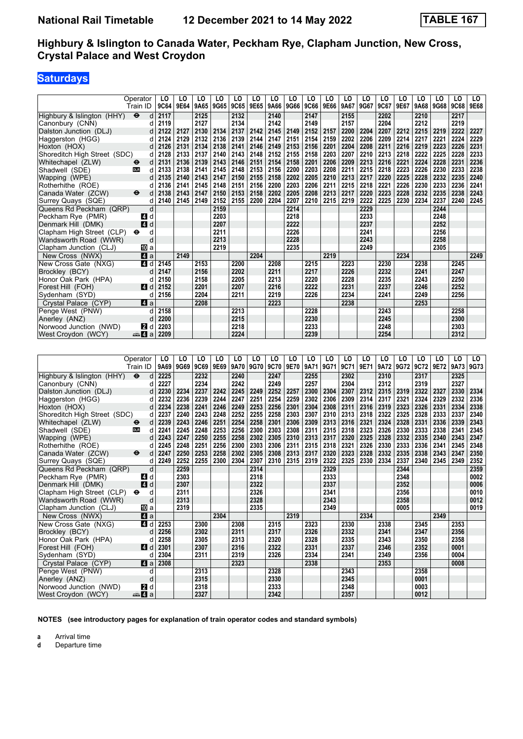# National Rail Timetable    12 December 2021 to 14 May 2022    TABLE 167

## Highbury & Islington to Canada Water, Peckham Rye, Clapham Junction, New Cross, Crystal Palace and West Croydon

### Saturdays

| Operator | | LO | LO | LO | LO | LO | LO | LO | LO | LO | LO | LO | LO | LO | LO | LO | LO | LO | LO |
|---|---|---|---|---|---|---|---|---|---|---|---|---|---|---|---|---|---|---|---|
| Train ID | | 9C64 | 9E64 | 9A65 | 9G65 | 9C65 | 9E65 | 9A66 | 9G66 | 9C66 | 9E66 | 9A67 | 9G67 | 9C67 | 9E67 | 9A68 | 9G68 | 9C68 | 9E68 |
| Highbury & Islington (HHY) ⊖ | d | 2117 | | 2125 | | 2132 | | 2140 | | 2147 | | 2155 | | 2202 | | 2210 | | 2217 | |
| Canonbury (CNN) | d | 2119 | | 2127 | | 2134 | | 2142 | | 2149 | | 2157 | | 2204 | | 2212 | | 2219 | |
| Dalston Junction (DLJ) | d | 2122 | 2127 | 2130 | 2134 | 2137 | 2142 | 2145 | 2149 | 2152 | 2157 | 2200 | 2204 | 2207 | 2212 | 2215 | 2219 | 2222 | 2227 |
| Haggerston (HGG) | d | 2124 | 2129 | 2132 | 2136 | 2139 | 2144 | 2147 | 2151 | 2154 | 2159 | 2202 | 2206 | 2209 | 2214 | 2217 | 2221 | 2224 | 2229 |
| Hoxton (HOX) | d | 2126 | 2131 | 2134 | 2138 | 2141 | 2146 | 2149 | 2153 | 2156 | 2201 | 2204 | 2208 | 2211 | 2216 | 2219 | 2223 | 2226 | 2231 |
| Shoreditch High Street (SDC) | d | 2128 | 2133 | 2137 | 2140 | 2143 | 2148 | 2152 | 2155 | 2158 | 2203 | 2207 | 2210 | 2213 | 2218 | 2222 | 2225 | 2228 | 2233 |
| Whitechapel (ZLW) ⊖ | d | 2131 | 2136 | 2139 | 2143 | 2146 | 2151 | 2154 | 2158 | 2201 | 2206 | 2209 | 2213 | 2216 | 2221 | 2224 | 2228 | 2231 | 2236 |
| Shadwell (SDE) DLR | d | 2133 | 2138 | 2141 | 2145 | 2148 | 2153 | 2156 | 2200 | 2203 | 2208 | 2211 | 2215 | 2218 | 2223 | 2226 | 2230 | 2233 | 2238 |
| Wapping (WPE) | d | 2135 | 2140 | 2143 | 2147 | 2150 | 2155 | 2158 | 2202 | 2205 | 2210 | 2213 | 2217 | 2220 | 2225 | 2228 | 2232 | 2235 | 2240 |
| Rotherhithe (ROE) | d | 2136 | 2141 | 2145 | 2148 | 2151 | 2156 | 2200 | 2203 | 2206 | 2211 | 2215 | 2218 | 2221 | 2226 | 2230 | 2233 | 2236 | 2241 |
| Canada Water (ZCW) ⊖ | d | 2138 | 2143 | 2147 | 2150 | 2153 | 2158 | 2202 | 2205 | 2208 | 2213 | 2217 | 2220 | 2223 | 2228 | 2232 | 2235 | 2238 | 2243 |
| Surrey Quays (SQE) | d | 2140 | 2145 | 2149 | 2152 | 2155 | 2200 | 2204 | 2207 | 2210 | 2215 | 2219 | 2222 | 2225 | 2230 | 2234 | 2237 | 2240 | 2245 |
| Queens Rd Peckham (QRP) | d | | | | 2159 | | | | 2214 | | | | 2229 | | | | 2244 | | |
| Peckham Rye (PMR) 4 | d | | | | 2203 | | | | 2218 | | | | 2233 | | | | 2248 | | |
| Denmark Hill (DMK) 4 | d | | | | 2207 | | | | 2222 | | | | 2237 | | | | 2252 | | |
| Clapham High Street (CLP) ⊖ | d | | | | 2211 | | | | 2226 | | | | 2241 | | | | 2256 | | |
| Wandsworth Road (WWR) | d | | | | 2213 | | | | 2228 | | | | 2243 | | | | 2258 | | |
| Clapham Junction (CLJ) 10 | a | | | | 2219 | | | | 2235 | | | | 2249 | | | | 2305 | | |
| New Cross (NWX) 4 | a | | 2149 | | | | 2204 | | | | 2219 | | | | 2234 | | | | 2249 |
| New Cross Gate (NXG) 4 | d | 2145 | | 2153 | | 2200 | | 2208 | | 2215 | | 2223 | | 2230 | | 2238 | | 2245 | |
| Brockley (BCY) | d | 2147 | | 2156 | | 2202 | | 2211 | | 2217 | | 2226 | | 2232 | | 2241 | | 2247 | |
| Honor Oak Park (HPA) | d | 2150 | | 2158 | | 2205 | | 2213 | | 2220 | | 2228 | | 2235 | | 2243 | | 2250 | |
| Forest Hill (FOH) 4 | d | 2152 | | 2201 | | 2207 | | 2216 | | 2222 | | 2231 | | 2237 | | 2246 | | 2252 | |
| Sydenham (SYD) | d | 2156 | | 2204 | | 2211 | | 2219 | | 2226 | | 2234 | | 2241 | | 2249 | | 2256 | |
| Crystal Palace (CYP) 4 | a | | | 2208 | | | | 2223 | | | | 2238 | | | | 2253 | | | |
| Penge West (PNW) | d | 2158 | | | | 2213 | | | | 2228 | | | | 2243 | | | | 2258 | |
| Anerley (ANZ) | d | 2200 | | | | 2215 | | | | 2230 | | | | 2245 | | | | 2300 | |
| Norwood Junction (NWD) 2 | d | 2203 | | | | 2218 | | | | 2233 | | | | 2248 | | | | 2303 | |
| West Croydon (WCY) 4 | a | 2209 | | | | 2224 | | | | 2239 | | | | 2254 | | | | 2312 | |

| Operator | | LO | LO | LO | LO | LO | LO | LO | LO | LO | LO | LO | LO | LO | LO | LO | LO | LO | LO |
|---|---|---|---|---|---|---|---|---|---|---|---|---|---|---|---|---|---|---|---|
| Train ID | | 9A69 | 9G69 | 9C69 | 9E69 | 9A70 | 9G70 | 9C70 | 9E70 | 9A71 | 9G71 | 9C71 | 9E71 | 9A72 | 9G72 | 9C72 | 9E72 | 9A73 | 9G73 |
| Highbury & Islington (HHY) ⊖ | d | 2225 | | 2232 | | 2240 | | 2247 | | 2255 | | 2302 | | 2310 | | 2317 | | 2325 | |
| Canonbury (CNN) | d | 2227 | | 2234 | | 2242 | | 2249 | | 2257 | | 2304 | | 2312 | | 2319 | | 2327 | |
| Dalston Junction (DLJ) | d | 2230 | 2234 | 2237 | 2242 | 2245 | 2249 | 2252 | 2257 | 2300 | 2304 | 2307 | 2312 | 2315 | 2319 | 2322 | 2327 | 2330 | 2334 |
| Haggerston (HGG) | d | 2232 | 2236 | 2239 | 2244 | 2247 | 2251 | 2254 | 2259 | 2302 | 2306 | 2309 | 2314 | 2317 | 2321 | 2324 | 2329 | 2332 | 2336 |
| Hoxton (HOX) | d | 2234 | 2238 | 2241 | 2246 | 2249 | 2253 | 2256 | 2301 | 2304 | 2308 | 2311 | 2316 | 2319 | 2323 | 2326 | 2331 | 2334 | 2338 |
| Shoreditch High Street (SDC) | d | 2237 | 2240 | 2243 | 2248 | 2252 | 2255 | 2258 | 2303 | 2307 | 2310 | 2313 | 2318 | 2322 | 2325 | 2328 | 2333 | 2337 | 2340 |
| Whitechapel (ZLW) ⊖ | d | 2239 | 2243 | 2246 | 2251 | 2254 | 2258 | 2301 | 2306 | 2309 | 2313 | 2316 | 2321 | 2324 | 2328 | 2331 | 2336 | 2339 | 2343 |
| Shadwell (SDE) DLR | d | 2241 | 2245 | 2248 | 2253 | 2256 | 2300 | 2303 | 2308 | 2311 | 2315 | 2318 | 2323 | 2326 | 2330 | 2333 | 2338 | 2341 | 2345 |
| Wapping (WPE) | d | 2243 | 2247 | 2250 | 2255 | 2258 | 2302 | 2305 | 2310 | 2313 | 2317 | 2320 | 2325 | 2328 | 2332 | 2335 | 2340 | 2343 | 2347 |
| Rotherhithe (ROE) | d | 2245 | 2248 | 2251 | 2256 | 2300 | 2303 | 2306 | 2311 | 2315 | 2318 | 2321 | 2326 | 2330 | 2333 | 2336 | 2341 | 2345 | 2348 |
| Canada Water (ZCW) ⊖ | d | 2247 | 2250 | 2253 | 2258 | 2302 | 2305 | 2308 | 2313 | 2317 | 2320 | 2323 | 2328 | 2332 | 2335 | 2338 | 2343 | 2347 | 2350 |
| Surrey Quays (SQE) | d | 2249 | 2252 | 2255 | 2300 | 2304 | 2307 | 2310 | 2315 | 2319 | 2322 | 2325 | 2330 | 2334 | 2337 | 2340 | 2345 | 2349 | 2352 |
| Queens Rd Peckham (QRP) | d | | 2259 | | | | 2314 | | | | 2329 | | | | 2344 | | | | 2359 |
| Peckham Rye (PMR) 4 | d | | 2303 | | | | 2318 | | | | 2333 | | | | 2348 | | | | 0002 |
| Denmark Hill (DMK) 4 | d | | 2307 | | | | 2322 | | | | 2337 | | | | 2352 | | | | 0006 |
| Clapham High Street (CLP) ⊖ | d | | 2311 | | | | 2326 | | | | 2341 | | | | 2356 | | | | 0010 |
| Wandsworth Road (WWR) | d | | 2313 | | | | 2328 | | | | 2343 | | | | 2358 | | | | 0012 |
| Clapham Junction (CLJ) 10 | a | | 2319 | | | | 2335 | | | | 2349 | | | | 0005 | | | | 0019 |
| New Cross (NWX) 4 | a | | | | 2304 | | | | 2319 | | | | 2334 | | | | 2349 | | |
| New Cross Gate (NXG) 4 | d | 2253 | | 2300 | | 2308 | | 2315 | | 2323 | | 2330 | | 2338 | | 2345 | | 2353 | |
| Brockley (BCY) | d | 2256 | | 2302 | | 2311 | | 2317 | | 2326 | | 2332 | | 2341 | | 2347 | | 2356 | |
| Honor Oak Park (HPA) | d | 2258 | | 2305 | | 2313 | | 2320 | | 2328 | | 2335 | | 2343 | | 2350 | | 2358 | |
| Forest Hill (FOH) 4 | d | 2301 | | 2307 | | 2316 | | 2322 | | 2331 | | 2337 | | 2346 | | 2352 | | 0001 | |
| Sydenham (SYD) | d | 2304 | | 2311 | | 2319 | | 2326 | | 2334 | | 2341 | | 2349 | | 2356 | | 0004 | |
| Crystal Palace (CYP) 4 | a | 2308 | | | | 2323 | | | | 2338 | | | | 2353 | | | | 0008 | |
| Penge West (PNW) | d | | | 2313 | | | | 2328 | | | | 2343 | | | | 2358 | | | |
| Anerley (ANZ) | d | | | 2315 | | | | 2330 | | | | 2345 | | | | 0001 | | | |
| Norwood Junction (NWD) 2 | d | | | 2318 | | | | 2333 | | | | 2348 | | | | 0003 | | | |
| West Croydon (WCY) 4 | a | | | 2327 | | | | 2342 | | | | 2357 | | | | 0012 | | | |

**NOTES (see introductory pages for explanation of train operator codes and standard symbols)**

**a** Arrival time
**d** Departure time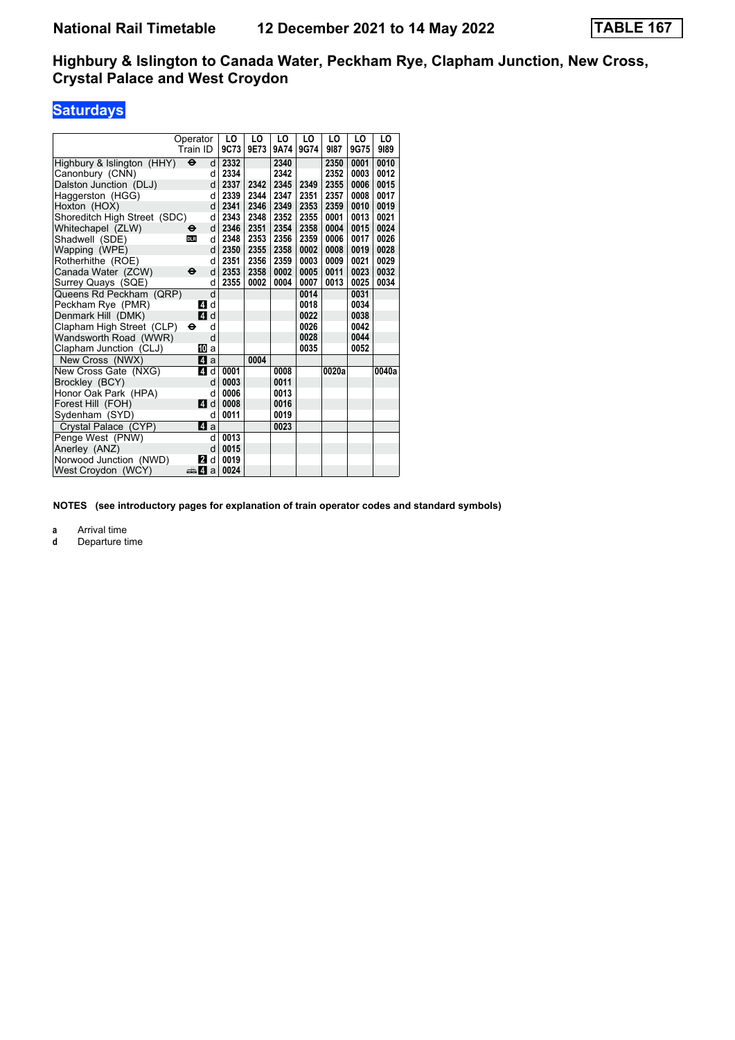# National Rail Timetable    12 December 2021 to 14 May 2022    TABLE 167

## Highbury & Islington to Canada Water, Peckham Rye, Clapham Junction, New Cross, Crystal Palace and West Croydon

### Saturdays

| Operator | | LO | LO | LO | LO | LO | LO | LO |
|---|---|---|---|---|---|---|---|---|
| Train ID | | 9C73 | 9E73 | 9A74 | 9G74 | 9I87 | 9G75 | 9I89 |
| Highbury & Islington (HHY) ⊖ | d | 2332 | | 2340 | | 2350 | 0001 | 0010 |
| Canonbury (CNN) | d | 2334 | | 2342 | | 2352 | 0003 | 0012 |
| Dalston Junction (DLJ) | d | 2337 | 2342 | 2345 | 2349 | 2355 | 0006 | 0015 |
| Haggerston (HGG) | d | 2339 | 2344 | 2347 | 2351 | 2357 | 0008 | 0017 |
| Hoxton (HOX) | d | 2341 | 2346 | 2349 | 2353 | 2359 | 0010 | 0019 |
| Shoreditch High Street (SDC) | d | 2343 | 2348 | 2352 | 2355 | 0001 | 0013 | 0021 |
| Whitechapel (ZLW) ⊖ | d | 2346 | 2351 | 2354 | 2358 | 0004 | 0015 | 0024 |
| Shadwell (SDE) DLR | d | 2348 | 2353 | 2356 | 2359 | 0006 | 0017 | 0026 |
| Wapping (WPE) | d | 2350 | 2355 | 2358 | 0002 | 0008 | 0019 | 0028 |
| Rotherhithe (ROE) | d | 2351 | 2356 | 2359 | 0003 | 0009 | 0021 | 0029 |
| Canada Water (ZCW) ⊖ | d | 2353 | 2358 | 0002 | 0005 | 0011 | 0023 | 0032 |
| Surrey Quays (SQE) | d | 2355 | 0002 | 0004 | 0007 | 0013 | 0025 | 0034 |
| Queens Rd Peckham (QRP) | d | | | | 0014 | | 0031 | |
| Peckham Rye (PMR) 4 | d | | | | 0018 | | 0034 | |
| Denmark Hill (DMK) 4 | d | | | | 0022 | | 0038 | |
| Clapham High Street (CLP) ⊖ | d | | | | 0026 | | 0042 | |
| Wandsworth Road (WWR) | d | | | | 0028 | | 0044 | |
| Clapham Junction (CLJ) 10 | a | | | | 0035 | | 0052 | |
| New Cross (NWX) 4 | a | | 0004 | | | | | |
| New Cross Gate (NXG) 4 | d | 0001 | | 0008 | | 0020a | | 0040a |
| Brockley (BCY) | d | 0003 | | 0011 | | | | |
| Honor Oak Park (HPA) | d | 0006 | | 0013 | | | | |
| Forest Hill (FOH) 4 | d | 0008 | | 0016 | | | | |
| Sydenham (SYD) | d | 0011 | | 0019 | | | | |
| Crystal Palace (CYP) 4 | a | | | 0023 | | | | |
| Penge West (PNW) | d | 0013 | | | | | | |
| Anerley (ANZ) | d | 0015 | | | | | | |
| Norwood Junction (NWD) 2 | d | 0019 | | | | | | |
| West Croydon (WCY) 4 | a | 0024 | | | | | | |

**NOTES (see introductory pages for explanation of train operator codes and standard symbols)**

**a** Arrival time
**d** Departure time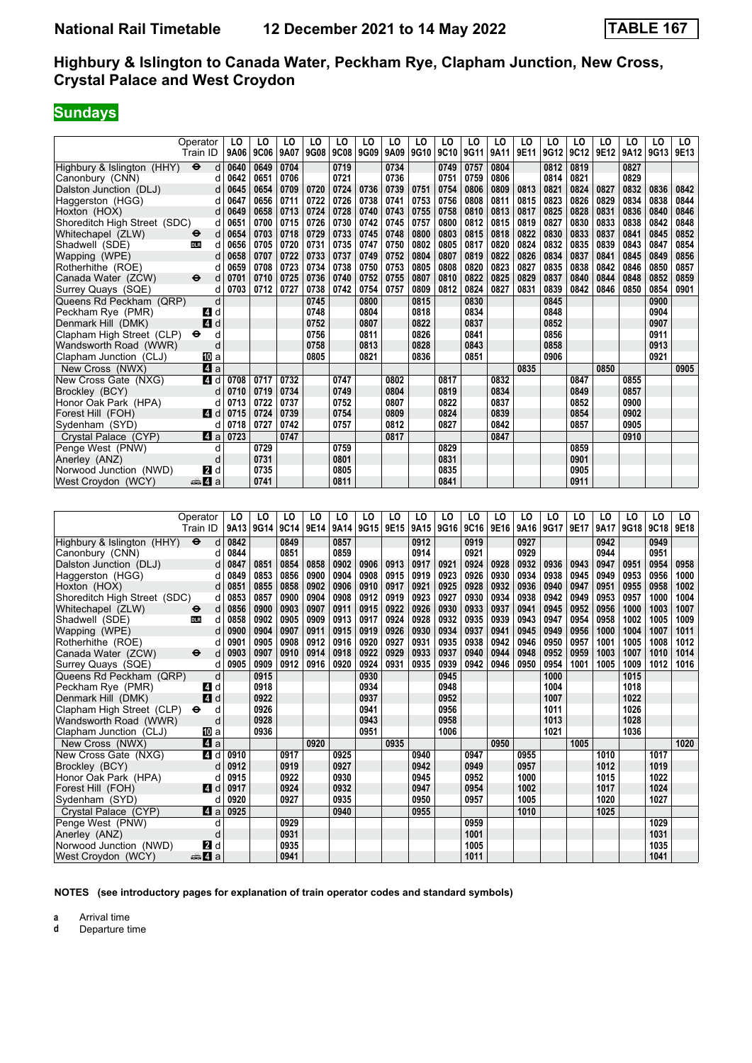# National Rail Timetable — 12 December 2021 to 14 May 2022 — TABLE 167

## Highbury & Islington to Canada Water, Peckham Rye, Clapham Junction, New Cross, Crystal Palace and West Croydon

### Sundays

| Operator | | LO | LO | LO | LO | LO | LO | LO | LO | LO | LO | LO | LO | LO | LO | LO | LO | LO | LO |
|---|---|---|---|---|---|---|---|---|---|---|---|---|---|---|---|---|---|---|---|
| **Train ID** | | 9A06 | 9C06 | 9A07 | 9G08 | 9C08 | 9G09 | 9A09 | 9G10 | 9C10 | 9G11 | 9A11 | 9E11 | 9G12 | 9C12 | 9E12 | 9A12 | 9G13 | 9E13 |
| Highbury & Islington (HHY) ⊖ | d | 0640 | 0649 | 0704 | | 0719 | | 0734 | | 0749 | 0757 | 0804 | | 0812 | 0819 | | 0827 | | |
| Canonbury (CNN) | d | 0642 | 0651 | 0706 | | 0721 | | 0736 | | 0751 | 0759 | 0806 | | 0814 | 0821 | | 0829 | | |
| Dalston Junction (DLJ) | d | 0645 | 0654 | 0709 | 0720 | 0724 | 0736 | 0739 | 0751 | 0754 | 0806 | 0809 | 0813 | 0821 | 0824 | 0827 | 0832 | 0836 | 0842 |
| Haggerston (HGG) | d | 0647 | 0656 | 0711 | 0722 | 0726 | 0738 | 0741 | 0753 | 0756 | 0808 | 0811 | 0815 | 0823 | 0826 | 0829 | 0834 | 0838 | 0844 |
| Hoxton (HOX) | d | 0649 | 0658 | 0713 | 0724 | 0728 | 0740 | 0743 | 0755 | 0758 | 0810 | 0813 | 0817 | 0825 | 0828 | 0831 | 0836 | 0840 | 0846 |
| Shoreditch High Street (SDC) | d | 0651 | 0700 | 0715 | 0726 | 0730 | 0742 | 0745 | 0757 | 0800 | 0812 | 0815 | 0819 | 0827 | 0830 | 0833 | 0838 | 0842 | 0848 |
| Whitechapel (ZLW) ⊖ | d | 0654 | 0703 | 0718 | 0729 | 0733 | 0745 | 0748 | 0800 | 0803 | 0815 | 0818 | 0822 | 0830 | 0833 | 0837 | 0841 | 0845 | 0852 |
| Shadwell (SDE) DLR | d | 0656 | 0705 | 0720 | 0731 | 0735 | 0747 | 0750 | 0802 | 0805 | 0817 | 0820 | 0824 | 0832 | 0835 | 0839 | 0843 | 0847 | 0854 |
| Wapping (WPE) | d | 0658 | 0707 | 0722 | 0733 | 0737 | 0749 | 0752 | 0804 | 0807 | 0819 | 0822 | 0826 | 0834 | 0837 | 0841 | 0845 | 0849 | 0856 |
| Rotherhithe (ROE) | d | 0659 | 0708 | 0723 | 0734 | 0738 | 0750 | 0753 | 0805 | 0808 | 0820 | 0823 | 0827 | 0835 | 0838 | 0842 | 0846 | 0850 | 0857 |
| Canada Water (ZCW) ⊖ | d | 0701 | 0710 | 0725 | 0736 | 0740 | 0752 | 0755 | 0807 | 0810 | 0822 | 0825 | 0829 | 0837 | 0840 | 0844 | 0848 | 0852 | 0859 |
| Surrey Quays (SQE) | d | 0703 | 0712 | 0727 | 0738 | 0742 | 0754 | 0757 | 0809 | 0812 | 0824 | 0827 | 0831 | 0839 | 0842 | 0846 | 0850 | 0854 | 0901 |
| Queens Rd Peckham (QRP) | d | | | | 0745 | | 0800 | | 0815 | | 0830 | | | 0845 | | | | 0900 | |
| Peckham Rye (PMR) 4 | d | | | | 0748 | | 0804 | | 0818 | | 0834 | | | 0848 | | | | 0904 | |
| Denmark Hill (DMK) 4 | d | | | | 0752 | | 0807 | | 0822 | | 0837 | | | 0852 | | | | 0907 | |
| Clapham High Street (CLP) ⊖ | d | | | | 0756 | | 0811 | | 0826 | | 0841 | | | 0856 | | | | 0911 | |
| Wandsworth Road (WWR) | d | | | | 0758 | | 0813 | | 0828 | | 0843 | | | 0858 | | | | 0913 | |
| Clapham Junction (CLJ) 10 | a | | | | 0805 | | 0821 | | 0836 | | 0851 | | | 0906 | | | | 0921 | |
| New Cross (NWX) 4 | a | | | | | | | | | | | | 0835 | | | 0850 | | | 0905 |
| New Cross Gate (NXG) 4 | d | 0708 | 0717 | 0732 | | 0747 | | 0802 | | 0817 | | 0832 | | | 0847 | | 0855 | | |
| Brockley (BCY) | d | 0710 | 0719 | 0734 | | 0749 | | 0804 | | 0819 | | 0834 | | | 0849 | | 0857 | | |
| Honor Oak Park (HPA) | d | 0713 | 0722 | 0737 | | 0752 | | 0807 | | 0822 | | 0837 | | | 0852 | | 0900 | | |
| Forest Hill (FOH) 4 | d | 0715 | 0724 | 0739 | | 0754 | | 0809 | | 0824 | | 0839 | | | 0854 | | 0902 | | |
| Sydenham (SYD) | d | 0718 | 0727 | 0742 | | 0757 | | 0812 | | 0827 | | 0842 | | | 0857 | | 0905 | | |
| Crystal Palace (CYP) 4 | a | 0723 | | 0747 | | | | 0817 | | | | 0847 | | | | | 0910 | | |
| Penge West (PNW) | d | | 0729 | | | 0759 | | | | 0829 | | | | | 0859 | | | | |
| Anerley (ANZ) | d | | 0731 | | | 0801 | | | | 0831 | | | | | 0901 | | | | |
| Norwood Junction (NWD) 2 | d | | 0735 | | | 0805 | | | | 0835 | | | | | 0905 | | | | |
| West Croydon (WCY) 4 | a | | 0741 | | | 0811 | | | | 0841 | | | | | 0911 | | | | |

| Operator | | LO | LO | LO | LO | LO | LO | LO | LO | LO | LO | LO | LO | LO | LO | LO | LO | LO | LO |
|---|---|---|---|---|---|---|---|---|---|---|---|---|---|---|---|---|---|---|---|
| **Train ID** | | 9A13 | 9G14 | 9C14 | 9E14 | 9A14 | 9G15 | 9E15 | 9A15 | 9G16 | 9C16 | 9E16 | 9A16 | 9G17 | 9E17 | 9A17 | 9G18 | 9C18 | 9E18 |
| Highbury & Islington (HHY) ⊖ | d | 0842 | | 0849 | | 0857 | | | 0912 | | 0919 | | 0927 | | | 0942 | | 0949 | |
| Canonbury (CNN) | d | 0844 | | 0851 | | 0859 | | | 0914 | | 0921 | | 0929 | | | 0944 | | 0951 | |
| Dalston Junction (DLJ) | d | 0847 | 0851 | 0854 | 0858 | 0902 | 0906 | 0913 | 0917 | 0921 | 0924 | 0928 | 0932 | 0936 | 0943 | 0947 | 0951 | 0954 | 0958 |
| Haggerston (HGG) | d | 0849 | 0853 | 0856 | 0900 | 0904 | 0908 | 0915 | 0919 | 0923 | 0926 | 0930 | 0934 | 0938 | 0945 | 0949 | 0953 | 0956 | 1000 |
| Hoxton (HOX) | d | 0851 | 0855 | 0858 | 0902 | 0906 | 0910 | 0917 | 0921 | 0925 | 0928 | 0932 | 0936 | 0940 | 0947 | 0951 | 0955 | 0958 | 1002 |
| Shoreditch High Street (SDC) | d | 0853 | 0857 | 0900 | 0904 | 0908 | 0912 | 0919 | 0923 | 0927 | 0930 | 0934 | 0938 | 0942 | 0949 | 0953 | 0957 | 1000 | 1004 |
| Whitechapel (ZLW) ⊖ | d | 0856 | 0900 | 0903 | 0907 | 0911 | 0915 | 0922 | 0926 | 0930 | 0933 | 0937 | 0941 | 0945 | 0952 | 0956 | 1000 | 1003 | 1007 |
| Shadwell (SDE) DLR | d | 0858 | 0902 | 0905 | 0909 | 0913 | 0917 | 0924 | 0928 | 0932 | 0935 | 0939 | 0943 | 0947 | 0954 | 0958 | 1002 | 1005 | 1009 |
| Wapping (WPE) | d | 0900 | 0904 | 0907 | 0911 | 0915 | 0919 | 0926 | 0930 | 0934 | 0937 | 0941 | 0945 | 0949 | 0956 | 1000 | 1004 | 1007 | 1011 |
| Rotherhithe (ROE) | d | 0901 | 0905 | 0908 | 0912 | 0916 | 0920 | 0927 | 0931 | 0935 | 0938 | 0942 | 0946 | 0950 | 0957 | 1001 | 1005 | 1008 | 1012 |
| Canada Water (ZCW) ⊖ | d | 0903 | 0907 | 0910 | 0914 | 0918 | 0922 | 0929 | 0933 | 0937 | 0940 | 0944 | 0948 | 0952 | 0959 | 1003 | 1007 | 1010 | 1014 |
| Surrey Quays (SQE) | d | 0905 | 0909 | 0912 | 0916 | 0920 | 0924 | 0931 | 0935 | 0939 | 0942 | 0946 | 0950 | 0954 | 1001 | 1005 | 1009 | 1012 | 1016 |
| Queens Rd Peckham (QRP) | d | | 0915 | | | | 0930 | | | 0945 | | | | 1000 | | | 1015 | | |
| Peckham Rye (PMR) 4 | d | | 0918 | | | | 0934 | | | 0948 | | | | 1004 | | | 1018 | | |
| Denmark Hill (DMK) 4 | d | | 0922 | | | | 0937 | | | 0952 | | | | 1007 | | | 1022 | | |
| Clapham High Street (CLP) ⊖ | d | | 0926 | | | | 0941 | | | 0956 | | | | 1011 | | | 1026 | | |
| Wandsworth Road (WWR) | d | | 0928 | | | | 0943 | | | 0958 | | | | 1013 | | | 1028 | | |
| Clapham Junction (CLJ) 10 | a | | 0936 | | | | 0951 | | | 1006 | | | | 1021 | | | 1036 | | |
| New Cross (NWX) 4 | a | | | | 0920 | | | 0935 | | | | 0950 | | | 1005 | | | | 1020 |
| New Cross Gate (NXG) 4 | d | 0910 | | 0917 | | 0925 | | | 0940 | | 0947 | | 0955 | | | 1010 | | 1017 | |
| Brockley (BCY) | d | 0912 | | 0919 | | 0927 | | | 0942 | | 0949 | | 0957 | | | 1012 | | 1019 | |
| Honor Oak Park (HPA) | d | 0915 | | 0922 | | 0930 | | | 0945 | | 0952 | | 1000 | | | 1015 | | 1022 | |
| Forest Hill (FOH) 4 | d | 0917 | | 0924 | | 0932 | | | 0947 | | 0954 | | 1002 | | | 1017 | | 1024 | |
| Sydenham (SYD) | d | 0920 | | 0927 | | 0935 | | | 0950 | | 0957 | | 1005 | | | 1020 | | 1027 | |
| Crystal Palace (CYP) 4 | a | 0925 | | | | 0940 | | | 0955 | | | | 1010 | | | 1025 | | | |
| Penge West (PNW) | d | | | 0929 | | | | | | | 0959 | | | | | | | 1029 | |
| Anerley (ANZ) | d | | | 0931 | | | | | | | 1001 | | | | | | | 1031 | |
| Norwood Junction (NWD) 2 | d | | | 0935 | | | | | | | 1005 | | | | | | | 1035 | |
| West Croydon (WCY) 4 | a | | | 0941 | | | | | | | 1011 | | | | | | | 1041 | |

**NOTES (see introductory pages for explanation of train operator codes and standard symbols)**

**a** Arrival time
**d** Departure time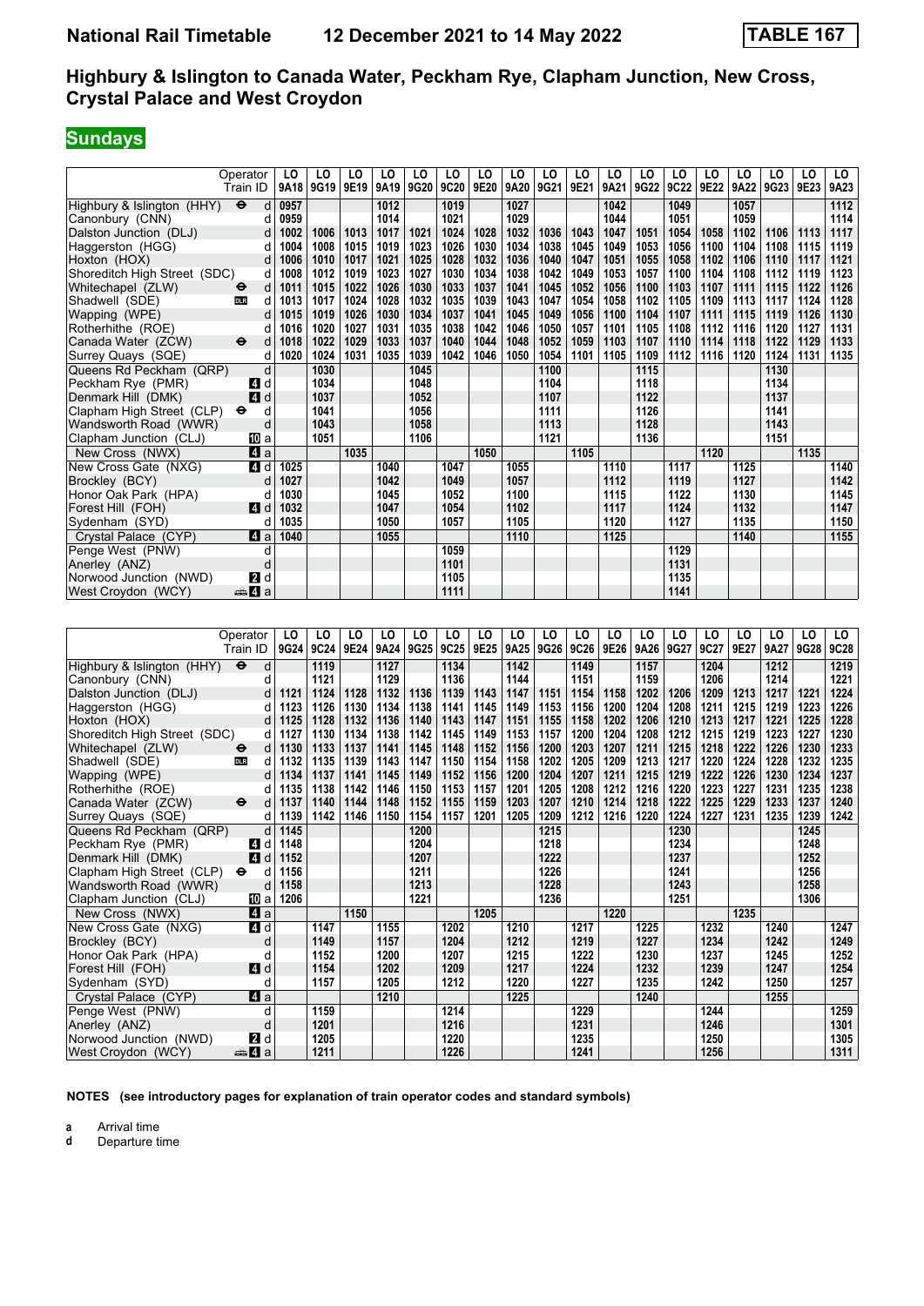# National Rail Timetable 12 December 2021 to 14 May 2022 TABLE 167

## Highbury & Islington to Canada Water, Peckham Rye, Clapham Junction, New Cross, Crystal Palace and West Croydon

### Sundays

| Operator | | LO | LO | LO | LO | LO | LO | LO | LO | LO | LO | LO | LO | LO | LO | LO | LO | LO | LO |
|---|---|---|---|---|---|---|---|---|---|---|---|---|---|---|---|---|---|---|---|
| Train ID | | 9A18 | 9G19 | 9E19 | 9A19 | 9G20 | 9C20 | 9E20 | 9A20 | 9G21 | 9E21 | 9A21 | 9G22 | 9C22 | 9E22 | 9A22 | 9G23 | 9E23 | 9A23 |
| Highbury & Islington (HHY) ⊖ | d | 0957 | | | 1012 | | 1019 | | 1027 | | | 1042 | | 1049 | | 1057 | | | 1112 |
| Canonbury (CNN) | d | 0959 | | | 1014 | | 1021 | | 1029 | | | 1044 | | 1051 | | 1059 | | | 1114 |
| Dalston Junction (DLJ) | d | 1002 | 1006 | 1013 | 1017 | 1021 | 1024 | 1028 | 1032 | 1036 | 1043 | 1047 | 1051 | 1054 | 1058 | 1102 | 1106 | 1113 | 1117 |
| Haggerston (HGG) | d | 1004 | 1008 | 1015 | 1019 | 1023 | 1026 | 1030 | 1034 | 1038 | 1045 | 1049 | 1053 | 1056 | 1100 | 1104 | 1108 | 1115 | 1119 |
| Hoxton (HOX) | d | 1006 | 1010 | 1017 | 1021 | 1025 | 1028 | 1032 | 1036 | 1040 | 1047 | 1051 | 1055 | 1058 | 1102 | 1106 | 1110 | 1117 | 1121 |
| Shoreditch High Street (SDC) | d | 1008 | 1012 | 1019 | 1023 | 1027 | 1030 | 1034 | 1038 | 1042 | 1049 | 1053 | 1057 | 1100 | 1104 | 1108 | 1112 | 1119 | 1123 |
| Whitechapel (ZLW) ⊖ | d | 1011 | 1015 | 1022 | 1026 | 1030 | 1033 | 1037 | 1041 | 1045 | 1052 | 1056 | 1100 | 1103 | 1107 | 1111 | 1115 | 1122 | 1126 |
| Shadwell (SDE) DLR | d | 1013 | 1017 | 1024 | 1028 | 1032 | 1035 | 1039 | 1043 | 1047 | 1054 | 1058 | 1102 | 1105 | 1109 | 1113 | 1117 | 1124 | 1128 |
| Wapping (WPE) | d | 1015 | 1019 | 1026 | 1030 | 1034 | 1037 | 1041 | 1045 | 1049 | 1056 | 1100 | 1104 | 1107 | 1111 | 1115 | 1119 | 1126 | 1130 |
| Rotherhithe (ROE) | d | 1016 | 1020 | 1027 | 1031 | 1035 | 1038 | 1042 | 1046 | 1050 | 1057 | 1101 | 1105 | 1108 | 1112 | 1116 | 1120 | 1127 | 1131 |
| Canada Water (ZCW) ⊖ | d | 1018 | 1022 | 1029 | 1033 | 1037 | 1040 | 1044 | 1048 | 1052 | 1059 | 1103 | 1107 | 1110 | 1114 | 1118 | 1122 | 1129 | 1133 |
| Surrey Quays (SQE) | d | 1020 | 1024 | 1031 | 1035 | 1039 | 1042 | 1046 | 1050 | 1054 | 1101 | 1105 | 1109 | 1112 | 1116 | 1120 | 1124 | 1131 | 1135 |
| Queens Rd Peckham (QRP) | d | | 1030 | | | 1045 | | | | 1100 | | | 1115 | | | | 1130 | | |
| Peckham Rye (PMR) 4 | d | | 1034 | | | 1048 | | | | 1104 | | | 1118 | | | | 1134 | | |
| Denmark Hill (DMK) 4 | d | | 1037 | | | 1052 | | | | 1107 | | | 1122 | | | | 1137 | | |
| Clapham High Street (CLP) ⊖ | d | | 1041 | | | 1056 | | | | 1111 | | | 1126 | | | | 1141 | | |
| Wandsworth Road (WWR) | d | | 1043 | | | 1058 | | | | 1113 | | | 1128 | | | | 1143 | | |
| Clapham Junction (CLJ) 10 | a | | 1051 | | | 1106 | | | | 1121 | | | 1136 | | | | 1151 | | |
| New Cross (NWX) 4 | a | | | 1035 | | | | 1050 | | | 1105 | | | | 1120 | | | 1135 | |
| New Cross Gate (NXG) 4 | d | 1025 | | | 1040 | | 1047 | | 1055 | | | 1110 | | 1117 | | 1125 | | | 1140 |
| Brockley (BCY) | d | 1027 | | | 1042 | | 1049 | | 1057 | | | 1112 | | 1119 | | 1127 | | | 1142 |
| Honor Oak Park (HPA) | d | 1030 | | | 1045 | | 1052 | | 1100 | | | 1115 | | 1122 | | 1130 | | | 1145 |
| Forest Hill (FOH) 4 | d | 1032 | | | 1047 | | 1054 | | 1102 | | | 1117 | | 1124 | | 1132 | | | 1147 |
| Sydenham (SYD) | d | 1035 | | | 1050 | | 1057 | | 1105 | | | 1120 | | 1127 | | 1135 | | | 1150 |
| Crystal Palace (CYP) 4 | a | 1040 | | | 1055 | | | | 1110 | | | 1125 | | | | 1140 | | | 1155 |
| Penge West (PNW) | d | | | | | | 1059 | | | | | | | 1129 | | | | | |
| Anerley (ANZ) | d | | | | | | 1101 | | | | | | | 1131 | | | | | |
| Norwood Junction (NWD) 2 | d | | | | | | 1105 | | | | | | | 1135 | | | | | |
| West Croydon (WCY) 4 | a | | | | | | 1111 | | | | | | | 1141 | | | | | |

| Operator | | LO | LO | LO | LO | LO | LO | LO | LO | LO | LO | LO | LO | LO | LO | LO | LO | LO | LO |
|---|---|---|---|---|---|---|---|---|---|---|---|---|---|---|---|---|---|---|---|
| Train ID | | 9G24 | 9C24 | 9E24 | 9A24 | 9G25 | 9C25 | 9E25 | 9A25 | 9G26 | 9C26 | 9E26 | 9A26 | 9G27 | 9C27 | 9E27 | 9A27 | 9G28 | 9C28 |
| Highbury & Islington (HHY) ⊖ | d | | 1119 | | 1127 | | 1134 | | 1142 | | 1149 | | 1157 | | 1204 | | 1212 | | 1219 |
| Canonbury (CNN) | d | | 1121 | | 1129 | | 1136 | | 1144 | | 1151 | | 1159 | | 1206 | | 1214 | | 1221 |
| Dalston Junction (DLJ) | d | 1121 | 1124 | 1128 | 1132 | 1136 | 1139 | 1143 | 1147 | 1151 | 1154 | 1158 | 1202 | 1206 | 1209 | 1213 | 1217 | 1221 | 1224 |
| Haggerston (HGG) | d | 1123 | 1126 | 1130 | 1134 | 1138 | 1141 | 1145 | 1149 | 1153 | 1156 | 1200 | 1204 | 1208 | 1211 | 1215 | 1219 | 1223 | 1226 |
| Hoxton (HOX) | d | 1125 | 1128 | 1132 | 1136 | 1140 | 1143 | 1147 | 1151 | 1155 | 1158 | 1202 | 1206 | 1210 | 1213 | 1217 | 1221 | 1225 | 1228 |
| Shoreditch High Street (SDC) | d | 1127 | 1130 | 1134 | 1138 | 1142 | 1145 | 1149 | 1153 | 1157 | 1200 | 1204 | 1208 | 1212 | 1215 | 1219 | 1223 | 1227 | 1230 |
| Whitechapel (ZLW) ⊖ | d | 1130 | 1133 | 1137 | 1141 | 1145 | 1148 | 1152 | 1156 | 1200 | 1203 | 1207 | 1211 | 1215 | 1218 | 1222 | 1226 | 1230 | 1233 |
| Shadwell (SDE) DLR | d | 1132 | 1135 | 1139 | 1143 | 1147 | 1150 | 1154 | 1158 | 1202 | 1205 | 1209 | 1213 | 1217 | 1220 | 1224 | 1228 | 1232 | 1235 |
| Wapping (WPE) | d | 1134 | 1137 | 1141 | 1145 | 1149 | 1152 | 1156 | 1200 | 1204 | 1207 | 1211 | 1215 | 1219 | 1222 | 1226 | 1230 | 1234 | 1237 |
| Rotherhithe (ROE) | d | 1135 | 1138 | 1142 | 1146 | 1150 | 1153 | 1157 | 1201 | 1205 | 1208 | 1212 | 1216 | 1220 | 1223 | 1227 | 1231 | 1235 | 1238 |
| Canada Water (ZCW) ⊖ | d | 1137 | 1140 | 1144 | 1148 | 1152 | 1155 | 1159 | 1203 | 1207 | 1210 | 1214 | 1218 | 1222 | 1225 | 1229 | 1233 | 1237 | 1240 |
| Surrey Quays (SQE) | d | 1139 | 1142 | 1146 | 1150 | 1154 | 1157 | 1201 | 1205 | 1209 | 1212 | 1216 | 1220 | 1224 | 1227 | 1231 | 1235 | 1239 | 1242 |
| Queens Rd Peckham (QRP) | d | 1145 | | | | 1200 | | | | 1215 | | | | 1230 | | | | 1245 | |
| Peckham Rye (PMR) 4 | d | 1148 | | | | 1204 | | | | 1218 | | | | 1234 | | | | 1248 | |
| Denmark Hill (DMK) 4 | d | 1152 | | | | 1207 | | | | 1222 | | | | 1237 | | | | 1252 | |
| Clapham High Street (CLP) ⊖ | d | 1156 | | | | 1211 | | | | 1226 | | | | 1241 | | | | 1256 | |
| Wandsworth Road (WWR) | d | 1158 | | | | 1213 | | | | 1228 | | | | 1243 | | | | 1258 | |
| Clapham Junction (CLJ) 10 | a | 1206 | | | | 1221 | | | | 1236 | | | | 1251 | | | | 1306 | |
| New Cross (NWX) 4 | a | | | 1150 | | | | 1205 | | | | 1220 | | | | 1235 | | | |
| New Cross Gate (NXG) 4 | d | | 1147 | | 1155 | | 1202 | | 1210 | | 1217 | | 1225 | | 1232 | | 1240 | | 1247 |
| Brockley (BCY) | d | | 1149 | | 1157 | | 1204 | | 1212 | | 1219 | | 1227 | | 1234 | | 1242 | | 1249 |
| Honor Oak Park (HPA) | d | | 1152 | | 1200 | | 1207 | | 1215 | | 1222 | | 1230 | | 1237 | | 1245 | | 1252 |
| Forest Hill (FOH) 4 | d | | 1154 | | 1202 | | 1209 | | 1217 | | 1224 | | 1232 | | 1239 | | 1247 | | 1254 |
| Sydenham (SYD) | d | | 1157 | | 1205 | | 1212 | | 1220 | | 1227 | | 1235 | | 1242 | | 1250 | | 1257 |
| Crystal Palace (CYP) 4 | a | | | | 1210 | | | | 1225 | | | | 1240 | | | | 1255 | | |
| Penge West (PNW) | d | | 1159 | | | | 1214 | | | | 1229 | | | | 1244 | | | | 1259 |
| Anerley (ANZ) | d | | 1201 | | | | 1216 | | | | 1231 | | | | 1246 | | | | 1301 |
| Norwood Junction (NWD) 2 | d | | 1205 | | | | 1220 | | | | 1235 | | | | 1250 | | | | 1305 |
| West Croydon (WCY) 4 | a | | 1211 | | | | 1226 | | | | 1241 | | | | 1256 | | | | 1311 |

**NOTES (see introductory pages for explanation of train operator codes and standard symbols)**

**a** Arrival time
**d** Departure time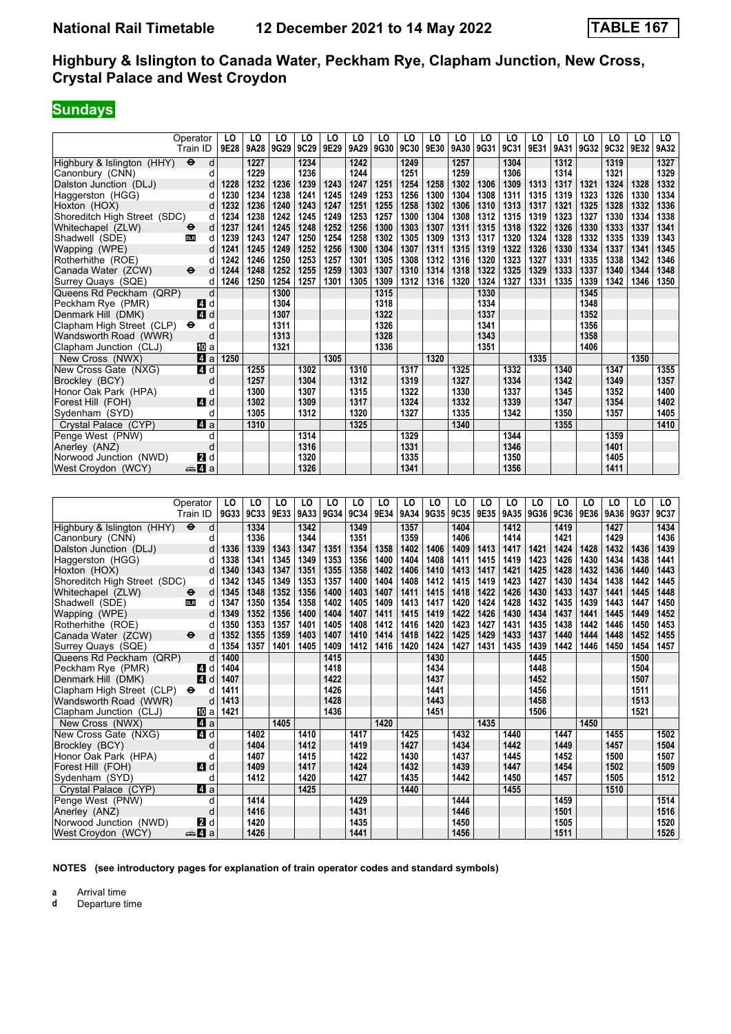# National Rail Timetable 12 December 2021 to 14 May 2022 TABLE 167

## Highbury & Islington to Canada Water, Peckham Rye, Clapham Junction, New Cross, Crystal Palace and West Croydon

**Sundays**

| Operator | | LO | LO | LO | LO | LO | LO | LO | LO | LO | LO | LO | LO | LO | LO | LO | LO | LO | LO |
|---|---|---|---|---|---|---|---|---|---|---|---|---|---|---|---|---|---|---|---|
| Train ID | | 9E28 | 9A28 | 9G29 | 9C29 | 9E29 | 9A29 | 9G30 | 9C30 | 9E30 | 9A30 | 9G31 | 9C31 | 9E31 | 9A31 | 9G32 | 9C32 | 9E32 | 9A32 |
| Highbury & Islington (HHY) ⊖ | d | | 1227 | | 1234 | | 1242 | | 1249 | | 1257 | | 1304 | | 1312 | | 1319 | | 1327 |
| Canonbury (CNN) | d | | 1229 | | 1236 | | 1244 | | 1251 | | 1259 | | 1306 | | 1314 | | 1321 | | 1329 |
| Dalston Junction (DLJ) | d | 1228 | 1232 | 1236 | 1239 | 1243 | 1247 | 1251 | 1254 | 1258 | 1302 | 1306 | 1309 | 1313 | 1317 | 1321 | 1324 | 1328 | 1332 |
| Haggerston (HGG) | d | 1230 | 1234 | 1238 | 1241 | 1245 | 1249 | 1253 | 1256 | 1300 | 1304 | 1308 | 1311 | 1315 | 1319 | 1323 | 1326 | 1330 | 1334 |
| Hoxton (HOX) | d | 1232 | 1236 | 1240 | 1243 | 1247 | 1251 | 1255 | 1258 | 1302 | 1306 | 1310 | 1313 | 1317 | 1321 | 1325 | 1328 | 1332 | 1336 |
| Shoreditch High Street (SDC) | d | 1234 | 1238 | 1242 | 1245 | 1249 | 1253 | 1257 | 1300 | 1304 | 1308 | 1312 | 1315 | 1319 | 1323 | 1327 | 1330 | 1334 | 1338 |
| Whitechapel (ZLW) ⊖ | d | 1237 | 1241 | 1245 | 1248 | 1252 | 1256 | 1300 | 1303 | 1307 | 1311 | 1315 | 1318 | 1322 | 1326 | 1330 | 1333 | 1337 | 1341 |
| Shadwell (SDE) DLR | d | 1239 | 1243 | 1247 | 1250 | 1254 | 1258 | 1302 | 1305 | 1309 | 1313 | 1317 | 1320 | 1324 | 1328 | 1332 | 1335 | 1339 | 1343 |
| Wapping (WPE) | d | 1241 | 1245 | 1249 | 1252 | 1256 | 1300 | 1304 | 1307 | 1311 | 1315 | 1319 | 1322 | 1326 | 1330 | 1334 | 1337 | 1341 | 1345 |
| Rotherhithe (ROE) | d | 1242 | 1246 | 1250 | 1253 | 1257 | 1301 | 1305 | 1308 | 1312 | 1316 | 1320 | 1323 | 1327 | 1331 | 1335 | 1338 | 1342 | 1346 |
| Canada Water (ZCW) ⊖ | d | 1244 | 1248 | 1252 | 1255 | 1259 | 1303 | 1307 | 1310 | 1314 | 1318 | 1322 | 1325 | 1329 | 1333 | 1337 | 1340 | 1344 | 1348 |
| Surrey Quays (SQE) | d | 1246 | 1250 | 1254 | 1257 | 1301 | 1305 | 1309 | 1312 | 1316 | 1320 | 1324 | 1327 | 1331 | 1335 | 1339 | 1342 | 1346 | 1350 |
| Queens Rd Peckham (QRP) | d | | | 1300 | | | | 1315 | | | | 1330 | | | | 1345 | | | |
| Peckham Rye (PMR) 4 | d | | | 1304 | | | | 1318 | | | | 1334 | | | | 1348 | | | |
| Denmark Hill (DMK) 4 | d | | | 1307 | | | | 1322 | | | | 1337 | | | | 1352 | | | |
| Clapham High Street (CLP) ⊖ | d | | | 1311 | | | | 1326 | | | | 1341 | | | | 1356 | | | |
| Wandsworth Road (WWR) | d | | | 1313 | | | | 1328 | | | | 1343 | | | | 1358 | | | |
| Clapham Junction (CLJ) 10 | a | | | 1321 | | | | 1336 | | | | 1351 | | | | 1406 | | | |
| New Cross (NWX) 4 | a | 1250 | | | | 1305 | | | | 1320 | | | | 1335 | | | | 1350 | |
| New Cross Gate (NXG) 4 | d | | 1255 | | 1302 | | 1310 | | 1317 | | 1325 | | 1332 | | 1340 | | 1347 | | 1355 |
| Brockley (BCY) | d | | 1257 | | 1304 | | 1312 | | 1319 | | 1327 | | 1334 | | 1342 | | 1349 | | 1357 |
| Honor Oak Park (HPA) | d | | 1300 | | 1307 | | 1315 | | 1322 | | 1330 | | 1337 | | 1345 | | 1352 | | 1400 |
| Forest Hill (FOH) 4 | d | | 1302 | | 1309 | | 1317 | | 1324 | | 1332 | | 1339 | | 1347 | | 1354 | | 1402 |
| Sydenham (SYD) | d | | 1305 | | 1312 | | 1320 | | 1327 | | 1335 | | 1342 | | 1350 | | 1357 | | 1405 |
| Crystal Palace (CYP) 4 | a | | 1310 | | | | 1325 | | | | 1340 | | | | 1355 | | | | 1410 |
| Penge West (PNW) | d | | | | 1314 | | | | 1329 | | | | 1344 | | | | 1359 | | |
| Anerley (ANZ) | d | | | | 1316 | | | | 1331 | | | | 1346 | | | | 1401 | | |
| Norwood Junction (NWD) 2 | d | | | | 1320 | | | | 1335 | | | | 1350 | | | | 1405 | | |
| West Croydon (WCY) 4 | a | | | | 1326 | | | | 1341 | | | | 1356 | | | | 1411 | | |

| Operator | | LO | LO | LO | LO | LO | LO | LO | LO | LO | LO | LO | LO | LO | LO | LO | LO | LO | LO |
|---|---|---|---|---|---|---|---|---|---|---|---|---|---|---|---|---|---|---|---|
| Train ID | | 9G33 | 9C33 | 9E33 | 9A33 | 9G34 | 9C34 | 9E34 | 9A34 | 9G35 | 9C35 | 9E35 | 9A35 | 9G36 | 9C36 | 9E36 | 9A36 | 9G37 | 9C37 |
| Highbury & Islington (HHY) ⊖ | d | | 1334 | | 1342 | | 1349 | | 1357 | | 1404 | | 1412 | | 1419 | | 1427 | | 1434 |
| Canonbury (CNN) | d | | 1336 | | 1344 | | 1351 | | 1359 | | 1406 | | 1414 | | 1421 | | 1429 | | 1436 |
| Dalston Junction (DLJ) | d | 1336 | 1339 | 1343 | 1347 | 1351 | 1354 | 1358 | 1402 | 1406 | 1409 | 1413 | 1417 | 1421 | 1424 | 1428 | 1432 | 1436 | 1439 |
| Haggerston (HGG) | d | 1338 | 1341 | 1345 | 1349 | 1353 | 1356 | 1400 | 1404 | 1408 | 1411 | 1415 | 1419 | 1423 | 1426 | 1430 | 1434 | 1438 | 1441 |
| Hoxton (HOX) | d | 1340 | 1343 | 1347 | 1351 | 1355 | 1358 | 1402 | 1406 | 1410 | 1413 | 1417 | 1421 | 1425 | 1428 | 1432 | 1436 | 1440 | 1443 |
| Shoreditch High Street (SDC) | d | 1342 | 1345 | 1349 | 1353 | 1357 | 1400 | 1404 | 1408 | 1412 | 1415 | 1419 | 1423 | 1427 | 1430 | 1434 | 1438 | 1442 | 1445 |
| Whitechapel (ZLW) ⊖ | d | 1345 | 1348 | 1352 | 1356 | 1400 | 1403 | 1407 | 1411 | 1415 | 1418 | 1422 | 1426 | 1430 | 1433 | 1437 | 1441 | 1445 | 1448 |
| Shadwell (SDE) DLR | d | 1347 | 1350 | 1354 | 1358 | 1402 | 1405 | 1409 | 1413 | 1417 | 1420 | 1424 | 1428 | 1432 | 1435 | 1439 | 1443 | 1447 | 1450 |
| Wapping (WPE) | d | 1349 | 1352 | 1356 | 1400 | 1404 | 1407 | 1411 | 1415 | 1419 | 1422 | 1426 | 1430 | 1434 | 1437 | 1441 | 1445 | 1449 | 1452 |
| Rotherhithe (ROE) | d | 1350 | 1353 | 1357 | 1401 | 1405 | 1408 | 1412 | 1416 | 1420 | 1423 | 1427 | 1431 | 1435 | 1438 | 1442 | 1446 | 1450 | 1453 |
| Canada Water (ZCW) ⊖ | d | 1352 | 1355 | 1359 | 1403 | 1407 | 1410 | 1414 | 1418 | 1422 | 1425 | 1429 | 1433 | 1437 | 1440 | 1444 | 1448 | 1452 | 1455 |
| Surrey Quays (SQE) | d | 1354 | 1357 | 1401 | 1405 | 1409 | 1412 | 1416 | 1420 | 1424 | 1427 | 1431 | 1435 | 1439 | 1442 | 1446 | 1450 | 1454 | 1457 |
| Queens Rd Peckham (QRP) | d | 1400 | | | | 1415 | | | | 1430 | | | | 1445 | | | | 1500 | |
| Peckham Rye (PMR) 4 | d | 1404 | | | | 1418 | | | | 1434 | | | | 1448 | | | | 1504 | |
| Denmark Hill (DMK) 4 | d | 1407 | | | | 1422 | | | | 1437 | | | | 1452 | | | | 1507 | |
| Clapham High Street (CLP) ⊖ | d | 1411 | | | | 1426 | | | | 1441 | | | | 1456 | | | | 1511 | |
| Wandsworth Road (WWR) | d | 1413 | | | | 1428 | | | | 1443 | | | | 1458 | | | | 1513 | |
| Clapham Junction (CLJ) 10 | a | 1421 | | | | 1436 | | | | 1451 | | | | 1506 | | | | 1521 | |
| New Cross (NWX) 4 | a | | | 1405 | | | | 1420 | | | | 1435 | | | | 1450 | | | |
| New Cross Gate (NXG) 4 | d | | 1402 | | 1410 | | 1417 | | 1425 | | 1432 | | 1440 | | 1447 | | 1455 | | 1502 |
| Brockley (BCY) | d | | 1404 | | 1412 | | 1419 | | 1427 | | 1434 | | 1442 | | 1449 | | 1457 | | 1504 |
| Honor Oak Park (HPA) | d | | 1407 | | 1415 | | 1422 | | 1430 | | 1437 | | 1445 | | 1452 | | 1500 | | 1507 |
| Forest Hill (FOH) 4 | d | | 1409 | | 1417 | | 1424 | | 1432 | | 1439 | | 1447 | | 1454 | | 1502 | | 1509 |
| Sydenham (SYD) | d | | 1412 | | 1420 | | 1427 | | 1435 | | 1442 | | 1450 | | 1457 | | 1505 | | 1512 |
| Crystal Palace (CYP) 4 | a | | | | 1425 | | | | 1440 | | | | 1455 | | | | 1510 | | |
| Penge West (PNW) | d | | 1414 | | | | 1429 | | | | 1444 | | | | 1459 | | | | 1514 |
| Anerley (ANZ) | d | | 1416 | | | | 1431 | | | | 1446 | | | | 1501 | | | | 1516 |
| Norwood Junction (NWD) 2 | d | | 1420 | | | | 1435 | | | | 1450 | | | | 1505 | | | | 1520 |
| West Croydon (WCY) 4 | a | | 1426 | | | | 1441 | | | | 1456 | | | | 1511 | | | | 1526 |

**NOTES (see introductory pages for explanation of train operator codes and standard symbols)**

**a** Arrival time
**d** Departure time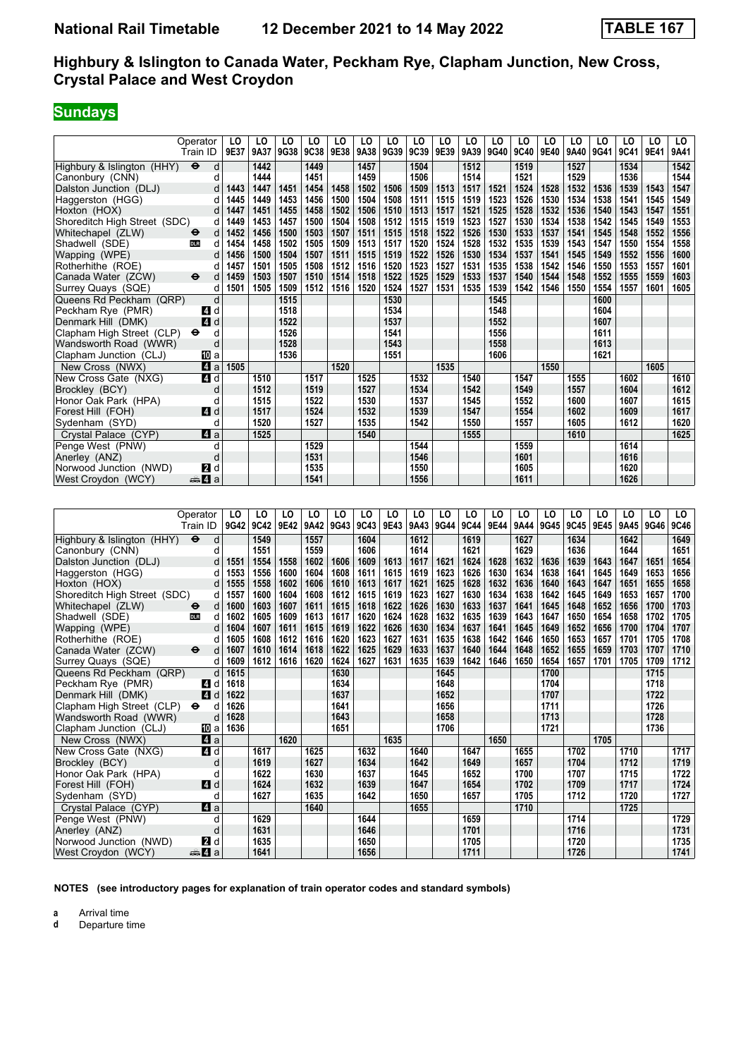# Highbury & Islington to Canada Water, Peckham Rye, Clapham Junction, New Cross, Crystal Palace and West Croydon

## Sundays

| Operator | | LO | LO | LO | LO | LO | LO | LO | LO | LO | LO | LO | LO | LO | LO | LO | LO | LO | LO |
|---|---|---|---|---|---|---|---|---|---|---|---|---|---|---|---|---|---|---|---|
| **Train ID** | | **9E37** | **9A37** | **9G38** | **9C38** | **9E38** | **9A38** | **9G39** | **9C39** | **9E39** | **9A39** | **9G40** | **9C40** | **9E40** | **9A40** | **9G41** | **9C41** | **9E41** | **9A41** |
| Highbury & Islington (HHY) ⊖ | d | | 1442 | | 1449 | | 1457 | | 1504 | | 1512 | | 1519 | | 1527 | | 1534 | | 1542 |
| Canonbury (CNN) | d | | 1444 | | 1451 | | 1459 | | 1506 | | 1514 | | 1521 | | 1529 | | 1536 | | 1544 |
| Dalston Junction (DLJ) | d | 1443 | 1447 | 1451 | 1454 | 1458 | 1502 | 1506 | 1509 | 1513 | 1517 | 1521 | 1524 | 1528 | 1532 | 1536 | 1539 | 1543 | 1547 |
| Haggerston (HGG) | d | 1445 | 1449 | 1453 | 1456 | 1500 | 1504 | 1508 | 1511 | 1515 | 1519 | 1523 | 1526 | 1530 | 1534 | 1538 | 1541 | 1545 | 1549 |
| Hoxton (HOX) | d | 1447 | 1451 | 1455 | 1458 | 1502 | 1506 | 1510 | 1513 | 1517 | 1521 | 1525 | 1528 | 1532 | 1536 | 1540 | 1543 | 1547 | 1551 |
| Shoreditch High Street (SDC) | d | 1449 | 1453 | 1457 | 1500 | 1504 | 1508 | 1512 | 1515 | 1519 | 1523 | 1527 | 1530 | 1534 | 1538 | 1542 | 1545 | 1549 | 1553 |
| Whitechapel (ZLW) ⊖ | d | 1452 | 1456 | 1500 | 1503 | 1507 | 1511 | 1515 | 1518 | 1522 | 1526 | 1530 | 1533 | 1537 | 1541 | 1545 | 1548 | 1552 | 1556 |
| Shadwell (SDE) DLR | d | 1454 | 1458 | 1502 | 1505 | 1509 | 1513 | 1517 | 1520 | 1524 | 1528 | 1532 | 1535 | 1539 | 1543 | 1547 | 1550 | 1554 | 1558 |
| Wapping (WPE) | d | 1456 | 1500 | 1504 | 1507 | 1511 | 1515 | 1519 | 1522 | 1526 | 1530 | 1534 | 1537 | 1541 | 1545 | 1549 | 1552 | 1556 | 1600 |
| Rotherhithe (ROE) | d | 1457 | 1501 | 1505 | 1508 | 1512 | 1516 | 1520 | 1523 | 1527 | 1531 | 1535 | 1538 | 1542 | 1546 | 1550 | 1553 | 1557 | 1601 |
| Canada Water (ZCW) ⊖ | d | 1459 | 1503 | 1507 | 1510 | 1514 | 1518 | 1522 | 1525 | 1529 | 1533 | 1537 | 1540 | 1544 | 1548 | 1552 | 1555 | 1559 | 1603 |
| Surrey Quays (SQE) | d | 1501 | 1505 | 1509 | 1512 | 1516 | 1520 | 1524 | 1527 | 1531 | 1535 | 1539 | 1542 | 1546 | 1550 | 1554 | 1557 | 1601 | 1605 |
| Queens Rd Peckham (QRP) | d | | | 1515 | | | | 1530 | | | | 1545 | | | | 1600 | | | |
| Peckham Rye (PMR) 4 | d | | | 1518 | | | | 1534 | | | | 1548 | | | | 1604 | | | |
| Denmark Hill (DMK) 4 | d | | | 1522 | | | | 1537 | | | | 1552 | | | | 1607 | | | |
| Clapham High Street (CLP) ⊖ | d | | | 1526 | | | | 1541 | | | | 1556 | | | | 1611 | | | |
| Wandsworth Road (WWR) | d | | | 1528 | | | | 1543 | | | | 1558 | | | | 1613 | | | |
| Clapham Junction (CLJ) 10 | a | | | 1536 | | | | 1551 | | | | 1606 | | | | 1621 | | | |
| New Cross (NWX) 4 | a | 1505 | | | | 1520 | | | | 1535 | | | | 1550 | | | | 1605 | |
| New Cross Gate (NXG) 4 | d | | 1510 | | 1517 | | 1525 | | 1532 | | 1540 | | 1547 | | 1555 | | 1602 | | 1610 |
| Brockley (BCY) | d | | 1512 | | 1519 | | 1527 | | 1534 | | 1542 | | 1549 | | 1557 | | 1604 | | 1612 |
| Honor Oak Park (HPA) | d | | 1515 | | 1522 | | 1530 | | 1537 | | 1545 | | 1552 | | 1600 | | 1607 | | 1615 |
| Forest Hill (FOH) 4 | d | | 1517 | | 1524 | | 1532 | | 1539 | | 1547 | | 1554 | | 1602 | | 1609 | | 1617 |
| Sydenham (SYD) | d | | 1520 | | 1527 | | 1535 | | 1542 | | 1550 | | 1557 | | 1605 | | 1612 | | 1620 |
| Crystal Palace (CYP) 4 | a | | 1525 | | | | 1540 | | | | 1555 | | | | 1610 | | | | 1625 |
| Penge West (PNW) | d | | | | 1529 | | | | 1544 | | | | 1559 | | | | 1614 | | |
| Anerley (ANZ) | d | | | | 1531 | | | | 1546 | | | | 1601 | | | | 1616 | | |
| Norwood Junction (NWD) 2 | d | | | | 1535 | | | | 1550 | | | | 1605 | | | | 1620 | | |
| West Croydon (WCY) 4 | a | | | | 1541 | | | | 1556 | | | | 1611 | | | | 1626 | | |

| Operator | | LO | LO | LO | LO | LO | LO | LO | LO | LO | LO | LO | LO | LO | LO | LO | LO | LO | LO |
|---|---|---|---|---|---|---|---|---|---|---|---|---|---|---|---|---|---|---|---|
| **Train ID** | | **9G42** | **9C42** | **9E42** | **9A42** | **9G43** | **9C43** | **9E43** | **9A43** | **9G44** | **9C44** | **9E44** | **9A44** | **9G45** | **9C45** | **9E45** | **9A45** | **9G46** | **9C46** |
| Highbury & Islington (HHY) ⊖ | d | | 1549 | | 1557 | | 1604 | | 1612 | | 1619 | | 1627 | | 1634 | | 1642 | | 1649 |
| Canonbury (CNN) | d | | 1551 | | 1559 | | 1606 | | 1614 | | 1621 | | 1629 | | 1636 | | 1644 | | 1651 |
| Dalston Junction (DLJ) | d | 1551 | 1554 | 1558 | 1602 | 1606 | 1609 | 1613 | 1617 | 1621 | 1624 | 1628 | 1632 | 1636 | 1639 | 1643 | 1647 | 1651 | 1654 |
| Haggerston (HGG) | d | 1553 | 1556 | 1600 | 1604 | 1608 | 1611 | 1615 | 1619 | 1623 | 1626 | 1630 | 1634 | 1638 | 1641 | 1645 | 1649 | 1653 | 1656 |
| Hoxton (HOX) | d | 1555 | 1558 | 1602 | 1606 | 1610 | 1613 | 1617 | 1621 | 1625 | 1628 | 1632 | 1636 | 1640 | 1643 | 1647 | 1651 | 1655 | 1658 |
| Shoreditch High Street (SDC) | d | 1557 | 1600 | 1604 | 1608 | 1612 | 1615 | 1619 | 1623 | 1627 | 1630 | 1634 | 1638 | 1642 | 1645 | 1649 | 1653 | 1657 | 1700 |
| Whitechapel (ZLW) ⊖ | d | 1600 | 1603 | 1607 | 1611 | 1615 | 1618 | 1622 | 1626 | 1630 | 1633 | 1637 | 1641 | 1645 | 1648 | 1652 | 1656 | 1700 | 1703 |
| Shadwell (SDE) DLR | d | 1602 | 1605 | 1609 | 1613 | 1617 | 1620 | 1624 | 1628 | 1632 | 1635 | 1639 | 1643 | 1647 | 1650 | 1654 | 1658 | 1702 | 1705 |
| Wapping (WPE) | d | 1604 | 1607 | 1611 | 1615 | 1619 | 1622 | 1626 | 1630 | 1634 | 1637 | 1641 | 1645 | 1649 | 1652 | 1656 | 1700 | 1704 | 1707 |
| Rotherhithe (ROE) | d | 1605 | 1608 | 1612 | 1616 | 1620 | 1623 | 1627 | 1631 | 1635 | 1638 | 1642 | 1646 | 1650 | 1653 | 1657 | 1701 | 1705 | 1708 |
| Canada Water (ZCW) ⊖ | d | 1607 | 1610 | 1614 | 1618 | 1622 | 1625 | 1629 | 1633 | 1637 | 1640 | 1644 | 1648 | 1652 | 1655 | 1659 | 1703 | 1707 | 1710 |
| Surrey Quays (SQE) | d | 1609 | 1612 | 1616 | 1620 | 1624 | 1627 | 1631 | 1635 | 1639 | 1642 | 1646 | 1650 | 1654 | 1657 | 1701 | 1705 | 1709 | 1712 |
| Queens Rd Peckham (QRP) | d | 1615 | | | | 1630 | | | | 1645 | | | | 1700 | | | | 1715 | |
| Peckham Rye (PMR) 4 | d | 1618 | | | | 1634 | | | | 1648 | | | | 1704 | | | | 1718 | |
| Denmark Hill (DMK) 4 | d | 1622 | | | | 1637 | | | | 1652 | | | | 1707 | | | | 1722 | |
| Clapham High Street (CLP) ⊖ | d | 1626 | | | | 1641 | | | | 1656 | | | | 1711 | | | | 1726 | |
| Wandsworth Road (WWR) | d | 1628 | | | | 1643 | | | | 1658 | | | | 1713 | | | | 1728 | |
| Clapham Junction (CLJ) 10 | a | 1636 | | | | 1651 | | | | 1706 | | | | 1721 | | | | 1736 | |
| New Cross (NWX) 4 | a | | | 1620 | | | | 1635 | | | | 1650 | | | | 1705 | | | |
| New Cross Gate (NXG) 4 | d | | 1617 | | 1625 | | 1632 | | 1640 | | 1647 | | 1655 | | 1702 | | 1710 | | 1717 |
| Brockley (BCY) | d | | 1619 | | 1627 | | 1634 | | 1642 | | 1649 | | 1657 | | 1704 | | 1712 | | 1719 |
| Honor Oak Park (HPA) | d | | 1622 | | 1630 | | 1637 | | 1645 | | 1652 | | 1700 | | 1707 | | 1715 | | 1722 |
| Forest Hill (FOH) 4 | d | | 1624 | | 1632 | | 1639 | | 1647 | | 1654 | | 1702 | | 1709 | | 1717 | | 1724 |
| Sydenham (SYD) | d | | 1627 | | 1635 | | 1642 | | 1650 | | 1657 | | 1705 | | 1712 | | 1720 | | 1727 |
| Crystal Palace (CYP) 4 | a | | | | 1640 | | | | 1655 | | | | 1710 | | | | 1725 | | |
| Penge West (PNW) | d | | 1629 | | | | 1644 | | | | 1659 | | | | 1714 | | | | 1729 |
| Anerley (ANZ) | d | | 1631 | | | | 1646 | | | | 1701 | | | | 1716 | | | | 1731 |
| Norwood Junction (NWD) 2 | d | | 1635 | | | | 1650 | | | | 1705 | | | | 1720 | | | | 1735 |
| West Croydon (WCY) 4 | a | | 1641 | | | | 1656 | | | | 1711 | | | | 1726 | | | | 1741 |

**NOTES (see introductory pages for explanation of train operator codes and standard symbols)**

**a** Arrival time
**d** Departure time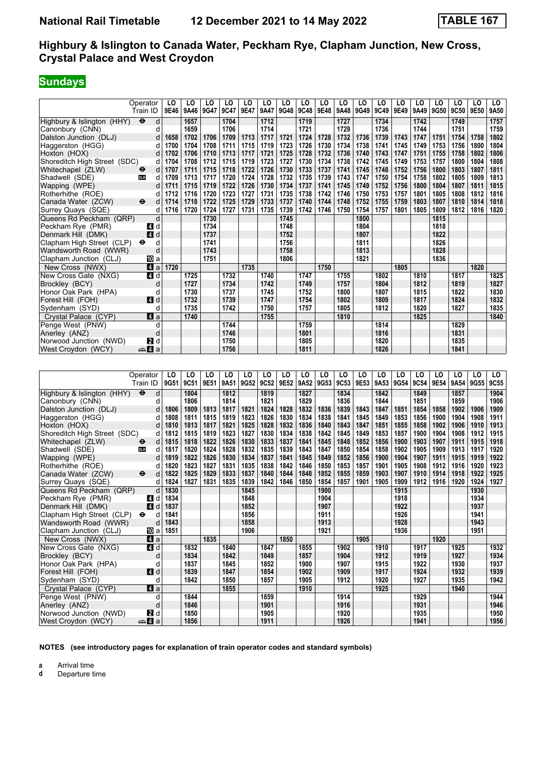# Highbury & Islington to Canada Water, Peckham Rye, Clapham Junction, New Cross, Crystal Palace and West Croydon

**National Rail Timetable 12 December 2021 to 14 May 2022 — TABLE 167**

## Sundays

| Operator | | LO | LO | LO | LO | LO | LO | LO | LO | LO | LO | LO | LO | LO | LO | LO | LO | LO | LO |
|---|---|---|---|---|---|---|---|---|---|---|---|---|---|---|---|---|---|---|---|
| **Train ID** | | **9E46** | **9A46** | **9G47** | **9C47** | **9E47** | **9A47** | **9G48** | **9C48** | **9E48** | **9A48** | **9G49** | **9C49** | **9E49** | **9A49** | **9G50** | **9C50** | **9E50** | **9A50** |
| Highbury & Islington (HHY) ⊖ | d | | 1657 | | 1704 | | 1712 | | 1719 | | 1727 | | 1734 | | 1742 | | 1749 | | 1757 |
| Canonbury (CNN) | d | | 1659 | | 1706 | | 1714 | | 1721 | | 1729 | | 1736 | | 1744 | | 1751 | | 1759 |
| Dalston Junction (DLJ) | d | 1658 | 1702 | 1706 | 1709 | 1713 | 1717 | 1721 | 1724 | 1728 | 1732 | 1736 | 1739 | 1743 | 1747 | 1751 | 1754 | 1758 | 1802 |
| Haggerston (HGG) | d | 1700 | 1704 | 1708 | 1711 | 1715 | 1719 | 1723 | 1726 | 1730 | 1734 | 1738 | 1741 | 1745 | 1749 | 1753 | 1756 | 1800 | 1804 |
| Hoxton (HOX) | d | 1702 | 1706 | 1710 | 1713 | 1717 | 1721 | 1725 | 1728 | 1732 | 1736 | 1740 | 1743 | 1747 | 1751 | 1755 | 1758 | 1802 | 1806 |
| Shoreditch High Street (SDC) | d | 1704 | 1708 | 1712 | 1715 | 1719 | 1723 | 1727 | 1730 | 1734 | 1738 | 1742 | 1745 | 1749 | 1753 | 1757 | 1800 | 1804 | 1808 |
| Whitechapel (ZLW) ⊖ | d | 1707 | 1711 | 1715 | 1718 | 1722 | 1726 | 1730 | 1733 | 1737 | 1741 | 1745 | 1748 | 1752 | 1756 | 1800 | 1803 | 1807 | 1811 |
| Shadwell (SDE) DLR | d | 1709 | 1713 | 1717 | 1720 | 1724 | 1728 | 1732 | 1735 | 1739 | 1743 | 1747 | 1750 | 1754 | 1758 | 1802 | 1805 | 1809 | 1813 |
| Wapping (WPE) | d | 1711 | 1715 | 1719 | 1722 | 1726 | 1730 | 1734 | 1737 | 1741 | 1745 | 1749 | 1752 | 1756 | 1800 | 1804 | 1807 | 1811 | 1815 |
| Rotherhithe (ROE) | d | 1712 | 1716 | 1720 | 1723 | 1727 | 1731 | 1735 | 1738 | 1742 | 1746 | 1750 | 1753 | 1757 | 1801 | 1805 | 1808 | 1812 | 1816 |
| Canada Water (ZCW) ⊖ | d | 1714 | 1718 | 1722 | 1725 | 1729 | 1733 | 1737 | 1740 | 1744 | 1748 | 1752 | 1755 | 1759 | 1803 | 1807 | 1810 | 1814 | 1818 |
| Surrey Quays (SQE) | d | 1716 | 1720 | 1724 | 1727 | 1731 | 1735 | 1739 | 1742 | 1746 | 1750 | 1754 | 1757 | 1801 | 1805 | 1809 | 1812 | 1816 | 1820 |
| Queens Rd Peckham (QRP) | d | | | 1730 | | | | 1745 | | | | 1800 | | | | 1815 | | | |
| Peckham Rye (PMR) 4 | d | | | 1734 | | | | 1748 | | | | 1804 | | | | 1818 | | | |
| Denmark Hill (DMK) 4 | d | | | 1737 | | | | 1752 | | | | 1807 | | | | 1822 | | | |
| Clapham High Street (CLP) ⊖ | d | | | 1741 | | | | 1756 | | | | 1811 | | | | 1826 | | | |
| Wandsworth Road (WWR) | d | | | 1743 | | | | 1758 | | | | 1813 | | | | 1828 | | | |
| Clapham Junction (CLJ) 10 | a | | | 1751 | | | | 1806 | | | | 1821 | | | | 1836 | | | |
| New Cross (NWX) 4 | a | 1720 | | | | 1735 | | | | 1750 | | | | 1805 | | | | 1820 | |
| New Cross Gate (NXG) 4 | d | | 1725 | | 1732 | | 1740 | | 1747 | | 1755 | | 1802 | | 1810 | | 1817 | | 1825 |
| Brockley (BCY) | d | | 1727 | | 1734 | | 1742 | | 1749 | | 1757 | | 1804 | | 1812 | | 1819 | | 1827 |
| Honor Oak Park (HPA) | d | | 1730 | | 1737 | | 1745 | | 1752 | | 1800 | | 1807 | | 1815 | | 1822 | | 1830 |
| Forest Hill (FOH) 4 | d | | 1732 | | 1739 | | 1747 | | 1754 | | 1802 | | 1809 | | 1817 | | 1824 | | 1832 |
| Sydenham (SYD) | d | | 1735 | | 1742 | | 1750 | | 1757 | | 1805 | | 1812 | | 1820 | | 1827 | | 1835 |
| Crystal Palace (CYP) 4 | a | | 1740 | | | | 1755 | | | | 1810 | | | | 1825 | | | | 1840 |
| Penge West (PNW) | d | | | | 1744 | | | | 1759 | | | | 1814 | | | | 1829 | | |
| Anerley (ANZ) | d | | | | 1746 | | | | 1801 | | | | 1816 | | | | 1831 | | |
| Norwood Junction (NWD) 2 | d | | | | 1750 | | | | 1805 | | | | 1820 | | | | 1835 | | |
| West Croydon (WCY) 4 | a | | | | 1756 | | | | 1811 | | | | 1826 | | | | 1841 | | |

| Operator | | LO | LO | LO | LO | LO | LO | LO | LO | LO | LO | LO | LO | LO | LO | LO | LO | LO | LO |
|---|---|---|---|---|---|---|---|---|---|---|---|---|---|---|---|---|---|---|---|
| **Train ID** | | **9G51** | **9C51** | **9E51** | **9A51** | **9G52** | **9C52** | **9E52** | **9A52** | **9G53** | **9C53** | **9E53** | **9A53** | **9G54** | **9C54** | **9E54** | **9A54** | **9G55** | **9C55** |
| Highbury & Islington (HHY) ⊖ | d | | 1804 | | 1812 | | 1819 | | 1827 | | 1834 | | 1842 | | 1849 | | 1857 | | 1904 |
| Canonbury (CNN) | d | | 1806 | | 1814 | | 1821 | | 1829 | | 1836 | | 1844 | | 1851 | | 1859 | | 1906 |
| Dalston Junction (DLJ) | d | 1806 | 1809 | 1813 | 1817 | 1821 | 1824 | 1828 | 1832 | 1836 | 1839 | 1843 | 1847 | 1851 | 1854 | 1858 | 1902 | 1906 | 1909 |
| Haggerston (HGG) | d | 1808 | 1811 | 1815 | 1819 | 1823 | 1826 | 1830 | 1834 | 1838 | 1841 | 1845 | 1849 | 1853 | 1856 | 1900 | 1904 | 1908 | 1911 |
| Hoxton (HOX) | d | 1810 | 1813 | 1817 | 1821 | 1825 | 1828 | 1832 | 1836 | 1840 | 1843 | 1847 | 1851 | 1855 | 1858 | 1902 | 1906 | 1910 | 1913 |
| Shoreditch High Street (SDC) | d | 1812 | 1815 | 1819 | 1823 | 1827 | 1830 | 1834 | 1838 | 1842 | 1845 | 1849 | 1853 | 1857 | 1900 | 1904 | 1908 | 1912 | 1915 |
| Whitechapel (ZLW) ⊖ | d | 1815 | 1818 | 1822 | 1826 | 1830 | 1833 | 1837 | 1841 | 1845 | 1848 | 1852 | 1856 | 1900 | 1903 | 1907 | 1911 | 1915 | 1918 |
| Shadwell (SDE) DLR | d | 1817 | 1820 | 1824 | 1828 | 1832 | 1835 | 1839 | 1843 | 1847 | 1850 | 1854 | 1858 | 1902 | 1905 | 1909 | 1913 | 1917 | 1920 |
| Wapping (WPE) | d | 1819 | 1822 | 1826 | 1830 | 1834 | 1837 | 1841 | 1845 | 1849 | 1852 | 1856 | 1900 | 1904 | 1907 | 1911 | 1915 | 1919 | 1922 |
| Rotherhithe (ROE) | d | 1820 | 1823 | 1827 | 1831 | 1835 | 1838 | 1842 | 1846 | 1850 | 1853 | 1857 | 1901 | 1905 | 1908 | 1912 | 1916 | 1920 | 1923 |
| Canada Water (ZCW) ⊖ | d | 1822 | 1825 | 1829 | 1833 | 1837 | 1840 | 1844 | 1848 | 1852 | 1855 | 1859 | 1903 | 1907 | 1910 | 1914 | 1918 | 1922 | 1925 |
| Surrey Quays (SQE) | d | 1824 | 1827 | 1831 | 1835 | 1839 | 1842 | 1846 | 1850 | 1854 | 1857 | 1901 | 1905 | 1909 | 1912 | 1916 | 1920 | 1924 | 1927 |
| Queens Rd Peckham (QRP) | d | 1830 | | | | 1845 | | | | 1900 | | | | 1915 | | | | 1930 | |
| Peckham Rye (PMR) 4 | d | 1834 | | | | 1848 | | | | 1904 | | | | 1918 | | | | 1934 | |
| Denmark Hill (DMK) 4 | d | 1837 | | | | 1852 | | | | 1907 | | | | 1922 | | | | 1937 | |
| Clapham High Street (CLP) ⊖ | d | 1841 | | | | 1856 | | | | 1911 | | | | 1926 | | | | 1941 | |
| Wandsworth Road (WWR) | d | 1843 | | | | 1858 | | | | 1913 | | | | 1928 | | | | 1943 | |
| Clapham Junction (CLJ) 10 | a | 1851 | | | | 1906 | | | | 1921 | | | | 1936 | | | | 1951 | |
| New Cross (NWX) 4 | a | | | 1835 | | | | 1850 | | | | 1905 | | | | 1920 | | | |
| New Cross Gate (NXG) 4 | d | | 1832 | | 1840 | | 1847 | | 1855 | | 1902 | | 1910 | | 1917 | | 1925 | | 1932 |
| Brockley (BCY) | d | | 1834 | | 1842 | | 1849 | | 1857 | | 1904 | | 1912 | | 1919 | | 1927 | | 1934 |
| Honor Oak Park (HPA) | d | | 1837 | | 1845 | | 1852 | | 1900 | | 1907 | | 1915 | | 1922 | | 1930 | | 1937 |
| Forest Hill (FOH) 4 | d | | 1839 | | 1847 | | 1854 | | 1902 | | 1909 | | 1917 | | 1924 | | 1932 | | 1939 |
| Sydenham (SYD) | d | | 1842 | | 1850 | | 1857 | | 1905 | | 1912 | | 1920 | | 1927 | | 1935 | | 1942 |
| Crystal Palace (CYP) 4 | a | | | | 1855 | | | | 1910 | | | | 1925 | | | | 1940 | | |
| Penge West (PNW) | d | | 1844 | | | | 1859 | | | | 1914 | | | | 1929 | | | | 1944 |
| Anerley (ANZ) | d | | 1846 | | | | 1901 | | | | 1916 | | | | 1931 | | | | 1946 |
| Norwood Junction (NWD) 2 | d | | 1850 | | | | 1905 | | | | 1920 | | | | 1935 | | | | 1950 |
| West Croydon (WCY) 4 | a | | 1856 | | | | 1911 | | | | 1926 | | | | 1941 | | | | 1956 |

**NOTES (see introductory pages for explanation of train operator codes and standard symbols)**

**a** Arrival time
**d** Departure time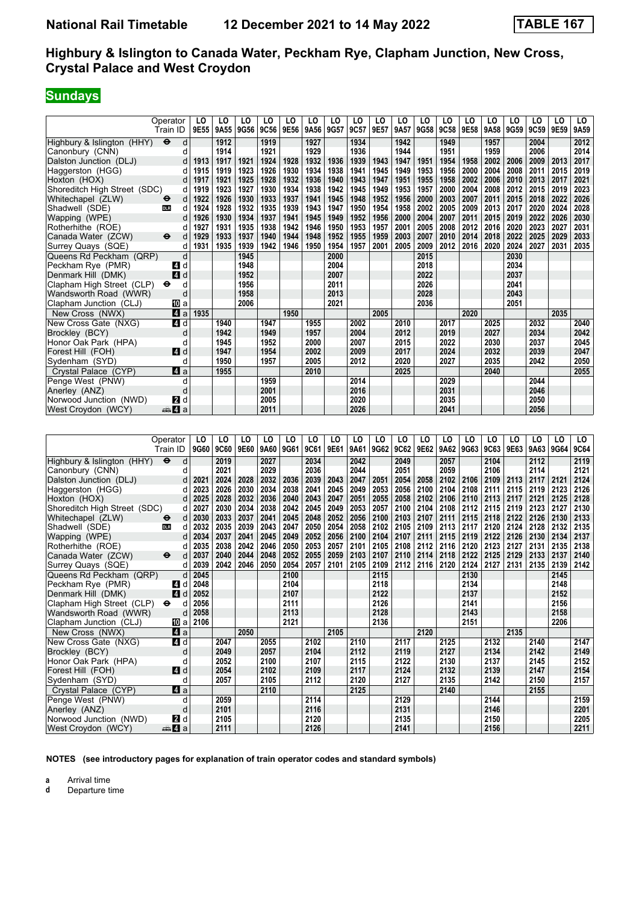# National Rail Timetable    12 December 2021 to 14 May 2022    TABLE 167

## Highbury & Islington to Canada Water, Peckham Rye, Clapham Junction, New Cross, Crystal Palace and West Croydon

## Sundays

| Operator | | LO | LO | LO | LO | LO | LO | LO | LO | LO | LO | LO | LO | LO | LO | LO | LO | LO | LO |
|---|---|---|---|---|---|---|---|---|---|---|---|---|---|---|---|---|---|---|---|
| Train ID | | 9E55 | 9A55 | 9G56 | 9C56 | 9E56 | 9A56 | 9G57 | 9C57 | 9E57 | 9A57 | 9G58 | 9C58 | 9E58 | 9A58 | 9G59 | 9C59 | 9E59 | 9A59 |
| Highbury & Islington (HHY) ⊖ | d | | 1912 | | 1919 | | 1927 | | 1934 | | 1942 | | 1949 | | 1957 | | 2004 | | 2012 |
| Canonbury (CNN) | d | | 1914 | | 1921 | | 1929 | | 1936 | | 1944 | | 1951 | | 1959 | | 2006 | | 2014 |
| Dalston Junction (DLJ) | d | 1913 | 1917 | 1921 | 1924 | 1928 | 1932 | 1936 | 1939 | 1943 | 1947 | 1951 | 1954 | 1958 | 2002 | 2006 | 2009 | 2013 | 2017 |
| Haggerston (HGG) | d | 1915 | 1919 | 1923 | 1926 | 1930 | 1934 | 1938 | 1941 | 1945 | 1949 | 1953 | 1956 | 2000 | 2004 | 2008 | 2011 | 2015 | 2019 |
| Hoxton (HOX) | d | 1917 | 1921 | 1925 | 1928 | 1932 | 1936 | 1940 | 1943 | 1947 | 1951 | 1955 | 1958 | 2002 | 2006 | 2010 | 2013 | 2017 | 2021 |
| Shoreditch High Street (SDC) | d | 1919 | 1923 | 1927 | 1930 | 1934 | 1938 | 1942 | 1945 | 1949 | 1953 | 1957 | 2000 | 2004 | 2008 | 2012 | 2015 | 2019 | 2023 |
| Whitechapel (ZLW) ⊖ | d | 1922 | 1926 | 1930 | 1933 | 1937 | 1941 | 1945 | 1948 | 1952 | 1956 | 2000 | 2003 | 2007 | 2011 | 2015 | 2018 | 2022 | 2026 |
| Shadwell (SDE) DLR | d | 1924 | 1928 | 1932 | 1935 | 1939 | 1943 | 1947 | 1950 | 1954 | 1958 | 2002 | 2005 | 2009 | 2013 | 2017 | 2020 | 2024 | 2028 |
| Wapping (WPE) | d | 1926 | 1930 | 1934 | 1937 | 1941 | 1945 | 1949 | 1952 | 1956 | 2000 | 2004 | 2007 | 2011 | 2015 | 2019 | 2022 | 2026 | 2030 |
| Rotherhithe (ROE) | d | 1927 | 1931 | 1935 | 1938 | 1942 | 1946 | 1950 | 1953 | 1957 | 2001 | 2005 | 2008 | 2012 | 2016 | 2020 | 2023 | 2027 | 2031 |
| Canada Water (ZCW) ⊖ | d | 1929 | 1933 | 1937 | 1940 | 1944 | 1948 | 1952 | 1955 | 1959 | 2003 | 2007 | 2010 | 2014 | 2018 | 2022 | 2025 | 2029 | 2033 |
| Surrey Quays (SQE) | d | 1931 | 1935 | 1939 | 1942 | 1946 | 1950 | 1954 | 1957 | 2001 | 2005 | 2009 | 2012 | 2016 | 2020 | 2024 | 2027 | 2031 | 2035 |
| Queens Rd Peckham (QRP) | d | | | 1945 | | | | 2000 | | | | 2015 | | | | 2030 | | | |
| Peckham Rye (PMR) 4 | d | | | 1948 | | | | 2004 | | | | 2018 | | | | 2034 | | | |
| Denmark Hill (DMK) 4 | d | | | 1952 | | | | 2007 | | | | 2022 | | | | 2037 | | | |
| Clapham High Street (CLP) ⊖ | d | | | 1956 | | | | 2011 | | | | 2026 | | | | 2041 | | | |
| Wandsworth Road (WWR) | d | | | 1958 | | | | 2013 | | | | 2028 | | | | 2043 | | | |
| Clapham Junction (CLJ) 10 | a | | | 2006 | | | | 2021 | | | | 2036 | | | | 2051 | | | |
| New Cross (NWX) 4 | a | 1935 | | | | 1950 | | | | 2005 | | | | 2020 | | | | 2035 | |
| New Cross Gate (NXG) 4 | d | | 1940 | | 1947 | | 1955 | | 2002 | | 2010 | | 2017 | | 2025 | | 2032 | | 2040 |
| Brockley (BCY) | d | | 1942 | | 1949 | | 1957 | | 2004 | | 2012 | | 2019 | | 2027 | | 2034 | | 2042 |
| Honor Oak Park (HPA) | d | | 1945 | | 1952 | | 2000 | | 2007 | | 2015 | | 2022 | | 2030 | | 2037 | | 2045 |
| Forest Hill (FOH) 4 | d | | 1947 | | 1954 | | 2002 | | 2009 | | 2017 | | 2024 | | 2032 | | 2039 | | 2047 |
| Sydenham (SYD) | d | | 1950 | | 1957 | | 2005 | | 2012 | | 2020 | | 2027 | | 2035 | | 2042 | | 2050 |
| Crystal Palace (CYP) 4 | a | | 1955 | | | | 2010 | | | | 2025 | | | | 2040 | | | | 2055 |
| Penge West (PNW) | d | | | | 1959 | | | | 2014 | | | | 2029 | | | | 2044 | | |
| Anerley (ANZ) | d | | | | 2001 | | | | 2016 | | | | 2031 | | | | 2046 | | |
| Norwood Junction (NWD) 2 | d | | | | 2005 | | | | 2020 | | | | 2035 | | | | 2050 | | |
| West Croydon (WCY) 4 | a | | | | 2011 | | | | 2026 | | | | 2041 | | | | 2056 | | |

| Operator | | LO | LO | LO | LO | LO | LO | LO | LO | LO | LO | LO | LO | LO | LO | LO | LO | LO | LO |
|---|---|---|---|---|---|---|---|---|---|---|---|---|---|---|---|---|---|---|---|
| Train ID | | 9G60 | 9C60 | 9E60 | 9A60 | 9G61 | 9C61 | 9E61 | 9A61 | 9G62 | 9C62 | 9E62 | 9A62 | 9G63 | 9C63 | 9E63 | 9A63 | 9G64 | 9C64 |
| Highbury & Islington (HHY) ⊖ | d | | 2019 | | 2027 | | 2034 | | 2042 | | 2049 | | 2057 | | 2104 | | 2112 | | 2119 |
| Canonbury (CNN) | d | | 2021 | | 2029 | | 2036 | | 2044 | | 2051 | | 2059 | | 2106 | | 2114 | | 2121 |
| Dalston Junction (DLJ) | d | 2021 | 2024 | 2028 | 2032 | 2036 | 2039 | 2043 | 2047 | 2051 | 2054 | 2058 | 2102 | 2106 | 2109 | 2113 | 2117 | 2121 | 2124 |
| Haggerston (HGG) | d | 2023 | 2026 | 2030 | 2034 | 2038 | 2041 | 2045 | 2049 | 2053 | 2056 | 2100 | 2104 | 2108 | 2111 | 2115 | 2119 | 2123 | 2126 |
| Hoxton (HOX) | d | 2025 | 2028 | 2032 | 2036 | 2040 | 2043 | 2047 | 2051 | 2055 | 2058 | 2102 | 2106 | 2110 | 2113 | 2117 | 2121 | 2125 | 2128 |
| Shoreditch High Street (SDC) | d | 2027 | 2030 | 2034 | 2038 | 2042 | 2045 | 2049 | 2053 | 2057 | 2100 | 2104 | 2108 | 2112 | 2115 | 2119 | 2123 | 2127 | 2130 |
| Whitechapel (ZLW) ⊖ | d | 2030 | 2033 | 2037 | 2041 | 2045 | 2048 | 2052 | 2056 | 2100 | 2103 | 2107 | 2111 | 2115 | 2118 | 2122 | 2126 | 2130 | 2133 |
| Shadwell (SDE) DLR | d | 2032 | 2035 | 2039 | 2043 | 2047 | 2050 | 2054 | 2058 | 2102 | 2105 | 2109 | 2113 | 2117 | 2120 | 2124 | 2128 | 2132 | 2135 |
| Wapping (WPE) | d | 2034 | 2037 | 2041 | 2045 | 2049 | 2052 | 2056 | 2100 | 2104 | 2107 | 2111 | 2115 | 2119 | 2122 | 2126 | 2130 | 2134 | 2137 |
| Rotherhithe (ROE) | d | 2035 | 2038 | 2042 | 2046 | 2050 | 2053 | 2057 | 2101 | 2105 | 2108 | 2112 | 2116 | 2120 | 2123 | 2127 | 2131 | 2135 | 2138 |
| Canada Water (ZCW) ⊖ | d | 2037 | 2040 | 2044 | 2048 | 2052 | 2055 | 2059 | 2103 | 2107 | 2110 | 2114 | 2118 | 2122 | 2125 | 2129 | 2133 | 2137 | 2140 |
| Surrey Quays (SQE) | d | 2039 | 2042 | 2046 | 2050 | 2054 | 2057 | 2101 | 2105 | 2109 | 2112 | 2116 | 2120 | 2124 | 2127 | 2131 | 2135 | 2139 | 2142 |
| Queens Rd Peckham (QRP) | d | 2045 | | | | 2100 | | | | 2115 | | | | 2130 | | | | 2145 | |
| Peckham Rye (PMR) 4 | d | 2048 | | | | 2104 | | | | 2118 | | | | 2134 | | | | 2148 | |
| Denmark Hill (DMK) 4 | d | 2052 | | | | 2107 | | | | 2122 | | | | 2137 | | | | 2152 | |
| Clapham High Street (CLP) ⊖ | d | 2056 | | | | 2111 | | | | 2126 | | | | 2141 | | | | 2156 | |
| Wandsworth Road (WWR) | d | 2058 | | | | 2113 | | | | 2128 | | | | 2143 | | | | 2158 | |
| Clapham Junction (CLJ) 10 | a | 2106 | | | | 2121 | | | | 2136 | | | | 2151 | | | | 2206 | |
| New Cross (NWX) 4 | a | | | 2050 | | | | 2105 | | | | 2120 | | | | 2135 | | | |
| New Cross Gate (NXG) 4 | d | | 2047 | | 2055 | | 2102 | | 2110 | | 2117 | | 2125 | | 2132 | | 2140 | | 2147 |
| Brockley (BCY) | d | | 2049 | | 2057 | | 2104 | | 2112 | | 2119 | | 2127 | | 2134 | | 2142 | | 2149 |
| Honor Oak Park (HPA) | d | | 2052 | | 2100 | | 2107 | | 2115 | | 2122 | | 2130 | | 2137 | | 2145 | | 2152 |
| Forest Hill (FOH) 4 | d | | 2054 | | 2102 | | 2109 | | 2117 | | 2124 | | 2132 | | 2139 | | 2147 | | 2154 |
| Sydenham (SYD) | d | | 2057 | | 2105 | | 2112 | | 2120 | | 2127 | | 2135 | | 2142 | | 2150 | | 2157 |
| Crystal Palace (CYP) 4 | a | | | | 2110 | | | | 2125 | | | | 2140 | | | | 2155 | | |
| Penge West (PNW) | d | | 2059 | | | | 2114 | | | | 2129 | | | | 2144 | | | | 2159 |
| Anerley (ANZ) | d | | 2101 | | | | 2116 | | | | 2131 | | | | 2146 | | | | 2201 |
| Norwood Junction (NWD) 2 | d | | 2105 | | | | 2120 | | | | 2135 | | | | 2150 | | | | 2205 |
| West Croydon (WCY) 4 | a | | 2111 | | | | 2126 | | | | 2141 | | | | 2156 | | | | 2211 |

**NOTES (see introductory pages for explanation of train operator codes and standard symbols)**

**a** Arrival time
**d** Departure time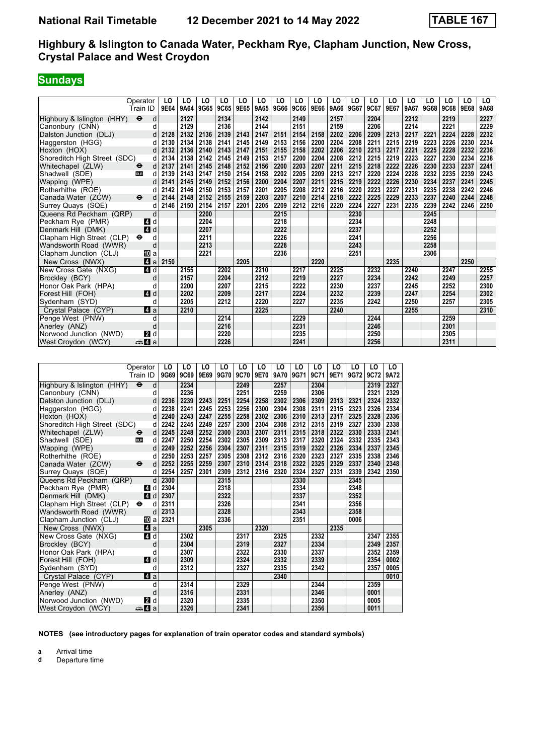**National Rail Timetable    12 December 2021 to 14 May 2022    TABLE 167**

## Highbury & Islington to Canada Water, Peckham Rye, Clapham Junction, New Cross, Crystal Palace and West Croydon

### Sundays

| Operator | | LO | LO | LO | LO | LO | LO | LO | LO | LO | LO | LO | LO | LO | LO | LO | LO | LO | LO |
|---|---|---|---|---|---|---|---|---|---|---|---|---|---|---|---|---|---|---|---|
| Train ID | | 9E64 | 9A64 | 9G65 | 9C65 | 9E65 | 9A65 | 9G66 | 9C66 | 9E66 | 9A66 | 9G67 | 9C67 | 9E67 | 9A67 | 9G68 | 9C68 | 9E68 | 9A68 |
| Highbury & Islington (HHY) ⊖ | d | | 2127 | | 2134 | | 2142 | | 2149 | | 2157 | | 2204 | | 2212 | | 2219 | | 2227 |
| Canonbury (CNN) | d | | 2129 | | 2136 | | 2144 | | 2151 | | 2159 | | 2206 | | 2214 | | 2221 | | 2229 |
| Dalston Junction (DLJ) | d | 2128 | 2132 | 2136 | 2139 | 2143 | 2147 | 2151 | 2154 | 2158 | 2202 | 2206 | 2209 | 2213 | 2217 | 2221 | 2224 | 2228 | 2232 |
| Haggerston (HGG) | d | 2130 | 2134 | 2138 | 2141 | 2145 | 2149 | 2153 | 2156 | 2200 | 2204 | 2208 | 2211 | 2215 | 2219 | 2223 | 2226 | 2230 | 2234 |
| Hoxton (HOX) | d | 2132 | 2136 | 2140 | 2143 | 2147 | 2151 | 2155 | 2158 | 2202 | 2206 | 2210 | 2213 | 2217 | 2221 | 2225 | 2228 | 2232 | 2236 |
| Shoreditch High Street (SDC) | d | 2134 | 2138 | 2142 | 2145 | 2149 | 2153 | 2157 | 2200 | 2204 | 2208 | 2212 | 2215 | 2219 | 2223 | 2227 | 2230 | 2234 | 2238 |
| Whitechapel (ZLW) ⊖ | d | 2137 | 2141 | 2145 | 2148 | 2152 | 2156 | 2200 | 2203 | 2207 | 2211 | 2215 | 2218 | 2222 | 2226 | 2230 | 2233 | 2237 | 2241 |
| Shadwell (SDE) DLR | d | 2139 | 2143 | 2147 | 2150 | 2154 | 2158 | 2202 | 2205 | 2209 | 2213 | 2217 | 2220 | 2224 | 2228 | 2232 | 2235 | 2239 | 2243 |
| Wapping (WPE) | d | 2141 | 2145 | 2149 | 2152 | 2156 | 2200 | 2204 | 2207 | 2211 | 2215 | 2219 | 2222 | 2226 | 2230 | 2234 | 2237 | 2241 | 2245 |
| Rotherhithe (ROE) | d | 2142 | 2146 | 2150 | 2153 | 2157 | 2201 | 2205 | 2208 | 2212 | 2216 | 2220 | 2223 | 2227 | 2231 | 2235 | 2238 | 2242 | 2246 |
| Canada Water (ZCW) ⊖ | d | 2144 | 2148 | 2152 | 2155 | 2159 | 2203 | 2207 | 2210 | 2214 | 2218 | 2222 | 2225 | 2229 | 2233 | 2237 | 2240 | 2244 | 2248 |
| Surrey Quays (SQE) | d | 2146 | 2150 | 2154 | 2157 | 2201 | 2205 | 2209 | 2212 | 2216 | 2220 | 2224 | 2227 | 2231 | 2235 | 2239 | 2242 | 2246 | 2250 |
| Queens Rd Peckham (QRP) | d | | | 2200 | | | | 2215 | | | | 2230 | | | | 2245 | | | |
| Peckham Rye (PMR) 4 | d | | | 2204 | | | | 2218 | | | | 2234 | | | | 2248 | | | |
| Denmark Hill (DMK) 4 | d | | | 2207 | | | | 2222 | | | | 2237 | | | | 2252 | | | |
| Clapham High Street (CLP) ⊖ | d | | | 2211 | | | | 2226 | | | | 2241 | | | | 2256 | | | |
| Wandsworth Road (WWR) | d | | | 2213 | | | | 2228 | | | | 2243 | | | | 2258 | | | |
| Clapham Junction (CLJ) 10 | a | | | 2221 | | | | 2236 | | | | 2251 | | | | 2306 | | | |
| New Cross (NWX) 4 | a | 2150 | | | | 2205 | | | | 2220 | | | | 2235 | | | | 2250 | |
| New Cross Gate (NXG) 4 | d | | 2155 | | 2202 | | 2210 | | 2217 | | 2225 | | 2232 | | 2240 | | 2247 | | 2255 |
| Brockley (BCY) | d | | 2157 | | 2204 | | 2212 | | 2219 | | 2227 | | 2234 | | 2242 | | 2249 | | 2257 |
| Honor Oak Park (HPA) | d | | 2200 | | 2207 | | 2215 | | 2222 | | 2230 | | 2237 | | 2245 | | 2252 | | 2300 |
| Forest Hill (FOH) 4 | d | | 2202 | | 2209 | | 2217 | | 2224 | | 2232 | | 2239 | | 2247 | | 2254 | | 2302 |
| Sydenham (SYD) | d | | 2205 | | 2212 | | 2220 | | 2227 | | 2235 | | 2242 | | 2250 | | 2257 | | 2305 |
| Crystal Palace (CYP) 4 | a | | 2210 | | | | 2225 | | | | 2240 | | | | 2255 | | | | 2310 |
| Penge West (PNW) | d | | | | 2214 | | | | 2229 | | | | 2244 | | | | 2259 | | |
| Anerley (ANZ) | d | | | | 2216 | | | | 2231 | | | | 2246 | | | | 2301 | | |
| Norwood Junction (NWD) 2 | d | | | | 2220 | | | | 2235 | | | | 2250 | | | | 2305 | | |
| West Croydon (WCY) 4 | a | | | | 2226 | | | | 2241 | | | | 2256 | | | | 2311 | | |

| Operator | | LO | LO | LO | LO | LO | LO | LO | LO | LO | LO | LO | LO | LO |
|---|---|---|---|---|---|---|---|---|---|---|---|---|---|---|
| Train ID | | 9G69 | 9C69 | 9E69 | 9G70 | 9C70 | 9E70 | 9A70 | 9G71 | 9C71 | 9E71 | 9G72 | 9C72 | 9A72 |
| Highbury & Islington (HHY) ⊖ | d | | 2234 | | | 2249 | | 2257 | | 2304 | | | 2319 | 2327 |
| Canonbury (CNN) | d | | 2236 | | | 2251 | | 2259 | | 2306 | | | 2321 | 2329 |
| Dalston Junction (DLJ) | d | 2236 | 2239 | 2243 | 2251 | 2254 | 2258 | 2302 | 2306 | 2309 | 2313 | 2321 | 2324 | 2332 |
| Haggerston (HGG) | d | 2238 | 2241 | 2245 | 2253 | 2256 | 2300 | 2304 | 2308 | 2311 | 2315 | 2323 | 2326 | 2334 |
| Hoxton (HOX) | d | 2240 | 2243 | 2247 | 2255 | 2258 | 2302 | 2306 | 2310 | 2313 | 2317 | 2325 | 2328 | 2336 |
| Shoreditch High Street (SDC) | d | 2242 | 2245 | 2249 | 2257 | 2300 | 2304 | 2308 | 2312 | 2315 | 2319 | 2327 | 2330 | 2338 |
| Whitechapel (ZLW) ⊖ | d | 2245 | 2248 | 2252 | 2300 | 2303 | 2307 | 2311 | 2315 | 2318 | 2322 | 2330 | 2333 | 2341 |
| Shadwell (SDE) DLR | d | 2247 | 2250 | 2254 | 2302 | 2305 | 2309 | 2313 | 2317 | 2320 | 2324 | 2332 | 2335 | 2343 |
| Wapping (WPE) | d | 2249 | 2252 | 2256 | 2304 | 2307 | 2311 | 2315 | 2319 | 2322 | 2326 | 2334 | 2337 | 2345 |
| Rotherhithe (ROE) | d | 2250 | 2253 | 2257 | 2305 | 2308 | 2312 | 2316 | 2320 | 2323 | 2327 | 2335 | 2338 | 2346 |
| Canada Water (ZCW) ⊖ | d | 2252 | 2255 | 2259 | 2307 | 2310 | 2314 | 2318 | 2322 | 2325 | 2329 | 2337 | 2340 | 2348 |
| Surrey Quays (SQE) | d | 2254 | 2257 | 2301 | 2309 | 2312 | 2316 | 2320 | 2324 | 2327 | 2331 | 2339 | 2342 | 2350 |
| Queens Rd Peckham (QRP) | d | 2300 | | | 2315 | | | | 2330 | | | 2345 | | |
| Peckham Rye (PMR) 4 | d | 2304 | | | 2318 | | | | 2334 | | | 2348 | | |
| Denmark Hill (DMK) 4 | d | 2307 | | | 2322 | | | | 2337 | | | 2352 | | |
| Clapham High Street (CLP) ⊖ | d | 2311 | | | 2326 | | | | 2341 | | | 2356 | | |
| Wandsworth Road (WWR) | d | 2313 | | | 2328 | | | | 2343 | | | 2358 | | |
| Clapham Junction (CLJ) 10 | a | 2321 | | | 2336 | | | | 2351 | | | 0006 | | |
| New Cross (NWX) 4 | a | | | 2305 | | | 2320 | | | | 2335 | | | |
| New Cross Gate (NXG) 4 | d | | 2302 | | | 2317 | | 2325 | | 2332 | | | 2347 | 2355 |
| Brockley (BCY) | d | | 2304 | | | 2319 | | 2327 | | 2334 | | | 2349 | 2357 |
| Honor Oak Park (HPA) | d | | 2307 | | | 2322 | | 2330 | | 2337 | | | 2352 | 2359 |
| Forest Hill (FOH) 4 | d | | 2309 | | | 2324 | | 2332 | | 2339 | | | 2354 | 0002 |
| Sydenham (SYD) | d | | 2312 | | | 2327 | | 2335 | | 2342 | | | 2357 | 0005 |
| Crystal Palace (CYP) 4 | a | | | | | | | 2340 | | | | | | 0010 |
| Penge West (PNW) | d | | 2314 | | | 2329 | | | | 2344 | | | 2359 | |
| Anerley (ANZ) | d | | 2316 | | | 2331 | | | | 2346 | | | 0001 | |
| Norwood Junction (NWD) 2 | d | | 2320 | | | 2335 | | | | 2350 | | | 0005 | |
| West Croydon (WCY) 4 | a | | 2326 | | | 2341 | | | | 2356 | | | 0011 | |

**NOTES (see introductory pages for explanation of train operator codes and standard symbols)**

**a** Arrival time
**d** Departure time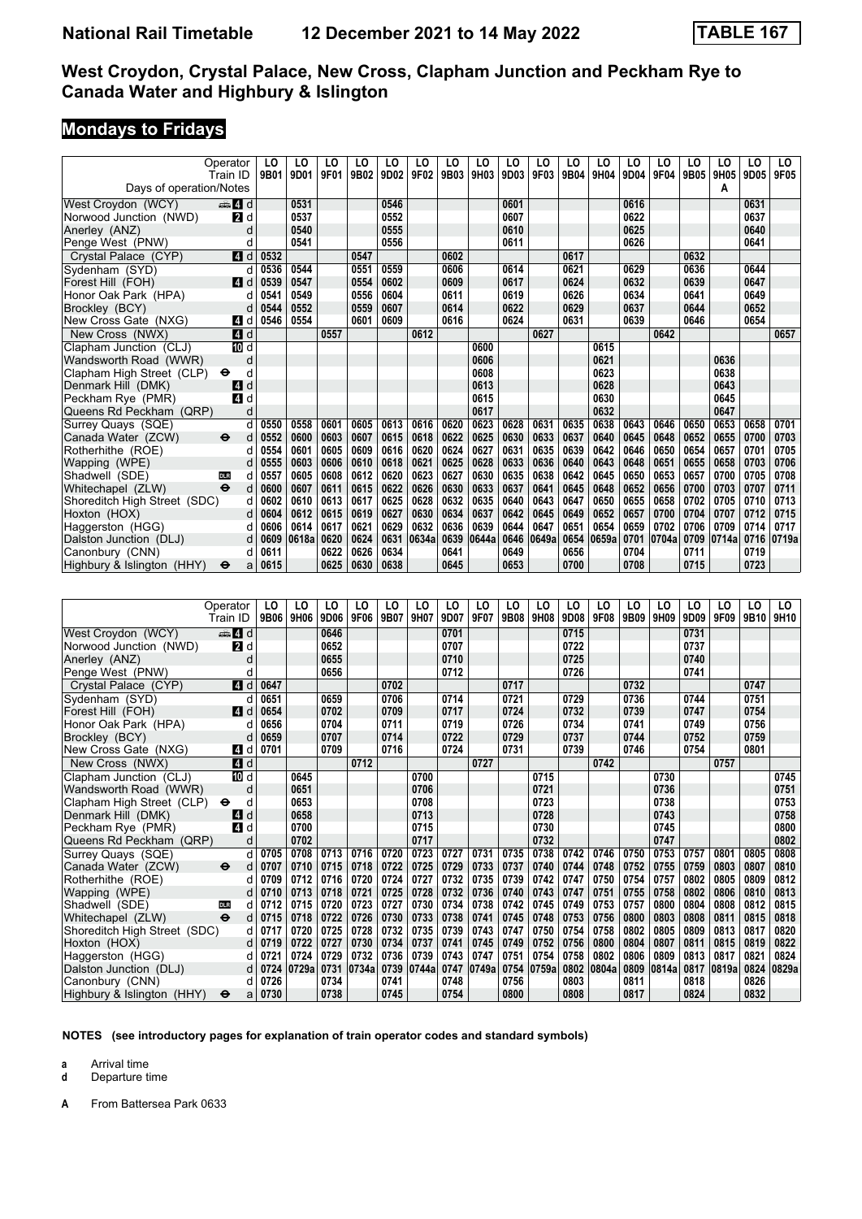# National Rail Timetable 12 December 2021 to 14 May 2022 TABLE 167

## West Croydon, Crystal Palace, New Cross, Clapham Junction and Peckham Rye to Canada Water and Highbury & Islington

## Mondays to Fridays

| Operator | | LO | LO | LO | LO | LO | LO | LO | LO | LO | LO | LO | LO | LO | LO | LO | LO | LO | LO |
|---|---|---|---|---|---|---|---|---|---|---|---|---|---|---|---|---|---|---|---|
| Train ID | | 9B01 | 9D01 | 9F01 | 9B02 | 9D02 | 9F02 | 9B03 | 9H03 | 9D03 | 9F03 | 9B04 | 9H04 | 9D04 | 9F04 | 9B05 | 9H05 | 9D05 | 9F05 |
| Days of operation/Notes | | | | | | | | | | | | | | | | | A | | |
| West Croydon (WCY) | 4 d | | 0531 | | | 0546 | | | | 0601 | | | | 0616 | | | | 0631 | |
| Norwood Junction (NWD) | 2 d | | 0537 | | | 0552 | | | | 0607 | | | | 0622 | | | | 0637 | |
| Anerley (ANZ) | d | | 0540 | | | 0555 | | | | 0610 | | | | 0625 | | | | 0640 | |
| Penge West (PNW) | d | | 0541 | | | 0556 | | | | 0611 | | | | 0626 | | | | 0641 | |
| Crystal Palace (CYP) | 4 d | 0532 | | | 0547 | | | 0602 | | | | 0617 | | | | 0632 | | | |
| Sydenham (SYD) | d | 0536 | 0544 | | 0551 | 0559 | | 0606 | | 0614 | | 0621 | | 0629 | | 0636 | | 0644 | |
| Forest Hill (FOH) | 4 d | 0539 | 0547 | | 0554 | 0602 | | 0609 | | 0617 | | 0624 | | 0632 | | 0639 | | 0647 | |
| Honor Oak Park (HPA) | d | 0541 | 0549 | | 0556 | 0604 | | 0611 | | 0619 | | 0626 | | 0634 | | 0641 | | 0649 | |
| Brockley (BCY) | d | 0544 | 0552 | | 0559 | 0607 | | 0614 | | 0622 | | 0629 | | 0637 | | 0644 | | 0652 | |
| New Cross Gate (NXG) | 4 d | 0546 | 0554 | | 0601 | 0609 | | 0616 | | 0624 | | 0631 | | 0639 | | 0646 | | 0654 | |
| New Cross (NWX) | 4 d | | | 0557 | | | 0612 | | | | 0627 | | | | 0642 | | | | 0657 |
| Clapham Junction (CLJ) | 10 d | | | | | | | | 0600 | | | | 0615 | | | | | | |
| Wandsworth Road (WWR) | d | | | | | | | | 0606 | | | | 0621 | | | | 0636 | | |
| Clapham High Street (CLP) ⊖ | d | | | | | | | | 0608 | | | | 0623 | | | | 0638 | | |
| Denmark Hill (DMK) | 4 d | | | | | | | | 0613 | | | | 0628 | | | | 0643 | | |
| Peckham Rye (PMR) | 4 d | | | | | | | | 0615 | | | | 0630 | | | | 0645 | | |
| Queens Rd Peckham (QRP) | d | | | | | | | | 0617 | | | | 0632 | | | | 0647 | | |
| Surrey Quays (SQE) | d | 0550 | 0558 | 0601 | 0605 | 0613 | 0616 | 0620 | 0623 | 0628 | 0631 | 0635 | 0638 | 0643 | 0646 | 0650 | 0653 | 0658 | 0701 |
| Canada Water (ZCW) ⊖ | d | 0552 | 0600 | 0603 | 0607 | 0615 | 0618 | 0622 | 0625 | 0630 | 0633 | 0637 | 0640 | 0645 | 0648 | 0652 | 0655 | 0700 | 0703 |
| Rotherhithe (ROE) | d | 0554 | 0601 | 0605 | 0609 | 0616 | 0620 | 0624 | 0627 | 0631 | 0635 | 0639 | 0642 | 0646 | 0650 | 0654 | 0657 | 0701 | 0705 |
| Wapping (WPE) | d | 0555 | 0603 | 0606 | 0610 | 0618 | 0621 | 0625 | 0628 | 0633 | 0636 | 0640 | 0643 | 0648 | 0651 | 0655 | 0658 | 0703 | 0706 |
| Shadwell (SDE) DLR | d | 0557 | 0605 | 0608 | 0612 | 0620 | 0623 | 0627 | 0630 | 0635 | 0638 | 0642 | 0645 | 0650 | 0653 | 0657 | 0700 | 0705 | 0708 |
| Whitechapel (ZLW) ⊖ | d | 0600 | 0607 | 0611 | 0615 | 0622 | 0626 | 0630 | 0633 | 0637 | 0641 | 0645 | 0648 | 0652 | 0656 | 0700 | 0703 | 0707 | 0711 |
| Shoreditch High Street (SDC) | d | 0602 | 0610 | 0613 | 0617 | 0625 | 0628 | 0632 | 0635 | 0640 | 0643 | 0647 | 0650 | 0655 | 0658 | 0702 | 0705 | 0710 | 0713 |
| Hoxton (HOX) | d | 0604 | 0612 | 0615 | 0619 | 0627 | 0630 | 0634 | 0637 | 0642 | 0645 | 0649 | 0652 | 0657 | 0700 | 0704 | 0707 | 0712 | 0715 |
| Haggerston (HGG) | d | 0606 | 0614 | 0617 | 0621 | 0629 | 0632 | 0636 | 0639 | 0644 | 0647 | 0651 | 0654 | 0659 | 0702 | 0706 | 0709 | 0714 | 0717 |
| Dalston Junction (DLJ) | d | 0609 | 0618a | 0620 | 0624 | 0631 | 0634a | 0639 | 0644a | 0646 | 0649a | 0654 | 0659a | 0701 | 0704a | 0709 | 0714a | 0716 | 0719a |
| Canonbury (CNN) | d | 0611 | | 0622 | 0626 | 0634 | | 0641 | | 0649 | | 0656 | | 0704 | | 0711 | | 0719 | |
| Highbury & Islington (HHY) ⊖ | a | 0615 | | 0625 | 0630 | 0638 | | 0645 | | 0653 | | 0700 | | 0708 | | 0715 | | 0723 | |

| Operator | | LO | LO | LO | LO | LO | LO | LO | LO | LO | LO | LO | LO | LO | LO | LO | LO | LO | LO |
|---|---|---|---|---|---|---|---|---|---|---|---|---|---|---|---|---|---|---|---|
| Train ID | | 9B06 | 9H06 | 9D06 | 9F06 | 9B07 | 9H07 | 9D07 | 9F07 | 9B08 | 9H08 | 9D08 | 9F08 | 9B09 | 9H09 | 9D09 | 9F09 | 9B10 | 9H10 |
| West Croydon (WCY) | 4 d | | | 0646 | | | | 0701 | | | | 0715 | | | | 0731 | | | |
| Norwood Junction (NWD) | 2 d | | | 0652 | | | | 0707 | | | | 0722 | | | | 0737 | | | |
| Anerley (ANZ) | d | | | 0655 | | | | 0710 | | | | 0725 | | | | 0740 | | | |
| Penge West (PNW) | d | | | 0656 | | | | 0712 | | | | 0726 | | | | 0741 | | | |
| Crystal Palace (CYP) | 4 d | 0647 | | | | 0702 | | | | 0717 | | | | 0732 | | | | 0747 | |
| Sydenham (SYD) | d | 0651 | | 0659 | | 0706 | | 0714 | | 0721 | | 0729 | | 0736 | | 0744 | | 0751 | |
| Forest Hill (FOH) | 4 d | 0654 | | 0702 | | 0709 | | 0717 | | 0724 | | 0732 | | 0739 | | 0747 | | 0754 | |
| Honor Oak Park (HPA) | d | 0656 | | 0704 | | 0711 | | 0719 | | 0726 | | 0734 | | 0741 | | 0749 | | 0756 | |
| Brockley (BCY) | d | 0659 | | 0707 | | 0714 | | 0722 | | 0729 | | 0737 | | 0744 | | 0752 | | 0759 | |
| New Cross Gate (NXG) | 4 d | 0701 | | 0709 | | 0716 | | 0724 | | 0731 | | 0739 | | 0746 | | 0754 | | 0801 | |
| New Cross (NWX) | 4 d | | | | 0712 | | | | 0727 | | | | 0742 | | | | 0757 | | |
| Clapham Junction (CLJ) | 10 d | | 0645 | | | | 0700 | | | | 0715 | | | | 0730 | | | | 0745 |
| Wandsworth Road (WWR) | d | | 0651 | | | | 0706 | | | | 0721 | | | | 0736 | | | | 0751 |
| Clapham High Street (CLP) ⊖ | d | | 0653 | | | | 0708 | | | | 0723 | | | | 0738 | | | | 0753 |
| Denmark Hill (DMK) | 4 d | | 0658 | | | | 0713 | | | | 0728 | | | | 0743 | | | | 0758 |
| Peckham Rye (PMR) | 4 d | | 0700 | | | | 0715 | | | | 0730 | | | | 0745 | | | | 0800 |
| Queens Rd Peckham (QRP) | d | | 0702 | | | | 0717 | | | | 0732 | | | | 0747 | | | | 0802 |
| Surrey Quays (SQE) | d | 0705 | 0708 | 0713 | 0716 | 0720 | 0723 | 0727 | 0731 | 0735 | 0738 | 0742 | 0746 | 0750 | 0753 | 0757 | 0801 | 0805 | 0808 |
| Canada Water (ZCW) ⊖ | d | 0707 | 0710 | 0715 | 0718 | 0722 | 0725 | 0729 | 0733 | 0737 | 0740 | 0744 | 0748 | 0752 | 0755 | 0759 | 0803 | 0807 | 0810 |
| Rotherhithe (ROE) | d | 0709 | 0712 | 0716 | 0720 | 0724 | 0727 | 0730 | 0735 | 0739 | 0742 | 0747 | 0750 | 0754 | 0757 | 0802 | 0805 | 0809 | 0812 |
| Wapping (WPE) | d | 0710 | 0713 | 0718 | 0721 | 0725 | 0728 | 0732 | 0736 | 0740 | 0743 | 0747 | 0751 | 0755 | 0758 | 0802 | 0806 | 0810 | 0813 |
| Shadwell (SDE) DLR | d | 0712 | 0715 | 0720 | 0723 | 0727 | 0730 | 0734 | 0738 | 0742 | 0745 | 0749 | 0753 | 0757 | 0800 | 0804 | 0808 | 0812 | 0815 |
| Whitechapel (ZLW) ⊖ | d | 0715 | 0718 | 0722 | 0726 | 0730 | 0733 | 0738 | 0741 | 0745 | 0748 | 0753 | 0756 | 0800 | 0803 | 0808 | 0811 | 0815 | 0818 |
| Shoreditch High Street (SDC) | d | 0717 | 0720 | 0725 | 0728 | 0732 | 0735 | 0739 | 0743 | 0747 | 0750 | 0754 | 0758 | 0802 | 0805 | 0809 | 0813 | 0817 | 0820 |
| Hoxton (HOX) | d | 0719 | 0722 | 0727 | 0730 | 0734 | 0737 | 0741 | 0745 | 0749 | 0752 | 0756 | 0800 | 0804 | 0807 | 0811 | 0815 | 0819 | 0822 |
| Haggerston (HGG) | d | 0721 | 0724 | 0729 | 0732 | 0736 | 0739 | 0743 | 0747 | 0751 | 0754 | 0758 | 0802 | 0806 | 0809 | 0813 | 0817 | 0821 | 0824 |
| Dalston Junction (DLJ) | d | 0724 | 0729a | 0731 | 0734a | 0739 | 0744a | 0747 | 0749a | 0754 | 0759a | 0802 | 0804a | 0809 | 0814a | 0817 | 0819a | 0824 | 0829a |
| Canonbury (CNN) | d | 0726 | | 0734 | | 0741 | | 0748 | | 0756 | | 0803 | | 0811 | | 0818 | | 0826 | |
| Highbury & Islington (HHY) ⊖ | a | 0730 | | 0738 | | 0745 | | 0754 | | 0800 | | 0808 | | 0817 | | 0824 | | 0832 | |

**NOTES (see introductory pages for explanation of train operator codes and standard symbols)**

**a** Arrival time
**d** Departure time

**A** From Battersea Park 0633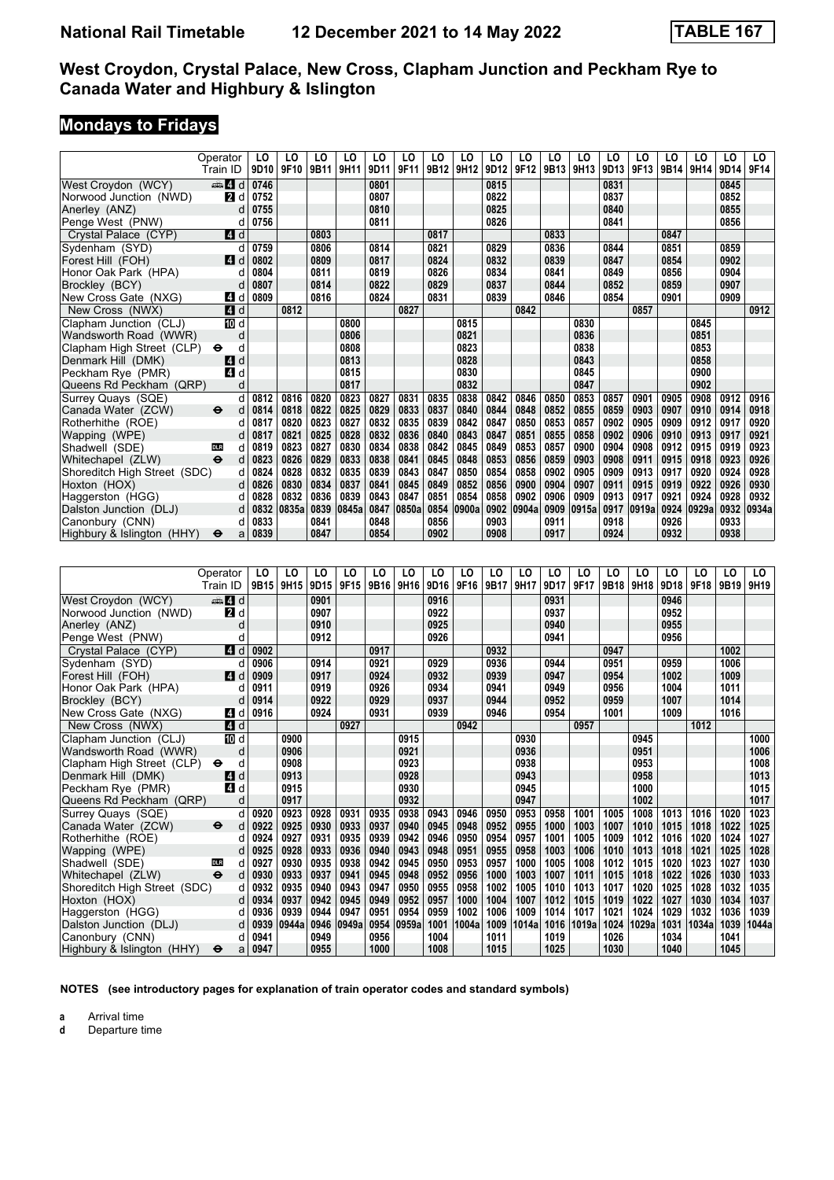# National Rail Timetable 12 December 2021 to 14 May 2022 TABLE 167

## West Croydon, Crystal Palace, New Cross, Clapham Junction and Peckham Rye to Canada Water and Highbury & Islington

## Mondays to Fridays

| Operator | | LO | LO | LO | LO | LO | LO | LO | LO | LO | LO | LO | LO | LO | LO | LO | LO | LO | LO |
|---|---|---|---|---|---|---|---|---|---|---|---|---|---|---|---|---|---|---|---|
| Train ID | | 9D10 | 9F10 | 9B11 | 9H11 | 9D11 | 9F11 | 9B12 | 9H12 | 9D12 | 9F12 | 9B13 | 9H13 | 9D13 | 9F13 | 9B14 | 9H14 | 9D14 | 9F14 |
| West Croydon (WCY) | 4 d | 0746 | | | | 0801 | | | | 0815 | | | | 0831 | | | | 0845 | |
| Norwood Junction (NWD) | 2 d | 0752 | | | | 0807 | | | | 0822 | | | | 0837 | | | | 0852 | |
| Anerley (ANZ) | d | 0755 | | | | 0810 | | | | 0825 | | | | 0840 | | | | 0855 | |
| Penge West (PNW) | d | 0756 | | | | 0811 | | | | 0826 | | | | 0841 | | | | 0856 | |
| Crystal Palace (CYP) | 4 d | | | 0803 | | | | 0817 | | | | 0833 | | | | 0847 | | | |
| Sydenham (SYD) | d | 0759 | | 0806 | | 0814 | | 0821 | | 0829 | | 0836 | | 0844 | | 0851 | | 0859 | |
| Forest Hill (FOH) | 4 d | 0802 | | 0809 | | 0817 | | 0824 | | 0832 | | 0839 | | 0847 | | 0854 | | 0902 | |
| Honor Oak Park (HPA) | d | 0804 | | 0811 | | 0819 | | 0826 | | 0834 | | 0841 | | 0849 | | 0856 | | 0904 | |
| Brockley (BCY) | d | 0807 | | 0814 | | 0822 | | 0829 | | 0837 | | 0844 | | 0852 | | 0859 | | 0907 | |
| New Cross Gate (NXG) | 4 d | 0809 | | 0816 | | 0824 | | 0831 | | 0839 | | 0846 | | 0854 | | 0901 | | 0909 | |
| New Cross (NWX) | 4 d | | 0812 | | | | 0827 | | | | 0842 | | | | 0857 | | | | 0912 |
| Clapham Junction (CLJ) | 10 d | | | | 0800 | | | | 0815 | | | | 0830 | | | | 0845 | | |
| Wandsworth Road (WWR) | d | | | | 0806 | | | | 0821 | | | | 0836 | | | | 0851 | | |
| Clapham High Street (CLP) ⊖ | d | | | | 0808 | | | | 0823 | | | | 0838 | | | | 0853 | | |
| Denmark Hill (DMK) | 4 d | | | | 0813 | | | | 0828 | | | | 0843 | | | | 0858 | | |
| Peckham Rye (PMR) | 4 d | | | | 0815 | | | | 0830 | | | | 0845 | | | | 0900 | | |
| Queens Rd Peckham (QRP) | d | | | | 0817 | | | | 0832 | | | | 0847 | | | | 0902 | | |
| Surrey Quays (SQE) | d | 0812 | 0816 | 0820 | 0823 | 0827 | 0831 | 0835 | 0838 | 0842 | 0846 | 0850 | 0853 | 0857 | 0901 | 0905 | 0908 | 0912 | 0916 |
| Canada Water (ZCW) ⊖ | d | 0814 | 0818 | 0822 | 0825 | 0829 | 0833 | 0837 | 0840 | 0844 | 0848 | 0852 | 0855 | 0859 | 0903 | 0907 | 0910 | 0914 | 0918 |
| Rotherhithe (ROE) | d | 0817 | 0820 | 0823 | 0827 | 0832 | 0835 | 0839 | 0842 | 0847 | 0850 | 0853 | 0857 | 0902 | 0905 | 0909 | 0912 | 0917 | 0920 |
| Wapping (WPE) | d | 0817 | 0821 | 0825 | 0828 | 0832 | 0836 | 0840 | 0843 | 0847 | 0851 | 0855 | 0858 | 0902 | 0906 | 0910 | 0913 | 0917 | 0921 |
| Shadwell (SDE) DLR | d | 0819 | 0823 | 0827 | 0830 | 0834 | 0838 | 0842 | 0845 | 0849 | 0853 | 0857 | 0900 | 0904 | 0908 | 0912 | 0915 | 0919 | 0923 |
| Whitechapel (ZLW) ⊖ | d | 0823 | 0826 | 0829 | 0833 | 0838 | 0841 | 0845 | 0848 | 0853 | 0856 | 0859 | 0903 | 0908 | 0911 | 0915 | 0918 | 0923 | 0926 |
| Shoreditch High Street (SDC) | d | 0824 | 0828 | 0832 | 0835 | 0839 | 0843 | 0847 | 0850 | 0854 | 0858 | 0902 | 0905 | 0909 | 0913 | 0917 | 0920 | 0924 | 0928 |
| Hoxton (HOX) | d | 0826 | 0830 | 0834 | 0837 | 0841 | 0845 | 0849 | 0852 | 0856 | 0900 | 0904 | 0907 | 0911 | 0915 | 0919 | 0922 | 0926 | 0930 |
| Haggerston (HGG) | d | 0828 | 0832 | 0836 | 0839 | 0843 | 0847 | 0851 | 0854 | 0858 | 0902 | 0906 | 0909 | 0913 | 0917 | 0921 | 0924 | 0928 | 0932 |
| Dalston Junction (DLJ) | d | 0832 | 0835a | 0839 | 0845a | 0847 | 0850a | 0854 | 0900a | 0902 | 0904a | 0909 | 0915a | 0917 | 0919a | 0924 | 0929a | 0932 | 0934a |
| Canonbury (CNN) | d | 0833 | | 0841 | | 0848 | | 0856 | | 0903 | | 0911 | | 0918 | | 0926 | | 0933 | |
| Highbury & Islington (HHY) ⊖ | a | 0839 | | 0847 | | 0854 | | 0902 | | 0908 | | 0917 | | 0924 | | 0932 | | 0938 | |

| Operator | | LO | LO | LO | LO | LO | LO | LO | LO | LO | LO | LO | LO | LO | LO | LO | LO | LO | LO |
|---|---|---|---|---|---|---|---|---|---|---|---|---|---|---|---|---|---|---|---|
| Train ID | | 9B15 | 9H15 | 9D15 | 9F15 | 9B16 | 9H16 | 9D16 | 9F16 | 9B17 | 9H17 | 9D17 | 9F17 | 9B18 | 9H18 | 9D18 | 9F18 | 9B19 | 9H19 |
| West Croydon (WCY) | 4 d | | | 0901 | | | | 0916 | | | | 0931 | | | | 0946 | | | |
| Norwood Junction (NWD) | 2 d | | | 0907 | | | | 0922 | | | | 0937 | | | | 0952 | | | |
| Anerley (ANZ) | d | | | 0910 | | | | 0925 | | | | 0940 | | | | 0955 | | | |
| Penge West (PNW) | d | | | 0912 | | | | 0926 | | | | 0941 | | | | 0956 | | | |
| Crystal Palace (CYP) | 4 d | 0902 | | | | 0917 | | | | 0932 | | | | 0947 | | | | 1002 | |
| Sydenham (SYD) | d | 0906 | | 0914 | | 0921 | | 0929 | | 0936 | | 0944 | | 0951 | | 0959 | | 1006 | |
| Forest Hill (FOH) | 4 d | 0909 | | 0917 | | 0924 | | 0932 | | 0939 | | 0947 | | 0954 | | 1002 | | 1009 | |
| Honor Oak Park (HPA) | d | 0911 | | 0919 | | 0926 | | 0934 | | 0941 | | 0949 | | 0956 | | 1004 | | 1011 | |
| Brockley (BCY) | d | 0914 | | 0922 | | 0929 | | 0937 | | 0944 | | 0952 | | 0959 | | 1007 | | 1014 | |
| New Cross Gate (NXG) | 4 d | 0916 | | 0924 | | 0931 | | 0939 | | 0946 | | 0954 | | 1001 | | 1009 | | 1016 | |
| New Cross (NWX) | 4 d | | | | 0927 | | | | 0942 | | | | 0957 | | | | 1012 | | |
| Clapham Junction (CLJ) | 10 d | | 0900 | | | | 0915 | | | | 0930 | | | | 0945 | | | | 1000 |
| Wandsworth Road (WWR) | d | | 0906 | | | | 0921 | | | | 0936 | | | | 0951 | | | | 1006 |
| Clapham High Street (CLP) ⊖ | d | | 0908 | | | | 0923 | | | | 0938 | | | | 0953 | | | | 1008 |
| Denmark Hill (DMK) | 4 d | | 0913 | | | | 0928 | | | | 0943 | | | | 0958 | | | | 1013 |
| Peckham Rye (PMR) | 4 d | | 0915 | | | | 0930 | | | | 0945 | | | | 1000 | | | | 1015 |
| Queens Rd Peckham (QRP) | d | | 0917 | | | | 0932 | | | | 0947 | | | | 1002 | | | | 1017 |
| Surrey Quays (SQE) | d | 0920 | 0923 | 0928 | 0931 | 0935 | 0938 | 0943 | 0946 | 0950 | 0953 | 0958 | 1001 | 1005 | 1008 | 1013 | 1016 | 1020 | 1023 |
| Canada Water (ZCW) ⊖ | d | 0922 | 0925 | 0930 | 0933 | 0937 | 0940 | 0945 | 0948 | 0952 | 0955 | 1000 | 1003 | 1007 | 1010 | 1015 | 1018 | 1022 | 1025 |
| Rotherhithe (ROE) | d | 0924 | 0927 | 0931 | 0935 | 0939 | 0942 | 0946 | 0950 | 0954 | 0957 | 1001 | 1005 | 1009 | 1012 | 1016 | 1020 | 1024 | 1027 |
| Wapping (WPE) | d | 0925 | 0928 | 0933 | 0936 | 0940 | 0943 | 0948 | 0951 | 0955 | 0958 | 1003 | 1006 | 1010 | 1013 | 1018 | 1021 | 1025 | 1028 |
| Shadwell (SDE) DLR | d | 0927 | 0930 | 0935 | 0938 | 0942 | 0945 | 0950 | 0953 | 0957 | 1000 | 1005 | 1008 | 1012 | 1015 | 1020 | 1023 | 1027 | 1030 |
| Whitechapel (ZLW) ⊖ | d | 0930 | 0933 | 0937 | 0941 | 0945 | 0948 | 0952 | 0956 | 1000 | 1003 | 1007 | 1011 | 1015 | 1018 | 1022 | 1026 | 1030 | 1033 |
| Shoreditch High Street (SDC) | d | 0932 | 0935 | 0940 | 0943 | 0947 | 0950 | 0955 | 0958 | 1002 | 1005 | 1010 | 1013 | 1017 | 1020 | 1025 | 1028 | 1032 | 1035 |
| Hoxton (HOX) | d | 0934 | 0937 | 0942 | 0945 | 0949 | 0952 | 0957 | 1000 | 1004 | 1007 | 1012 | 1015 | 1019 | 1022 | 1027 | 1030 | 1034 | 1037 |
| Haggerston (HGG) | d | 0936 | 0939 | 0944 | 0947 | 0951 | 0954 | 0959 | 1002 | 1006 | 1009 | 1014 | 1017 | 1021 | 1024 | 1029 | 1032 | 1036 | 1039 |
| Dalston Junction (DLJ) | d | 0939 | 0944a | 0946 | 0949a | 0954 | 0959a | 1001 | 1004a | 1009 | 1014a | 1016 | 1019a | 1024 | 1029a | 1031 | 1034a | 1039 | 1044a |
| Canonbury (CNN) | d | 0941 | | 0949 | | 0956 | | 1004 | | 1011 | | 1019 | | 1026 | | 1034 | | 1041 | |
| Highbury & Islington (HHY) ⊖ | a | 0947 | | 0955 | | 1000 | | 1008 | | 1015 | | 1025 | | 1030 | | 1040 | | 1045 | |

**NOTES (see introductory pages for explanation of train operator codes and standard symbols)**

**a** Arrival time
**d** Departure time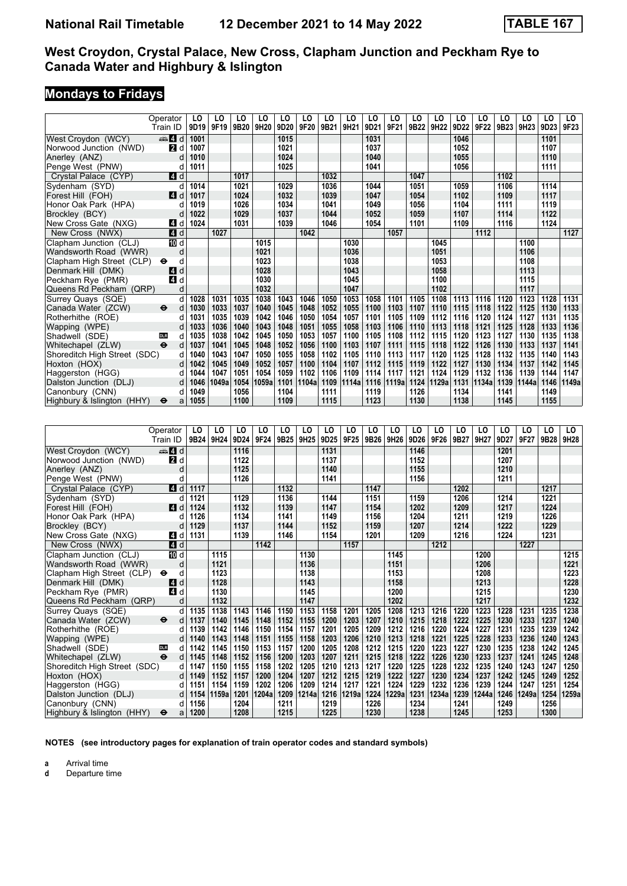# National Rail Timetable 12 December 2021 to 14 May 2022 TABLE 167

## West Croydon, Crystal Palace, New Cross, Clapham Junction and Peckham Rye to Canada Water and Highbury & Islington

### Mondays to Fridays

| | Operator | LO | LO | LO | LO | LO | LO | LO | LO | LO | LO | LO | LO | LO | LO | LO | LO | LO | LO |
|---|---|---|---|---|---|---|---|---|---|---|---|---|---|---|---|---|---|---|---|
| | Train ID | 9D19 | 9F19 | 9B20 | 9H20 | 9D20 | 9F20 | 9B21 | 9H21 | 9D21 | 9F21 | 9B22 | 9H22 | 9D22 | 9F22 | 9B23 | 9H23 | 9D23 | 9F23 |
| West Croydon (WCY) | 4 d | 1001 | | | | 1015 | | | | 1031 | | | | 1046 | | | | 1101 | |
| Norwood Junction (NWD) | 2 d | 1007 | | | | 1021 | | | | 1037 | | | | 1052 | | | | 1107 | |
| Anerley (ANZ) | d | 1010 | | | | 1024 | | | | 1040 | | | | 1055 | | | | 1110 | |
| Penge West (PNW) | d | 1011 | | | | 1025 | | | | 1041 | | | | 1056 | | | | 1111 | |
| Crystal Palace (CYP) | 4 d | | | 1017 | | | | 1032 | | | | 1047 | | | | 1102 | | | |
| Sydenham (SYD) | d | 1014 | | 1021 | | 1029 | | 1036 | | 1044 | | 1051 | | 1059 | | 1106 | | 1114 | |
| Forest Hill (FOH) | 4 d | 1017 | | 1024 | | 1032 | | 1039 | | 1047 | | 1054 | | 1102 | | 1109 | | 1117 | |
| Honor Oak Park (HPA) | d | 1019 | | 1026 | | 1034 | | 1041 | | 1049 | | 1056 | | 1104 | | 1111 | | 1119 | |
| Brockley (BCY) | d | 1022 | | 1029 | | 1037 | | 1044 | | 1052 | | 1059 | | 1107 | | 1114 | | 1122 | |
| New Cross Gate (NXG) | 4 d | 1024 | | 1031 | | 1039 | | 1046 | | 1054 | | 1101 | | 1109 | | 1116 | | 1124 | |
| New Cross (NWX) | 4 d | | 1027 | | | | 1042 | | | | 1057 | | | | 1112 | | | | 1127 |
| Clapham Junction (CLJ) | 10 d | | | | 1015 | | | | 1030 | | | | 1045 | | | | 1100 | | |
| Wandsworth Road (WWR) | d | | | | 1021 | | | | 1036 | | | | 1051 | | | | 1106 | | |
| Clapham High Street (CLP) ⊖ | d | | | | 1023 | | | | 1038 | | | | 1053 | | | | 1108 | | |
| Denmark Hill (DMK) | 4 d | | | | 1028 | | | | 1043 | | | | 1058 | | | | 1113 | | |
| Peckham Rye (PMR) | 4 d | | | | 1030 | | | | 1045 | | | | 1100 | | | | 1115 | | |
| Queens Rd Peckham (QRP) | d | | | | 1032 | | | | 1047 | | | | 1102 | | | | 1117 | | |
| Surrey Quays (SQE) | d | 1028 | 1031 | 1035 | 1038 | 1043 | 1046 | 1050 | 1053 | 1058 | 1101 | 1105 | 1108 | 1113 | 1116 | 1120 | 1123 | 1128 | 1131 |
| Canada Water (ZCW) ⊖ | d | 1030 | 1033 | 1037 | 1040 | 1045 | 1048 | 1052 | 1055 | 1100 | 1103 | 1107 | 1110 | 1115 | 1118 | 1122 | 1125 | 1130 | 1133 |
| Rotherhithe (ROE) | d | 1031 | 1035 | 1039 | 1042 | 1046 | 1050 | 1054 | 1057 | 1101 | 1105 | 1109 | 1112 | 1116 | 1120 | 1124 | 1127 | 1131 | 1135 |
| Wapping (WPE) | d | 1033 | 1036 | 1040 | 1043 | 1048 | 1051 | 1055 | 1058 | 1103 | 1106 | 1110 | 1113 | 1118 | 1121 | 1125 | 1128 | 1133 | 1136 |
| Shadwell (SDE) DLR | d | 1035 | 1038 | 1042 | 1045 | 1050 | 1053 | 1057 | 1100 | 1105 | 1108 | 1112 | 1115 | 1120 | 1123 | 1127 | 1130 | 1135 | 1138 |
| Whitechapel (ZLW) ⊖ | d | 1037 | 1041 | 1045 | 1048 | 1052 | 1056 | 1100 | 1103 | 1107 | 1111 | 1115 | 1118 | 1122 | 1126 | 1130 | 1133 | 1137 | 1141 |
| Shoreditch High Street (SDC) | d | 1040 | 1043 | 1047 | 1050 | 1055 | 1058 | 1102 | 1105 | 1110 | 1113 | 1117 | 1120 | 1125 | 1128 | 1132 | 1135 | 1140 | 1143 |
| Hoxton (HOX) | d | 1042 | 1045 | 1049 | 1052 | 1057 | 1100 | 1104 | 1107 | 1112 | 1115 | 1119 | 1122 | 1127 | 1130 | 1134 | 1137 | 1142 | 1145 |
| Haggerston (HGG) | d | 1044 | 1047 | 1051 | 1054 | 1059 | 1102 | 1106 | 1109 | 1114 | 1117 | 1121 | 1124 | 1129 | 1132 | 1136 | 1139 | 1144 | 1147 |
| Dalston Junction (DLJ) | d | 1046 | 1049a | 1054 | 1059a | 1101 | 1104a | 1109 | 1114a | 1116 | 1119a | 1124 | 1129a | 1131 | 1134a | 1139 | 1144a | 1146 | 1149a |
| Canonbury (CNN) | d | 1049 | | 1056 | | 1104 | | 1111 | | 1119 | | 1126 | | 1134 | | 1141 | | 1149 | |
| Highbury & Islington (HHY) ⊖ | a | 1055 | | 1100 | | 1109 | | 1115 | | 1123 | | 1130 | | 1138 | | 1145 | | 1155 | |

| | Operator | LO | LO | LO | LO | LO | LO | LO | LO | LO | LO | LO | LO | LO | LO | LO | LO | LO | LO |
|---|---|---|---|---|---|---|---|---|---|---|---|---|---|---|---|---|---|---|---|
| | Train ID | 9B24 | 9H24 | 9D24 | 9F24 | 9B25 | 9H25 | 9D25 | 9F25 | 9B26 | 9H26 | 9D26 | 9F26 | 9B27 | 9H27 | 9D27 | 9F27 | 9B28 | 9H28 |
| West Croydon (WCY) | 4 d | | | 1116 | | | | 1131 | | | | 1146 | | | | 1201 | | | |
| Norwood Junction (NWD) | 2 d | | | 1122 | | | | 1137 | | | | 1152 | | | | 1207 | | | |
| Anerley (ANZ) | d | | | 1125 | | | | 1140 | | | | 1155 | | | | 1210 | | | |
| Penge West (PNW) | d | | | 1126 | | | | 1141 | | | | 1156 | | | | 1211 | | | |
| Crystal Palace (CYP) | 4 d | 1117 | | | | 1132 | | | | 1147 | | | | 1202 | | | | 1217 | |
| Sydenham (SYD) | d | 1121 | | 1129 | | 1136 | | 1144 | | 1151 | | 1159 | | 1206 | | 1214 | | 1221 | |
| Forest Hill (FOH) | 4 d | 1124 | | 1132 | | 1139 | | 1147 | | 1154 | | 1202 | | 1209 | | 1217 | | 1224 | |
| Honor Oak Park (HPA) | d | 1126 | | 1134 | | 1141 | | 1149 | | 1156 | | 1204 | | 1211 | | 1219 | | 1226 | |
| Brockley (BCY) | d | 1129 | | 1137 | | 1144 | | 1152 | | 1159 | | 1207 | | 1214 | | 1222 | | 1229 | |
| New Cross Gate (NXG) | 4 d | 1131 | | 1139 | | 1146 | | 1154 | | 1201 | | 1209 | | 1216 | | 1224 | | 1231 | |
| New Cross (NWX) | 4 d | | | | 1142 | | | | 1157 | | | | 1212 | | | | 1227 | | |
| Clapham Junction (CLJ) | 10 d | | 1115 | | | | 1130 | | | | 1145 | | | | 1200 | | | | 1215 |
| Wandsworth Road (WWR) | d | | 1121 | | | | 1136 | | | | 1151 | | | | 1206 | | | | 1221 |
| Clapham High Street (CLP) ⊖ | d | | 1123 | | | | 1138 | | | | 1153 | | | | 1208 | | | | 1223 |
| Denmark Hill (DMK) | 4 d | | 1128 | | | | 1143 | | | | 1158 | | | | 1213 | | | | 1228 |
| Peckham Rye (PMR) | 4 d | | 1130 | | | | 1145 | | | | 1200 | | | | 1215 | | | | 1230 |
| Queens Rd Peckham (QRP) | d | | 1132 | | | | 1147 | | | | 1202 | | | | 1217 | | | | 1232 |
| Surrey Quays (SQE) | d | 1135 | 1138 | 1143 | 1146 | 1150 | 1153 | 1158 | 1201 | 1205 | 1208 | 1213 | 1216 | 1220 | 1223 | 1228 | 1231 | 1235 | 1238 |
| Canada Water (ZCW) ⊖ | d | 1137 | 1140 | 1145 | 1148 | 1152 | 1155 | 1200 | 1203 | 1207 | 1210 | 1215 | 1218 | 1222 | 1225 | 1230 | 1233 | 1237 | 1240 |
| Rotherhithe (ROE) | d | 1139 | 1142 | 1146 | 1150 | 1154 | 1157 | 1201 | 1205 | 1209 | 1212 | 1216 | 1220 | 1224 | 1227 | 1231 | 1235 | 1239 | 1242 |
| Wapping (WPE) | d | 1140 | 1143 | 1148 | 1151 | 1155 | 1158 | 1203 | 1206 | 1210 | 1213 | 1218 | 1221 | 1225 | 1228 | 1233 | 1236 | 1240 | 1243 |
| Shadwell (SDE) DLR | d | 1142 | 1145 | 1150 | 1153 | 1157 | 1200 | 1205 | 1208 | 1212 | 1215 | 1220 | 1223 | 1227 | 1230 | 1235 | 1238 | 1242 | 1245 |
| Whitechapel (ZLW) ⊖ | d | 1145 | 1148 | 1152 | 1156 | 1200 | 1203 | 1207 | 1211 | 1215 | 1218 | 1222 | 1226 | 1230 | 1233 | 1237 | 1241 | 1245 | 1248 |
| Shoreditch High Street (SDC) | d | 1147 | 1150 | 1155 | 1158 | 1202 | 1205 | 1210 | 1213 | 1217 | 1220 | 1225 | 1228 | 1232 | 1235 | 1240 | 1243 | 1247 | 1250 |
| Hoxton (HOX) | d | 1149 | 1152 | 1157 | 1200 | 1204 | 1207 | 1212 | 1215 | 1219 | 1222 | 1227 | 1230 | 1234 | 1237 | 1242 | 1245 | 1249 | 1252 |
| Haggerston (HGG) | d | 1151 | 1154 | 1159 | 1202 | 1206 | 1209 | 1214 | 1217 | 1221 | 1224 | 1229 | 1232 | 1236 | 1239 | 1244 | 1247 | 1251 | 1254 |
| Dalston Junction (DLJ) | d | 1154 | 1159a | 1201 | 1204a | 1209 | 1214a | 1216 | 1219a | 1224 | 1229a | 1231 | 1234a | 1239 | 1244a | 1246 | 1249a | 1254 | 1259a |
| Canonbury (CNN) | d | 1156 | | 1204 | | 1211 | | 1219 | | 1226 | | 1234 | | 1241 | | 1249 | | 1256 | |
| Highbury & Islington (HHY) ⊖ | a | 1200 | | 1208 | | 1215 | | 1225 | | 1230 | | 1238 | | 1245 | | 1253 | | 1300 | |

**NOTES (see introductory pages for explanation of train operator codes and standard symbols)**

**a** Arrival time
**d** Departure time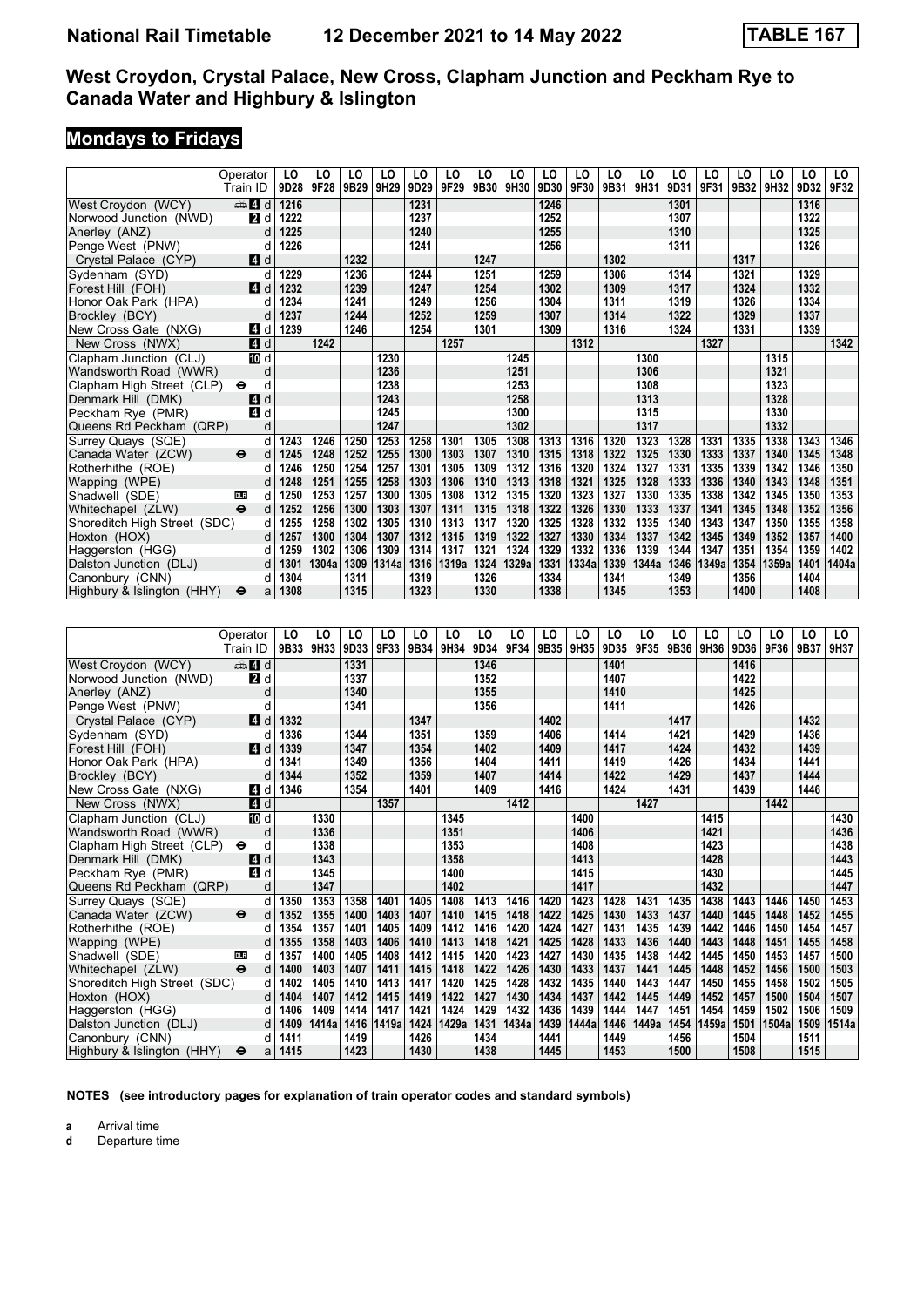# National Rail Timetable 12 December 2021 to 14 May 2022 TABLE 167

## West Croydon, Crystal Palace, New Cross, Clapham Junction and Peckham Rye to Canada Water and Highbury & Islington

### Mondays to Fridays

| | Operator | LO | LO | LO | LO | LO | LO | LO | LO | LO | LO | LO | LO | LO | LO | LO | LO | LO | LO |
|---|---|---|---|---|---|---|---|---|---|---|---|---|---|---|---|---|---|---|---|
| | Train ID | 9D28 | 9F28 | 9B29 | 9H29 | 9D29 | 9F29 | 9B30 | 9H30 | 9D30 | 9F30 | 9B31 | 9H31 | 9D31 | 9F31 | 9B32 | 9H32 | 9D32 | 9F32 |
| West Croydon (WCY) | 4 d | 1216 | | | | 1231 | | | | 1246 | | | | 1301 | | | | 1316 | |
| Norwood Junction (NWD) | 2 d | 1222 | | | | 1237 | | | | 1252 | | | | 1307 | | | | 1322 | |
| Anerley (ANZ) | d | 1225 | | | | 1240 | | | | 1255 | | | | 1310 | | | | 1325 | |
| Penge West (PNW) | d | 1226 | | | | 1241 | | | | 1256 | | | | 1311 | | | | 1326 | |
| Crystal Palace (CYP) | 4 d | | | 1232 | | | | 1247 | | | | 1302 | | | | 1317 | | | |
| Sydenham (SYD) | d | 1229 | | 1236 | | 1244 | | 1251 | | 1259 | | 1306 | | 1314 | | 1321 | | 1329 | |
| Forest Hill (FOH) | 4 d | 1232 | | 1239 | | 1247 | | 1254 | | 1302 | | 1309 | | 1317 | | 1324 | | 1332 | |
| Honor Oak Park (HPA) | d | 1234 | | 1241 | | 1249 | | 1256 | | 1304 | | 1311 | | 1319 | | 1326 | | 1334 | |
| Brockley (BCY) | d | 1237 | | 1244 | | 1252 | | 1259 | | 1307 | | 1314 | | 1322 | | 1329 | | 1337 | |
| New Cross Gate (NXG) | 4 d | 1239 | | 1246 | | 1254 | | 1301 | | 1309 | | 1316 | | 1324 | | 1331 | | 1339 | |
| New Cross (NWX) | 4 d | | 1242 | | | | 1257 | | | | 1312 | | | | 1327 | | | | 1342 |
| Clapham Junction (CLJ) | 10 d | | | | 1230 | | | | 1245 | | | | 1300 | | | | 1315 | | |
| Wandsworth Road (WWR) | d | | | | 1236 | | | | 1251 | | | | 1306 | | | | 1321 | | |
| Clapham High Street (CLP) ⊖ | d | | | | 1238 | | | | 1253 | | | | 1308 | | | | 1323 | | |
| Denmark Hill (DMK) | 4 d | | | | 1243 | | | | 1258 | | | | 1313 | | | | 1328 | | |
| Peckham Rye (PMR) | 4 d | | | | 1245 | | | | 1300 | | | | 1315 | | | | 1330 | | |
| Queens Rd Peckham (QRP) | d | | | | 1247 | | | | 1302 | | | | 1317 | | | | 1332 | | |
| Surrey Quays (SQE) | d | 1243 | 1246 | 1250 | 1253 | 1258 | 1301 | 1305 | 1308 | 1313 | 1316 | 1320 | 1323 | 1328 | 1331 | 1335 | 1338 | 1343 | 1346 |
| Canada Water (ZCW) ⊖ | d | 1245 | 1248 | 1252 | 1255 | 1300 | 1303 | 1307 | 1310 | 1315 | 1318 | 1322 | 1325 | 1330 | 1333 | 1337 | 1340 | 1345 | 1348 |
| Rotherhithe (ROE) | d | 1246 | 1250 | 1254 | 1257 | 1301 | 1305 | 1309 | 1312 | 1316 | 1320 | 1324 | 1327 | 1331 | 1335 | 1339 | 1342 | 1346 | 1350 |
| Wapping (WPE) | d | 1248 | 1251 | 1255 | 1258 | 1303 | 1306 | 1310 | 1313 | 1318 | 1321 | 1325 | 1328 | 1333 | 1336 | 1340 | 1343 | 1348 | 1351 |
| Shadwell (SDE) DLR | d | 1250 | 1253 | 1257 | 1300 | 1305 | 1308 | 1312 | 1315 | 1320 | 1323 | 1327 | 1330 | 1335 | 1338 | 1342 | 1345 | 1350 | 1353 |
| Whitechapel (ZLW) ⊖ | d | 1252 | 1256 | 1300 | 1303 | 1307 | 1311 | 1315 | 1318 | 1322 | 1326 | 1330 | 1333 | 1337 | 1341 | 1345 | 1348 | 1352 | 1356 |
| Shoreditch High Street (SDC) | d | 1255 | 1258 | 1302 | 1305 | 1310 | 1313 | 1317 | 1320 | 1325 | 1328 | 1332 | 1335 | 1340 | 1343 | 1347 | 1350 | 1355 | 1358 |
| Hoxton (HOX) | d | 1257 | 1300 | 1304 | 1307 | 1312 | 1315 | 1319 | 1322 | 1327 | 1330 | 1334 | 1337 | 1342 | 1345 | 1349 | 1352 | 1357 | 1400 |
| Haggerston (HGG) | d | 1259 | 1302 | 1306 | 1309 | 1314 | 1317 | 1321 | 1324 | 1329 | 1332 | 1336 | 1339 | 1344 | 1347 | 1351 | 1354 | 1359 | 1402 |
| Dalston Junction (DLJ) | d | 1301 | 1304a | 1309 | 1314a | 1316 | 1319a | 1324 | 1329a | 1331 | 1334a | 1339 | 1344a | 1346 | 1349a | 1354 | 1359a | 1401 | 1404a |
| Canonbury (CNN) | d | 1304 | | 1311 | | 1319 | | 1326 | | 1334 | | 1341 | | 1349 | | 1356 | | 1404 | |
| Highbury & Islington (HHY) ⊖ | a | 1308 | | 1315 | | 1323 | | 1330 | | 1338 | | 1345 | | 1353 | | 1400 | | 1408 | |

| | Operator | LO | LO | LO | LO | LO | LO | LO | LO | LO | LO | LO | LO | LO | LO | LO | LO | LO | LO |
|---|---|---|---|---|---|---|---|---|---|---|---|---|---|---|---|---|---|---|---|
| | Train ID | 9B33 | 9H33 | 9D33 | 9F33 | 9B34 | 9H34 | 9D34 | 9F34 | 9B35 | 9H35 | 9D35 | 9F35 | 9B36 | 9H36 | 9D36 | 9F36 | 9B37 | 9H37 |
| West Croydon (WCY) | 4 d | | | 1331 | | | | 1346 | | | | 1401 | | | | 1416 | | | |
| Norwood Junction (NWD) | 2 d | | | 1337 | | | | 1352 | | | | 1407 | | | | 1422 | | | |
| Anerley (ANZ) | d | | | 1340 | | | | 1355 | | | | 1410 | | | | 1425 | | | |
| Penge West (PNW) | d | | | 1341 | | | | 1356 | | | | 1411 | | | | 1426 | | | |
| Crystal Palace (CYP) | 4 d | 1332 | | | | 1347 | | | | 1402 | | | | 1417 | | | | 1432 | |
| Sydenham (SYD) | d | 1336 | | 1344 | | 1351 | | 1359 | | 1406 | | 1414 | | 1421 | | 1429 | | 1436 | |
| Forest Hill (FOH) | 4 d | 1339 | | 1347 | | 1354 | | 1402 | | 1409 | | 1417 | | 1424 | | 1432 | | 1439 | |
| Honor Oak Park (HPA) | d | 1341 | | 1349 | | 1356 | | 1404 | | 1411 | | 1419 | | 1426 | | 1434 | | 1441 | |
| Brockley (BCY) | d | 1344 | | 1352 | | 1359 | | 1407 | | 1414 | | 1422 | | 1429 | | 1437 | | 1444 | |
| New Cross Gate (NXG) | 4 d | 1346 | | 1354 | | 1401 | | 1409 | | 1416 | | 1424 | | 1431 | | 1439 | | 1446 | |
| New Cross (NWX) | 4 d | | | | 1357 | | | | 1412 | | | | 1427 | | | | 1442 | | |
| Clapham Junction (CLJ) | 10 d | | 1330 | | | | 1345 | | | | 1400 | | | | 1415 | | | | 1430 |
| Wandsworth Road (WWR) | d | | 1336 | | | | 1351 | | | | 1406 | | | | 1421 | | | | 1436 |
| Clapham High Street (CLP) ⊖ | d | | 1338 | | | | 1353 | | | | 1408 | | | | 1423 | | | | 1438 |
| Denmark Hill (DMK) | 4 d | | 1343 | | | | 1358 | | | | 1413 | | | | 1428 | | | | 1443 |
| Peckham Rye (PMR) | 4 d | | 1345 | | | | 1400 | | | | 1415 | | | | 1430 | | | | 1445 |
| Queens Rd Peckham (QRP) | d | | 1347 | | | | 1402 | | | | 1417 | | | | 1432 | | | | 1447 |
| Surrey Quays (SQE) | d | 1350 | 1353 | 1358 | 1401 | 1405 | 1408 | 1413 | 1416 | 1420 | 1423 | 1428 | 1431 | 1435 | 1438 | 1443 | 1446 | 1450 | 1453 |
| Canada Water (ZCW) ⊖ | d | 1352 | 1355 | 1400 | 1403 | 1407 | 1410 | 1415 | 1418 | 1422 | 1425 | 1430 | 1433 | 1437 | 1440 | 1445 | 1448 | 1452 | 1455 |
| Rotherhithe (ROE) | d | 1354 | 1357 | 1401 | 1405 | 1409 | 1412 | 1416 | 1420 | 1424 | 1427 | 1431 | 1435 | 1439 | 1442 | 1446 | 1450 | 1454 | 1457 |
| Wapping (WPE) | d | 1355 | 1358 | 1403 | 1406 | 1410 | 1413 | 1418 | 1421 | 1425 | 1428 | 1433 | 1436 | 1440 | 1443 | 1448 | 1451 | 1455 | 1458 |
| Shadwell (SDE) DLR | d | 1357 | 1400 | 1405 | 1408 | 1412 | 1415 | 1420 | 1423 | 1427 | 1430 | 1435 | 1438 | 1442 | 1445 | 1450 | 1453 | 1457 | 1500 |
| Whitechapel (ZLW) ⊖ | d | 1400 | 1403 | 1407 | 1411 | 1415 | 1418 | 1422 | 1426 | 1430 | 1433 | 1437 | 1441 | 1445 | 1448 | 1452 | 1456 | 1500 | 1503 |
| Shoreditch High Street (SDC) | d | 1402 | 1405 | 1410 | 1413 | 1417 | 1420 | 1425 | 1428 | 1432 | 1435 | 1440 | 1443 | 1447 | 1450 | 1455 | 1458 | 1502 | 1505 |
| Hoxton (HOX) | d | 1404 | 1407 | 1412 | 1415 | 1419 | 1422 | 1427 | 1430 | 1434 | 1437 | 1442 | 1445 | 1449 | 1452 | 1457 | 1500 | 1504 | 1507 |
| Haggerston (HGG) | d | 1406 | 1409 | 1414 | 1417 | 1421 | 1424 | 1429 | 1432 | 1436 | 1439 | 1444 | 1447 | 1451 | 1454 | 1459 | 1502 | 1506 | 1509 |
| Dalston Junction (DLJ) | d | 1409 | 1414a | 1416 | 1419a | 1424 | 1429a | 1431 | 1434a | 1439 | 1444a | 1446 | 1449a | 1454 | 1459a | 1501 | 1504a | 1509 | 1514a |
| Canonbury (CNN) | d | 1411 | | 1419 | | 1426 | | 1434 | | 1441 | | 1449 | | 1456 | | 1504 | | 1511 | |
| Highbury & Islington (HHY) ⊖ | a | 1415 | | 1423 | | 1430 | | 1438 | | 1445 | | 1453 | | 1500 | | 1508 | | 1515 | |

**NOTES (see introductory pages for explanation of train operator codes and standard symbols)**

**a** Arrival time
**d** Departure time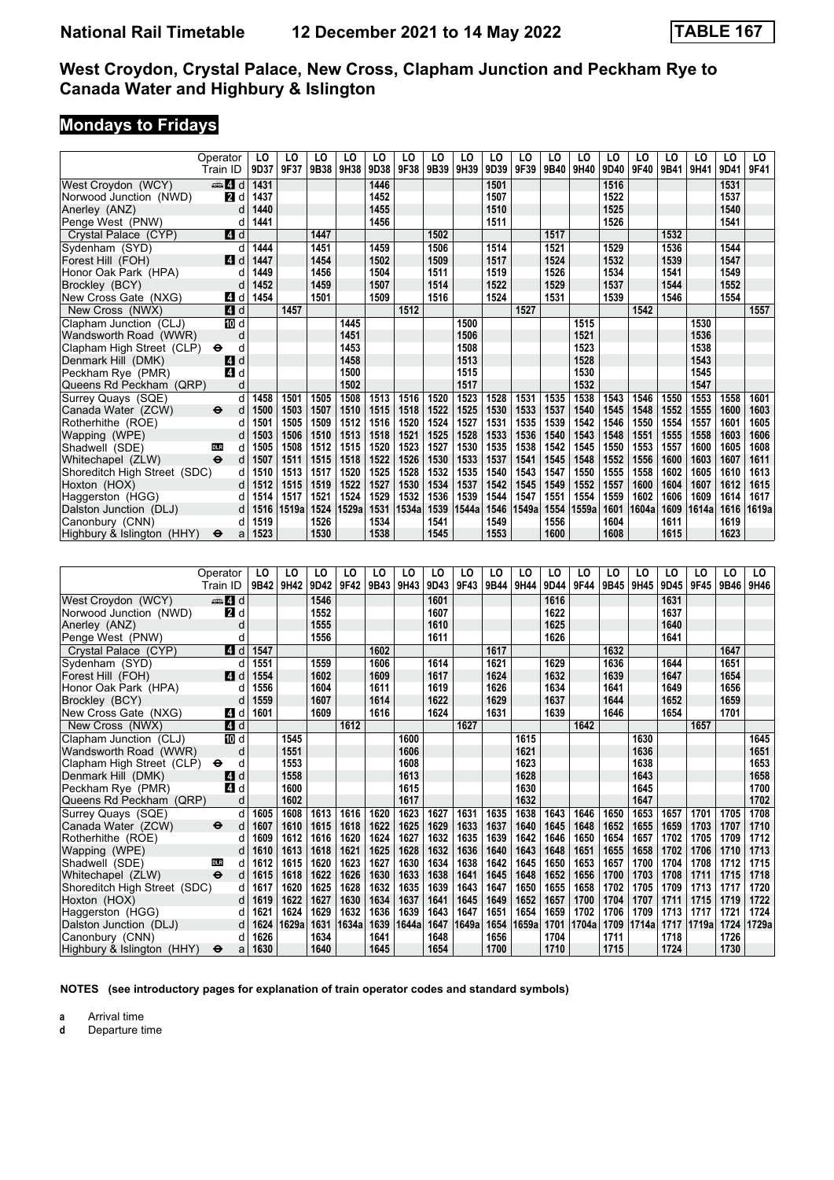# National Rail Timetable 12 December 2021 to 14 May 2022 TABLE 167

## West Croydon, Crystal Palace, New Cross, Clapham Junction and Peckham Rye to Canada Water and Highbury & Islington

### Mondays to Fridays

| | Operator | LO | LO | LO | LO | LO | LO | LO | LO | LO | LO | LO | LO | LO | LO | LO | LO | LO | LO |
|---|---|---|---|---|---|---|---|---|---|---|---|---|---|---|---|---|---|---|---|
| | Train ID | 9D37 | 9F37 | 9B38 | 9H38 | 9D38 | 9F38 | 9B39 | 9H39 | 9D39 | 9F39 | 9B40 | 9H40 | 9D40 | 9F40 | 9B41 | 9H41 | 9D41 | 9F41 |
| West Croydon (WCY) | 4 d | 1431 | | | | 1446 | | | | 1501 | | | | 1516 | | | | 1531 | |
| Norwood Junction (NWD) | 2 d | 1437 | | | | 1452 | | | | 1507 | | | | 1522 | | | | 1537 | |
| Anerley (ANZ) | d | 1440 | | | | 1455 | | | | 1510 | | | | 1525 | | | | 1540 | |
| Penge West (PNW) | d | 1441 | | | | 1456 | | | | 1511 | | | | 1526 | | | | 1541 | |
| Crystal Palace (CYP) | 4 d | | | 1447 | | | | 1502 | | | | 1517 | | | | 1532 | | | |
| Sydenham (SYD) | d | 1444 | | 1451 | | 1459 | | 1506 | | 1514 | | 1521 | | 1529 | | 1536 | | 1544 | |
| Forest Hill (FOH) | 4 d | 1447 | | 1454 | | 1502 | | 1509 | | 1517 | | 1524 | | 1532 | | 1539 | | 1547 | |
| Honor Oak Park (HPA) | d | 1449 | | 1456 | | 1504 | | 1511 | | 1519 | | 1526 | | 1534 | | 1541 | | 1549 | |
| Brockley (BCY) | d | 1452 | | 1459 | | 1507 | | 1514 | | 1522 | | 1529 | | 1537 | | 1544 | | 1552 | |
| New Cross Gate (NXG) | 4 d | 1454 | | 1501 | | 1509 | | 1516 | | 1524 | | 1531 | | 1539 | | 1546 | | 1554 | |
| New Cross (NWX) | 4 d | | 1457 | | | | 1512 | | | | 1527 | | | | 1542 | | | | 1557 |
| Clapham Junction (CLJ) | 10 d | | | | 1445 | | | | 1500 | | | | 1515 | | | | 1530 | | |
| Wandsworth Road (WWR) | d | | | | 1451 | | | | 1506 | | | | 1521 | | | | 1536 | | |
| Clapham High Street (CLP) ⊖ | d | | | | 1453 | | | | 1508 | | | | 1523 | | | | 1538 | | |
| Denmark Hill (DMK) | 4 d | | | | 1458 | | | | 1513 | | | | 1528 | | | | 1543 | | |
| Peckham Rye (PMR) | 4 d | | | | 1500 | | | | 1515 | | | | 1530 | | | | 1545 | | |
| Queens Rd Peckham (QRP) | d | | | | 1502 | | | | 1517 | | | | 1532 | | | | 1547 | | |
| Surrey Quays (SQE) | d | 1458 | 1501 | 1505 | 1508 | 1513 | 1516 | 1520 | 1523 | 1528 | 1531 | 1535 | 1538 | 1543 | 1546 | 1550 | 1553 | 1558 | 1601 |
| Canada Water (ZCW) ⊖ | d | 1500 | 1503 | 1507 | 1510 | 1515 | 1518 | 1522 | 1525 | 1530 | 1533 | 1537 | 1540 | 1545 | 1548 | 1552 | 1555 | 1600 | 1603 |
| Rotherhithe (ROE) | d | 1501 | 1505 | 1509 | 1512 | 1516 | 1520 | 1524 | 1527 | 1531 | 1535 | 1539 | 1542 | 1546 | 1550 | 1554 | 1557 | 1601 | 1605 |
| Wapping (WPE) | d | 1503 | 1506 | 1510 | 1513 | 1518 | 1521 | 1525 | 1528 | 1533 | 1536 | 1540 | 1543 | 1548 | 1551 | 1555 | 1558 | 1603 | 1606 |
| Shadwell (SDE) DLR | d | 1505 | 1508 | 1512 | 1515 | 1520 | 1523 | 1527 | 1530 | 1535 | 1538 | 1542 | 1545 | 1550 | 1553 | 1557 | 1600 | 1605 | 1608 |
| Whitechapel (ZLW) ⊖ | d | 1507 | 1511 | 1515 | 1518 | 1522 | 1526 | 1530 | 1533 | 1537 | 1541 | 1545 | 1548 | 1552 | 1556 | 1600 | 1603 | 1607 | 1611 |
| Shoreditch High Street (SDC) | d | 1510 | 1513 | 1517 | 1520 | 1525 | 1528 | 1532 | 1535 | 1540 | 1543 | 1547 | 1550 | 1555 | 1558 | 1602 | 1605 | 1610 | 1613 |
| Hoxton (HOX) | d | 1512 | 1515 | 1519 | 1522 | 1527 | 1530 | 1534 | 1537 | 1542 | 1545 | 1549 | 1552 | 1557 | 1600 | 1604 | 1607 | 1612 | 1615 |
| Haggerston (HGG) | d | 1514 | 1517 | 1521 | 1524 | 1529 | 1532 | 1536 | 1539 | 1544 | 1547 | 1551 | 1554 | 1559 | 1602 | 1606 | 1609 | 1614 | 1617 |
| Dalston Junction (DLJ) | d | 1516 | 1519a | 1524 | 1529a | 1531 | 1534a | 1539 | 1544a | 1546 | 1549a | 1554 | 1559a | 1601 | 1604a | 1609 | 1614a | 1616 | 1619a |
| Canonbury (CNN) | d | 1519 | | 1526 | | 1534 | | 1541 | | 1549 | | 1556 | | 1604 | | 1611 | | 1619 | |
| Highbury & Islington (HHY) ⊖ | a | 1523 | | 1530 | | 1538 | | 1545 | | 1553 | | 1600 | | 1608 | | 1615 | | 1623 | |

| | Operator | LO | LO | LO | LO | LO | LO | LO | LO | LO | LO | LO | LO | LO | LO | LO | LO | LO | LO |
|---|---|---|---|---|---|---|---|---|---|---|---|---|---|---|---|---|---|---|---|
| | Train ID | 9B42 | 9H42 | 9D42 | 9F42 | 9B43 | 9H43 | 9D43 | 9F43 | 9B44 | 9H44 | 9D44 | 9F44 | 9B45 | 9H45 | 9D45 | 9F45 | 9B46 | 9H46 |
| West Croydon (WCY) | 4 d | | | 1546 | | | | 1601 | | | | 1616 | | | | 1631 | | | |
| Norwood Junction (NWD) | 2 d | | | 1552 | | | | 1607 | | | | 1622 | | | | 1637 | | | |
| Anerley (ANZ) | d | | | 1555 | | | | 1610 | | | | 1625 | | | | 1640 | | | |
| Penge West (PNW) | d | | | 1556 | | | | 1611 | | | | 1626 | | | | 1641 | | | |
| Crystal Palace (CYP) | 4 d | 1547 | | | | 1602 | | | | 1617 | | | | 1632 | | | | 1647 | |
| Sydenham (SYD) | d | 1551 | | 1559 | | 1606 | | 1614 | | 1621 | | 1629 | | 1636 | | 1644 | | 1651 | |
| Forest Hill (FOH) | 4 d | 1554 | | 1602 | | 1609 | | 1617 | | 1624 | | 1632 | | 1639 | | 1647 | | 1654 | |
| Honor Oak Park (HPA) | d | 1556 | | 1604 | | 1611 | | 1619 | | 1626 | | 1634 | | 1641 | | 1649 | | 1656 | |
| Brockley (BCY) | d | 1559 | | 1607 | | 1614 | | 1622 | | 1629 | | 1637 | | 1644 | | 1652 | | 1659 | |
| New Cross Gate (NXG) | 4 d | 1601 | | 1609 | | 1616 | | 1624 | | 1631 | | 1639 | | 1646 | | 1654 | | 1701 | |
| New Cross (NWX) | 4 d | | | | 1612 | | | | 1627 | | | | 1642 | | | | 1657 | | |
| Clapham Junction (CLJ) | 10 d | | 1545 | | | | 1600 | | | | 1615 | | | | 1630 | | | | 1645 |
| Wandsworth Road (WWR) | d | | 1551 | | | | 1606 | | | | 1621 | | | | 1636 | | | | 1651 |
| Clapham High Street (CLP) ⊖ | d | | 1553 | | | | 1608 | | | | 1623 | | | | 1638 | | | | 1653 |
| Denmark Hill (DMK) | 4 d | | 1558 | | | | 1613 | | | | 1628 | | | | 1643 | | | | 1658 |
| Peckham Rye (PMR) | 4 d | | 1600 | | | | 1615 | | | | 1630 | | | | 1645 | | | | 1700 |
| Queens Rd Peckham (QRP) | d | | 1602 | | | | 1617 | | | | 1632 | | | | 1647 | | | | 1702 |
| Surrey Quays (SQE) | d | 1605 | 1608 | 1613 | 1616 | 1620 | 1623 | 1627 | 1631 | 1635 | 1638 | 1643 | 1646 | 1650 | 1653 | 1657 | 1701 | 1705 | 1708 |
| Canada Water (ZCW) ⊖ | d | 1607 | 1610 | 1615 | 1618 | 1622 | 1625 | 1629 | 1633 | 1637 | 1640 | 1645 | 1648 | 1652 | 1655 | 1659 | 1703 | 1707 | 1710 |
| Rotherhithe (ROE) | d | 1609 | 1612 | 1616 | 1620 | 1624 | 1627 | 1632 | 1635 | 1639 | 1642 | 1646 | 1650 | 1654 | 1657 | 1702 | 1705 | 1709 | 1712 |
| Wapping (WPE) | d | 1610 | 1613 | 1618 | 1621 | 1625 | 1628 | 1632 | 1636 | 1640 | 1643 | 1648 | 1651 | 1655 | 1658 | 1702 | 1706 | 1710 | 1713 |
| Shadwell (SDE) DLR | d | 1612 | 1615 | 1620 | 1623 | 1627 | 1630 | 1634 | 1638 | 1642 | 1645 | 1650 | 1653 | 1657 | 1700 | 1704 | 1708 | 1712 | 1715 |
| Whitechapel (ZLW) ⊖ | d | 1615 | 1618 | 1622 | 1626 | 1630 | 1633 | 1638 | 1641 | 1645 | 1648 | 1652 | 1656 | 1700 | 1703 | 1708 | 1711 | 1715 | 1718 |
| Shoreditch High Street (SDC) | d | 1617 | 1620 | 1625 | 1628 | 1632 | 1635 | 1639 | 1643 | 1647 | 1650 | 1655 | 1658 | 1702 | 1705 | 1709 | 1713 | 1717 | 1720 |
| Hoxton (HOX) | d | 1619 | 1622 | 1627 | 1630 | 1634 | 1637 | 1641 | 1645 | 1649 | 1652 | 1657 | 1700 | 1704 | 1707 | 1711 | 1715 | 1719 | 1722 |
| Haggerston (HGG) | d | 1621 | 1624 | 1629 | 1632 | 1636 | 1639 | 1643 | 1647 | 1651 | 1654 | 1659 | 1702 | 1706 | 1709 | 1713 | 1717 | 1721 | 1724 |
| Dalston Junction (DLJ) | d | 1624 | 1629a | 1631 | 1634a | 1639 | 1644a | 1647 | 1649a | 1654 | 1659a | 1701 | 1704a | 1709 | 1714a | 1717 | 1719a | 1724 | 1729a |
| Canonbury (CNN) | d | 1626 | | 1634 | | 1641 | | 1648 | | 1656 | | 1704 | | 1711 | | 1718 | | 1726 | |
| Highbury & Islington (HHY) ⊖ | a | 1630 | | 1640 | | 1645 | | 1654 | | 1700 | | 1710 | | 1715 | | 1724 | | 1730 | |

**NOTES (see introductory pages for explanation of train operator codes and standard symbols)**

**a** Arrival time
**d** Departure time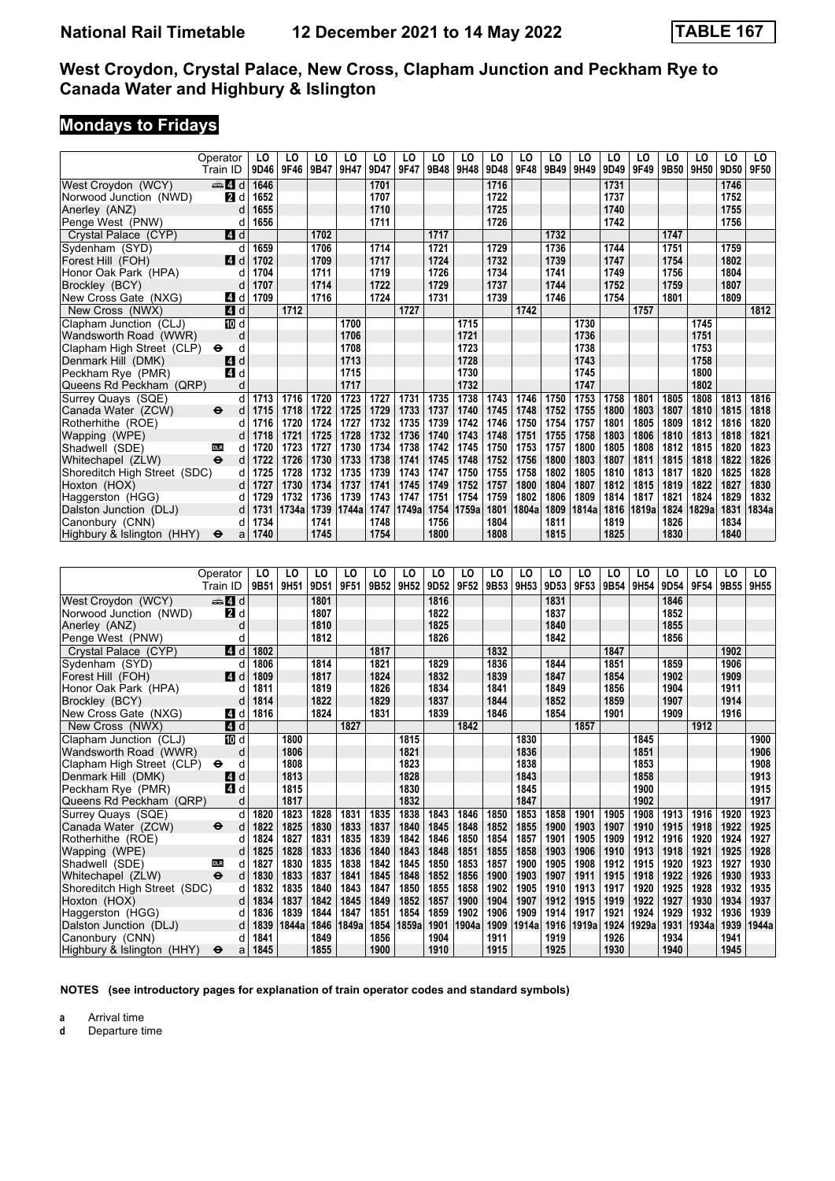# National Rail Timetable 12 December 2021 to 14 May 2022 TABLE 167

## West Croydon, Crystal Palace, New Cross, Clapham Junction and Peckham Rye to Canada Water and Highbury & Islington

## Mondays to Fridays

| Operator | | LO | LO | LO | LO | LO | LO | LO | LO | LO | LO | LO | LO | LO | LO | LO | LO | LO | LO |
|---|---|---|---|---|---|---|---|---|---|---|---|---|---|---|---|---|---|---|---|
| Train ID | | 9D46 | 9F46 | 9B47 | 9H47 | 9D47 | 9F47 | 9B48 | 9H48 | 9D48 | 9F48 | 9B49 | 9H49 | 9D49 | 9F49 | 9B50 | 9H50 | 9D50 | 9F50 |
| West Croydon (WCY) | 4 d | 1646 | | | | 1701 | | | | 1716 | | | | 1731 | | | | 1746 | |
| Norwood Junction (NWD) | 2 d | 1652 | | | | 1707 | | | | 1722 | | | | 1737 | | | | 1752 | |
| Anerley (ANZ) | d | 1655 | | | | 1710 | | | | 1725 | | | | 1740 | | | | 1755 | |
| Penge West (PNW) | d | 1656 | | | | 1711 | | | | 1726 | | | | 1742 | | | | 1756 | |
| Crystal Palace (CYP) | 4 d | | | 1702 | | | | 1717 | | | | 1732 | | | | 1747 | | | |
| Sydenham (SYD) | d | 1659 | | 1706 | | 1714 | | 1721 | | 1729 | | 1736 | | 1744 | | 1751 | | 1759 | |
| Forest Hill (FOH) | 4 d | 1702 | | 1709 | | 1717 | | 1724 | | 1732 | | 1739 | | 1747 | | 1754 | | 1802 | |
| Honor Oak Park (HPA) | d | 1704 | | 1711 | | 1719 | | 1726 | | 1734 | | 1741 | | 1749 | | 1756 | | 1804 | |
| Brockley (BCY) | d | 1707 | | 1714 | | 1722 | | 1729 | | 1737 | | 1744 | | 1752 | | 1759 | | 1807 | |
| New Cross Gate (NXG) | 4 d | 1709 | | 1716 | | 1724 | | 1731 | | 1739 | | 1746 | | 1754 | | 1801 | | 1809 | |
| New Cross (NWX) | 4 d | | 1712 | | | | 1727 | | | | 1742 | | | | 1757 | | | | 1812 |
| Clapham Junction (CLJ) | 10 d | | | | 1700 | | | | 1715 | | | | 1730 | | | | 1745 | | |
| Wandsworth Road (WWR) | d | | | | 1706 | | | | 1721 | | | | 1736 | | | | 1751 | | |
| Clapham High Street (CLP) ⊖ | d | | | | 1708 | | | | 1723 | | | | 1738 | | | | 1753 | | |
| Denmark Hill (DMK) | 4 d | | | | 1713 | | | | 1728 | | | | 1743 | | | | 1758 | | |
| Peckham Rye (PMR) | 4 d | | | | 1715 | | | | 1730 | | | | 1745 | | | | 1800 | | |
| Queens Rd Peckham (QRP) | d | | | | 1717 | | | | 1732 | | | | 1747 | | | | 1802 | | |
| Surrey Quays (SQE) | d | 1713 | 1716 | 1720 | 1723 | 1727 | 1731 | 1735 | 1738 | 1743 | 1746 | 1750 | 1753 | 1758 | 1801 | 1805 | 1808 | 1813 | 1816 |
| Canada Water (ZCW) ⊖ | d | 1715 | 1718 | 1722 | 1725 | 1729 | 1733 | 1737 | 1740 | 1745 | 1748 | 1752 | 1755 | 1800 | 1803 | 1807 | 1810 | 1815 | 1818 |
| Rotherhithe (ROE) | d | 1716 | 1720 | 1724 | 1727 | 1732 | 1735 | 1739 | 1742 | 1746 | 1750 | 1754 | 1757 | 1801 | 1805 | 1809 | 1812 | 1816 | 1820 |
| Wapping (WPE) | d | 1718 | 1721 | 1725 | 1728 | 1732 | 1736 | 1740 | 1743 | 1748 | 1751 | 1755 | 1758 | 1803 | 1806 | 1810 | 1813 | 1818 | 1821 |
| Shadwell (SDE) DLR | d | 1720 | 1723 | 1727 | 1730 | 1734 | 1738 | 1742 | 1745 | 1750 | 1753 | 1757 | 1800 | 1805 | 1808 | 1812 | 1815 | 1820 | 1823 |
| Whitechapel (ZLW) ⊖ | d | 1722 | 1726 | 1730 | 1733 | 1738 | 1741 | 1745 | 1748 | 1752 | 1756 | 1800 | 1803 | 1807 | 1811 | 1815 | 1818 | 1822 | 1826 |
| Shoreditch High Street (SDC) | d | 1725 | 1728 | 1732 | 1735 | 1739 | 1743 | 1747 | 1750 | 1755 | 1758 | 1802 | 1805 | 1810 | 1813 | 1817 | 1820 | 1825 | 1828 |
| Hoxton (HOX) | d | 1727 | 1730 | 1734 | 1737 | 1741 | 1745 | 1749 | 1752 | 1757 | 1800 | 1804 | 1807 | 1812 | 1815 | 1819 | 1822 | 1827 | 1830 |
| Haggerston (HGG) | d | 1729 | 1732 | 1736 | 1739 | 1743 | 1747 | 1751 | 1754 | 1759 | 1802 | 1806 | 1809 | 1814 | 1817 | 1821 | 1824 | 1829 | 1832 |
| Dalston Junction (DLJ) | d | 1731 | 1734a | 1739 | 1744a | 1747 | 1749a | 1754 | 1759a | 1801 | 1804a | 1809 | 1814a | 1816 | 1819a | 1824 | 1829a | 1831 | 1834a |
| Canonbury (CNN) | d | 1734 | | 1741 | | 1748 | | 1756 | | 1804 | | 1811 | | 1819 | | 1826 | | 1834 | |
| Highbury & Islington (HHY) ⊖ | a | 1740 | | 1745 | | 1754 | | 1800 | | 1808 | | 1815 | | 1825 | | 1830 | | 1840 | |

| Operator | | LO | LO | LO | LO | LO | LO | LO | LO | LO | LO | LO | LO | LO | LO | LO | LO | LO | LO |
|---|---|---|---|---|---|---|---|---|---|---|---|---|---|---|---|---|---|---|---|
| Train ID | | 9B51 | 9H51 | 9D51 | 9F51 | 9B52 | 9H52 | 9D52 | 9F52 | 9B53 | 9H53 | 9D53 | 9F53 | 9B54 | 9H54 | 9D54 | 9F54 | 9B55 | 9H55 |
| West Croydon (WCY) | 4 d | | | 1801 | | | | 1816 | | | | 1831 | | | | 1846 | | | |
| Norwood Junction (NWD) | 2 d | | | 1807 | | | | 1822 | | | | 1837 | | | | 1852 | | | |
| Anerley (ANZ) | d | | | 1810 | | | | 1825 | | | | 1840 | | | | 1855 | | | |
| Penge West (PNW) | d | | | 1812 | | | | 1826 | | | | 1842 | | | | 1856 | | | |
| Crystal Palace (CYP) | 4 d | 1802 | | | | 1817 | | | | 1832 | | | | 1847 | | | | 1902 | |
| Sydenham (SYD) | d | 1806 | | 1814 | | 1821 | | 1829 | | 1836 | | 1844 | | 1851 | | 1859 | | 1906 | |
| Forest Hill (FOH) | 4 d | 1809 | | 1817 | | 1824 | | 1832 | | 1839 | | 1847 | | 1854 | | 1902 | | 1909 | |
| Honor Oak Park (HPA) | d | 1811 | | 1819 | | 1826 | | 1834 | | 1841 | | 1849 | | 1856 | | 1904 | | 1911 | |
| Brockley (BCY) | d | 1814 | | 1822 | | 1829 | | 1837 | | 1844 | | 1852 | | 1859 | | 1907 | | 1914 | |
| New Cross Gate (NXG) | 4 d | 1816 | | 1824 | | 1831 | | 1839 | | 1846 | | 1854 | | 1901 | | 1909 | | 1916 | |
| New Cross (NWX) | 4 d | | | | 1827 | | | | 1842 | | | | 1857 | | | | 1912 | | |
| Clapham Junction (CLJ) | 10 d | | 1800 | | | | 1815 | | | | 1830 | | | | 1845 | | | | 1900 |
| Wandsworth Road (WWR) | d | | 1806 | | | | 1821 | | | | 1836 | | | | 1851 | | | | 1906 |
| Clapham High Street (CLP) ⊖ | d | | 1808 | | | | 1823 | | | | 1838 | | | | 1853 | | | | 1908 |
| Denmark Hill (DMK) | 4 d | | 1813 | | | | 1828 | | | | 1843 | | | | 1858 | | | | 1913 |
| Peckham Rye (PMR) | 4 d | | 1815 | | | | 1830 | | | | 1845 | | | | 1900 | | | | 1915 |
| Queens Rd Peckham (QRP) | d | | 1817 | | | | 1832 | | | | 1847 | | | | 1902 | | | | 1917 |
| Surrey Quays (SQE) | d | 1820 | 1823 | 1828 | 1831 | 1835 | 1838 | 1843 | 1846 | 1850 | 1853 | 1858 | 1901 | 1905 | 1908 | 1913 | 1916 | 1920 | 1923 |
| Canada Water (ZCW) ⊖ | d | 1822 | 1825 | 1830 | 1833 | 1837 | 1840 | 1845 | 1848 | 1852 | 1855 | 1900 | 1903 | 1907 | 1910 | 1915 | 1918 | 1922 | 1925 |
| Rotherhithe (ROE) | d | 1824 | 1827 | 1831 | 1835 | 1839 | 1842 | 1846 | 1850 | 1854 | 1857 | 1901 | 1905 | 1909 | 1912 | 1916 | 1920 | 1924 | 1927 |
| Wapping (WPE) | d | 1825 | 1828 | 1833 | 1836 | 1840 | 1843 | 1848 | 1851 | 1855 | 1858 | 1903 | 1906 | 1910 | 1913 | 1918 | 1921 | 1925 | 1928 |
| Shadwell (SDE) DLR | d | 1827 | 1830 | 1835 | 1838 | 1842 | 1845 | 1850 | 1853 | 1857 | 1900 | 1905 | 1908 | 1912 | 1915 | 1920 | 1923 | 1927 | 1930 |
| Whitechapel (ZLW) ⊖ | d | 1830 | 1833 | 1837 | 1841 | 1845 | 1848 | 1852 | 1856 | 1900 | 1903 | 1907 | 1911 | 1915 | 1918 | 1922 | 1926 | 1930 | 1933 |
| Shoreditch High Street (SDC) | d | 1832 | 1835 | 1840 | 1843 | 1847 | 1850 | 1855 | 1858 | 1902 | 1905 | 1910 | 1913 | 1917 | 1920 | 1925 | 1928 | 1932 | 1935 |
| Hoxton (HOX) | d | 1834 | 1837 | 1842 | 1845 | 1849 | 1852 | 1857 | 1900 | 1904 | 1907 | 1912 | 1915 | 1919 | 1922 | 1927 | 1930 | 1934 | 1937 |
| Haggerston (HGG) | d | 1836 | 1839 | 1844 | 1847 | 1851 | 1854 | 1859 | 1902 | 1906 | 1909 | 1914 | 1917 | 1921 | 1924 | 1929 | 1932 | 1936 | 1939 |
| Dalston Junction (DLJ) | d | 1839 | 1844a | 1846 | 1849a | 1854 | 1859a | 1901 | 1904a | 1909 | 1914a | 1916 | 1919a | 1924 | 1929a | 1931 | 1934a | 1939 | 1944a |
| Canonbury (CNN) | d | 1841 | | 1849 | | 1856 | | 1904 | | 1911 | | 1919 | | 1926 | | 1934 | | 1941 | |
| Highbury & Islington (HHY) ⊖ | a | 1845 | | 1855 | | 1900 | | 1910 | | 1915 | | 1925 | | 1930 | | 1940 | | 1945 | |

**NOTES (see introductory pages for explanation of train operator codes and standard symbols)**

**a** Arrival time
**d** Departure time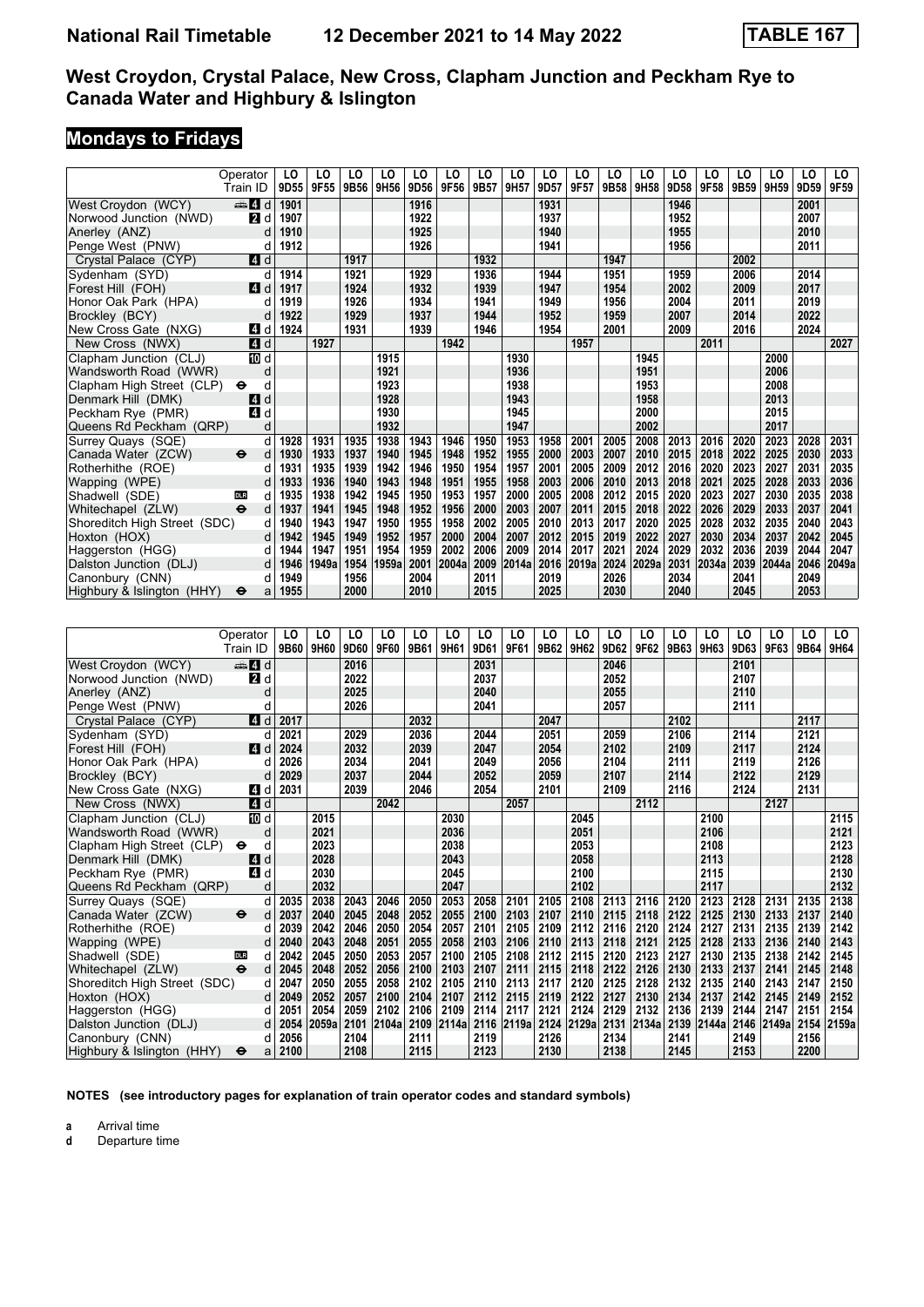# National Rail Timetable 12 December 2021 to 14 May 2022 TABLE 167

## West Croydon, Crystal Palace, New Cross, Clapham Junction and Peckham Rye to Canada Water and Highbury & Islington

## Mondays to Fridays

| Operator | | LO | LO | LO | LO | LO | LO | LO | LO | LO | LO | LO | LO | LO | LO | LO | LO | LO | LO |
|---|---|---|---|---|---|---|---|---|---|---|---|---|---|---|---|---|---|---|---|
| Train ID | | 9D55 | 9F55 | 9B56 | 9H56 | 9D56 | 9F56 | 9B57 | 9H57 | 9D57 | 9F57 | 9B58 | 9H58 | 9D58 | 9F58 | 9B59 | 9H59 | 9D59 | 9F59 |
| West Croydon (WCY) | 4 d | 1901 | | | | 1916 | | | | 1931 | | | | 1946 | | | | 2001 | |
| Norwood Junction (NWD) | 2 d | 1907 | | | | 1922 | | | | 1937 | | | | 1952 | | | | 2007 | |
| Anerley (ANZ) | d | 1910 | | | | 1925 | | | | 1940 | | | | 1955 | | | | 2010 | |
| Penge West (PNW) | d | 1912 | | | | 1926 | | | | 1941 | | | | 1956 | | | | 2011 | |
| Crystal Palace (CYP) | 4 d | | | 1917 | | | | 1932 | | | | 1947 | | | | 2002 | | | |
| Sydenham (SYD) | d | 1914 | | 1921 | | 1929 | | 1936 | | 1944 | | 1951 | | 1959 | | 2006 | | 2014 | |
| Forest Hill (FOH) | 4 d | 1917 | | 1924 | | 1932 | | 1939 | | 1947 | | 1954 | | 2002 | | 2009 | | 2017 | |
| Honor Oak Park (HPA) | d | 1919 | | 1926 | | 1934 | | 1941 | | 1949 | | 1956 | | 2004 | | 2011 | | 2019 | |
| Brockley (BCY) | d | 1922 | | 1929 | | 1937 | | 1944 | | 1952 | | 1959 | | 2007 | | 2014 | | 2022 | |
| New Cross Gate (NXG) | 4 d | 1924 | | 1931 | | 1939 | | 1946 | | 1954 | | 2001 | | 2009 | | 2016 | | 2024 | |
| New Cross (NWX) | 4 d | | 1927 | | | | 1942 | | | | 1957 | | | | 2011 | | | | 2027 |
| Clapham Junction (CLJ) | 10 d | | | | 1915 | | | | 1930 | | | | 1945 | | | | 2000 | | |
| Wandsworth Road (WWR) | d | | | | 1921 | | | | 1936 | | | | 1951 | | | | 2006 | | |
| Clapham High Street (CLP) | d | | | | 1923 | | | | 1938 | | | | 1953 | | | | 2008 | | |
| Denmark Hill (DMK) | 4 d | | | | 1928 | | | | 1943 | | | | 1958 | | | | 2013 | | |
| Peckham Rye (PMR) | 4 d | | | | 1930 | | | | 1945 | | | | 2000 | | | | 2015 | | |
| Queens Rd Peckham (QRP) | d | | | | 1932 | | | | 1947 | | | | 2002 | | | | 2017 | | |
| Surrey Quays (SQE) | d | 1928 | 1931 | 1935 | 1938 | 1943 | 1946 | 1950 | 1953 | 1958 | 2001 | 2005 | 2008 | 2013 | 2016 | 2020 | 2023 | 2028 | 2031 |
| Canada Water (ZCW) | d | 1930 | 1933 | 1937 | 1940 | 1945 | 1948 | 1952 | 1955 | 2000 | 2003 | 2007 | 2010 | 2015 | 2018 | 2022 | 2025 | 2030 | 2033 |
| Rotherhithe (ROE) | d | 1931 | 1935 | 1939 | 1942 | 1946 | 1950 | 1954 | 1957 | 2001 | 2005 | 2009 | 2012 | 2016 | 2020 | 2023 | 2027 | 2031 | 2035 |
| Wapping (WPE) | d | 1933 | 1936 | 1940 | 1943 | 1948 | 1951 | 1955 | 1958 | 2003 | 2006 | 2010 | 2013 | 2018 | 2021 | 2025 | 2028 | 2033 | 2036 |
| Shadwell (SDE) | d | 1935 | 1938 | 1942 | 1945 | 1950 | 1953 | 1957 | 2000 | 2005 | 2008 | 2012 | 2015 | 2020 | 2023 | 2027 | 2030 | 2035 | 2038 |
| Whitechapel (ZLW) | d | 1937 | 1941 | 1945 | 1948 | 1952 | 1956 | 2000 | 2003 | 2007 | 2011 | 2015 | 2018 | 2022 | 2026 | 2029 | 2033 | 2037 | 2041 |
| Shoreditch High Street (SDC) | d | 1940 | 1943 | 1947 | 1950 | 1955 | 1958 | 2002 | 2005 | 2010 | 2013 | 2017 | 2020 | 2025 | 2028 | 2032 | 2035 | 2040 | 2043 |
| Hoxton (HOX) | d | 1942 | 1945 | 1949 | 1952 | 1957 | 2000 | 2004 | 2007 | 2012 | 2015 | 2019 | 2022 | 2027 | 2030 | 2034 | 2037 | 2042 | 2045 |
| Haggerston (HGG) | d | 1944 | 1947 | 1951 | 1954 | 1959 | 2002 | 2006 | 2009 | 2014 | 2017 | 2021 | 2024 | 2029 | 2032 | 2036 | 2039 | 2044 | 2047 |
| Dalston Junction (DLJ) | d | 1946 | 1949a | 1954 | 1959a | 2001 | 2004a | 2009 | 2014a | 2016 | 2019a | 2024 | 2029a | 2031 | 2034a | 2039 | 2044a | 2046 | 2049a |
| Canonbury (CNN) | d | 1949 | | 1956 | | 2004 | | 2011 | | 2019 | | 2026 | | 2034 | | 2041 | | 2049 | |
| Highbury & Islington (HHY) | a | 1955 | | 2000 | | 2010 | | 2015 | | 2025 | | 2030 | | 2040 | | 2045 | | 2053 | |

| Operator | | LO | LO | LO | LO | LO | LO | LO | LO | LO | LO | LO | LO | LO | LO | LO | LO | LO | LO |
|---|---|---|---|---|---|---|---|---|---|---|---|---|---|---|---|---|---|---|---|
| Train ID | | 9B60 | 9H60 | 9D60 | 9F60 | 9B61 | 9H61 | 9D61 | 9F61 | 9B62 | 9H62 | 9D62 | 9F62 | 9B63 | 9H63 | 9D63 | 9F63 | 9B64 | 9H64 |
| West Croydon (WCY) | 4 d | | | 2016 | | | | 2031 | | | | 2046 | | | | 2101 | | | |
| Norwood Junction (NWD) | 2 d | | | 2022 | | | | 2037 | | | | 2052 | | | | 2107 | | | |
| Anerley (ANZ) | d | | | 2025 | | | | 2040 | | | | 2055 | | | | 2110 | | | |
| Penge West (PNW) | d | | | 2026 | | | | 2041 | | | | 2057 | | | | 2111 | | | |
| Crystal Palace (CYP) | 4 d | 2017 | | | | 2032 | | | | 2047 | | | | 2102 | | | | 2117 | |
| Sydenham (SYD) | d | 2021 | | 2029 | | 2036 | | 2044 | | 2051 | | 2059 | | 2106 | | 2114 | | 2121 | |
| Forest Hill (FOH) | 4 d | 2024 | | 2032 | | 2039 | | 2047 | | 2054 | | 2102 | | 2109 | | 2117 | | 2124 | |
| Honor Oak Park (HPA) | d | 2026 | | 2034 | | 2041 | | 2049 | | 2056 | | 2104 | | 2111 | | 2119 | | 2126 | |
| Brockley (BCY) | d | 2029 | | 2037 | | 2044 | | 2052 | | 2059 | | 2107 | | 2114 | | 2122 | | 2129 | |
| New Cross Gate (NXG) | 4 d | 2031 | | 2039 | | 2046 | | 2054 | | 2101 | | 2109 | | 2116 | | 2124 | | 2131 | |
| New Cross (NWX) | 4 d | | | | 2042 | | | | 2057 | | | | 2112 | | | | 2127 | | |
| Clapham Junction (CLJ) | 10 d | | 2015 | | | | 2030 | | | | 2045 | | | | 2100 | | | | 2115 |
| Wandsworth Road (WWR) | d | | 2021 | | | | 2036 | | | | 2051 | | | | 2106 | | | | 2121 |
| Clapham High Street (CLP) | d | | 2023 | | | | 2038 | | | | 2053 | | | | 2108 | | | | 2123 |
| Denmark Hill (DMK) | 4 d | | 2028 | | | | 2043 | | | | 2058 | | | | 2113 | | | | 2128 |
| Peckham Rye (PMR) | 4 d | | 2030 | | | | 2045 | | | | 2100 | | | | 2115 | | | | 2130 |
| Queens Rd Peckham (QRP) | d | | 2032 | | | | 2047 | | | | 2102 | | | | 2117 | | | | 2132 |
| Surrey Quays (SQE) | d | 2035 | 2038 | 2043 | 2046 | 2050 | 2053 | 2058 | 2101 | 2105 | 2108 | 2113 | 2116 | 2120 | 2123 | 2128 | 2131 | 2135 | 2138 |
| Canada Water (ZCW) | d | 2037 | 2040 | 2045 | 2048 | 2052 | 2055 | 2100 | 2103 | 2107 | 2110 | 2115 | 2118 | 2122 | 2125 | 2130 | 2133 | 2137 | 2140 |
| Rotherhithe (ROE) | d | 2039 | 2042 | 2046 | 2050 | 2054 | 2057 | 2101 | 2105 | 2109 | 2112 | 2116 | 2120 | 2124 | 2127 | 2131 | 2135 | 2139 | 2142 |
| Wapping (WPE) | d | 2040 | 2043 | 2048 | 2051 | 2055 | 2058 | 2103 | 2106 | 2110 | 2113 | 2118 | 2121 | 2125 | 2128 | 2133 | 2136 | 2140 | 2143 |
| Shadwell (SDE) | d | 2042 | 2045 | 2050 | 2053 | 2057 | 2100 | 2105 | 2108 | 2112 | 2115 | 2120 | 2123 | 2127 | 2130 | 2135 | 2138 | 2142 | 2145 |
| Whitechapel (ZLW) | d | 2045 | 2048 | 2052 | 2056 | 2100 | 2103 | 2107 | 2111 | 2115 | 2118 | 2122 | 2126 | 2130 | 2133 | 2137 | 2141 | 2145 | 2148 |
| Shoreditch High Street (SDC) | d | 2047 | 2050 | 2055 | 2058 | 2102 | 2105 | 2110 | 2113 | 2117 | 2120 | 2125 | 2128 | 2132 | 2135 | 2140 | 2143 | 2147 | 2150 |
| Hoxton (HOX) | d | 2049 | 2052 | 2057 | 2100 | 2104 | 2107 | 2112 | 2115 | 2119 | 2122 | 2127 | 2130 | 2134 | 2137 | 2142 | 2145 | 2149 | 2152 |
| Haggerston (HGG) | d | 2051 | 2054 | 2059 | 2102 | 2106 | 2109 | 2114 | 2117 | 2121 | 2124 | 2129 | 2132 | 2136 | 2139 | 2144 | 2147 | 2151 | 2154 |
| Dalston Junction (DLJ) | d | 2054 | 2059a | 2101 | 2104a | 2109 | 2114a | 2116 | 2119a | 2124 | 2129a | 2131 | 2134a | 2139 | 2144a | 2146 | 2149a | 2154 | 2159a |
| Canonbury (CNN) | d | 2056 | | 2104 | | 2111 | | 2119 | | 2126 | | 2134 | | 2141 | | 2149 | | 2156 | |
| Highbury & Islington (HHY) | a | 2100 | | 2108 | | 2115 | | 2123 | | 2130 | | 2138 | | 2145 | | 2153 | | 2200 | |

**NOTES (see introductory pages for explanation of train operator codes and standard symbols)**

**a** Arrival time
**d** Departure time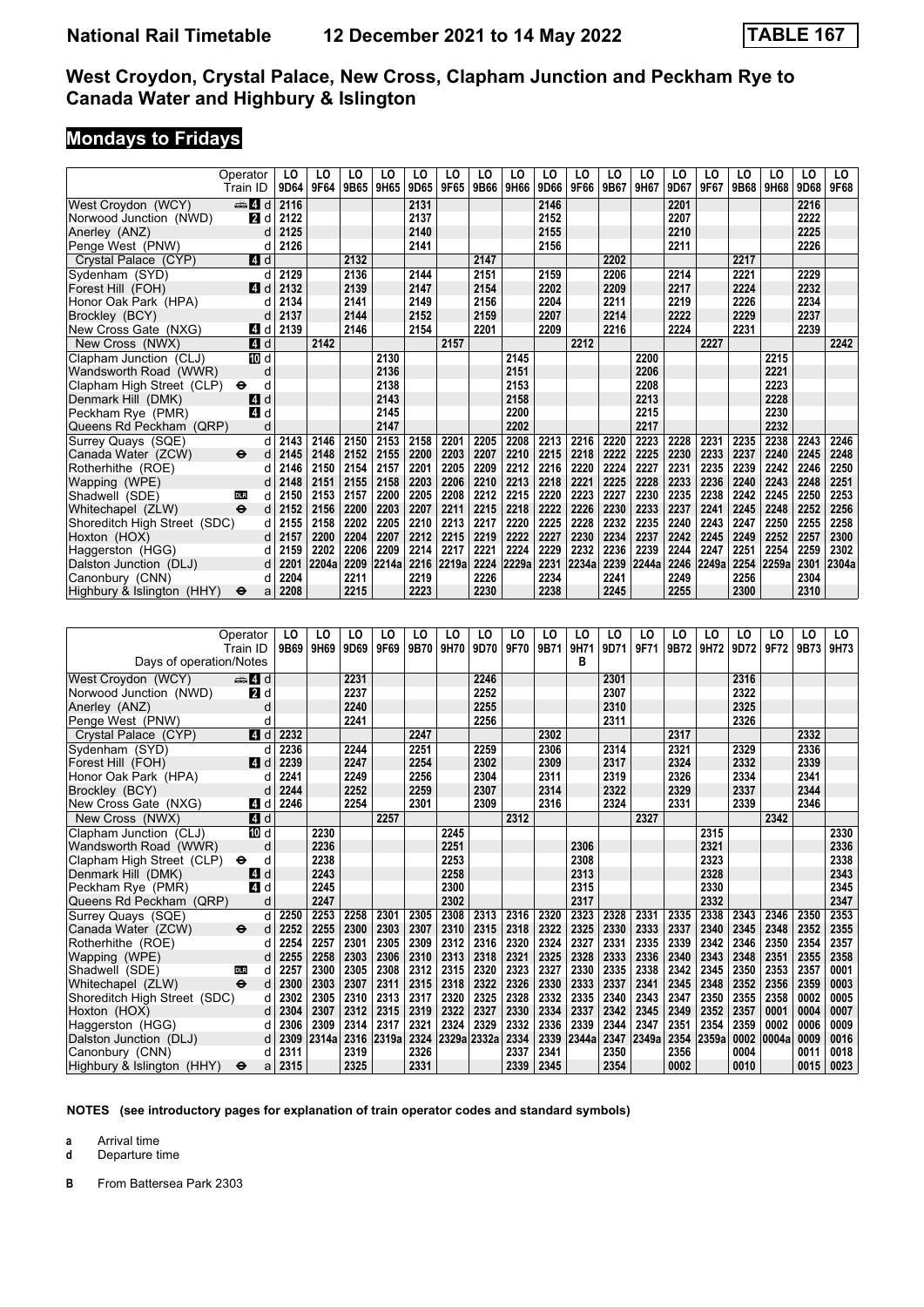# National Rail Timetable 12 December 2021 to 14 May 2022 TABLE 167

## West Croydon, Crystal Palace, New Cross, Clapham Junction and Peckham Rye to Canada Water and Highbury & Islington

## Mondays to Fridays

| Operator | | LO | LO | LO | LO | LO | LO | LO | LO | LO | LO | LO | LO | LO | LO | LO | LO | LO | LO |
|---|---|---|---|---|---|---|---|---|---|---|---|---|---|---|---|---|---|---|---|
| Train ID | | 9D64 | 9F64 | 9B65 | 9H65 | 9D65 | 9F65 | 9B66 | 9H66 | 9D66 | 9F66 | 9B67 | 9H67 | 9D67 | 9F67 | 9B68 | 9H68 | 9D68 | 9F68 |
| West Croydon (WCY) | 4 d | 2116 | | | | 2131 | | | | 2146 | | | | 2201 | | | | 2216 | |
| Norwood Junction (NWD) | 2 d | 2122 | | | | 2137 | | | | 2152 | | | | 2207 | | | | 2222 | |
| Anerley (ANZ) | d | 2125 | | | | 2140 | | | | 2155 | | | | 2210 | | | | 2225 | |
| Penge West (PNW) | d | 2126 | | | | 2141 | | | | 2156 | | | | 2211 | | | | 2226 | |
| Crystal Palace (CYP) | 4 d | | | 2132 | | | | 2147 | | | | 2202 | | | | 2217 | | | |
| Sydenham (SYD) | d | 2129 | | 2136 | | 2144 | | 2151 | | 2159 | | 2206 | | 2214 | | 2221 | | 2229 | |
| Forest Hill (FOH) | 4 d | 2132 | | 2139 | | 2147 | | 2154 | | 2202 | | 2209 | | 2217 | | 2224 | | 2232 | |
| Honor Oak Park (HPA) | d | 2134 | | 2141 | | 2149 | | 2156 | | 2204 | | 2211 | | 2219 | | 2226 | | 2234 | |
| Brockley (BCY) | d | 2137 | | 2144 | | 2152 | | 2159 | | 2207 | | 2214 | | 2222 | | 2229 | | 2237 | |
| New Cross Gate (NXG) | 4 d | 2139 | | 2146 | | 2154 | | 2201 | | 2209 | | 2216 | | 2224 | | 2231 | | 2239 | |
| New Cross (NWX) | 4 d | | 2142 | | | | 2157 | | | | 2212 | | | | 2227 | | | | 2242 |
| Clapham Junction (CLJ) | 10 d | | | | 2130 | | | | 2145 | | | | 2200 | | | | 2215 | | |
| Wandsworth Road (WWR) | d | | | | 2136 | | | | 2151 | | | | 2206 | | | | 2221 | | |
| Clapham High Street (CLP) ⊖ | d | | | | 2138 | | | | 2153 | | | | 2208 | | | | 2223 | | |
| Denmark Hill (DMK) | 4 d | | | | 2143 | | | | 2158 | | | | 2213 | | | | 2228 | | |
| Peckham Rye (PMR) | 4 d | | | | 2145 | | | | 2200 | | | | 2215 | | | | 2230 | | |
| Queens Rd Peckham (QRP) | d | | | | 2147 | | | | 2202 | | | | 2217 | | | | 2232 | | |
| Surrey Quays (SQE) | d | 2143 | 2146 | 2150 | 2153 | 2158 | 2201 | 2205 | 2208 | 2213 | 2216 | 2220 | 2223 | 2228 | 2231 | 2235 | 2238 | 2243 | 2246 |
| Canada Water (ZCW) ⊖ | d | 2145 | 2148 | 2152 | 2155 | 2200 | 2203 | 2207 | 2210 | 2215 | 2218 | 2222 | 2225 | 2230 | 2233 | 2237 | 2240 | 2245 | 2248 |
| Rotherhithe (ROE) | d | 2146 | 2150 | 2154 | 2157 | 2201 | 2205 | 2209 | 2212 | 2216 | 2220 | 2224 | 2227 | 2231 | 2235 | 2239 | 2242 | 2246 | 2250 |
| Wapping (WPE) | d | 2148 | 2151 | 2155 | 2158 | 2203 | 2206 | 2210 | 2213 | 2218 | 2221 | 2225 | 2228 | 2233 | 2236 | 2240 | 2243 | 2248 | 2251 |
| Shadwell (SDE) DLR | d | 2150 | 2153 | 2157 | 2200 | 2205 | 2208 | 2212 | 2215 | 2220 | 2223 | 2227 | 2230 | 2235 | 2238 | 2242 | 2245 | 2250 | 2253 |
| Whitechapel (ZLW) ⊖ | d | 2152 | 2156 | 2200 | 2203 | 2207 | 2211 | 2215 | 2218 | 2222 | 2226 | 2230 | 2233 | 2237 | 2241 | 2245 | 2248 | 2252 | 2256 |
| Shoreditch High Street (SDC) | d | 2155 | 2158 | 2202 | 2205 | 2210 | 2213 | 2217 | 2220 | 2225 | 2228 | 2232 | 2235 | 2240 | 2243 | 2247 | 2250 | 2255 | 2258 |
| Hoxton (HOX) | d | 2157 | 2200 | 2204 | 2207 | 2212 | 2215 | 2219 | 2222 | 2227 | 2230 | 2234 | 2237 | 2242 | 2245 | 2249 | 2252 | 2257 | 2300 |
| Haggerston (HGG) | d | 2159 | 2202 | 2206 | 2209 | 2214 | 2217 | 2221 | 2224 | 2229 | 2232 | 2236 | 2239 | 2244 | 2247 | 2251 | 2254 | 2259 | 2302 |
| Dalston Junction (DLJ) | d | 2201 | 2204a | 2209 | 2214a | 2216 | 2219a | 2224 | 2229a | 2231 | 2234a | 2239 | 2244a | 2246 | 2249a | 2254 | 2259a | 2301 | 2304a |
| Canonbury (CNN) | d | 2204 | | 2211 | | 2219 | | 2226 | | 2234 | | 2241 | | 2249 | | 2256 | | 2304 | |
| Highbury & Islington (HHY) ⊖ | a | 2208 | | 2215 | | 2223 | | 2230 | | 2238 | | 2245 | | 2255 | | 2300 | | 2310 | |

| Operator | | LO | LO | LO | LO | LO | LO | LO | LO | LO | LO | LO | LO | LO | LO | LO | LO | LO | LO |
|---|---|---|---|---|---|---|---|---|---|---|---|---|---|---|---|---|---|---|---|
| Train ID | | 9B69 | 9H69 | 9D69 | 9F69 | 9B70 | 9H70 | 9D70 | 9F70 | 9B71 | 9H71 | 9D71 | 9F71 | 9B72 | 9H72 | 9D72 | 9F72 | 9B73 | 9H73 |
| Days of operation/Notes | | | | | | | | | | | B | | | | | | | | |
| West Croydon (WCY) | 4 d | | | 2231 | | | | 2246 | | | | 2301 | | | | 2316 | | | |
| Norwood Junction (NWD) | 2 d | | | 2237 | | | | 2252 | | | | 2307 | | | | 2322 | | | |
| Anerley (ANZ) | d | | | 2240 | | | | 2255 | | | | 2310 | | | | 2325 | | | |
| Penge West (PNW) | d | | | 2241 | | | | 2256 | | | | 2311 | | | | 2326 | | | |
| Crystal Palace (CYP) | 4 d | 2232 | | | | 2247 | | | | 2302 | | | | 2317 | | | | 2332 | |
| Sydenham (SYD) | d | 2236 | | 2244 | | 2251 | | 2259 | | 2306 | | 2314 | | 2321 | | 2329 | | 2336 | |
| Forest Hill (FOH) | 4 d | 2239 | | 2247 | | 2254 | | 2302 | | 2309 | | 2317 | | 2324 | | 2332 | | 2339 | |
| Honor Oak Park (HPA) | d | 2241 | | 2249 | | 2256 | | 2304 | | 2311 | | 2319 | | 2326 | | 2334 | | 2341 | |
| Brockley (BCY) | d | 2244 | | 2252 | | 2259 | | 2307 | | 2314 | | 2322 | | 2329 | | 2337 | | 2344 | |
| New Cross Gate (NXG) | 4 d | 2246 | | 2254 | | 2301 | | 2309 | | 2316 | | 2324 | | 2331 | | 2339 | | 2346 | |
| New Cross (NWX) | 4 d | | | | 2257 | | | | 2312 | | | | 2327 | | | | 2342 | | |
| Clapham Junction (CLJ) | 10 d | | 2230 | | | | 2245 | | | | | | | | 2315 | | | | 2330 |
| Wandsworth Road (WWR) | d | | 2236 | | | | 2251 | | | | 2306 | | | | 2321 | | | | 2336 |
| Clapham High Street (CLP) ⊖ | d | | 2238 | | | | 2253 | | | | 2308 | | | | 2323 | | | | 2338 |
| Denmark Hill (DMK) | 4 d | | 2243 | | | | 2258 | | | | 2313 | | | | 2328 | | | | 2343 |
| Peckham Rye (PMR) | 4 d | | 2245 | | | | 2300 | | | | 2315 | | | | 2330 | | | | 2345 |
| Queens Rd Peckham (QRP) | d | | 2247 | | | | 2302 | | | | 2317 | | | | 2332 | | | | 2347 |
| Surrey Quays (SQE) | d | 2250 | 2253 | 2258 | 2301 | 2305 | 2308 | 2313 | 2316 | 2320 | 2323 | 2328 | 2331 | 2335 | 2338 | 2343 | 2346 | 2350 | 2353 |
| Canada Water (ZCW) ⊖ | d | 2252 | 2255 | 2300 | 2303 | 2307 | 2310 | 2315 | 2318 | 2322 | 2325 | 2330 | 2333 | 2337 | 2340 | 2345 | 2348 | 2352 | 2355 |
| Rotherhithe (ROE) | d | 2254 | 2257 | 2301 | 2305 | 2309 | 2312 | 2316 | 2320 | 2324 | 2327 | 2331 | 2335 | 2339 | 2342 | 2346 | 2350 | 2354 | 2357 |
| Wapping (WPE) | d | 2255 | 2258 | 2303 | 2306 | 2310 | 2313 | 2318 | 2321 | 2325 | 2328 | 2333 | 2336 | 2340 | 2343 | 2348 | 2351 | 2355 | 2358 |
| Shadwell (SDE) DLR | d | 2257 | 2300 | 2305 | 2308 | 2312 | 2315 | 2320 | 2323 | 2327 | 2330 | 2335 | 2338 | 2342 | 2345 | 2350 | 2353 | 2357 | 0001 |
| Whitechapel (ZLW) ⊖ | d | 2300 | 2303 | 2307 | 2311 | 2315 | 2318 | 2322 | 2326 | 2330 | 2333 | 2337 | 2341 | 2345 | 2348 | 2352 | 2356 | 2359 | 0003 |
| Shoreditch High Street (SDC) | d | 2302 | 2305 | 2310 | 2313 | 2317 | 2320 | 2325 | 2328 | 2332 | 2335 | 2340 | 2343 | 2347 | 2350 | 2355 | 2358 | 0002 | 0005 |
| Hoxton (HOX) | d | 2304 | 2307 | 2312 | 2315 | 2319 | 2322 | 2327 | 2330 | 2334 | 2337 | 2342 | 2345 | 2349 | 2352 | 2357 | 0001 | 0004 | 0007 |
| Haggerston (HGG) | d | 2306 | 2309 | 2314 | 2317 | 2321 | 2324 | 2329 | 2332 | 2336 | 2339 | 2344 | 2347 | 2351 | 2354 | 2359 | 0002 | 0006 | 0009 |
| Dalston Junction (DLJ) | d | 2309 | 2314a | 2316 | 2319a | 2324 | 2329a | 2332a | 2334 | 2339 | 2344a | 2347 | 2349a | 2354 | 2359a | 0002 | 0004a | 0009 | 0016 |
| Canonbury (CNN) | d | 2311 | | 2319 | | 2326 | | | 2337 | 2341 | | 2350 | | 2356 | | 0004 | | 0011 | 0018 |
| Highbury & Islington (HHY) ⊖ | a | 2315 | | 2325 | | 2331 | | | 2339 | 2345 | | 2354 | | 0002 | | 0010 | | 0015 | 0023 |

**NOTES (see introductory pages for explanation of train operator codes and standard symbols)**

**a** Arrival time
**d** Departure time

**B** From Battersea Park 2303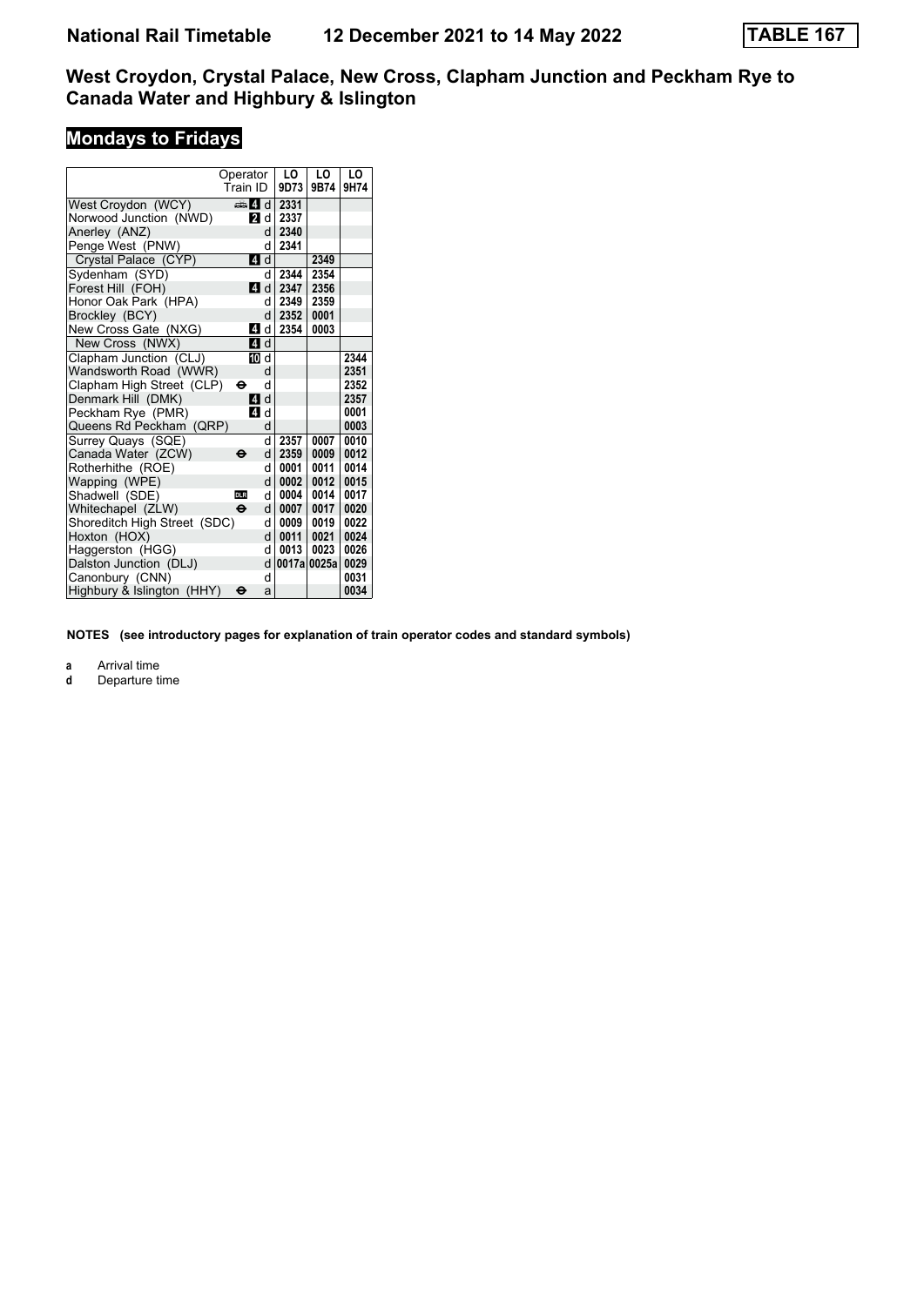# National Rail Timetable 12 December 2021 to 14 May 2022 TABLE 167

## West Croydon, Crystal Palace, New Cross, Clapham Junction and Peckham Rye to Canada Water and Highbury & Islington

### Mondays to Fridays

| Operator / Train ID | | | LO 9D73 | LO 9B74 | LO 9H74 |
|---|---|---|---|---|---|
| West Croydon (WCY) | 4 | d | 2331 | | |
| Norwood Junction (NWD) | 2 | d | 2337 | | |
| Anerley (ANZ) | | d | 2340 | | |
| Penge West (PNW) | | d | 2341 | | |
| Crystal Palace (CYP) | 4 | d | | 2349 | |
| Sydenham (SYD) | | d | 2344 | 2354 | |
| Forest Hill (FOH) | 4 | d | 2347 | 2356 | |
| Honor Oak Park (HPA) | | d | 2349 | 2359 | |
| Brockley (BCY) | | d | 2352 | 0001 | |
| New Cross Gate (NXG) | 4 | d | 2354 | 0003 | |
| New Cross (NWX) | 4 | d | | | |
| Clapham Junction (CLJ) | 10 | d | | | 2344 |
| Wandsworth Road (WWR) | | d | | | 2351 |
| Clapham High Street (CLP) | ⊖ | d | | | 2352 |
| Denmark Hill (DMK) | 4 | d | | | 2357 |
| Peckham Rye (PMR) | 4 | d | | | 0001 |
| Queens Rd Peckham (QRP) | | d | | | 0003 |
| Surrey Quays (SQE) | | d | 2357 | 0007 | 0010 |
| Canada Water (ZCW) | ⊖ | d | 2359 | 0009 | 0012 |
| Rotherhithe (ROE) | | d | 0001 | 0011 | 0014 |
| Wapping (WPE) | | d | 0002 | 0012 | 0015 |
| Shadwell (SDE) | DLR | d | 0004 | 0014 | 0017 |
| Whitechapel (ZLW) | ⊖ | d | 0007 | 0017 | 0020 |
| Shoreditch High Street (SDC) | | d | 0009 | 0019 | 0022 |
| Hoxton (HOX) | | d | 0011 | 0021 | 0024 |
| Haggerston (HGG) | | d | 0013 | 0023 | 0026 |
| Dalston Junction (DLJ) | | d | 0017a | 0025a | 0029 |
| Canonbury (CNN) | | d | | | 0031 |
| Highbury & Islington (HHY) | ⊖ | a | | | 0034 |

**NOTES (see introductory pages for explanation of train operator codes and standard symbols)**

**a** Arrival time
**d** Departure time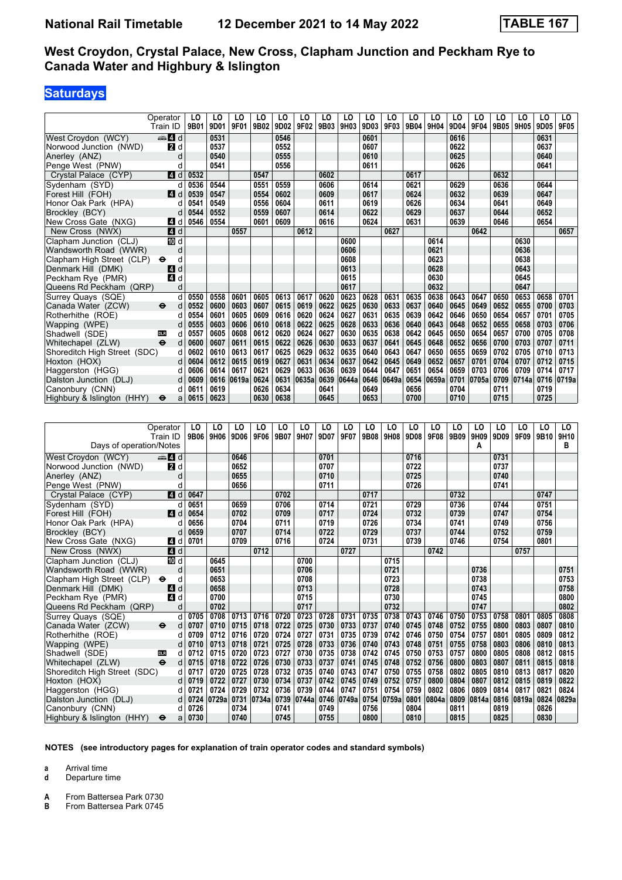# National Rail Timetable 12 December 2021 to 14 May 2022 TABLE 167

## West Croydon, Crystal Palace, New Cross, Clapham Junction and Peckham Rye to Canada Water and Highbury & Islington

### Saturdays

| Operator | | LO | LO | LO | LO | LO | LO | LO | LO | LO | LO | LO | LO | LO | LO | LO | LO | LO | LO |
|---|---|---|---|---|---|---|---|---|---|---|---|---|---|---|---|---|---|---|---|
| Train ID | | 9B01 | 9D01 | 9F01 | 9B02 | 9D02 | 9F02 | 9B03 | 9H03 | 9D03 | 9F03 | 9B04 | 9H04 | 9D04 | 9F04 | 9B05 | 9H05 | 9D05 | 9F05 |
| West Croydon (WCY) | 4 d | | 0531 | | | 0546 | | | | 0601 | | | | 0616 | | | | 0631 | |
| Norwood Junction (NWD) | 2 d | | 0537 | | | 0552 | | | | 0607 | | | | 0622 | | | | 0637 | |
| Anerley (ANZ) | d | | 0540 | | | 0555 | | | | 0610 | | | | 0625 | | | | 0640 | |
| Penge West (PNW) | d | | 0541 | | | 0556 | | | | 0611 | | | | 0626 | | | | 0641 | |
| Crystal Palace (CYP) | 4 d | 0532 | | | 0547 | | | 0602 | | | | 0617 | | | | 0632 | | | |
| Sydenham (SYD) | d | 0536 | 0544 | | 0551 | 0559 | | 0606 | | 0614 | | 0621 | | 0629 | | 0636 | | 0644 | |
| Forest Hill (FOH) | 4 d | 0539 | 0547 | | 0554 | 0602 | | 0609 | | 0617 | | 0624 | | 0632 | | 0639 | | 0647 | |
| Honor Oak Park (HPA) | d | 0541 | 0549 | | 0556 | 0604 | | 0611 | | 0619 | | 0626 | | 0634 | | 0641 | | 0649 | |
| Brockley (BCY) | d | 0544 | 0552 | | 0559 | 0607 | | 0614 | | 0622 | | 0629 | | 0637 | | 0644 | | 0652 | |
| New Cross Gate (NXG) | 4 d | 0546 | 0554 | | 0601 | 0609 | | 0616 | | 0624 | | 0631 | | 0639 | | 0646 | | 0654 | |
| New Cross (NWX) | 4 d | | | 0557 | | | 0612 | | | | 0627 | | | | 0642 | | | | 0657 |
| Clapham Junction (CLJ) | 10 d | | | | | | | | 0600 | | | | 0614 | | | | 0630 | | |
| Wandsworth Road (WWR) | d | | | | | | | | 0606 | | | | 0621 | | | | 0636 | | |
| Clapham High Street (CLP) | ⊖ d | | | | | | | | 0608 | | | | 0623 | | | | 0638 | | |
| Denmark Hill (DMK) | 4 d | | | | | | | | 0613 | | | | 0628 | | | | 0643 | | |
| Peckham Rye (PMR) | 4 d | | | | | | | | 0615 | | | | 0630 | | | | 0645 | | |
| Queens Rd Peckham (QRP) | d | | | | | | | | 0617 | | | | 0632 | | | | 0647 | | |
| Surrey Quays (SQE) | d | 0550 | 0558 | 0601 | 0605 | 0613 | 0617 | 0620 | 0623 | 0628 | 0631 | 0635 | 0638 | 0643 | 0647 | 0650 | 0653 | 0658 | 0701 |
| Canada Water (ZCW) | ⊖ d | 0552 | 0600 | 0603 | 0607 | 0615 | 0619 | 0622 | 0625 | 0630 | 0633 | 0637 | 0640 | 0645 | 0649 | 0652 | 0655 | 0700 | 0703 |
| Rotherhithe (ROE) | d | 0554 | 0601 | 0605 | 0609 | 0616 | 0620 | 0624 | 0627 | 0631 | 0635 | 0639 | 0642 | 0646 | 0650 | 0654 | 0657 | 0701 | 0705 |
| Wapping (WPE) | d | 0555 | 0603 | 0606 | 0610 | 0618 | 0622 | 0625 | 0628 | 0633 | 0636 | 0640 | 0643 | 0648 | 0652 | 0655 | 0658 | 0703 | 0706 |
| Shadwell (SDE) | DLR d | 0557 | 0605 | 0608 | 0612 | 0620 | 0624 | 0627 | 0630 | 0635 | 0638 | 0642 | 0645 | 0650 | 0654 | 0657 | 0700 | 0705 | 0708 |
| Whitechapel (ZLW) | ⊖ d | 0600 | 0607 | 0611 | 0615 | 0622 | 0626 | 0630 | 0633 | 0637 | 0641 | 0645 | 0648 | 0652 | 0656 | 0700 | 0703 | 0707 | 0711 |
| Shoreditch High Street (SDC) | d | 0602 | 0610 | 0613 | 0617 | 0625 | 0629 | 0632 | 0635 | 0640 | 0643 | 0647 | 0650 | 0655 | 0659 | 0702 | 0705 | 0710 | 0713 |
| Hoxton (HOX) | d | 0604 | 0612 | 0615 | 0619 | 0627 | 0631 | 0634 | 0637 | 0642 | 0645 | 0649 | 0652 | 0657 | 0701 | 0704 | 0707 | 0712 | 0715 |
| Haggerston (HGG) | d | 0606 | 0614 | 0617 | 0621 | 0629 | 0633 | 0636 | 0639 | 0644 | 0647 | 0651 | 0654 | 0659 | 0703 | 0706 | 0709 | 0714 | 0717 |
| Dalston Junction (DLJ) | d | 0609 | 0616 | 0619a | 0624 | 0631 | 0635a | 0639 | 0644a | 0646 | 0649a | 0654 | 0659a | 0701 | 0705a | 0709 | 0714a | 0716 | 0719a |
| Canonbury (CNN) | d | 0611 | 0619 | | 0626 | 0634 | | 0641 | | 0649 | | 0656 | | 0704 | | 0711 | | 0719 | |
| Highbury & Islington (HHY) | ⊖ a | 0615 | 0623 | | 0630 | 0638 | | 0645 | | 0653 | | 0700 | | 0710 | | 0715 | | 0725 | |

| Operator | | LO | LO | LO | LO | LO | LO | LO | LO | LO | LO | LO | LO | LO | LO | LO | LO | LO | LO |
|---|---|---|---|---|---|---|---|---|---|---|---|---|---|---|---|---|---|---|---|
| Train ID | | 9B06 | 9H06 | 9D06 | 9F06 | 9B07 | 9H07 | 9D07 | 9F07 | 9B08 | 9H08 | 9D08 | 9F08 | 9B09 | 9H09 | 9D09 | 9F09 | 9B10 | 9H10 |
| Days of operation/Notes | | | | | | | | | | | | | | | A | | | | B |
| West Croydon (WCY) | 4 d | | | 0646 | | | | 0701 | | | | 0716 | | | | 0731 | | | |
| Norwood Junction (NWD) | 2 d | | | 0652 | | | | 0707 | | | | 0722 | | | | 0737 | | | |
| Anerley (ANZ) | d | | | 0655 | | | | 0710 | | | | 0725 | | | | 0740 | | | |
| Penge West (PNW) | d | | | 0656 | | | | 0711 | | | | 0726 | | | | 0741 | | | |
| Crystal Palace (CYP) | 4 d | 0647 | | | | 0702 | | | | 0717 | | | | 0732 | | | | 0747 | |
| Sydenham (SYD) | d | 0651 | | 0659 | | 0706 | | 0714 | | 0721 | | 0729 | | 0736 | | 0744 | | 0751 | |
| Forest Hill (FOH) | 4 d | 0654 | | 0702 | | 0709 | | 0717 | | 0724 | | 0732 | | 0739 | | 0747 | | 0754 | |
| Honor Oak Park (HPA) | d | 0656 | | 0704 | | 0711 | | 0719 | | 0726 | | 0734 | | 0741 | | 0749 | | 0756 | |
| Brockley (BCY) | d | 0659 | | 0707 | | 0714 | | 0722 | | 0729 | | 0737 | | 0744 | | 0752 | | 0759 | |
| New Cross Gate (NXG) | 4 d | 0701 | | 0709 | | 0716 | | 0724 | | 0731 | | 0739 | | 0746 | | 0754 | | 0801 | |
| New Cross (NWX) | 4 d | | | | 0712 | | | | 0727 | | | | 0742 | | | | 0757 | | |
| Clapham Junction (CLJ) | 10 d | | 0645 | | | | 0700 | | | | 0715 | | | | | | | | |
| Wandsworth Road (WWR) | d | | 0651 | | | | 0706 | | | | 0721 | | | | 0736 | | | | 0751 |
| Clapham High Street (CLP) | ⊖ d | | 0653 | | | | 0708 | | | | 0723 | | | | 0738 | | | | 0753 |
| Denmark Hill (DMK) | 4 d | | 0658 | | | | 0713 | | | | 0728 | | | | 0743 | | | | 0758 |
| Peckham Rye (PMR) | 4 d | | 0700 | | | | 0715 | | | | 0730 | | | | 0745 | | | | 0800 |
| Queens Rd Peckham (QRP) | d | | 0702 | | | | 0717 | | | | 0732 | | | | 0747 | | | | 0802 |
| Surrey Quays (SQE) | d | 0705 | 0708 | 0713 | 0716 | 0720 | 0723 | 0728 | 0731 | 0735 | 0738 | 0743 | 0746 | 0750 | 0753 | 0758 | 0801 | 0805 | 0808 |
| Canada Water (ZCW) | ⊖ d | 0707 | 0710 | 0715 | 0718 | 0722 | 0725 | 0730 | 0733 | 0737 | 0740 | 0745 | 0748 | 0752 | 0755 | 0800 | 0803 | 0807 | 0810 |
| Rotherhithe (ROE) | d | 0709 | 0712 | 0716 | 0720 | 0724 | 0727 | 0731 | 0735 | 0739 | 0742 | 0746 | 0750 | 0754 | 0757 | 0801 | 0805 | 0809 | 0812 |
| Wapping (WPE) | d | 0710 | 0713 | 0718 | 0721 | 0725 | 0728 | 0733 | 0736 | 0740 | 0743 | 0748 | 0751 | 0755 | 0758 | 0803 | 0806 | 0810 | 0813 |
| Shadwell (SDE) | DLR d | 0712 | 0715 | 0720 | 0723 | 0727 | 0730 | 0735 | 0738 | 0742 | 0745 | 0750 | 0753 | 0757 | 0800 | 0805 | 0808 | 0812 | 0815 |
| Whitechapel (ZLW) | ⊖ d | 0715 | 0718 | 0722 | 0726 | 0730 | 0733 | 0737 | 0741 | 0745 | 0748 | 0752 | 0756 | 0800 | 0803 | 0807 | 0811 | 0815 | 0818 |
| Shoreditch High Street (SDC) | d | 0717 | 0720 | 0725 | 0728 | 0732 | 0735 | 0740 | 0743 | 0747 | 0750 | 0755 | 0758 | 0802 | 0805 | 0810 | 0813 | 0817 | 0820 |
| Hoxton (HOX) | d | 0719 | 0722 | 0727 | 0730 | 0734 | 0737 | 0742 | 0745 | 0749 | 0752 | 0757 | 0800 | 0804 | 0807 | 0812 | 0815 | 0819 | 0822 |
| Haggerston (HGG) | d | 0721 | 0724 | 0729 | 0732 | 0736 | 0739 | 0744 | 0747 | 0751 | 0754 | 0759 | 0802 | 0806 | 0809 | 0814 | 0817 | 0821 | 0824 |
| Dalston Junction (DLJ) | d | 0724 | 0729a | 0731 | 0734a | 0739 | 0744a | 0746 | 0749a | 0754 | 0759a | 0801 | 0804a | 0809 | 0814a | 0816 | 0819a | 0824 | 0829a |
| Canonbury (CNN) | d | 0726 | | 0734 | | 0741 | | 0749 | | 0756 | | 0804 | | 0811 | | 0819 | | 0826 | |
| Highbury & Islington (HHY) | ⊖ a | 0730 | | 0740 | | 0745 | | 0755 | | 0800 | | 0810 | | 0815 | | 0825 | | 0830 | |

**NOTES (see introductory pages for explanation of train operator codes and standard symbols)**

- **a** Arrival time
- **d** Departure time

- **A** From Battersea Park 0730
- **B** From Battersea Park 0745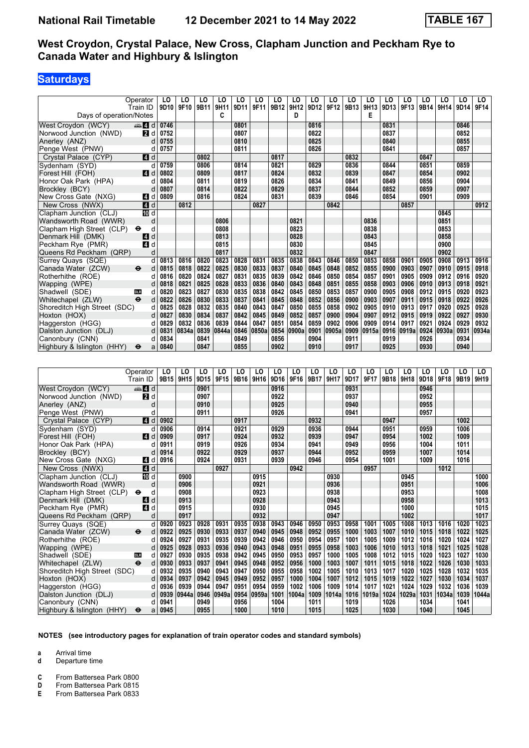# National Rail Timetable 12 December 2021 to 14 May 2022 TABLE 167

## West Croydon, Crystal Palace, New Cross, Clapham Junction and Peckham Rye to Canada Water and Highbury & Islington

### Saturdays

| Operator | | LO | LO | LO | LO | LO | LO | LO | LO | LO | LO | LO | LO | LO | LO | LO | LO | LO | LO |
|---|---|---|---|---|---|---|---|---|---|---|---|---|---|---|---|---|---|---|---|
| Train ID | | 9D10 | 9F10 | 9B11 | 9H11 | 9D11 | 9F11 | 9B12 | 9H12 | 9D12 | 9F12 | 9B13 | 9H13 | 9D13 | 9F13 | 9B14 | 9H14 | 9D14 | 9F14 |
| Days of operation/Notes | | | | | C | | | | D | | | | E | | | | | | |
| West Croydon (WCY) | 4 d | 0746 | | | | 0801 | | | | 0816 | | | | 0831 | | | | 0846 | |
| Norwood Junction (NWD) | 2 d | 0752 | | | | 0807 | | | | 0822 | | | | 0837 | | | | 0852 | |
| Anerley (ANZ) | d | 0755 | | | | 0810 | | | | 0825 | | | | 0840 | | | | 0855 | |
| Penge West (PNW) | d | 0757 | | | | 0811 | | | | 0826 | | | | 0841 | | | | 0857 | |
| Crystal Palace (CYP) | 4 d | | | 0802 | | | | 0817 | | | | 0832 | | | | 0847 | | | |
| Sydenham (SYD) | d | 0759 | | 0806 | | 0814 | | 0821 | | 0829 | | 0836 | | 0844 | | 0851 | | 0859 | |
| Forest Hill (FOH) | 4 d | 0802 | | 0809 | | 0817 | | 0824 | | 0832 | | 0839 | | 0847 | | 0854 | | 0902 | |
| Honor Oak Park (HPA) | d | 0804 | | 0811 | | 0819 | | 0826 | | 0834 | | 0841 | | 0849 | | 0856 | | 0904 | |
| Brockley (BCY) | d | 0807 | | 0814 | | 0822 | | 0829 | | 0837 | | 0844 | | 0852 | | 0859 | | 0907 | |
| New Cross Gate (NXG) | 4 d | 0809 | | 0816 | | 0824 | | 0831 | | 0839 | | 0846 | | 0854 | | 0901 | | 0909 | |
| New Cross (NWX) | 4 d | | 0812 | | | | 0827 | | | | 0842 | | | | 0857 | | | | 0912 |
| Clapham Junction (CLJ) | 10 d | | | | | | | | | | | | | | | | 0845 | | |
| Wandsworth Road (WWR) | d | | | | 0806 | | | | 0821 | | | | 0836 | | | | 0851 | | |
| Clapham High Street (CLP) ⊖ | d | | | | 0808 | | | | 0823 | | | | 0838 | | | | 0853 | | |
| Denmark Hill (DMK) | 4 d | | | | 0813 | | | | 0828 | | | | 0843 | | | | 0858 | | |
| Peckham Rye (PMR) | 4 d | | | | 0815 | | | | 0830 | | | | 0845 | | | | 0900 | | |
| Queens Rd Peckham (QRP) | d | | | | 0817 | | | | 0832 | | | | 0847 | | | | 0902 | | |
| Surrey Quays (SQE) | d | 0813 | 0816 | 0820 | 0823 | 0828 | 0831 | 0835 | 0838 | 0843 | 0846 | 0850 | 0853 | 0858 | 0901 | 0905 | 0908 | 0913 | 0916 |
| Canada Water (ZCW) ⊖ | d | 0815 | 0818 | 0822 | 0825 | 0830 | 0833 | 0837 | 0840 | 0845 | 0848 | 0852 | 0855 | 0900 | 0903 | 0907 | 0910 | 0915 | 0918 |
| Rotherhithe (ROE) | d | 0816 | 0820 | 0824 | 0827 | 0831 | 0835 | 0839 | 0842 | 0846 | 0850 | 0854 | 0857 | 0901 | 0905 | 0909 | 0912 | 0916 | 0920 |
| Wapping (WPE) | d | 0818 | 0821 | 0825 | 0828 | 0833 | 0836 | 0840 | 0843 | 0848 | 0851 | 0855 | 0858 | 0903 | 0906 | 0910 | 0913 | 0918 | 0921 |
| Shadwell (SDE) DLR | d | 0820 | 0823 | 0827 | 0830 | 0835 | 0838 | 0842 | 0845 | 0850 | 0853 | 0857 | 0900 | 0905 | 0908 | 0912 | 0915 | 0920 | 0923 |
| Whitechapel (ZLW) ⊖ | d | 0822 | 0826 | 0830 | 0833 | 0837 | 0841 | 0845 | 0848 | 0852 | 0856 | 0900 | 0903 | 0907 | 0911 | 0915 | 0918 | 0922 | 0926 |
| Shoreditch High Street (SDC) | d | 0825 | 0828 | 0832 | 0835 | 0840 | 0843 | 0847 | 0850 | 0855 | 0858 | 0902 | 0905 | 0910 | 0913 | 0917 | 0920 | 0925 | 0928 |
| Hoxton (HOX) | d | 0827 | 0830 | 0834 | 0837 | 0842 | 0845 | 0849 | 0852 | 0857 | 0900 | 0904 | 0907 | 0912 | 0915 | 0919 | 0922 | 0927 | 0930 |
| Haggerston (HGG) | d | 0829 | 0832 | 0836 | 0839 | 0844 | 0847 | 0851 | 0854 | 0859 | 0902 | 0906 | 0909 | 0914 | 0917 | 0921 | 0924 | 0929 | 0932 |
| Dalston Junction (DLJ) | d | 0831 | 0834a | 0839 | 0844a | 0846 | 0850a | 0854 | 0900a | 0901 | 0905a | 0909 | 0915a | 0916 | 0919a | 0924 | 0930a | 0931 | 0934a |
| Canonbury (CNN) | d | 0834 | | 0841 | | 0849 | | 0856 | | 0904 | | 0911 | | 0919 | | 0926 | | 0934 | |
| Highbury & Islington (HHY) ⊖ | a | 0840 | | 0847 | | 0855 | | 0902 | | 0910 | | 0917 | | 0925 | | 0930 | | 0940 | |

| Operator | | LO | LO | LO | LO | LO | LO | LO | LO | LO | LO | LO | LO | LO | LO | LO | LO | LO | LO |
|---|---|---|---|---|---|---|---|---|---|---|---|---|---|---|---|---|---|---|---|
| Train ID | | 9B15 | 9H15 | 9D15 | 9F15 | 9B16 | 9H16 | 9D16 | 9F16 | 9B17 | 9H17 | 9D17 | 9F17 | 9B18 | 9H18 | 9D18 | 9F18 | 9B19 | 9H19 |
| West Croydon (WCY) | 4 d | | | 0901 | | | | 0916 | | | | 0931 | | | | 0946 | | | |
| Norwood Junction (NWD) | 2 d | | | 0907 | | | | 0922 | | | | 0937 | | | | 0952 | | | |
| Anerley (ANZ) | d | | | 0910 | | | | 0925 | | | | 0940 | | | | 0955 | | | |
| Penge West (PNW) | d | | | 0911 | | | | 0926 | | | | 0941 | | | | 0957 | | | |
| Crystal Palace (CYP) | 4 d | 0902 | | | | 0917 | | | | 0932 | | | | 0947 | | | | 1002 | |
| Sydenham (SYD) | d | 0906 | | 0914 | | 0921 | | 0929 | | 0936 | | 0944 | | 0951 | | 0959 | | 1006 | |
| Forest Hill (FOH) | 4 d | 0909 | | 0917 | | 0924 | | 0932 | | 0939 | | 0947 | | 0954 | | 1002 | | 1009 | |
| Honor Oak Park (HPA) | d | 0911 | | 0919 | | 0926 | | 0934 | | 0941 | | 0949 | | 0956 | | 1004 | | 1011 | |
| Brockley (BCY) | d | 0914 | | 0922 | | 0929 | | 0937 | | 0944 | | 0952 | | 0959 | | 1007 | | 1014 | |
| New Cross Gate (NXG) | 4 d | 0916 | | 0924 | | 0931 | | 0939 | | 0946 | | 0954 | | 1001 | | 1009 | | 1016 | |
| New Cross (NWX) | 4 d | | | | 0927 | | | | 0942 | | | | 0957 | | | | 1012 | | |
| Clapham Junction (CLJ) | 10 d | | 0900 | | | | 0915 | | | | 0930 | | | | 0945 | | | | 1000 |
| Wandsworth Road (WWR) | d | | 0906 | | | | 0921 | | | | 0936 | | | | 0951 | | | | 1006 |
| Clapham High Street (CLP) ⊖ | d | | 0908 | | | | 0923 | | | | 0938 | | | | 0953 | | | | 1008 |
| Denmark Hill (DMK) | 4 d | | 0913 | | | | 0928 | | | | 0943 | | | | 0958 | | | | 1013 |
| Peckham Rye (PMR) | 4 d | | 0915 | | | | 0930 | | | | 0945 | | | | 1000 | | | | 1015 |
| Queens Rd Peckham (QRP) | d | | 0917 | | | | 0932 | | | | 0947 | | | | 1002 | | | | 1017 |
| Surrey Quays (SQE) | d | 0920 | 0923 | 0928 | 0931 | 0935 | 0938 | 0943 | 0946 | 0950 | 0953 | 0958 | 1001 | 1005 | 1008 | 1013 | 1016 | 1020 | 1023 |
| Canada Water (ZCW) ⊖ | d | 0922 | 0925 | 0930 | 0933 | 0937 | 0940 | 0945 | 0948 | 0952 | 0955 | 1000 | 1003 | 1007 | 1010 | 1015 | 1018 | 1022 | 1025 |
| Rotherhithe (ROE) | d | 0924 | 0927 | 0931 | 0935 | 0939 | 0942 | 0946 | 0950 | 0954 | 0957 | 1001 | 1005 | 1009 | 1012 | 1016 | 1020 | 1024 | 1027 |
| Wapping (WPE) | d | 0925 | 0928 | 0933 | 0936 | 0940 | 0943 | 0948 | 0951 | 0955 | 0958 | 1003 | 1006 | 1010 | 1013 | 1018 | 1021 | 1025 | 1028 |
| Shadwell (SDE) DLR | d | 0927 | 0930 | 0935 | 0938 | 0942 | 0945 | 0950 | 0953 | 0957 | 1000 | 1005 | 1008 | 1012 | 1015 | 1020 | 1023 | 1027 | 1030 |
| Whitechapel (ZLW) ⊖ | d | 0930 | 0933 | 0937 | 0941 | 0945 | 0948 | 0952 | 0956 | 1000 | 1003 | 1007 | 1011 | 1015 | 1018 | 1022 | 1026 | 1030 | 1033 |
| Shoreditch High Street (SDC) | d | 0932 | 0935 | 0940 | 0943 | 0947 | 0950 | 0955 | 0958 | 1002 | 1005 | 1010 | 1013 | 1017 | 1020 | 1025 | 1028 | 1032 | 1035 |
| Hoxton (HOX) | d | 0934 | 0937 | 0942 | 0945 | 0949 | 0952 | 0957 | 1000 | 1004 | 1007 | 1012 | 1015 | 1019 | 1022 | 1027 | 1030 | 1034 | 1037 |
| Haggerston (HGG) | d | 0936 | 0939 | 0944 | 0947 | 0951 | 0954 | 0959 | 1002 | 1006 | 1009 | 1014 | 1017 | 1021 | 1024 | 1029 | 1032 | 1036 | 1039 |
| Dalston Junction (DLJ) | d | 0939 | 0944a | 0946 | 0949a | 0954 | 0959a | 1001 | 1004a | 1009 | 1014a | 1016 | 1019a | 1024 | 1029a | 1031 | 1034a | 1039 | 1044a |
| Canonbury (CNN) | d | 0941 | | 0949 | | 0956 | | 1004 | | 1011 | | 1019 | | 1026 | | 1034 | | 1041 | |
| Highbury & Islington (HHY) ⊖ | a | 0945 | | 0955 | | 1000 | | 1010 | | 1015 | | 1025 | | 1030 | | 1040 | | 1045 | |

**NOTES (see introductory pages for explanation of train operator codes and standard symbols)**

- **a** Arrival time
- **d** Departure time

- **C** From Battersea Park 0800
- **D** From Battersea Park 0815
- **E** From Battersea Park 0833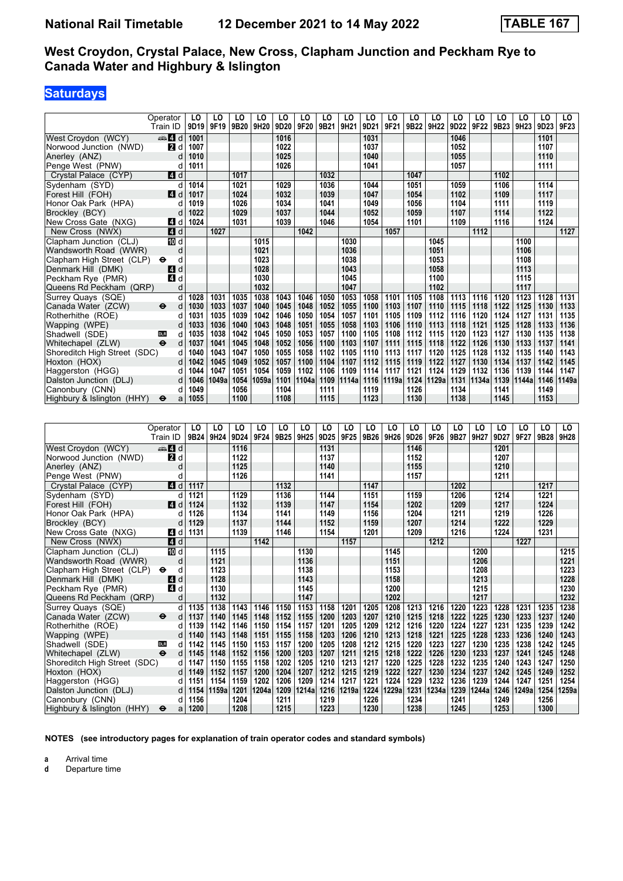# National Rail Timetable 12 December 2021 to 14 May 2022 TABLE 167

## West Croydon, Crystal Palace, New Cross, Clapham Junction and Peckham Rye to Canada Water and Highbury & Islington

## Saturdays

| Operator | | LO | LO | LO | LO | LO | LO | LO | LO | LO | LO | LO | LO | LO | LO | LO | LO | LO | LO |
|---|---|---|---|---|---|---|---|---|---|---|---|---|---|---|---|---|---|---|---|
| Train ID | | 9D19 | 9F19 | 9B20 | 9H20 | 9D20 | 9F20 | 9B21 | 9H21 | 9D21 | 9F21 | 9B22 | 9H22 | 9D22 | 9F22 | 9B23 | 9H23 | 9D23 | 9F23 |
| West Croydon (WCY) | 4 d | 1001 | | | | 1016 | | | | 1031 | | | | 1046 | | | | 1101 | |
| Norwood Junction (NWD) | 2 d | 1007 | | | | 1022 | | | | 1037 | | | | 1052 | | | | 1107 | |
| Anerley (ANZ) | d | 1010 | | | | 1025 | | | | 1040 | | | | 1055 | | | | 1110 | |
| Penge West (PNW) | d | 1011 | | | | 1026 | | | | 1041 | | | | 1057 | | | | 1111 | |
| Crystal Palace (CYP) | 4 d | | | 1017 | | | | 1032 | | | | 1047 | | | | 1102 | | | |
| Sydenham (SYD) | d | 1014 | | 1021 | | 1029 | | 1036 | | 1044 | | 1051 | | 1059 | | 1106 | | 1114 | |
| Forest Hill (FOH) | 4 d | 1017 | | 1024 | | 1032 | | 1039 | | 1047 | | 1054 | | 1102 | | 1109 | | 1117 | |
| Honor Oak Park (HPA) | d | 1019 | | 1026 | | 1034 | | 1041 | | 1049 | | 1056 | | 1104 | | 1111 | | 1119 | |
| Brockley (BCY) | d | 1022 | | 1029 | | 1037 | | 1044 | | 1052 | | 1059 | | 1107 | | 1114 | | 1122 | |
| New Cross Gate (NXG) | 4 d | 1024 | | 1031 | | 1039 | | 1046 | | 1054 | | 1101 | | 1109 | | 1116 | | 1124 | |
| New Cross (NWX) | 4 d | | 1027 | | | | 1042 | | | | 1057 | | | | 1112 | | | | 1127 |
| Clapham Junction (CLJ) | 10 d | | | | 1015 | | | | 1030 | | | | 1045 | | | | 1100 | | |
| Wandsworth Road (WWR) | d | | | | 1021 | | | | 1036 | | | | 1051 | | | | 1106 | | |
| Clapham High Street (CLP) | ⊖ d | | | | 1023 | | | | 1038 | | | | 1053 | | | | 1108 | | |
| Denmark Hill (DMK) | 4 d | | | | 1028 | | | | 1043 | | | | 1058 | | | | 1113 | | |
| Peckham Rye (PMR) | 4 d | | | | 1030 | | | | 1045 | | | | 1100 | | | | 1115 | | |
| Queens Rd Peckham (QRP) | d | | | | 1032 | | | | 1047 | | | | 1102 | | | | 1117 | | |
| Surrey Quays (SQE) | d | 1028 | 1031 | 1035 | 1038 | 1043 | 1046 | 1050 | 1053 | 1058 | 1101 | 1105 | 1108 | 1113 | 1116 | 1120 | 1123 | 1128 | 1131 |
| Canada Water (ZCW) | ⊖ d | 1030 | 1033 | 1037 | 1040 | 1045 | 1048 | 1052 | 1055 | 1100 | 1103 | 1107 | 1110 | 1115 | 1118 | 1122 | 1125 | 1130 | 1133 |
| Rotherhithe (ROE) | d | 1031 | 1035 | 1039 | 1042 | 1046 | 1050 | 1054 | 1057 | 1101 | 1105 | 1109 | 1112 | 1116 | 1120 | 1124 | 1127 | 1131 | 1135 |
| Wapping (WPE) | d | 1033 | 1036 | 1040 | 1043 | 1048 | 1051 | 1055 | 1058 | 1103 | 1106 | 1110 | 1113 | 1118 | 1121 | 1125 | 1128 | 1133 | 1136 |
| Shadwell (SDE) | DLR d | 1035 | 1038 | 1042 | 1045 | 1050 | 1053 | 1057 | 1100 | 1105 | 1108 | 1112 | 1115 | 1120 | 1123 | 1127 | 1130 | 1135 | 1138 |
| Whitechapel (ZLW) | ⊖ d | 1037 | 1041 | 1045 | 1048 | 1052 | 1056 | 1100 | 1103 | 1107 | 1111 | 1115 | 1118 | 1122 | 1126 | 1130 | 1133 | 1137 | 1141 |
| Shoreditch High Street (SDC) | d | 1040 | 1043 | 1047 | 1050 | 1055 | 1058 | 1102 | 1105 | 1110 | 1113 | 1117 | 1120 | 1125 | 1128 | 1132 | 1135 | 1140 | 1143 |
| Hoxton (HOX) | d | 1042 | 1045 | 1049 | 1052 | 1057 | 1100 | 1104 | 1107 | 1112 | 1115 | 1119 | 1122 | 1127 | 1130 | 1134 | 1137 | 1142 | 1145 |
| Haggerston (HGG) | d | 1044 | 1047 | 1051 | 1054 | 1059 | 1102 | 1106 | 1109 | 1114 | 1117 | 1121 | 1124 | 1129 | 1132 | 1136 | 1139 | 1144 | 1147 |
| Dalston Junction (DLJ) | d | 1046 | 1049a | 1054 | 1059a | 1101 | 1104a | 1109 | 1114a | 1116 | 1119a | 1124 | 1129a | 1131 | 1134a | 1139 | 1144a | 1146 | 1149a |
| Canonbury (CNN) | d | 1049 | | 1056 | | 1104 | | 1111 | | 1119 | | 1126 | | 1134 | | 1141 | | 1149 | |
| Highbury & Islington (HHY) | ⊖ a | 1055 | | 1100 | | 1108 | | 1115 | | 1123 | | 1130 | | 1138 | | 1145 | | 1153 | |

| Operator | | LO | LO | LO | LO | LO | LO | LO | LO | LO | LO | LO | LO | LO | LO | LO | LO | LO | LO |
|---|---|---|---|---|---|---|---|---|---|---|---|---|---|---|---|---|---|---|---|
| Train ID | | 9B24 | 9H24 | 9D24 | 9F24 | 9B25 | 9H25 | 9D25 | 9F25 | 9B26 | 9H26 | 9D26 | 9F26 | 9B27 | 9H27 | 9D27 | 9F27 | 9B28 | 9H28 |
| West Croydon (WCY) | 4 d | | | 1116 | | | | 1131 | | | | 1146 | | | | 1201 | | | |
| Norwood Junction (NWD) | 2 d | | | 1122 | | | | 1137 | | | | 1152 | | | | 1207 | | | |
| Anerley (ANZ) | d | | | 1125 | | | | 1140 | | | | 1155 | | | | 1210 | | | |
| Penge West (PNW) | d | | | 1126 | | | | 1141 | | | | 1157 | | | | 1211 | | | |
| Crystal Palace (CYP) | 4 d | 1117 | | | | 1132 | | | | 1147 | | | | 1202 | | | | 1217 | |
| Sydenham (SYD) | d | 1121 | | 1129 | | 1136 | | 1144 | | 1151 | | 1159 | | 1206 | | 1214 | | 1221 | |
| Forest Hill (FOH) | 4 d | 1124 | | 1132 | | 1139 | | 1147 | | 1154 | | 1202 | | 1209 | | 1217 | | 1224 | |
| Honor Oak Park (HPA) | d | 1126 | | 1134 | | 1141 | | 1149 | | 1156 | | 1204 | | 1211 | | 1219 | | 1226 | |
| Brockley (BCY) | d | 1129 | | 1137 | | 1144 | | 1152 | | 1159 | | 1207 | | 1214 | | 1222 | | 1229 | |
| New Cross Gate (NXG) | 4 d | 1131 | | 1139 | | 1146 | | 1154 | | 1201 | | 1209 | | 1216 | | 1224 | | 1231 | |
| New Cross (NWX) | 4 d | | | | 1142 | | | | 1157 | | | | 1212 | | | | 1227 | | |
| Clapham Junction (CLJ) | 10 d | | 1115 | | | | 1130 | | | | 1145 | | | | 1200 | | | | 1215 |
| Wandsworth Road (WWR) | d | | 1121 | | | | 1136 | | | | 1151 | | | | 1206 | | | | 1221 |
| Clapham High Street (CLP) | ⊖ d | | 1123 | | | | 1138 | | | | 1153 | | | | 1208 | | | | 1223 |
| Denmark Hill (DMK) | 4 d | | 1128 | | | | 1143 | | | | 1158 | | | | 1213 | | | | 1228 |
| Peckham Rye (PMR) | 4 d | | 1130 | | | | 1145 | | | | 1200 | | | | 1215 | | | | 1230 |
| Queens Rd Peckham (QRP) | d | | 1132 | | | | 1147 | | | | 1202 | | | | 1217 | | | | 1232 |
| Surrey Quays (SQE) | d | 1135 | 1138 | 1143 | 1146 | 1150 | 1153 | 1158 | 1201 | 1205 | 1208 | 1213 | 1216 | 1220 | 1223 | 1228 | 1231 | 1235 | 1238 |
| Canada Water (ZCW) | ⊖ d | 1137 | 1140 | 1145 | 1148 | 1152 | 1155 | 1200 | 1203 | 1207 | 1210 | 1215 | 1218 | 1222 | 1225 | 1230 | 1233 | 1237 | 1240 |
| Rotherhithe (ROE) | d | 1139 | 1142 | 1146 | 1150 | 1154 | 1157 | 1201 | 1205 | 1209 | 1212 | 1216 | 1220 | 1224 | 1227 | 1231 | 1235 | 1239 | 1242 |
| Wapping (WPE) | d | 1140 | 1143 | 1148 | 1151 | 1155 | 1158 | 1203 | 1206 | 1210 | 1213 | 1218 | 1221 | 1225 | 1228 | 1233 | 1236 | 1240 | 1243 |
| Shadwell (SDE) | DLR d | 1142 | 1145 | 1150 | 1153 | 1157 | 1200 | 1205 | 1208 | 1212 | 1215 | 1220 | 1223 | 1227 | 1230 | 1235 | 1238 | 1242 | 1245 |
| Whitechapel (ZLW) | ⊖ d | 1145 | 1148 | 1152 | 1156 | 1200 | 1203 | 1207 | 1211 | 1215 | 1218 | 1222 | 1226 | 1230 | 1233 | 1237 | 1241 | 1245 | 1248 |
| Shoreditch High Street (SDC) | d | 1147 | 1150 | 1155 | 1158 | 1202 | 1205 | 1210 | 1213 | 1217 | 1220 | 1225 | 1228 | 1232 | 1235 | 1240 | 1243 | 1247 | 1250 |
| Hoxton (HOX) | d | 1149 | 1152 | 1157 | 1200 | 1204 | 1207 | 1212 | 1215 | 1219 | 1222 | 1227 | 1230 | 1234 | 1237 | 1242 | 1245 | 1249 | 1252 |
| Haggerston (HGG) | d | 1151 | 1154 | 1159 | 1202 | 1206 | 1209 | 1214 | 1217 | 1221 | 1224 | 1229 | 1232 | 1236 | 1239 | 1244 | 1247 | 1251 | 1254 |
| Dalston Junction (DLJ) | d | 1154 | 1159a | 1201 | 1204a | 1209 | 1214a | 1216 | 1219a | 1224 | 1229a | 1231 | 1234a | 1239 | 1244a | 1246 | 1249a | 1254 | 1259a |
| Canonbury (CNN) | d | 1156 | | 1204 | | 1211 | | 1219 | | 1226 | | 1234 | | 1241 | | 1249 | | 1256 | |
| Highbury & Islington (HHY) | ⊖ a | 1200 | | 1208 | | 1215 | | 1223 | | 1230 | | 1238 | | 1245 | | 1253 | | 1300 | |

**NOTES (see introductory pages for explanation of train operator codes and standard symbols)**

**a** Arrival time
**d** Departure time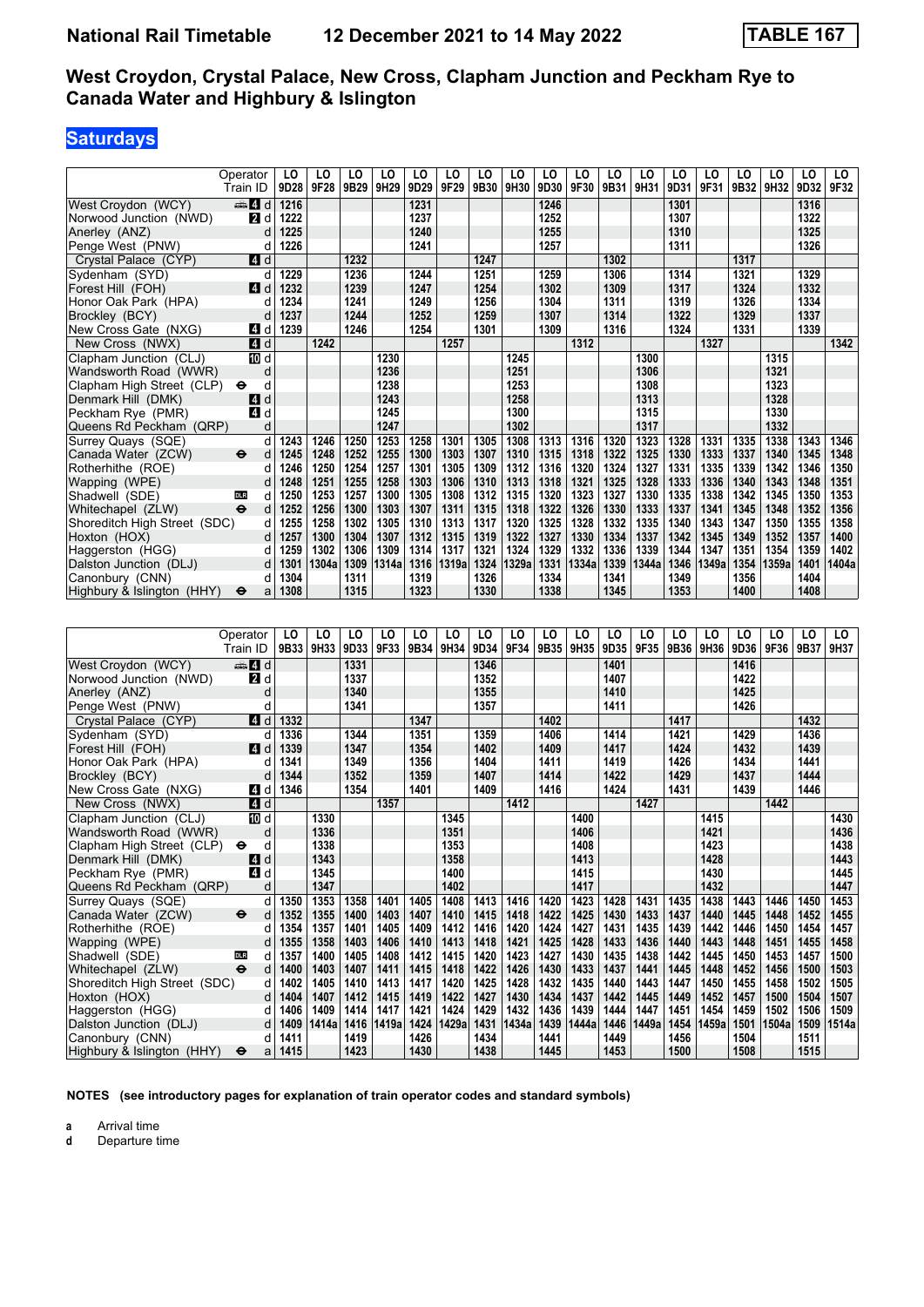# National Rail Timetable 12 December 2021 to 14 May 2022 TABLE 167

## West Croydon, Crystal Palace, New Cross, Clapham Junction and Peckham Rye to Canada Water and Highbury & Islington

**Saturdays**

| Operator | | LO | LO | LO | LO | LO | LO | LO | LO | LO | LO | LO | LO | LO | LO | LO | LO | LO | LO |
|---|---|---|---|---|---|---|---|---|---|---|---|---|---|---|---|---|---|---|---|
| Train ID | | 9D28 | 9F28 | 9B29 | 9H29 | 9D29 | 9F29 | 9B30 | 9H30 | 9D30 | 9F30 | 9B31 | 9H31 | 9D31 | 9F31 | 9B32 | 9H32 | 9D32 | 9F32 |
| West Croydon (WCY) | 4 d | 1216 | | | | 1231 | | | | 1246 | | | | 1301 | | | | 1316 | |
| Norwood Junction (NWD) | 2 d | 1222 | | | | 1237 | | | | 1252 | | | | 1307 | | | | 1322 | |
| Anerley (ANZ) | d | 1225 | | | | 1240 | | | | 1255 | | | | 1310 | | | | 1325 | |
| Penge West (PNW) | d | 1226 | | | | 1241 | | | | 1257 | | | | 1311 | | | | 1326 | |
| Crystal Palace (CYP) | 4 d | | | 1232 | | | | 1247 | | | | 1302 | | | | 1317 | | | |
| Sydenham (SYD) | d | 1229 | | 1236 | | 1244 | | 1251 | | 1259 | | 1306 | | 1314 | | 1321 | | 1329 | |
| Forest Hill (FOH) | 4 d | 1232 | | 1239 | | 1247 | | 1254 | | 1302 | | 1309 | | 1317 | | 1324 | | 1332 | |
| Honor Oak Park (HPA) | d | 1234 | | 1241 | | 1249 | | 1256 | | 1304 | | 1311 | | 1319 | | 1326 | | 1334 | |
| Brockley (BCY) | d | 1237 | | 1244 | | 1252 | | 1259 | | 1307 | | 1314 | | 1322 | | 1329 | | 1337 | |
| New Cross Gate (NXG) | 4 d | 1239 | | 1246 | | 1254 | | 1301 | | 1309 | | 1316 | | 1324 | | 1331 | | 1339 | |
| New Cross (NWX) | 4 d | | 1242 | | | | 1257 | | | | 1312 | | | | 1327 | | | | 1342 |
| Clapham Junction (CLJ) | 10 d | | | | 1230 | | | | 1245 | | | | 1300 | | | | 1315 | | |
| Wandsworth Road (WWR) | d | | | | 1236 | | | | 1251 | | | | 1306 | | | | 1321 | | |
| Clapham High Street (CLP) | d | | | | 1238 | | | | 1253 | | | | 1308 | | | | 1323 | | |
| Denmark Hill (DMK) | 4 d | | | | 1243 | | | | 1258 | | | | 1313 | | | | 1328 | | |
| Peckham Rye (PMR) | 4 d | | | | 1245 | | | | 1300 | | | | 1315 | | | | 1330 | | |
| Queens Rd Peckham (QRP) | d | | | | 1247 | | | | 1302 | | | | 1317 | | | | 1332 | | |
| Surrey Quays (SQE) | d | 1243 | 1246 | 1250 | 1253 | 1258 | 1301 | 1305 | 1308 | 1313 | 1316 | 1320 | 1323 | 1328 | 1331 | 1335 | 1338 | 1343 | 1346 |
| Canada Water (ZCW) | d | 1245 | 1248 | 1252 | 1255 | 1300 | 1303 | 1307 | 1310 | 1315 | 1318 | 1322 | 1325 | 1330 | 1333 | 1337 | 1340 | 1345 | 1348 |
| Rotherhithe (ROE) | d | 1246 | 1250 | 1254 | 1257 | 1301 | 1305 | 1309 | 1312 | 1316 | 1320 | 1324 | 1327 | 1331 | 1335 | 1339 | 1342 | 1346 | 1350 |
| Wapping (WPE) | d | 1248 | 1251 | 1255 | 1258 | 1303 | 1306 | 1310 | 1313 | 1318 | 1321 | 1325 | 1328 | 1333 | 1336 | 1340 | 1343 | 1348 | 1351 |
| Shadwell (SDE) | d | 1250 | 1253 | 1257 | 1300 | 1305 | 1308 | 1312 | 1315 | 1320 | 1323 | 1327 | 1330 | 1335 | 1338 | 1342 | 1345 | 1350 | 1353 |
| Whitechapel (ZLW) | d | 1252 | 1256 | 1300 | 1303 | 1307 | 1311 | 1315 | 1318 | 1322 | 1326 | 1330 | 1333 | 1337 | 1341 | 1345 | 1348 | 1352 | 1356 |
| Shoreditch High Street (SDC) | d | 1255 | 1258 | 1302 | 1305 | 1310 | 1313 | 1317 | 1320 | 1325 | 1328 | 1332 | 1335 | 1340 | 1343 | 1347 | 1350 | 1355 | 1358 |
| Hoxton (HOX) | d | 1257 | 1300 | 1304 | 1307 | 1312 | 1315 | 1319 | 1322 | 1327 | 1330 | 1334 | 1337 | 1342 | 1345 | 1349 | 1352 | 1357 | 1400 |
| Haggerston (HGG) | d | 1259 | 1302 | 1306 | 1309 | 1314 | 1317 | 1321 | 1324 | 1329 | 1332 | 1336 | 1339 | 1344 | 1347 | 1351 | 1354 | 1359 | 1402 |
| Dalston Junction (DLJ) | d | 1301 | 1304a | 1309 | 1314a | 1316 | 1319a | 1324 | 1329a | 1331 | 1334a | 1339 | 1344a | 1346 | 1349a | 1354 | 1359a | 1401 | 1404a |
| Canonbury (CNN) | d | 1304 | | 1311 | | 1319 | | 1326 | | 1334 | | 1341 | | 1349 | | 1356 | | 1404 | |
| Highbury & Islington (HHY) | a | 1308 | | 1315 | | 1323 | | 1330 | | 1338 | | 1345 | | 1353 | | 1400 | | 1408 | |

| Operator | | LO | LO | LO | LO | LO | LO | LO | LO | LO | LO | LO | LO | LO | LO | LO | LO | LO | LO |
|---|---|---|---|---|---|---|---|---|---|---|---|---|---|---|---|---|---|---|---|
| Train ID | | 9B33 | 9H33 | 9D33 | 9F33 | 9B34 | 9H34 | 9D34 | 9F34 | 9B35 | 9H35 | 9D35 | 9F35 | 9B36 | 9H36 | 9D36 | 9F36 | 9B37 | 9H37 |
| West Croydon (WCY) | 4 d | | | 1331 | | | | 1346 | | | | 1401 | | | | 1416 | | | |
| Norwood Junction (NWD) | 2 d | | | 1337 | | | | 1352 | | | | 1407 | | | | 1422 | | | |
| Anerley (ANZ) | d | | | 1340 | | | | 1355 | | | | 1410 | | | | 1425 | | | |
| Penge West (PNW) | d | | | 1341 | | | | 1357 | | | | 1411 | | | | 1426 | | | |
| Crystal Palace (CYP) | 4 d | 1332 | | | | 1347 | | | | 1402 | | | | 1417 | | | | 1432 | |
| Sydenham (SYD) | d | 1336 | | 1344 | | 1351 | | 1359 | | 1406 | | 1414 | | 1421 | | 1429 | | 1436 | |
| Forest Hill (FOH) | 4 d | 1339 | | 1347 | | 1354 | | 1402 | | 1409 | | 1417 | | 1424 | | 1432 | | 1439 | |
| Honor Oak Park (HPA) | d | 1341 | | 1349 | | 1356 | | 1404 | | 1411 | | 1419 | | 1426 | | 1434 | | 1441 | |
| Brockley (BCY) | d | 1344 | | 1352 | | 1359 | | 1407 | | 1414 | | 1422 | | 1429 | | 1437 | | 1444 | |
| New Cross Gate (NXG) | 4 d | 1346 | | 1354 | | 1401 | | 1409 | | 1416 | | 1424 | | 1431 | | 1439 | | 1446 | |
| New Cross (NWX) | 4 d | | | | 1357 | | | | 1412 | | | | 1427 | | | | 1442 | | |
| Clapham Junction (CLJ) | 10 d | | 1330 | | | | 1345 | | | | 1400 | | | | 1415 | | | | 1430 |
| Wandsworth Road (WWR) | d | | 1336 | | | | 1351 | | | | 1406 | | | | 1421 | | | | 1436 |
| Clapham High Street (CLP) | d | | 1338 | | | | 1353 | | | | 1408 | | | | 1423 | | | | 1438 |
| Denmark Hill (DMK) | 4 d | | 1343 | | | | 1358 | | | | 1413 | | | | 1428 | | | | 1443 |
| Peckham Rye (PMR) | 4 d | | 1345 | | | | 1400 | | | | 1415 | | | | 1430 | | | | 1445 |
| Queens Rd Peckham (QRP) | d | | 1347 | | | | 1402 | | | | 1417 | | | | 1432 | | | | 1447 |
| Surrey Quays (SQE) | d | 1350 | 1353 | 1358 | 1401 | 1405 | 1408 | 1413 | 1416 | 1420 | 1423 | 1428 | 1431 | 1435 | 1438 | 1443 | 1446 | 1450 | 1453 |
| Canada Water (ZCW) | d | 1352 | 1355 | 1400 | 1403 | 1407 | 1410 | 1415 | 1418 | 1422 | 1425 | 1430 | 1433 | 1437 | 1440 | 1445 | 1448 | 1452 | 1455 |
| Rotherhithe (ROE) | d | 1354 | 1357 | 1401 | 1405 | 1409 | 1412 | 1416 | 1420 | 1424 | 1427 | 1431 | 1435 | 1439 | 1442 | 1446 | 1450 | 1454 | 1457 |
| Wapping (WPE) | d | 1355 | 1358 | 1403 | 1406 | 1410 | 1413 | 1418 | 1421 | 1425 | 1428 | 1433 | 1436 | 1440 | 1443 | 1448 | 1451 | 1455 | 1458 |
| Shadwell (SDE) | d | 1357 | 1400 | 1405 | 1408 | 1412 | 1415 | 1420 | 1423 | 1427 | 1430 | 1435 | 1438 | 1442 | 1445 | 1450 | 1453 | 1457 | 1500 |
| Whitechapel (ZLW) | d | 1400 | 1403 | 1407 | 1411 | 1415 | 1418 | 1422 | 1426 | 1430 | 1433 | 1437 | 1441 | 1445 | 1448 | 1452 | 1456 | 1500 | 1503 |
| Shoreditch High Street (SDC) | d | 1402 | 1405 | 1410 | 1413 | 1417 | 1420 | 1425 | 1428 | 1432 | 1435 | 1440 | 1443 | 1447 | 1450 | 1455 | 1458 | 1502 | 1505 |
| Hoxton (HOX) | d | 1404 | 1407 | 1412 | 1415 | 1419 | 1422 | 1427 | 1430 | 1434 | 1437 | 1442 | 1445 | 1449 | 1452 | 1457 | 1500 | 1504 | 1507 |
| Haggerston (HGG) | d | 1406 | 1409 | 1414 | 1417 | 1421 | 1424 | 1429 | 1432 | 1436 | 1439 | 1444 | 1447 | 1451 | 1454 | 1459 | 1502 | 1506 | 1509 |
| Dalston Junction (DLJ) | d | 1409 | 1414a | 1416 | 1419a | 1424 | 1429a | 1431 | 1434a | 1439 | 1444a | 1446 | 1449a | 1454 | 1459a | 1501 | 1504a | 1509 | 1514a |
| Canonbury (CNN) | d | 1411 | | 1419 | | 1426 | | 1434 | | 1441 | | 1449 | | 1456 | | 1504 | | 1511 | |
| Highbury & Islington (HHY) | a | 1415 | | 1423 | | 1430 | | 1438 | | 1445 | | 1453 | | 1500 | | 1508 | | 1515 | |

**NOTES (see introductory pages for explanation of train operator codes and standard symbols)**

**a** Arrival time
**d** Departure time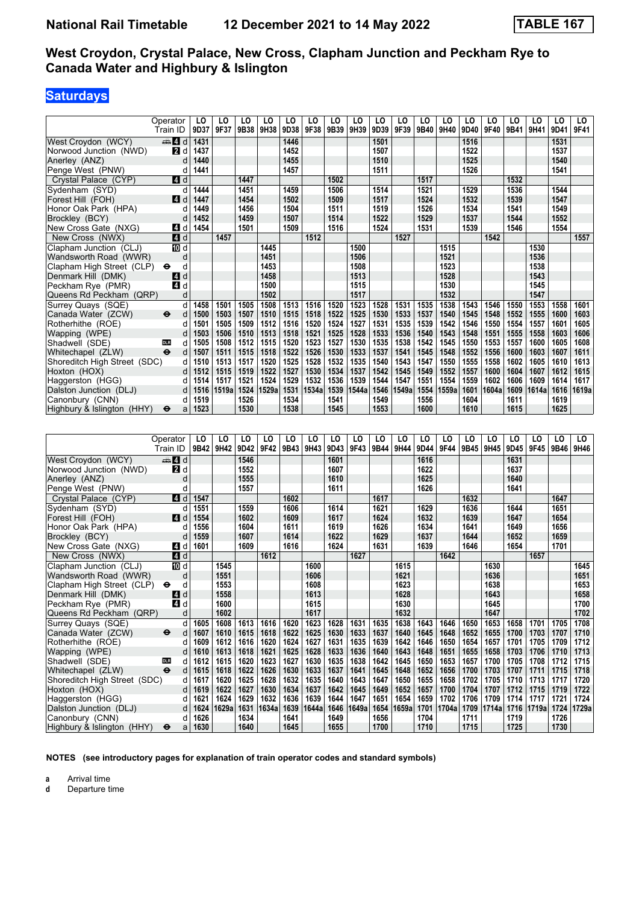# National Rail Timetable 12 December 2021 to 14 May 2022 TABLE 167

## West Croydon, Crystal Palace, New Cross, Clapham Junction and Peckham Rye to Canada Water and Highbury & Islington

### Saturdays

| Operator | | LO | LO | LO | LO | LO | LO | LO | LO | LO | LO | LO | LO | LO | LO | LO | LO | LO | LO |
|---|---|---|---|---|---|---|---|---|---|---|---|---|---|---|---|---|---|---|---|
| Train ID | | 9D37 | 9F37 | 9B38 | 9H38 | 9D38 | 9F38 | 9B39 | 9H39 | 9D39 | 9F39 | 9B40 | 9H40 | 9D40 | 9F40 | 9B41 | 9H41 | 9D41 | 9F41 |
| West Croydon (WCY) | 4 d | 1431 | | | | 1446 | | | | 1501 | | | | 1516 | | | | 1531 | |
| Norwood Junction (NWD) | 2 d | 1437 | | | | 1452 | | | | 1507 | | | | 1522 | | | | 1537 | |
| Anerley (ANZ) | d | 1440 | | | | 1455 | | | | 1510 | | | | 1525 | | | | 1540 | |
| Penge West (PNW) | d | 1441 | | | | 1457 | | | | 1511 | | | | 1526 | | | | 1541 | |
| Crystal Palace (CYP) | 4 d | | | 1447 | | | | 1502 | | | | 1517 | | | | 1532 | | | |
| Sydenham (SYD) | d | 1444 | | 1451 | | 1459 | | 1506 | | 1514 | | 1521 | | 1529 | | 1536 | | 1544 | |
| Forest Hill (FOH) | 4 d | 1447 | | 1454 | | 1502 | | 1509 | | 1517 | | 1524 | | 1532 | | 1539 | | 1547 | |
| Honor Oak Park (HPA) | d | 1449 | | 1456 | | 1504 | | 1511 | | 1519 | | 1526 | | 1534 | | 1541 | | 1549 | |
| Brockley (BCY) | d | 1452 | | 1459 | | 1507 | | 1514 | | 1522 | | 1529 | | 1537 | | 1544 | | 1552 | |
| New Cross Gate (NXG) | 4 d | 1454 | | 1501 | | 1509 | | 1516 | | 1524 | | 1531 | | 1539 | | 1546 | | 1554 | |
| New Cross (NWX) | 4 d | | 1457 | | | | 1512 | | | | 1527 | | | | 1542 | | | | 1557 |
| Clapham Junction (CLJ) | 10 d | | | | 1445 | | | | 1500 | | | | 1515 | | | | 1530 | | |
| Wandsworth Road (WWR) | d | | | | 1451 | | | | 1506 | | | | 1521 | | | | 1536 | | |
| Clapham High Street (CLP) ⊖ | d | | | | 1453 | | | | 1508 | | | | 1523 | | | | 1538 | | |
| Denmark Hill (DMK) | 4 d | | | | 1458 | | | | 1513 | | | | 1528 | | | | 1543 | | |
| Peckham Rye (PMR) | 4 d | | | | 1500 | | | | 1515 | | | | 1530 | | | | 1545 | | |
| Queens Rd Peckham (QRP) | d | | | | 1502 | | | | 1517 | | | | 1532 | | | | 1547 | | |
| Surrey Quays (SQE) | d | 1458 | 1501 | 1505 | 1508 | 1513 | 1516 | 1520 | 1523 | 1528 | 1531 | 1535 | 1538 | 1543 | 1546 | 1550 | 1553 | 1558 | 1601 |
| Canada Water (ZCW) ⊖ | d | 1500 | 1503 | 1507 | 1510 | 1515 | 1518 | 1522 | 1525 | 1530 | 1533 | 1537 | 1540 | 1545 | 1548 | 1552 | 1555 | 1600 | 1603 |
| Rotherhithe (ROE) | d | 1501 | 1505 | 1509 | 1512 | 1516 | 1520 | 1524 | 1527 | 1531 | 1535 | 1539 | 1542 | 1546 | 1550 | 1554 | 1557 | 1601 | 1605 |
| Wapping (WPE) | d | 1503 | 1506 | 1510 | 1513 | 1518 | 1521 | 1525 | 1528 | 1533 | 1536 | 1540 | 1543 | 1548 | 1551 | 1555 | 1558 | 1603 | 1606 |
| Shadwell (SDE) DLR | d | 1505 | 1508 | 1512 | 1515 | 1520 | 1523 | 1527 | 1530 | 1535 | 1538 | 1542 | 1545 | 1550 | 1553 | 1557 | 1600 | 1605 | 1608 |
| Whitechapel (ZLW) ⊖ | d | 1507 | 1511 | 1515 | 1518 | 1522 | 1526 | 1530 | 1533 | 1537 | 1541 | 1545 | 1548 | 1552 | 1556 | 1600 | 1603 | 1607 | 1611 |
| Shoreditch High Street (SDC) | d | 1510 | 1513 | 1517 | 1520 | 1525 | 1528 | 1532 | 1535 | 1540 | 1543 | 1547 | 1550 | 1555 | 1558 | 1602 | 1605 | 1610 | 1613 |
| Hoxton (HOX) | d | 1512 | 1515 | 1519 | 1522 | 1527 | 1530 | 1534 | 1537 | 1542 | 1545 | 1549 | 1552 | 1557 | 1600 | 1604 | 1607 | 1612 | 1615 |
| Haggerston (HGG) | d | 1514 | 1517 | 1521 | 1524 | 1529 | 1532 | 1536 | 1539 | 1544 | 1547 | 1551 | 1554 | 1559 | 1602 | 1606 | 1609 | 1614 | 1617 |
| Dalston Junction (DLJ) | d | 1516 | 1519a | 1524 | 1529a | 1531 | 1534a | 1539 | 1544a | 1546 | 1549a | 1554 | 1559a | 1601 | 1604a | 1609 | 1614a | 1616 | 1619a |
| Canonbury (CNN) | d | 1519 | | 1526 | | 1534 | | 1541 | | 1549 | | 1556 | | 1604 | | 1611 | | 1619 | |
| Highbury & Islington (HHY) ⊖ | a | 1523 | | 1530 | | 1538 | | 1545 | | 1553 | | 1600 | | 1610 | | 1615 | | 1625 | |

| Operator | | LO | LO | LO | LO | LO | LO | LO | LO | LO | LO | LO | LO | LO | LO | LO | LO | LO | LO |
|---|---|---|---|---|---|---|---|---|---|---|---|---|---|---|---|---|---|---|---|
| Train ID | | 9B42 | 9H42 | 9D42 | 9F42 | 9B43 | 9H43 | 9D43 | 9F43 | 9B44 | 9H44 | 9D44 | 9F44 | 9B45 | 9H45 | 9D45 | 9F45 | 9B46 | 9H46 |
| West Croydon (WCY) | 4 d | | | 1546 | | | | 1601 | | | | 1616 | | | | 1631 | | | |
| Norwood Junction (NWD) | 2 d | | | 1552 | | | | 1607 | | | | 1622 | | | | 1637 | | | |
| Anerley (ANZ) | d | | | 1555 | | | | 1610 | | | | 1625 | | | | 1640 | | | |
| Penge West (PNW) | d | | | 1557 | | | | 1611 | | | | 1626 | | | | 1641 | | | |
| Crystal Palace (CYP) | 4 d | 1547 | | | | 1602 | | | | 1617 | | | | 1632 | | | | 1647 | |
| Sydenham (SYD) | d | 1551 | | 1559 | | 1606 | | 1614 | | 1621 | | 1629 | | 1636 | | 1644 | | 1651 | |
| Forest Hill (FOH) | 4 d | 1554 | | 1602 | | 1609 | | 1617 | | 1624 | | 1632 | | 1639 | | 1647 | | 1654 | |
| Honor Oak Park (HPA) | d | 1556 | | 1604 | | 1611 | | 1619 | | 1626 | | 1634 | | 1641 | | 1649 | | 1656 | |
| Brockley (BCY) | d | 1559 | | 1607 | | 1614 | | 1622 | | 1629 | | 1637 | | 1644 | | 1652 | | 1659 | |
| New Cross Gate (NXG) | 4 d | 1601 | | 1609 | | 1616 | | 1624 | | 1631 | | 1639 | | 1646 | | 1654 | | 1701 | |
| New Cross (NWX) | 4 d | | | | 1612 | | | | 1627 | | | | 1642 | | | | 1657 | | |
| Clapham Junction (CLJ) | 10 d | | 1545 | | | | 1600 | | | | 1615 | | | | 1630 | | | | 1645 |
| Wandsworth Road (WWR) | d | | 1551 | | | | 1606 | | | | 1621 | | | | 1636 | | | | 1651 |
| Clapham High Street (CLP) ⊖ | d | | 1553 | | | | 1608 | | | | 1623 | | | | 1638 | | | | 1653 |
| Denmark Hill (DMK) | 4 d | | 1558 | | | | 1613 | | | | 1628 | | | | 1643 | | | | 1658 |
| Peckham Rye (PMR) | 4 d | | 1600 | | | | 1615 | | | | 1630 | | | | 1645 | | | | 1700 |
| Queens Rd Peckham (QRP) | d | | 1602 | | | | 1617 | | | | 1632 | | | | 1647 | | | | 1702 |
| Surrey Quays (SQE) | d | 1605 | 1608 | 1613 | 1616 | 1620 | 1623 | 1628 | 1631 | 1635 | 1638 | 1643 | 1646 | 1650 | 1653 | 1658 | 1701 | 1705 | 1708 |
| Canada Water (ZCW) ⊖ | d | 1607 | 1610 | 1615 | 1618 | 1622 | 1625 | 1630 | 1633 | 1637 | 1640 | 1645 | 1648 | 1652 | 1655 | 1700 | 1703 | 1707 | 1710 |
| Rotherhithe (ROE) | d | 1609 | 1612 | 1616 | 1620 | 1624 | 1627 | 1631 | 1635 | 1639 | 1642 | 1646 | 1650 | 1654 | 1657 | 1701 | 1705 | 1709 | 1712 |
| Wapping (WPE) | d | 1610 | 1613 | 1618 | 1621 | 1625 | 1628 | 1633 | 1636 | 1640 | 1643 | 1648 | 1651 | 1655 | 1658 | 1703 | 1706 | 1710 | 1713 |
| Shadwell (SDE) DLR | d | 1612 | 1615 | 1620 | 1623 | 1627 | 1630 | 1635 | 1638 | 1642 | 1645 | 1650 | 1653 | 1657 | 1700 | 1705 | 1708 | 1712 | 1715 |
| Whitechapel (ZLW) ⊖ | d | 1615 | 1618 | 1622 | 1626 | 1630 | 1633 | 1637 | 1641 | 1645 | 1648 | 1652 | 1656 | 1700 | 1703 | 1707 | 1711 | 1715 | 1718 |
| Shoreditch High Street (SDC) | d | 1617 | 1620 | 1625 | 1628 | 1632 | 1635 | 1640 | 1643 | 1647 | 1650 | 1655 | 1658 | 1702 | 1705 | 1710 | 1713 | 1717 | 1720 |
| Hoxton (HOX) | d | 1619 | 1622 | 1627 | 1630 | 1634 | 1637 | 1642 | 1645 | 1649 | 1652 | 1657 | 1700 | 1704 | 1707 | 1712 | 1715 | 1719 | 1722 |
| Haggerston (HGG) | d | 1621 | 1624 | 1629 | 1632 | 1636 | 1639 | 1644 | 1647 | 1651 | 1654 | 1659 | 1702 | 1706 | 1709 | 1714 | 1717 | 1721 | 1724 |
| Dalston Junction (DLJ) | d | 1624 | 1629a | 1631 | 1634a | 1639 | 1644a | 1646 | 1649a | 1654 | 1659a | 1701 | 1704a | 1709 | 1714a | 1716 | 1719a | 1724 | 1729a |
| Canonbury (CNN) | d | 1626 | | 1634 | | 1641 | | 1649 | | 1656 | | 1704 | | 1711 | | 1719 | | 1726 | |
| Highbury & Islington (HHY) ⊖ | a | 1630 | | 1640 | | 1645 | | 1655 | | 1700 | | 1710 | | 1715 | | 1725 | | 1730 | |

**NOTES (see introductory pages for explanation of train operator codes and standard symbols)**

**a** Arrival time
**d** Departure time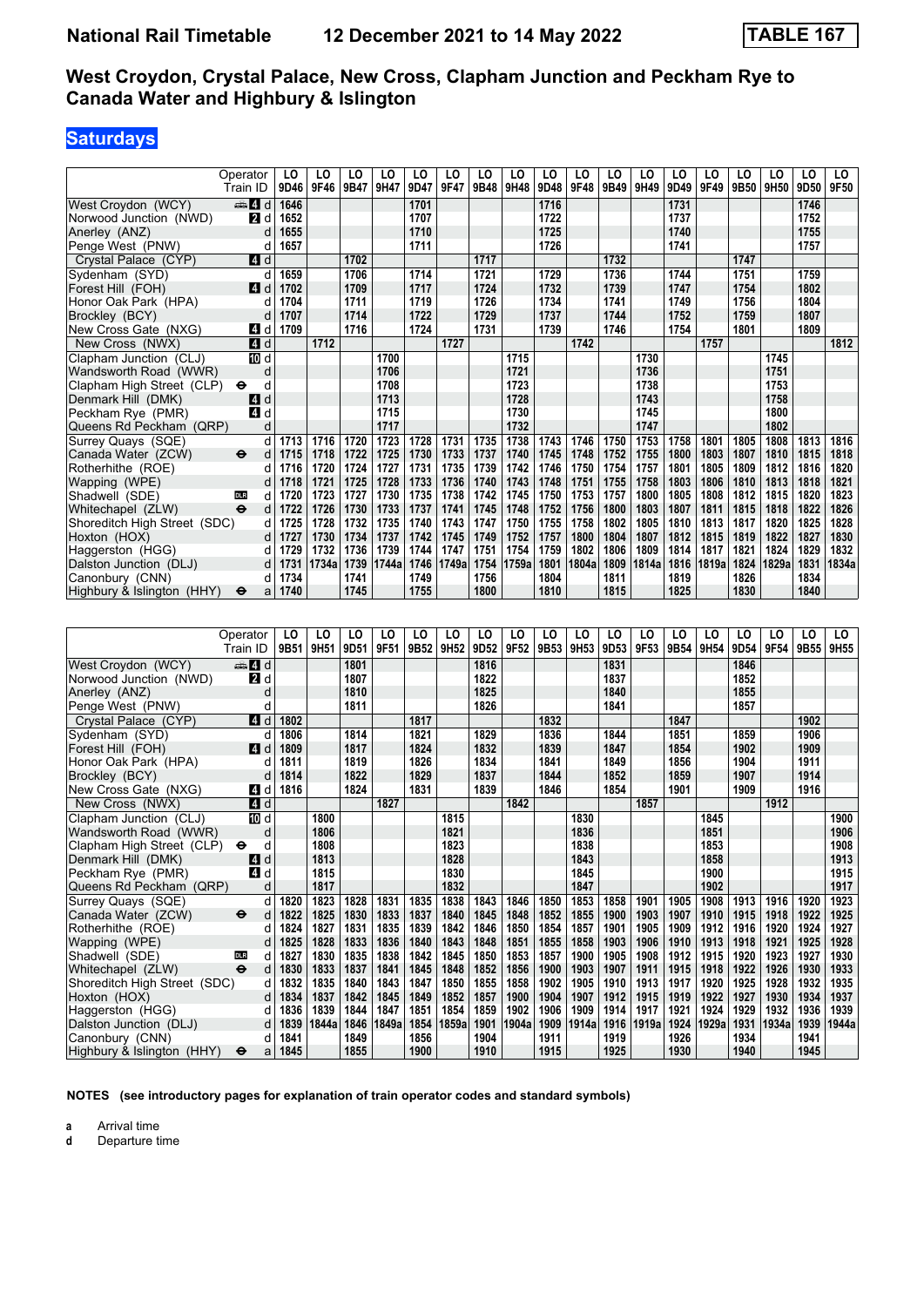# National Rail Timetable — 12 December 2021 to 14 May 2022 — TABLE 167

## West Croydon, Crystal Palace, New Cross, Clapham Junction and Peckham Rye to Canada Water and Highbury & Islington

### Saturdays

| Operator | | LO | LO | LO | LO | LO | LO | LO | LO | LO | LO | LO | LO | LO | LO | LO | LO | LO | LO |
|---|---|---|---|---|---|---|---|---|---|---|---|---|---|---|---|---|---|---|---|
| **Train ID** | | 9D46 | 9F46 | 9B47 | 9H47 | 9D47 | 9F47 | 9B48 | 9H48 | 9D48 | 9F48 | 9B49 | 9H49 | 9D49 | 9F49 | 9B50 | 9H50 | 9D50 | 9F50 |
| West Croydon (WCY) | 4 d | 1646 | | | | 1701 | | | | 1716 | | | | 1731 | | | | 1746 | |
| Norwood Junction (NWD) | 2 d | 1652 | | | | 1707 | | | | 1722 | | | | 1737 | | | | 1752 | |
| Anerley (ANZ) | d | 1655 | | | | 1710 | | | | 1725 | | | | 1740 | | | | 1755 | |
| Penge West (PNW) | d | 1657 | | | | 1711 | | | | 1726 | | | | 1741 | | | | 1757 | |
| Crystal Palace (CYP) | 4 d | | | 1702 | | | | 1717 | | | | 1732 | | | | 1747 | | | |
| Sydenham (SYD) | d | 1659 | | 1706 | | 1714 | | 1721 | | 1729 | | 1736 | | 1744 | | 1751 | | 1759 | |
| Forest Hill (FOH) | 4 d | 1702 | | 1709 | | 1717 | | 1724 | | 1732 | | 1739 | | 1747 | | 1754 | | 1802 | |
| Honor Oak Park (HPA) | d | 1704 | | 1711 | | 1719 | | 1726 | | 1734 | | 1741 | | 1749 | | 1756 | | 1804 | |
| Brockley (BCY) | d | 1707 | | 1714 | | 1722 | | 1729 | | 1737 | | 1744 | | 1752 | | 1759 | | 1807 | |
| New Cross Gate (NXG) | 4 d | 1709 | | 1716 | | 1724 | | 1731 | | 1739 | | 1746 | | 1754 | | 1801 | | 1809 | |
| New Cross (NWX) | 4 d | | 1712 | | | | 1727 | | | | 1742 | | | | 1757 | | | | 1812 |
| Clapham Junction (CLJ) | 10 d | | | | 1700 | | | | 1715 | | | | 1730 | | | | 1745 | | |
| Wandsworth Road (WWR) | d | | | | 1706 | | | | 1721 | | | | 1736 | | | | 1751 | | |
| Clapham High Street (CLP) ⊖ | d | | | | 1708 | | | | 1723 | | | | 1738 | | | | 1753 | | |
| Denmark Hill (DMK) | 4 d | | | | 1713 | | | | 1728 | | | | 1743 | | | | 1758 | | |
| Peckham Rye (PMR) | 4 d | | | | 1715 | | | | 1730 | | | | 1745 | | | | 1800 | | |
| Queens Rd Peckham (QRP) | d | | | | 1717 | | | | 1732 | | | | 1747 | | | | 1802 | | |
| Surrey Quays (SQE) | d | 1713 | 1716 | 1720 | 1723 | 1728 | 1731 | 1735 | 1738 | 1743 | 1746 | 1750 | 1753 | 1758 | 1801 | 1805 | 1808 | 1813 | 1816 |
| Canada Water (ZCW) ⊖ | d | 1715 | 1718 | 1722 | 1725 | 1730 | 1733 | 1737 | 1740 | 1745 | 1748 | 1752 | 1755 | 1800 | 1803 | 1807 | 1810 | 1815 | 1818 |
| Rotherhithe (ROE) | d | 1716 | 1720 | 1724 | 1727 | 1731 | 1735 | 1739 | 1742 | 1746 | 1750 | 1754 | 1757 | 1801 | 1805 | 1809 | 1812 | 1816 | 1820 |
| Wapping (WPE) | d | 1718 | 1721 | 1725 | 1728 | 1733 | 1736 | 1740 | 1743 | 1748 | 1751 | 1755 | 1758 | 1803 | 1806 | 1810 | 1813 | 1818 | 1821 |
| Shadwell (SDE) DLR | d | 1720 | 1723 | 1727 | 1730 | 1735 | 1738 | 1742 | 1745 | 1750 | 1753 | 1757 | 1800 | 1805 | 1808 | 1812 | 1815 | 1820 | 1823 |
| Whitechapel (ZLW) ⊖ | d | 1722 | 1726 | 1730 | 1733 | 1737 | 1741 | 1745 | 1748 | 1752 | 1756 | 1800 | 1803 | 1807 | 1811 | 1815 | 1818 | 1822 | 1826 |
| Shoreditch High Street (SDC) | d | 1725 | 1728 | 1732 | 1735 | 1740 | 1743 | 1747 | 1750 | 1755 | 1758 | 1802 | 1805 | 1810 | 1813 | 1817 | 1820 | 1825 | 1828 |
| Hoxton (HOX) | d | 1727 | 1730 | 1734 | 1737 | 1742 | 1745 | 1749 | 1752 | 1757 | 1800 | 1804 | 1807 | 1812 | 1815 | 1819 | 1822 | 1827 | 1830 |
| Haggerston (HGG) | d | 1729 | 1732 | 1736 | 1739 | 1744 | 1747 | 1751 | 1754 | 1759 | 1802 | 1806 | 1809 | 1814 | 1817 | 1821 | 1824 | 1829 | 1832 |
| Dalston Junction (DLJ) | d | 1731 | 1734a | 1739 | 1744a | 1746 | 1749a | 1754 | 1759a | 1801 | 1804a | 1809 | 1814a | 1816 | 1819a | 1824 | 1829a | 1831 | 1834a |
| Canonbury (CNN) | d | 1734 | | 1741 | | 1749 | | 1756 | | 1804 | | 1811 | | 1819 | | 1826 | | 1834 | |
| Highbury & Islington (HHY) ⊖ | a | 1740 | | 1745 | | 1755 | | 1800 | | 1810 | | 1815 | | 1825 | | 1830 | | 1840 | |

| Operator | | LO | LO | LO | LO | LO | LO | LO | LO | LO | LO | LO | LO | LO | LO | LO | LO | LO | LO |
|---|---|---|---|---|---|---|---|---|---|---|---|---|---|---|---|---|---|---|---|
| **Train ID** | | 9B51 | 9H51 | 9D51 | 9F51 | 9B52 | 9H52 | 9D52 | 9F52 | 9B53 | 9H53 | 9D53 | 9F53 | 9B54 | 9H54 | 9D54 | 9F54 | 9B55 | 9H55 |
| West Croydon (WCY) | 4 d | | | 1801 | | | | 1816 | | | | 1831 | | | | 1846 | | | |
| Norwood Junction (NWD) | 2 d | | | 1807 | | | | 1822 | | | | 1837 | | | | 1852 | | | |
| Anerley (ANZ) | d | | | 1810 | | | | 1825 | | | | 1840 | | | | 1855 | | | |
| Penge West (PNW) | d | | | 1811 | | | | 1826 | | | | 1841 | | | | 1857 | | | |
| Crystal Palace (CYP) | 4 d | 1802 | | | | 1817 | | | | 1832 | | | | 1847 | | | | 1902 | |
| Sydenham (SYD) | d | 1806 | | 1814 | | 1821 | | 1829 | | 1836 | | 1844 | | 1851 | | 1859 | | 1906 | |
| Forest Hill (FOH) | 4 d | 1809 | | 1817 | | 1824 | | 1832 | | 1839 | | 1847 | | 1854 | | 1902 | | 1909 | |
| Honor Oak Park (HPA) | d | 1811 | | 1819 | | 1826 | | 1834 | | 1841 | | 1849 | | 1856 | | 1904 | | 1911 | |
| Brockley (BCY) | d | 1814 | | 1822 | | 1829 | | 1837 | | 1844 | | 1852 | | 1859 | | 1907 | | 1914 | |
| New Cross Gate (NXG) | 4 d | 1816 | | 1824 | | 1831 | | 1839 | | 1846 | | 1854 | | 1901 | | 1909 | | 1916 | |
| New Cross (NWX) | 4 d | | | | 1827 | | | | 1842 | | | | 1857 | | | | 1912 | | |
| Clapham Junction (CLJ) | 10 d | | 1800 | | | | 1815 | | | | 1830 | | | | 1845 | | | | 1900 |
| Wandsworth Road (WWR) | d | | 1806 | | | | 1821 | | | | 1836 | | | | 1851 | | | | 1906 |
| Clapham High Street (CLP) ⊖ | d | | 1808 | | | | 1823 | | | | 1838 | | | | 1853 | | | | 1908 |
| Denmark Hill (DMK) | 4 d | | 1813 | | | | 1828 | | | | 1843 | | | | 1858 | | | | 1913 |
| Peckham Rye (PMR) | 4 d | | 1815 | | | | 1830 | | | | 1845 | | | | 1900 | | | | 1915 |
| Queens Rd Peckham (QRP) | d | | 1817 | | | | 1832 | | | | 1847 | | | | 1902 | | | | 1917 |
| Surrey Quays (SQE) | d | 1820 | 1823 | 1828 | 1831 | 1835 | 1838 | 1843 | 1846 | 1850 | 1853 | 1858 | 1901 | 1905 | 1908 | 1913 | 1916 | 1920 | 1923 |
| Canada Water (ZCW) ⊖ | d | 1822 | 1825 | 1830 | 1833 | 1837 | 1840 | 1845 | 1848 | 1852 | 1855 | 1900 | 1903 | 1907 | 1910 | 1915 | 1918 | 1922 | 1925 |
| Rotherhithe (ROE) | d | 1824 | 1827 | 1831 | 1835 | 1839 | 1842 | 1846 | 1850 | 1854 | 1857 | 1901 | 1905 | 1909 | 1912 | 1916 | 1920 | 1924 | 1927 |
| Wapping (WPE) | d | 1825 | 1828 | 1833 | 1836 | 1840 | 1843 | 1848 | 1851 | 1855 | 1858 | 1903 | 1906 | 1910 | 1913 | 1918 | 1921 | 1925 | 1928 |
| Shadwell (SDE) DLR | d | 1827 | 1830 | 1835 | 1838 | 1842 | 1845 | 1850 | 1853 | 1857 | 1900 | 1905 | 1908 | 1912 | 1915 | 1920 | 1923 | 1927 | 1930 |
| Whitechapel (ZLW) ⊖ | d | 1830 | 1833 | 1837 | 1841 | 1845 | 1848 | 1852 | 1856 | 1900 | 1903 | 1907 | 1911 | 1915 | 1918 | 1922 | 1926 | 1930 | 1933 |
| Shoreditch High Street (SDC) | d | 1832 | 1835 | 1840 | 1843 | 1847 | 1850 | 1855 | 1858 | 1902 | 1905 | 1910 | 1913 | 1917 | 1920 | 1925 | 1928 | 1932 | 1935 |
| Hoxton (HOX) | d | 1834 | 1837 | 1842 | 1845 | 1849 | 1852 | 1857 | 1900 | 1904 | 1907 | 1912 | 1915 | 1919 | 1922 | 1927 | 1930 | 1934 | 1937 |
| Haggerston (HGG) | d | 1836 | 1839 | 1844 | 1847 | 1851 | 1854 | 1859 | 1902 | 1906 | 1909 | 1914 | 1917 | 1921 | 1924 | 1929 | 1932 | 1936 | 1939 |
| Dalston Junction (DLJ) | d | 1839 | 1844a | 1846 | 1849a | 1854 | 1859a | 1901 | 1904a | 1909 | 1914a | 1916 | 1919a | 1924 | 1929a | 1931 | 1934a | 1939 | 1944a |
| Canonbury (CNN) | d | 1841 | | 1849 | | 1856 | | 1904 | | 1911 | | 1919 | | 1926 | | 1934 | | 1941 | |
| Highbury & Islington (HHY) ⊖ | a | 1845 | | 1855 | | 1900 | | 1910 | | 1915 | | 1925 | | 1930 | | 1940 | | 1945 | |

**NOTES (see introductory pages for explanation of train operator codes and standard symbols)**

**a** Arrival time
**d** Departure time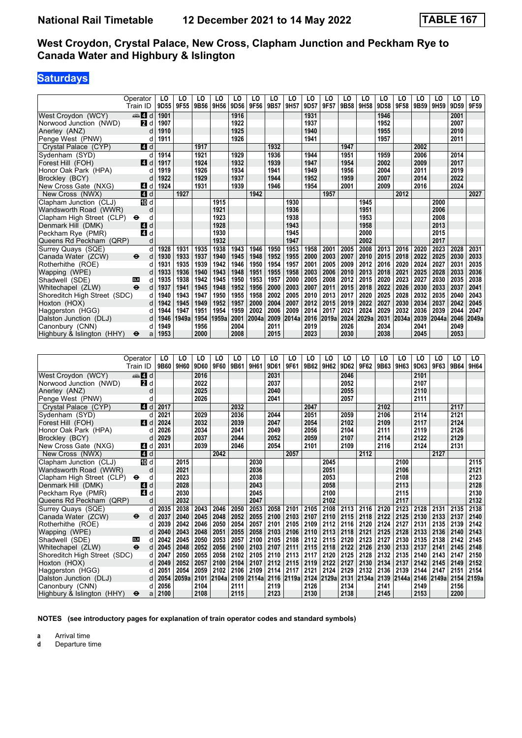# National Rail Timetable 12 December 2021 to 14 May 2022 TABLE 167

## West Croydon, Crystal Palace, New Cross, Clapham Junction and Peckham Rye to Canada Water and Highbury & Islington

## Saturdays

| Operator | | LO | LO | LO | LO | LO | LO | LO | LO | LO | LO | LO | LO | LO | LO | LO | LO | LO | LO |
|---|---|---|---|---|---|---|---|---|---|---|---|---|---|---|---|---|---|---|---|
| Train ID | | 9D55 | 9F55 | 9B56 | 9H56 | 9D56 | 9F56 | 9B57 | 9H57 | 9D57 | 9F57 | 9B58 | 9H58 | 9D58 | 9F58 | 9B59 | 9H59 | 9D59 | 9F59 |
| West Croydon (WCY) | 4 d | 1901 | | | | 1916 | | | | 1931 | | | | 1946 | | | | 2001 | |
| Norwood Junction (NWD) | 2 d | 1907 | | | | 1922 | | | | 1937 | | | | 1952 | | | | 2007 | |
| Anerley (ANZ) | d | 1910 | | | | 1925 | | | | 1940 | | | | 1955 | | | | 2010 | |
| Penge West (PNW) | d | 1911 | | | | 1926 | | | | 1941 | | | | 1957 | | | | 2011 | |
| Crystal Palace (CYP) | 4 d | | | 1917 | | | | 1932 | | | | 1947 | | | | 2002 | | | |
| Sydenham (SYD) | d | 1914 | | 1921 | | 1929 | | 1936 | | 1944 | | 1951 | | 1959 | | 2006 | | 2014 | |
| Forest Hill (FOH) | 4 d | 1917 | | 1924 | | 1932 | | 1939 | | 1947 | | 1954 | | 2002 | | 2009 | | 2017 | |
| Honor Oak Park (HPA) | d | 1919 | | 1926 | | 1934 | | 1941 | | 1949 | | 1956 | | 2004 | | 2011 | | 2019 | |
| Brockley (BCY) | d | 1922 | | 1929 | | 1937 | | 1944 | | 1952 | | 1959 | | 2007 | | 2014 | | 2022 | |
| New Cross Gate (NXG) | 4 d | 1924 | | 1931 | | 1939 | | 1946 | | 1954 | | 2001 | | 2009 | | 2016 | | 2024 | |
| New Cross (NWX) | 4 d | | 1927 | | | | 1942 | | | | 1957 | | | | 2012 | | | | 2027 |
| Clapham Junction (CLJ) | 10 d | | | | 1915 | | | | 1930 | | | | 1945 | | | | 2000 | | |
| Wandsworth Road (WWR) | d | | | | 1921 | | | | 1936 | | | | 1951 | | | | 2006 | | |
| Clapham High Street (CLP) | ⊖ d | | | | 1923 | | | | 1938 | | | | 1953 | | | | 2008 | | |
| Denmark Hill (DMK) | 4 d | | | | 1928 | | | | 1943 | | | | 1958 | | | | 2013 | | |
| Peckham Rye (PMR) | 4 d | | | | 1930 | | | | 1945 | | | | 2000 | | | | 2015 | | |
| Queens Rd Peckham (QRP) | d | | | | 1932 | | | | 1947 | | | | 2002 | | | | 2017 | | |
| Surrey Quays (SQE) | d | 1928 | 1931 | 1935 | 1938 | 1943 | 1946 | 1950 | 1953 | 1958 | 2001 | 2005 | 2008 | 2013 | 2016 | 2020 | 2023 | 2028 | 2031 |
| Canada Water (ZCW) | ⊖ d | 1930 | 1933 | 1937 | 1940 | 1945 | 1948 | 1952 | 1955 | 2000 | 2003 | 2007 | 2010 | 2015 | 2018 | 2022 | 2025 | 2030 | 2033 |
| Rotherhithe (ROE) | d | 1931 | 1935 | 1939 | 1942 | 1946 | 1950 | 1954 | 1957 | 2001 | 2005 | 2009 | 2012 | 2016 | 2020 | 2024 | 2027 | 2031 | 2035 |
| Wapping (WPE) | d | 1933 | 1936 | 1940 | 1943 | 1948 | 1951 | 1955 | 1958 | 2003 | 2006 | 2010 | 2013 | 2018 | 2021 | 2025 | 2028 | 2033 | 2036 |
| Shadwell (SDE) | DLR d | 1935 | 1938 | 1942 | 1945 | 1950 | 1953 | 1957 | 2000 | 2005 | 2008 | 2012 | 2015 | 2020 | 2023 | 2027 | 2030 | 2035 | 2038 |
| Whitechapel (ZLW) | ⊖ d | 1937 | 1941 | 1945 | 1948 | 1952 | 1956 | 2000 | 2003 | 2007 | 2011 | 2015 | 2018 | 2022 | 2026 | 2030 | 2033 | 2037 | 2041 |
| Shoreditch High Street (SDC) | d | 1940 | 1943 | 1947 | 1950 | 1955 | 1958 | 2002 | 2005 | 2010 | 2013 | 2017 | 2020 | 2025 | 2028 | 2032 | 2035 | 2040 | 2043 |
| Hoxton (HOX) | d | 1942 | 1945 | 1949 | 1952 | 1957 | 2000 | 2004 | 2007 | 2012 | 2015 | 2019 | 2022 | 2027 | 2030 | 2034 | 2037 | 2042 | 2045 |
| Haggerston (HGG) | d | 1944 | 1947 | 1951 | 1954 | 1959 | 2002 | 2006 | 2009 | 2014 | 2017 | 2021 | 2024 | 2029 | 2032 | 2036 | 2039 | 2044 | 2047 |
| Dalston Junction (DLJ) | d | 1946 | 1949a | 1953 | 1959a | 2001 | 2004a | 2009 | 2014a | 2016 | 2019a | 2024 | 2029a | 2031 | 2034a | 2039 | 2044a | 2046 | 2049a |
| Canonbury (CNN) | d | 1949 | | 1956 | | 2004 | | 2011 | | 2019 | | 2026 | | 2034 | | 2041 | | 2049 | |
| Highbury & Islington (HHY) | ⊖ a | 1953 | | 2000 | | 2008 | | 2015 | | 2023 | | 2030 | | 2038 | | 2045 | | 2053 | |

| Operator | | LO | LO | LO | LO | LO | LO | LO | LO | LO | LO | LO | LO | LO | LO | LO | LO | LO | LO |
|---|---|---|---|---|---|---|---|---|---|---|---|---|---|---|---|---|---|---|---|
| Train ID | | 9B60 | 9H60 | 9D60 | 9F60 | 9B61 | 9H61 | 9D61 | 9F61 | 9B62 | 9H62 | 9D62 | 9F62 | 9B63 | 9H63 | 9D63 | 9F63 | 9B64 | 9H64 |
| West Croydon (WCY) | 4 d | | | 2016 | | | | 2031 | | | | 2046 | | | | 2101 | | | |
| Norwood Junction (NWD) | 2 d | | | 2022 | | | | 2037 | | | | 2052 | | | | 2107 | | | |
| Anerley (ANZ) | d | | | 2025 | | | | 2040 | | | | 2055 | | | | 2110 | | | |
| Penge West (PNW) | d | | | 2026 | | | | 2041 | | | | 2057 | | | | 2111 | | | |
| Crystal Palace (CYP) | 4 d | 2017 | | | | 2032 | | | | 2047 | | | | 2102 | | | | 2117 | |
| Sydenham (SYD) | d | 2021 | | 2029 | | 2036 | | 2044 | | 2051 | | 2059 | | 2106 | | 2114 | | 2121 | |
| Forest Hill (FOH) | 4 d | 2024 | | 2032 | | 2039 | | 2047 | | 2054 | | 2102 | | 2109 | | 2117 | | 2124 | |
| Honor Oak Park (HPA) | d | 2026 | | 2034 | | 2041 | | 2049 | | 2056 | | 2104 | | 2111 | | 2119 | | 2126 | |
| Brockley (BCY) | d | 2029 | | 2037 | | 2044 | | 2052 | | 2059 | | 2107 | | 2114 | | 2122 | | 2129 | |
| New Cross Gate (NXG) | 4 d | 2031 | | 2039 | | 2046 | | 2054 | | 2101 | | 2109 | | 2116 | | 2124 | | 2131 | |
| New Cross (NWX) | 4 d | | | | 2042 | | | | 2057 | | | | 2112 | | | | 2127 | | |
| Clapham Junction (CLJ) | 10 d | | 2015 | | | | 2030 | | | | 2045 | | | | 2100 | | | | 2115 |
| Wandsworth Road (WWR) | d | | 2021 | | | | 2036 | | | | 2051 | | | | 2106 | | | | 2121 |
| Clapham High Street (CLP) | ⊖ d | | 2023 | | | | 2038 | | | | 2053 | | | | 2108 | | | | 2123 |
| Denmark Hill (DMK) | 4 d | | 2028 | | | | 2043 | | | | 2058 | | | | 2113 | | | | 2128 |
| Peckham Rye (PMR) | 4 d | | 2030 | | | | 2045 | | | | 2100 | | | | 2115 | | | | 2130 |
| Queens Rd Peckham (QRP) | d | | 2032 | | | | 2047 | | | | 2102 | | | | 2117 | | | | 2132 |
| Surrey Quays (SQE) | d | 2035 | 2038 | 2043 | 2046 | 2050 | 2053 | 2058 | 2101 | 2105 | 2108 | 2113 | 2116 | 2120 | 2123 | 2128 | 2131 | 2135 | 2138 |
| Canada Water (ZCW) | ⊖ d | 2037 | 2040 | 2045 | 2048 | 2052 | 2055 | 2100 | 2103 | 2107 | 2110 | 2115 | 2118 | 2122 | 2125 | 2130 | 2133 | 2137 | 2140 |
| Rotherhithe (ROE) | d | 2039 | 2042 | 2046 | 2050 | 2054 | 2057 | 2101 | 2105 | 2109 | 2112 | 2116 | 2120 | 2124 | 2127 | 2131 | 2135 | 2139 | 2142 |
| Wapping (WPE) | d | 2040 | 2043 | 2048 | 2051 | 2055 | 2058 | 2103 | 2106 | 2110 | 2113 | 2118 | 2121 | 2125 | 2128 | 2133 | 2136 | 2140 | 2143 |
| Shadwell (SDE) | DLR d | 2042 | 2045 | 2050 | 2053 | 2057 | 2100 | 2105 | 2108 | 2112 | 2115 | 2120 | 2123 | 2127 | 2130 | 2135 | 2138 | 2142 | 2145 |
| Whitechapel (ZLW) | ⊖ d | 2045 | 2048 | 2052 | 2056 | 2100 | 2103 | 2107 | 2111 | 2115 | 2118 | 2122 | 2126 | 2130 | 2133 | 2137 | 2141 | 2145 | 2148 |
| Shoreditch High Street (SDC) | d | 2047 | 2050 | 2055 | 2058 | 2102 | 2105 | 2110 | 2113 | 2117 | 2120 | 2125 | 2128 | 2132 | 2135 | 2140 | 2143 | 2147 | 2150 |
| Hoxton (HOX) | d | 2049 | 2052 | 2057 | 2100 | 2104 | 2107 | 2112 | 2115 | 2119 | 2122 | 2127 | 2130 | 2134 | 2137 | 2142 | 2145 | 2149 | 2152 |
| Haggerston (HGG) | d | 2051 | 2054 | 2059 | 2102 | 2106 | 2109 | 2114 | 2117 | 2121 | 2124 | 2129 | 2132 | 2136 | 2139 | 2144 | 2147 | 2151 | 2154 |
| Dalston Junction (DLJ) | d | 2054 | 2059a | 2101 | 2104a | 2109 | 2114a | 2116 | 2119a | 2124 | 2129a | 2131 | 2134a | 2139 | 2144a | 2146 | 2149a | 2154 | 2159a |
| Canonbury (CNN) | d | 2056 | | 2104 | | 2111 | | 2119 | | 2126 | | 2134 | | 2141 | | 2149 | | 2156 | |
| Highbury & Islington (HHY) | ⊖ a | 2100 | | 2108 | | 2115 | | 2123 | | 2130 | | 2138 | | 2145 | | 2153 | | 2200 | |

**NOTES (see introductory pages for explanation of train operator codes and standard symbols)**

**a** Arrival time
**d** Departure time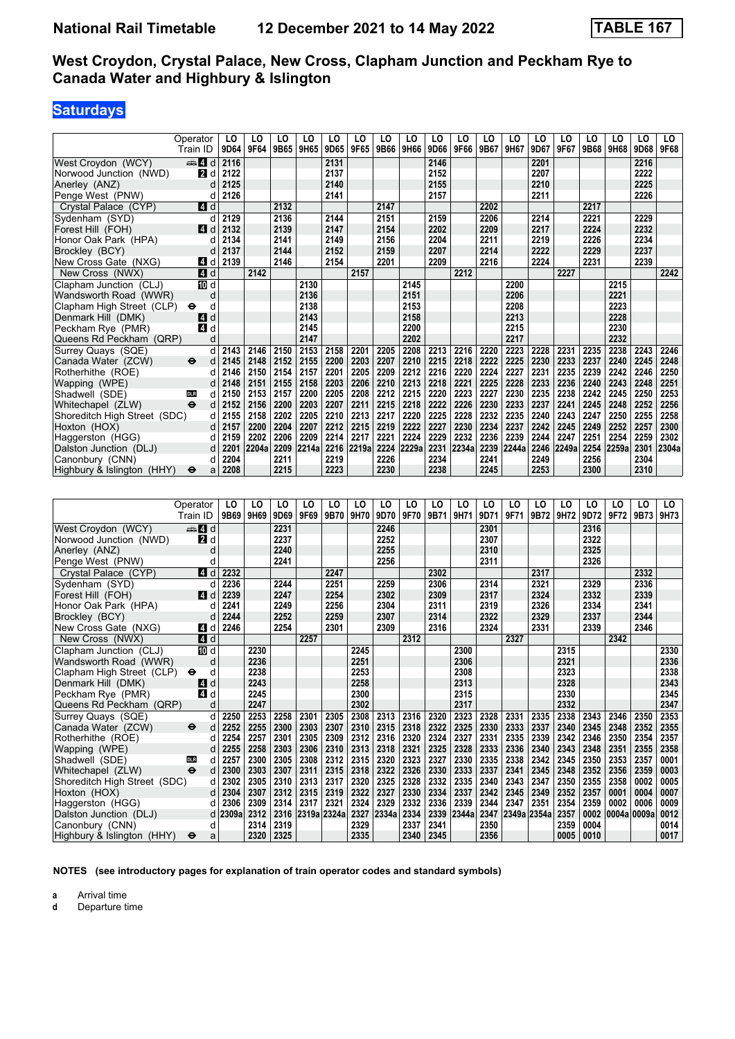# National Rail Timetable — 12 December 2021 to 14 May 2022 — TABLE 167

## West Croydon, Crystal Palace, New Cross, Clapham Junction and Peckham Rye to Canada Water and Highbury & Islington

### Saturdays

| | | Operator | LO | LO | LO | LO | LO | LO | LO | LO | LO | LO | LO | LO | LO | LO | LO | LO | LO | LO |
|---|---|---|---|---|---|---|---|---|---|---|---|---|---|---|---|---|---|---|---|---|
| | | Train ID | 9D64 | 9F64 | 9B65 | 9H65 | 9D65 | 9F65 | 9B66 | 9H66 | 9D66 | 9F66 | 9B67 | 9H67 | 9D67 | 9F67 | 9B68 | 9H68 | 9D68 | 9F68 |
| West Croydon (WCY) | 4 | d | 2116 | | | | 2131 | | | | 2146 | | | | 2201 | | | | 2216 | |
| Norwood Junction (NWD) | 2 | d | 2122 | | | | 2137 | | | | 2152 | | | | 2207 | | | | 2222 | |
| Anerley (ANZ) | | d | 2125 | | | | 2140 | | | | 2155 | | | | 2210 | | | | 2225 | |
| Penge West (PNW) | | d | 2126 | | | | 2141 | | | | 2157 | | | | 2211 | | | | 2226 | |
| Crystal Palace (CYP) | 4 | d | | | 2132 | | | | 2147 | | | | 2202 | | | | 2217 | | | |
| Sydenham (SYD) | | d | 2129 | | 2136 | | 2144 | | 2151 | | 2159 | | 2206 | | 2214 | | 2221 | | 2229 | |
| Forest Hill (FOH) | 4 | d | 2132 | | 2139 | | 2147 | | 2154 | | 2202 | | 2209 | | 2217 | | 2224 | | 2232 | |
| Honor Oak Park (HPA) | | d | 2134 | | 2141 | | 2149 | | 2156 | | 2204 | | 2211 | | 2219 | | 2226 | | 2234 | |
| Brockley (BCY) | | d | 2137 | | 2144 | | 2152 | | 2159 | | 2207 | | 2214 | | 2222 | | 2229 | | 2237 | |
| New Cross Gate (NXG) | 4 | d | 2139 | | 2146 | | 2154 | | 2201 | | 2209 | | 2216 | | 2224 | | 2231 | | 2239 | |
| New Cross (NWX) | 4 | d | | 2142 | | | | 2157 | | | | 2212 | | | | 2227 | | | | 2242 |
| Clapham Junction (CLJ) | 10 | d | | | | 2130 | | | | 2145 | | | | 2200 | | | | 2215 | | |
| Wandsworth Road (WWR) | | d | | | | 2136 | | | | 2151 | | | | 2206 | | | | 2221 | | |
| Clapham High Street (CLP) | ⊖ | d | | | | 2138 | | | | 2153 | | | | 2208 | | | | 2223 | | |
| Denmark Hill (DMK) | 4 | d | | | | 2143 | | | | 2158 | | | | 2213 | | | | 2228 | | |
| Peckham Rye (PMR) | 4 | d | | | | 2145 | | | | 2200 | | | | 2215 | | | | 2230 | | |
| Queens Rd Peckham (QRP) | | d | | | | 2147 | | | | 2202 | | | | 2217 | | | | 2232 | | |
| Surrey Quays (SQE) | | d | 2143 | 2146 | 2150 | 2153 | 2158 | 2201 | 2205 | 2208 | 2213 | 2216 | 2220 | 2223 | 2228 | 2231 | 2235 | 2238 | 2243 | 2246 |
| Canada Water (ZCW) | ⊖ | d | 2145 | 2148 | 2152 | 2155 | 2200 | 2203 | 2207 | 2210 | 2215 | 2218 | 2222 | 2225 | 2230 | 2233 | 2237 | 2240 | 2245 | 2248 |
| Rotherhithe (ROE) | | d | 2146 | 2150 | 2154 | 2157 | 2201 | 2205 | 2209 | 2212 | 2216 | 2220 | 2224 | 2227 | 2231 | 2235 | 2239 | 2242 | 2246 | 2250 |
| Wapping (WPE) | | d | 2148 | 2151 | 2155 | 2158 | 2203 | 2206 | 2210 | 2213 | 2218 | 2221 | 2225 | 2228 | 2233 | 2236 | 2240 | 2243 | 2248 | 2251 |
| Shadwell (SDE) | DLR | d | 2150 | 2153 | 2157 | 2200 | 2205 | 2208 | 2212 | 2215 | 2220 | 2223 | 2227 | 2230 | 2235 | 2238 | 2242 | 2245 | 2250 | 2253 |
| Whitechapel (ZLW) | ⊖ | d | 2152 | 2156 | 2200 | 2203 | 2207 | 2211 | 2215 | 2218 | 2222 | 2226 | 2230 | 2233 | 2237 | 2241 | 2245 | 2248 | 2252 | 2256 |
| Shoreditch High Street (SDC) | | d | 2155 | 2158 | 2202 | 2205 | 2210 | 2213 | 2217 | 2220 | 2225 | 2228 | 2232 | 2235 | 2240 | 2243 | 2247 | 2250 | 2255 | 2258 |
| Hoxton (HOX) | | d | 2157 | 2200 | 2204 | 2207 | 2212 | 2215 | 2219 | 2222 | 2227 | 2230 | 2234 | 2237 | 2242 | 2245 | 2249 | 2252 | 2257 | 2300 |
| Haggerston (HGG) | | d | 2159 | 2202 | 2206 | 2209 | 2214 | 2217 | 2221 | 2224 | 2229 | 2232 | 2236 | 2239 | 2244 | 2247 | 2251 | 2254 | 2259 | 2302 |
| Dalston Junction (DLJ) | | d | 2201 | 2204a | 2209 | 2214a | 2216 | 2219a | 2224 | 2229a | 2231 | 2234a | 2239 | 2244a | 2246 | 2249a | 2254 | 2259a | 2301 | 2304a |
| Canonbury (CNN) | | d | 2204 | | 2211 | | 2219 | | 2226 | | 2234 | | 2241 | | 2249 | | 2256 | | 2304 | |
| Highbury & Islington (HHY) | ⊖ | a | 2208 | | 2215 | | 2223 | | 2230 | | 2238 | | 2245 | | 2253 | | 2300 | | 2310 | |

| | | Operator | LO | LO | LO | LO | LO | LO | LO | LO | LO | LO | LO | LO | LO | LO | LO | LO | LO | LO |
|---|---|---|---|---|---|---|---|---|---|---|---|---|---|---|---|---|---|---|---|---|
| | | Train ID | 9B69 | 9H69 | 9D69 | 9F69 | 9B70 | 9H70 | 9D70 | 9F70 | 9B71 | 9H71 | 9D71 | 9F71 | 9B72 | 9H72 | 9D72 | 9F72 | 9B73 | 9H73 |
| West Croydon (WCY) | 4 | d | | | 2231 | | | | 2246 | | | | 2301 | | | | 2316 | | | |
| Norwood Junction (NWD) | 2 | d | | | 2237 | | | | 2252 | | | | 2307 | | | | 2322 | | | |
| Anerley (ANZ) | | d | | | 2240 | | | | 2255 | | | | 2310 | | | | 2325 | | | |
| Penge West (PNW) | | d | | | 2241 | | | | 2256 | | | | 2311 | | | | 2326 | | | |
| Crystal Palace (CYP) | 4 | d | 2232 | | | | 2247 | | | | 2302 | | | | 2317 | | | | 2332 | |
| Sydenham (SYD) | | d | 2236 | | 2244 | | 2251 | | 2259 | | 2306 | | 2314 | | 2321 | | 2329 | | 2336 | |
| Forest Hill (FOH) | 4 | d | 2239 | | 2247 | | 2254 | | 2302 | | 2309 | | 2317 | | 2324 | | 2332 | | 2339 | |
| Honor Oak Park (HPA) | | d | 2241 | | 2249 | | 2256 | | 2304 | | 2311 | | 2319 | | 2326 | | 2334 | | 2341 | |
| Brockley (BCY) | | d | 2244 | | 2252 | | 2259 | | 2307 | | 2314 | | 2322 | | 2329 | | 2337 | | 2344 | |
| New Cross Gate (NXG) | 4 | d | 2246 | | 2254 | | 2301 | | 2309 | | 2316 | | 2324 | | 2331 | | 2339 | | 2346 | |
| New Cross (NWX) | 4 | d | | | | 2257 | | | | 2312 | | | | 2327 | | | | 2342 | | |
| Clapham Junction (CLJ) | 10 | d | | 2230 | | | | 2245 | | | | 2300 | | | | 2315 | | | | 2330 |
| Wandsworth Road (WWR) | | d | | 2236 | | | | 2251 | | | | 2306 | | | | 2321 | | | | 2336 |
| Clapham High Street (CLP) | ⊖ | d | | 2238 | | | | 2253 | | | | 2308 | | | | 2323 | | | | 2338 |
| Denmark Hill (DMK) | 4 | d | | 2243 | | | | 2258 | | | | 2313 | | | | 2328 | | | | 2343 |
| Peckham Rye (PMR) | 4 | d | | 2245 | | | | 2300 | | | | 2315 | | | | 2330 | | | | 2345 |
| Queens Rd Peckham (QRP) | | d | | 2247 | | | | 2302 | | | | 2317 | | | | 2332 | | | | 2347 |
| Surrey Quays (SQE) | | d | 2250 | 2253 | 2258 | 2301 | 2305 | 2308 | 2313 | 2316 | 2320 | 2323 | 2328 | 2331 | 2335 | 2338 | 2343 | 2346 | 2350 | 2353 |
| Canada Water (ZCW) | ⊖ | d | 2252 | 2255 | 2300 | 2303 | 2307 | 2310 | 2315 | 2318 | 2322 | 2325 | 2330 | 2333 | 2337 | 2340 | 2345 | 2348 | 2352 | 2355 |
| Rotherhithe (ROE) | | d | 2254 | 2257 | 2301 | 2305 | 2309 | 2312 | 2316 | 2320 | 2324 | 2327 | 2331 | 2335 | 2339 | 2342 | 2346 | 2350 | 2354 | 2357 |
| Wapping (WPE) | | d | 2255 | 2258 | 2303 | 2306 | 2310 | 2313 | 2318 | 2321 | 2325 | 2328 | 2333 | 2336 | 2340 | 2343 | 2348 | 2351 | 2355 | 2358 |
| Shadwell (SDE) | DLR | d | 2257 | 2300 | 2305 | 2308 | 2312 | 2315 | 2320 | 2323 | 2327 | 2330 | 2335 | 2338 | 2342 | 2345 | 2350 | 2353 | 2357 | 0001 |
| Whitechapel (ZLW) | ⊖ | d | 2300 | 2303 | 2307 | 2311 | 2315 | 2318 | 2322 | 2326 | 2330 | 2333 | 2337 | 2341 | 2345 | 2348 | 2352 | 2356 | 2359 | 0003 |
| Shoreditch High Street (SDC) | | d | 2302 | 2305 | 2310 | 2313 | 2317 | 2320 | 2325 | 2328 | 2332 | 2335 | 2340 | 2343 | 2347 | 2350 | 2355 | 2358 | 0002 | 0005 |
| Hoxton (HOX) | | d | 2304 | 2307 | 2312 | 2315 | 2319 | 2322 | 2327 | 2330 | 2334 | 2337 | 2342 | 2345 | 2349 | 2352 | 2357 | 0001 | 0004 | 0007 |
| Haggerston (HGG) | | d | 2306 | 2309 | 2314 | 2317 | 2321 | 2324 | 2329 | 2332 | 2336 | 2339 | 2344 | 2347 | 2351 | 2354 | 2359 | 0002 | 0006 | 0009 |
| Dalston Junction (DLJ) | | d | 2309a | 2312 | 2316 | 2319a | 2324a | 2327 | 2334a | 2334 | 2339 | 2344a | 2347 | 2349a | 2354a | 2357 | 0002 | 0004a | 0009a | 0012 |
| Canonbury (CNN) | | d | | 2314 | 2319 | | | 2329 | | 2337 | 2341 | | 2350 | | | 2359 | 0004 | | | 0014 |
| Highbury & Islington (HHY) | ⊖ | a | | 2320 | 2325 | | | 2335 | | 2340 | 2345 | | 2356 | | | 0005 | 0010 | | | 0017 |

**NOTES (see introductory pages for explanation of train operator codes and standard symbols)**

**a** Arrival time
**d** Departure time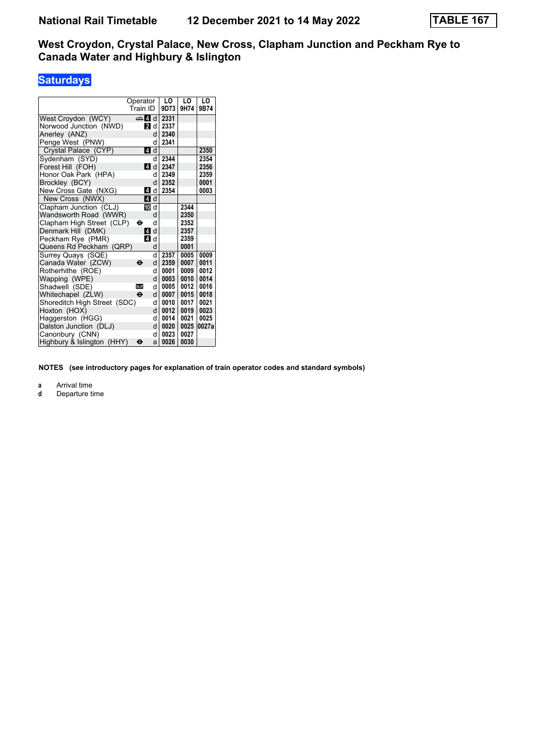National Rail Timetable 12 December 2021 to 14 May 2022 **TABLE 167**

## West Croydon, Crystal Palace, New Cross, Clapham Junction and Peckham Rye to Canada Water and Highbury & Islington

### Saturdays

| Operator / Train ID | | | LO 9D73 | LO 9H74 | LO 9B74 |
|---|---|---|---|---|---|
| West Croydon (WCY) | 4 | d | 2331 | | |
| Norwood Junction (NWD) | 2 | d | 2337 | | |
| Anerley (ANZ) | | d | 2340 | | |
| Penge West (PNW) | | d | 2341 | | |
| Crystal Palace (CYP) | 4 | d | | | 2350 |
| Sydenham (SYD) | | d | 2344 | | 2354 |
| Forest Hill (FOH) | 4 | d | 2347 | | 2356 |
| Honor Oak Park (HPA) | | d | 2349 | | 2359 |
| Brockley (BCY) | | d | 2352 | | 0001 |
| New Cross Gate (NXG) | 4 | d | 2354 | | 0003 |
| New Cross (NWX) | 4 | d | | | |
| Clapham Junction (CLJ) | 10 | d | | 2344 | |
| Wandsworth Road (WWR) | | d | | 2350 | |
| Clapham High Street (CLP) | ⊖ | d | | 2352 | |
| Denmark Hill (DMK) | 4 | d | | 2357 | |
| Peckham Rye (PMR) | 4 | d | | 2359 | |
| Queens Rd Peckham (QRP) | | d | | 0001 | |
| Surrey Quays (SQE) | | d | 2357 | 0005 | 0009 |
| Canada Water (ZCW) | ⊖ | d | 2359 | 0007 | 0011 |
| Rotherhithe (ROE) | | d | 0001 | 0009 | 0012 |
| Wapping (WPE) | | d | 0003 | 0010 | 0014 |
| Shadwell (SDE) | DLR | d | 0005 | 0012 | 0016 |
| Whitechapel (ZLW) | ⊖ | d | 0007 | 0015 | 0018 |
| Shoreditch High Street (SDC) | | d | 0010 | 0017 | 0021 |
| Hoxton (HOX) | | d | 0012 | 0019 | 0023 |
| Haggerston (HGG) | | d | 0014 | 0021 | 0025 |
| Dalston Junction (DLJ) | | d | 0020 | 0025 | 0027a |
| Canonbury (CNN) | | d | 0023 | 0027 | |
| Highbury & Islington (HHY) | ⊖ | a | 0026 | 0030 | |

**NOTES (see introductory pages for explanation of train operator codes and standard symbols)**

**a** Arrival time
**d** Departure time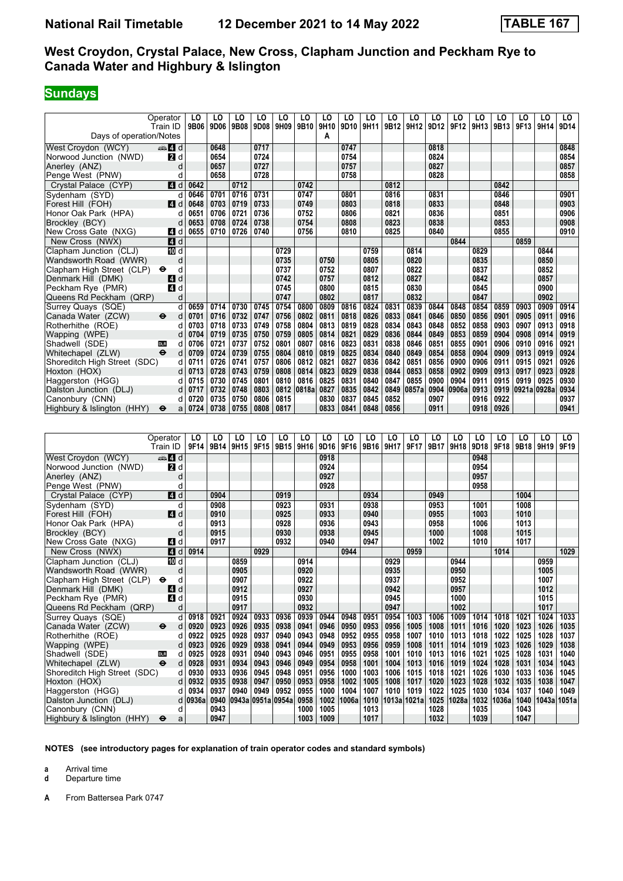# National Rail Timetable — 12 December 2021 to 14 May 2022 — TABLE 167

## West Croydon, Crystal Palace, New Cross, Clapham Junction and Peckham Rye to Canada Water and Highbury & Islington

## Sundays

| Operator | | LO | LO | LO | LO | LO | LO | LO | LO | LO | LO | LO | LO | LO | LO | LO | LO | LO | LO |
|---|---|---|---|---|---|---|---|---|---|---|---|---|---|---|---|---|---|---|---|
| Train ID | | 9B06 | 9D06 | 9B08 | 9D08 | 9H09 | 9B10 | 9H10 | 9D10 | 9H11 | 9B12 | 9H12 | 9D12 | 9F12 | 9H13 | 9B13 | 9F13 | 9H14 | 9D14 |
| Days of operation/Notes | | | | | | | | A | | | | | | | | | | | |
| West Croydon (WCY) | 4 d | | 0648 | | 0717 | | | | 0747 | | | | 0818 | | | | | | 0848 |
| Norwood Junction (NWD) | 2 d | | 0654 | | 0724 | | | | 0754 | | | | 0824 | | | | | | 0854 |
| Anerley (ANZ) | d | | 0657 | | 0727 | | | | 0757 | | | | 0827 | | | | | | 0857 |
| Penge West (PNW) | d | | 0658 | | 0728 | | | | 0758 | | | | 0828 | | | | | | 0858 |
| Crystal Palace (CYP) | 4 d | 0642 | | 0712 | | | 0742 | | | | 0812 | | | | | 0842 | | | |
| Sydenham (SYD) | d | 0646 | 0701 | 0716 | 0731 | | 0747 | | 0801 | | 0816 | | 0831 | | | 0846 | | | 0901 |
| Forest Hill (FOH) | 4 d | 0648 | 0703 | 0719 | 0733 | | 0749 | | 0803 | | 0818 | | 0833 | | | 0848 | | | 0903 |
| Honor Oak Park (HPA) | d | 0651 | 0706 | 0721 | 0736 | | 0752 | | 0806 | | 0821 | | 0836 | | | 0851 | | | 0906 |
| Brockley (BCY) | d | 0653 | 0708 | 0724 | 0738 | | 0754 | | 0808 | | 0823 | | 0838 | | | 0853 | | | 0908 |
| New Cross Gate (NXG) | 4 d | 0655 | 0710 | 0726 | 0740 | | 0756 | | 0810 | | 0825 | | 0840 | | | 0855 | | | 0910 |
| New Cross (NWX) | 4 d | | | | | | | | | | | | | 0844 | | | 0859 | | |
| Clapham Junction (CLJ) | 10 d | | | | | 0729 | | | | 0759 | | 0814 | | | 0829 | | | 0844 | |
| Wandsworth Road (WWR) | d | | | | | 0735 | | 0750 | | 0805 | | 0820 | | | 0835 | | | 0850 | |
| Clapham High Street (CLP) ⊖ | d | | | | | 0737 | | 0752 | | 0807 | | 0822 | | | 0837 | | | 0852 | |
| Denmark Hill (DMK) | 4 d | | | | | 0742 | | 0757 | | 0812 | | 0827 | | | 0842 | | | 0857 | |
| Peckham Rye (PMR) | 4 d | | | | | 0745 | | 0800 | | 0815 | | 0830 | | | 0845 | | | 0900 | |
| Queens Rd Peckham (QRP) | d | | | | | 0747 | | 0802 | | 0817 | | 0832 | | | 0847 | | | 0902 | |
| Surrey Quays (SQE) | d | 0659 | 0714 | 0730 | 0745 | 0754 | 0800 | 0809 | 0816 | 0824 | 0831 | 0839 | 0844 | 0848 | 0854 | 0859 | 0903 | 0909 | 0914 |
| Canada Water (ZCW) ⊖ | d | 0701 | 0716 | 0732 | 0747 | 0756 | 0802 | 0811 | 0818 | 0826 | 0833 | 0841 | 0846 | 0850 | 0856 | 0901 | 0905 | 0911 | 0916 |
| Rotherhithe (ROE) | d | 0703 | 0718 | 0733 | 0749 | 0758 | 0804 | 0813 | 0819 | 0828 | 0834 | 0843 | 0848 | 0852 | 0858 | 0903 | 0907 | 0913 | 0918 |
| Wapping (WPE) | d | 0704 | 0719 | 0735 | 0750 | 0759 | 0805 | 0814 | 0821 | 0829 | 0836 | 0844 | 0849 | 0853 | 0859 | 0904 | 0908 | 0914 | 0919 |
| Shadwell (SDE) DLR | d | 0706 | 0721 | 0737 | 0752 | 0801 | 0807 | 0816 | 0823 | 0831 | 0838 | 0846 | 0851 | 0855 | 0901 | 0906 | 0910 | 0916 | 0921 |
| Whitechapel (ZLW) ⊖ | d | 0709 | 0724 | 0739 | 0755 | 0804 | 0810 | 0819 | 0825 | 0834 | 0840 | 0849 | 0854 | 0858 | 0904 | 0909 | 0913 | 0919 | 0924 |
| Shoreditch High Street (SDC) | d | 0711 | 0726 | 0741 | 0757 | 0806 | 0812 | 0821 | 0827 | 0836 | 0842 | 0851 | 0856 | 0900 | 0906 | 0911 | 0915 | 0921 | 0926 |
| Hoxton (HOX) | d | 0713 | 0728 | 0743 | 0759 | 0808 | 0814 | 0823 | 0829 | 0838 | 0844 | 0853 | 0858 | 0902 | 0909 | 0913 | 0917 | 0923 | 0928 |
| Haggerston (HGG) | d | 0715 | 0730 | 0745 | 0801 | 0810 | 0816 | 0825 | 0831 | 0840 | 0847 | 0855 | 0900 | 0904 | 0911 | 0915 | 0919 | 0925 | 0930 |
| Dalston Junction (DLJ) | d | 0717 | 0732 | 0748 | 0803 | 0812 | 0818a | 0827 | 0835 | 0842 | 0849 | 0857a | 0904 | 0906a | 0913 | 0919 | 0921a | 0928a | 0934 |
| Canonbury (CNN) | d | 0720 | 0735 | 0750 | 0806 | 0815 | | 0830 | 0837 | 0845 | 0852 | | 0907 | | 0916 | 0922 | | | 0937 |
| Highbury & Islington (HHY) ⊖ | a | 0724 | 0738 | 0755 | 0808 | 0817 | | 0833 | 0841 | 0848 | 0856 | | 0911 | | 0918 | 0926 | | | 0941 |

| Operator | | LO | LO | LO | LO | LO | LO | LO | LO | LO | LO | LO | LO | LO | LO | LO | LO | LO | LO |
|---|---|---|---|---|---|---|---|---|---|---|---|---|---|---|---|---|---|---|---|
| Train ID | | 9F14 | 9B14 | 9H15 | 9F15 | 9B15 | 9H16 | 9D16 | 9F16 | 9B16 | 9H17 | 9F17 | 9B17 | 9H18 | 9D18 | 9F18 | 9B18 | 9H19 | 9F19 |
| West Croydon (WCY) | 4 d | | | | | | | 0918 | | | | | | | 0948 | | | | |
| Norwood Junction (NWD) | 2 d | | | | | | | 0924 | | | | | | | 0954 | | | | |
| Anerley (ANZ) | d | | | | | | | 0927 | | | | | | | 0957 | | | | |
| Penge West (PNW) | d | | | | | | | 0928 | | | | | | | 0958 | | | | |
| Crystal Palace (CYP) | 4 d | | 0904 | | | 0919 | | | | 0934 | | | 0949 | | | | 1004 | | |
| Sydenham (SYD) | d | | 0908 | | | 0923 | | 0931 | | 0938 | | | 0953 | | 1001 | | 1008 | | |
| Forest Hill (FOH) | 4 d | | 0910 | | | 0925 | | 0933 | | 0940 | | | 0955 | | 1003 | | 1010 | | |
| Honor Oak Park (HPA) | d | | 0913 | | | 0928 | | 0936 | | 0943 | | | 0958 | | 1006 | | 1013 | | |
| Brockley (BCY) | d | | 0915 | | | 0930 | | 0938 | | 0945 | | | 1000 | | 1008 | | 1015 | | |
| New Cross Gate (NXG) | 4 d | | 0917 | | | 0932 | | 0940 | | 0947 | | | 1002 | | 1010 | | 1017 | | |
| New Cross (NWX) | 4 d | 0914 | | | 0929 | | | | 0944 | | | 0959 | | | | 1014 | | | 1029 |
| Clapham Junction (CLJ) | 10 d | | | 0859 | | | 0914 | | | | 0929 | | | 0944 | | | | 0959 | |
| Wandsworth Road (WWR) | d | | | 0905 | | | 0920 | | | | 0935 | | | 0950 | | | | 1005 | |
| Clapham High Street (CLP) ⊖ | d | | | 0907 | | | 0922 | | | | 0937 | | | 0952 | | | | 1007 | |
| Denmark Hill (DMK) | 4 d | | | 0912 | | | 0927 | | | | 0942 | | | 0957 | | | | 1012 | |
| Peckham Rye (PMR) | 4 d | | | 0915 | | | 0930 | | | | 0945 | | | 1000 | | | | 1015 | |
| Queens Rd Peckham (QRP) | d | | | 0917 | | | 0932 | | | | 0947 | | | 1002 | | | | 1017 | |
| Surrey Quays (SQE) | d | 0918 | 0921 | 0924 | 0933 | 0936 | 0939 | 0944 | 0948 | 0951 | 0954 | 1003 | 1006 | 1009 | 1014 | 1018 | 1021 | 1024 | 1033 |
| Canada Water (ZCW) ⊖ | d | 0920 | 0923 | 0926 | 0935 | 0938 | 0941 | 0946 | 0950 | 0953 | 0956 | 1005 | 1008 | 1011 | 1016 | 1020 | 1023 | 1026 | 1035 |
| Rotherhithe (ROE) | d | 0922 | 0925 | 0928 | 0937 | 0940 | 0943 | 0948 | 0952 | 0955 | 0958 | 1007 | 1010 | 1013 | 1018 | 1022 | 1025 | 1028 | 1037 |
| Wapping (WPE) | d | 0923 | 0926 | 0929 | 0938 | 0941 | 0944 | 0949 | 0953 | 0956 | 0959 | 1008 | 1011 | 1014 | 1019 | 1023 | 1026 | 1029 | 1038 |
| Shadwell (SDE) DLR | d | 0925 | 0928 | 0931 | 0940 | 0943 | 0946 | 0951 | 0955 | 0958 | 1001 | 1010 | 1013 | 1016 | 1021 | 1025 | 1028 | 1031 | 1040 |
| Whitechapel (ZLW) ⊖ | d | 0928 | 0931 | 0934 | 0943 | 0946 | 0949 | 0954 | 0958 | 1001 | 1004 | 1013 | 1016 | 1019 | 1024 | 1028 | 1031 | 1034 | 1043 |
| Shoreditch High Street (SDC) | d | 0930 | 0933 | 0936 | 0945 | 0948 | 0951 | 0956 | 1000 | 1003 | 1006 | 1015 | 1018 | 1021 | 1026 | 1030 | 1033 | 1036 | 1045 |
| Hoxton (HOX) | d | 0932 | 0935 | 0938 | 0947 | 0950 | 0953 | 0958 | 1002 | 1005 | 1008 | 1017 | 1020 | 1023 | 1028 | 1032 | 1035 | 1038 | 1047 |
| Haggerston (HGG) | d | 0934 | 0937 | 0940 | 0949 | 0952 | 0955 | 1000 | 1004 | 1007 | 1010 | 1019 | 1022 | 1025 | 1030 | 1034 | 1037 | 1040 | 1049 |
| Dalston Junction (DLJ) | d | 0936a | 0940 | 0943a | 0951a | 0954a | 0958 | 1002 | 1006a | 1010 | 1013a | 1021a | 1025 | 1028a | 1032 | 1036a | 1040 | 1043a | 1051a |
| Canonbury (CNN) | d | | 0943 | | | | 1000 | 1005 | | 1013 | | | 1028 | | 1035 | | 1043 | | |
| Highbury & Islington (HHY) ⊖ | a | | 0947 | | | | 1003 | 1009 | | 1017 | | | 1032 | | 1039 | | 1047 | | |

**NOTES (see introductory pages for explanation of train operator codes and standard symbols)**

**a** Arrival time
**d** Departure time

**A** From Battersea Park 0747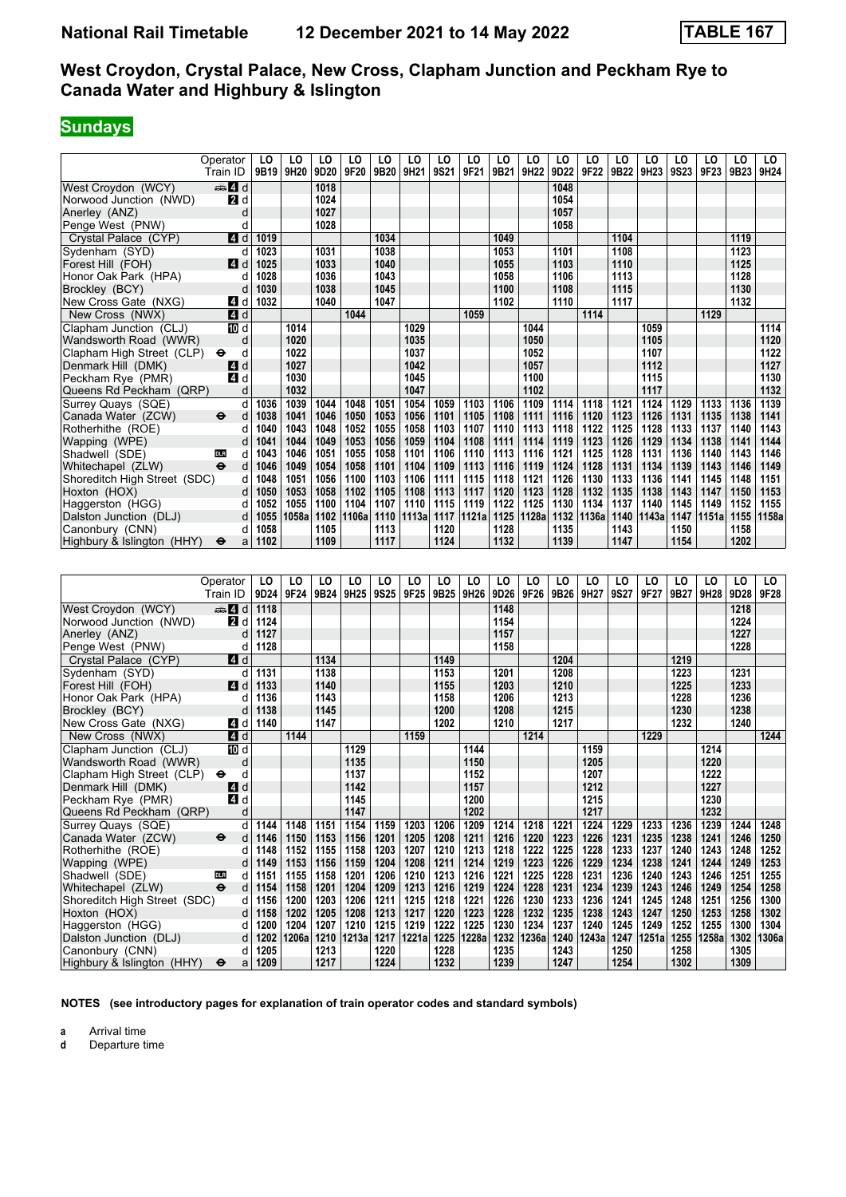## West Croydon, Crystal Palace, New Cross, Clapham Junction and Peckham Rye to Canada Water and Highbury & Islington

**Sundays**

| Operator | | LO | LO | LO | LO | LO | LO | LO | LO | LO | LO | LO | LO | LO | LO | LO | LO | LO | LO |
|---|---|---|---|---|---|---|---|---|---|---|---|---|---|---|---|---|---|---|---|
| **Train ID** | | 9B19 | 9H20 | 9D20 | 9F20 | 9B20 | 9H21 | 9S21 | 9F21 | 9B21 | 9H22 | 9D22 | 9F22 | 9B22 | 9H23 | 9S23 | 9F23 | 9B23 | 9H24 |
| West Croydon (WCY) | d | | | 1018 | | | | | | | | 1048 | | | | | | | |
| Norwood Junction (NWD) | d | | | 1024 | | | | | | | | 1054 | | | | | | | |
| Anerley (ANZ) | d | | | 1027 | | | | | | | | 1057 | | | | | | | |
| Penge West (PNW) | d | | | 1028 | | | | | | | | 1058 | | | | | | | |
| Crystal Palace (CYP) | d | 1019 | | | | 1034 | | | | 1049 | | | | 1104 | | | | 1119 | |
| Sydenham (SYD) | d | 1023 | | 1031 | | 1038 | | | | 1053 | | 1101 | | 1108 | | | | 1123 | |
| Forest Hill (FOH) | d | 1025 | | 1033 | | 1040 | | | | 1055 | | 1103 | | 1110 | | | | 1125 | |
| Honor Oak Park (HPA) | d | 1028 | | 1036 | | 1043 | | | | 1058 | | 1106 | | 1113 | | | | 1128 | |
| Brockley (BCY) | d | 1030 | | 1038 | | 1045 | | | | 1100 | | 1108 | | 1115 | | | | 1130 | |
| New Cross Gate (NXG) | d | 1032 | | 1040 | | 1047 | | | | 1102 | | 1110 | | 1117 | | | | 1132 | |
| New Cross (NWX) | d | | | | 1044 | | | | 1059 | | | | 1114 | | | | 1129 | | |
| Clapham Junction (CLJ) | d | | 1014 | | | | 1029 | | | | 1044 | | | | 1059 | | | | 1114 |
| Wandsworth Road (WWR) | d | | 1020 | | | | 1035 | | | | 1050 | | | | 1105 | | | | 1120 |
| Clapham High Street (CLP) | d | | 1022 | | | | 1037 | | | | 1052 | | | | 1107 | | | | 1122 |
| Denmark Hill (DMK) | d | | 1027 | | | | 1042 | | | | 1057 | | | | 1112 | | | | 1127 |
| Peckham Rye (PMR) | d | | 1030 | | | | 1045 | | | | 1100 | | | | 1115 | | | | 1130 |
| Queens Rd Peckham (QRP) | d | | 1032 | | | | 1047 | | | | 1102 | | | | 1117 | | | | 1132 |
| Surrey Quays (SQE) | d | 1036 | 1039 | 1044 | 1048 | 1051 | 1054 | 1059 | 1103 | 1106 | 1109 | 1114 | 1118 | 1121 | 1124 | 1129 | 1133 | 1136 | 1139 |
| Canada Water (ZCW) | d | 1038 | 1041 | 1046 | 1050 | 1053 | 1056 | 1101 | 1105 | 1108 | 1111 | 1116 | 1120 | 1123 | 1126 | 1131 | 1135 | 1138 | 1141 |
| Rotherhithe (ROE) | d | 1040 | 1043 | 1048 | 1052 | 1055 | 1058 | 1103 | 1107 | 1110 | 1113 | 1118 | 1122 | 1125 | 1128 | 1133 | 1137 | 1140 | 1143 |
| Wapping (WPE) | d | 1041 | 1044 | 1049 | 1053 | 1056 | 1059 | 1104 | 1108 | 1111 | 1114 | 1119 | 1123 | 1126 | 1129 | 1134 | 1138 | 1141 | 1144 |
| Shadwell (SDE) | d | 1043 | 1046 | 1051 | 1055 | 1058 | 1101 | 1106 | 1110 | 1113 | 1116 | 1121 | 1125 | 1128 | 1131 | 1136 | 1140 | 1143 | 1146 |
| Whitechapel (ZLW) | d | 1046 | 1049 | 1054 | 1058 | 1101 | 1104 | 1109 | 1113 | 1116 | 1119 | 1124 | 1128 | 1131 | 1134 | 1139 | 1143 | 1146 | 1149 |
| Shoreditch High Street (SDC) | d | 1048 | 1051 | 1056 | 1100 | 1103 | 1106 | 1111 | 1115 | 1118 | 1121 | 1126 | 1130 | 1133 | 1136 | 1141 | 1145 | 1148 | 1151 |
| Hoxton (HOX) | d | 1050 | 1053 | 1058 | 1102 | 1105 | 1108 | 1113 | 1117 | 1120 | 1123 | 1128 | 1132 | 1135 | 1138 | 1143 | 1147 | 1150 | 1153 |
| Haggerston (HGG) | d | 1052 | 1055 | 1100 | 1104 | 1107 | 1110 | 1115 | 1119 | 1122 | 1125 | 1130 | 1134 | 1137 | 1140 | 1145 | 1149 | 1152 | 1155 |
| Dalston Junction (DLJ) | d | 1055 | 1058a | 1102 | 1106a | 1110 | 1113a | 1117 | 1121a | 1125 | 1128a | 1132 | 1136a | 1140 | 1143a | 1147 | 1151a | 1155 | 1158a |
| Canonbury (CNN) | d | 1058 | | 1105 | | 1113 | | 1120 | | 1128 | | 1135 | | 1143 | | 1150 | | 1158 | |
| Highbury & Islington (HHY) | a | 1102 | | 1109 | | 1117 | | 1124 | | 1132 | | 1139 | | 1147 | | 1154 | | 1202 | |

| Operator | | LO | LO | LO | LO | LO | LO | LO | LO | LO | LO | LO | LO | LO | LO | LO | LO | LO | LO |
|---|---|---|---|---|---|---|---|---|---|---|---|---|---|---|---|---|---|---|---|
| **Train ID** | | 9D24 | 9F24 | 9B24 | 9H25 | 9S25 | 9F25 | 9B25 | 9H26 | 9D26 | 9F26 | 9B26 | 9H27 | 9S27 | 9F27 | 9B27 | 9H28 | 9D28 | 9F28 |
| West Croydon (WCY) | d | 1118 | | | | | | | | 1148 | | | | | | | | 1218 | |
| Norwood Junction (NWD) | d | 1124 | | | | | | | | 1154 | | | | | | | | 1224 | |
| Anerley (ANZ) | d | 1127 | | | | | | | | 1157 | | | | | | | | 1227 | |
| Penge West (PNW) | d | 1128 | | | | | | | | 1158 | | | | | | | | 1228 | |
| Crystal Palace (CYP) | d | | | 1134 | | | | 1149 | | | | 1204 | | | | 1219 | | | |
| Sydenham (SYD) | d | 1131 | | 1138 | | | | 1153 | | 1201 | | 1208 | | | | 1223 | | 1231 | |
| Forest Hill (FOH) | d | 1133 | | 1140 | | | | 1155 | | 1203 | | 1210 | | | | 1225 | | 1233 | |
| Honor Oak Park (HPA) | d | 1136 | | 1143 | | | | 1158 | | 1206 | | 1213 | | | | 1228 | | 1236 | |
| Brockley (BCY) | d | 1138 | | 1145 | | | | 1200 | | 1208 | | 1215 | | | | 1230 | | 1238 | |
| New Cross Gate (NXG) | d | 1140 | | 1147 | | | | 1202 | | 1210 | | 1217 | | | | 1232 | | 1240 | |
| New Cross (NWX) | d | | 1144 | | | | 1159 | | | | 1214 | | | | 1229 | | | | 1244 |
| Clapham Junction (CLJ) | d | | | | 1129 | | | | 1144 | | | | 1159 | | | | 1214 | | |
| Wandsworth Road (WWR) | d | | | | 1135 | | | | 1150 | | | | 1205 | | | | 1220 | | |
| Clapham High Street (CLP) | d | | | | 1137 | | | | 1152 | | | | 1207 | | | | 1222 | | |
| Denmark Hill (DMK) | d | | | | 1142 | | | | 1157 | | | | 1212 | | | | 1227 | | |
| Peckham Rye (PMR) | d | | | | 1145 | | | | 1200 | | | | 1215 | | | | 1230 | | |
| Queens Rd Peckham (QRP) | d | | | | 1147 | | | | 1202 | | | | 1217 | | | | 1232 | | |
| Surrey Quays (SQE) | d | 1144 | 1148 | 1151 | 1154 | 1159 | 1203 | 1206 | 1209 | 1214 | 1218 | 1221 | 1224 | 1229 | 1233 | 1236 | 1239 | 1244 | 1248 |
| Canada Water (ZCW) | d | 1146 | 1150 | 1153 | 1156 | 1201 | 1205 | 1208 | 1211 | 1216 | 1220 | 1223 | 1226 | 1231 | 1235 | 1238 | 1241 | 1246 | 1250 |
| Rotherhithe (ROE) | d | 1148 | 1152 | 1155 | 1158 | 1203 | 1207 | 1210 | 1213 | 1218 | 1222 | 1225 | 1228 | 1233 | 1237 | 1240 | 1243 | 1248 | 1252 |
| Wapping (WPE) | d | 1149 | 1153 | 1156 | 1159 | 1204 | 1208 | 1211 | 1214 | 1219 | 1223 | 1226 | 1229 | 1234 | 1238 | 1241 | 1244 | 1249 | 1253 |
| Shadwell (SDE) | d | 1151 | 1155 | 1158 | 1201 | 1206 | 1210 | 1213 | 1216 | 1221 | 1225 | 1228 | 1231 | 1236 | 1240 | 1243 | 1246 | 1251 | 1255 |
| Whitechapel (ZLW) | d | 1154 | 1158 | 1201 | 1204 | 1209 | 1213 | 1216 | 1219 | 1224 | 1228 | 1231 | 1234 | 1239 | 1243 | 1246 | 1249 | 1254 | 1258 |
| Shoreditch High Street (SDC) | d | 1156 | 1200 | 1203 | 1206 | 1211 | 1215 | 1218 | 1221 | 1226 | 1230 | 1233 | 1236 | 1241 | 1245 | 1248 | 1251 | 1256 | 1300 |
| Hoxton (HOX) | d | 1158 | 1202 | 1205 | 1208 | 1213 | 1217 | 1220 | 1223 | 1228 | 1232 | 1235 | 1238 | 1243 | 1247 | 1250 | 1253 | 1258 | 1302 |
| Haggerston (HGG) | d | 1200 | 1204 | 1207 | 1210 | 1215 | 1219 | 1222 | 1225 | 1230 | 1234 | 1237 | 1240 | 1245 | 1249 | 1252 | 1255 | 1300 | 1304 |
| Dalston Junction (DLJ) | d | 1202 | 1206a | 1210 | 1213a | 1217 | 1221a | 1225 | 1228a | 1232 | 1236a | 1240 | 1243a | 1247 | 1251a | 1255 | 1258a | 1302 | 1306a |
| Canonbury (CNN) | d | 1205 | | 1213 | | 1220 | | 1228 | | 1235 | | 1243 | | 1250 | | 1258 | | 1305 | |
| Highbury & Islington (HHY) | a | 1209 | | 1217 | | 1224 | | 1232 | | 1239 | | 1247 | | 1254 | | 1302 | | 1309 | |

**NOTES (see introductory pages for explanation of train operator codes and standard symbols)**

**a** Arrival time
**d** Departure time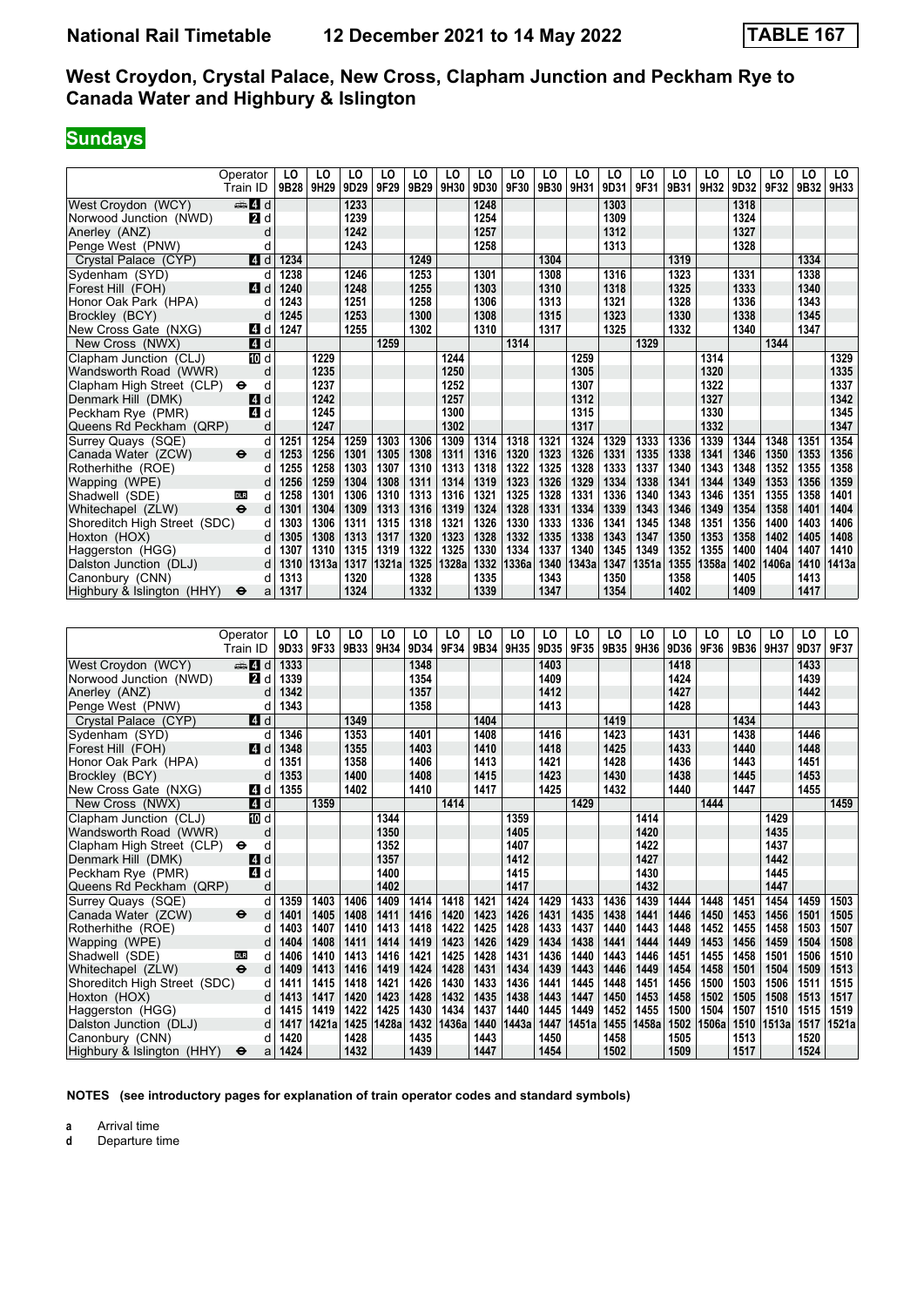# National Rail Timetable 12 December 2021 to 14 May 2022 TABLE 167

## West Croydon, Crystal Palace, New Cross, Clapham Junction and Peckham Rye to Canada Water and Highbury & Islington

**Sundays**

| Operator | | LO | LO | LO | LO | LO | LO | LO | LO | LO | LO | LO | LO | LO | LO | LO | LO | LO | LO |
|---|---|---|---|---|---|---|---|---|---|---|---|---|---|---|---|---|---|---|---|
| Train ID | | 9B28 | 9H29 | 9D29 | 9F29 | 9B29 | 9H30 | 9D30 | 9F30 | 9B30 | 9H31 | 9D31 | 9F31 | 9B31 | 9H32 | 9D32 | 9F32 | 9B32 | 9H33 |
| West Croydon (WCY) | 4 d | | | 1233 | | | | 1248 | | | | 1303 | | | | 1318 | | | |
| Norwood Junction (NWD) | 2 d | | | 1239 | | | | 1254 | | | | 1309 | | | | 1324 | | | |
| Anerley (ANZ) | d | | | 1242 | | | | 1257 | | | | 1312 | | | | 1327 | | | |
| Penge West (PNW) | d | | | 1243 | | | | 1258 | | | | 1313 | | | | 1328 | | | |
| Crystal Palace (CYP) | 4 d | 1234 | | | | 1249 | | | | 1304 | | | | 1319 | | | | 1334 | |
| Sydenham (SYD) | d | 1238 | | 1246 | | 1253 | | 1301 | | 1308 | | 1316 | | 1323 | | 1331 | | 1338 | |
| Forest Hill (FOH) | 4 d | 1240 | | 1248 | | 1255 | | 1303 | | 1310 | | 1318 | | 1325 | | 1333 | | 1340 | |
| Honor Oak Park (HPA) | d | 1243 | | 1251 | | 1258 | | 1306 | | 1313 | | 1321 | | 1328 | | 1336 | | 1343 | |
| Brockley (BCY) | d | 1245 | | 1253 | | 1300 | | 1308 | | 1315 | | 1323 | | 1330 | | 1338 | | 1345 | |
| New Cross Gate (NXG) | 4 d | 1247 | | 1255 | | 1302 | | 1310 | | 1317 | | 1325 | | 1332 | | 1340 | | 1347 | |
| New Cross (NWX) | 4 d | | | | 1259 | | | | 1314 | | | | 1329 | | | | 1344 | | |
| Clapham Junction (CLJ) | 10 d | | 1229 | | | | 1244 | | | | 1259 | | | | 1314 | | | | 1329 |
| Wandsworth Road (WWR) | d | | 1235 | | | | 1250 | | | | 1305 | | | | 1320 | | | | 1335 |
| Clapham High Street (CLP) | ⊖ d | | 1237 | | | | 1252 | | | | 1307 | | | | 1322 | | | | 1337 |
| Denmark Hill (DMK) | 4 d | | 1242 | | | | 1257 | | | | 1312 | | | | 1327 | | | | 1342 |
| Peckham Rye (PMR) | 4 d | | 1245 | | | | 1300 | | | | 1315 | | | | 1330 | | | | 1345 |
| Queens Rd Peckham (QRP) | d | | 1247 | | | | 1302 | | | | 1317 | | | | 1332 | | | | 1347 |
| Surrey Quays (SQE) | d | 1251 | 1254 | 1259 | 1303 | 1306 | 1309 | 1314 | 1318 | 1321 | 1324 | 1329 | 1333 | 1336 | 1339 | 1344 | 1348 | 1351 | 1354 |
| Canada Water (ZCW) | ⊖ d | 1253 | 1256 | 1301 | 1305 | 1308 | 1311 | 1316 | 1320 | 1323 | 1326 | 1331 | 1335 | 1338 | 1341 | 1346 | 1350 | 1353 | 1356 |
| Rotherhithe (ROE) | d | 1255 | 1258 | 1303 | 1307 | 1310 | 1313 | 1318 | 1322 | 1325 | 1328 | 1333 | 1337 | 1340 | 1343 | 1348 | 1352 | 1355 | 1358 |
| Wapping (WPE) | d | 1256 | 1259 | 1304 | 1308 | 1311 | 1314 | 1319 | 1323 | 1326 | 1329 | 1334 | 1338 | 1341 | 1344 | 1349 | 1353 | 1356 | 1359 |
| Shadwell (SDE) | DLR d | 1258 | 1301 | 1306 | 1310 | 1313 | 1316 | 1321 | 1325 | 1328 | 1331 | 1336 | 1340 | 1343 | 1346 | 1351 | 1355 | 1358 | 1401 |
| Whitechapel (ZLW) | ⊖ d | 1301 | 1304 | 1309 | 1313 | 1316 | 1319 | 1324 | 1328 | 1331 | 1334 | 1339 | 1343 | 1346 | 1349 | 1354 | 1358 | 1401 | 1404 |
| Shoreditch High Street (SDC) | d | 1303 | 1306 | 1311 | 1315 | 1318 | 1321 | 1326 | 1330 | 1333 | 1336 | 1341 | 1345 | 1348 | 1351 | 1356 | 1400 | 1403 | 1406 |
| Hoxton (HOX) | d | 1305 | 1308 | 1313 | 1317 | 1320 | 1323 | 1328 | 1332 | 1335 | 1338 | 1343 | 1347 | 1350 | 1353 | 1358 | 1402 | 1405 | 1408 |
| Haggerston (HGG) | d | 1307 | 1310 | 1315 | 1319 | 1322 | 1325 | 1330 | 1334 | 1337 | 1340 | 1345 | 1349 | 1352 | 1355 | 1400 | 1404 | 1407 | 1410 |
| Dalston Junction (DLJ) | d | 1310 | 1313a | 1317 | 1321a | 1325 | 1328a | 1332 | 1336a | 1340 | 1343a | 1347 | 1351a | 1355 | 1358a | 1402 | 1406a | 1410 | 1413a |
| Canonbury (CNN) | d | 1313 | | 1320 | | 1328 | | 1335 | | 1343 | | 1350 | | 1358 | | 1405 | | 1413 | |
| Highbury & Islington (HHY) | ⊖ a | 1317 | | 1324 | | 1332 | | 1339 | | 1347 | | 1354 | | 1402 | | 1409 | | 1417 | |

| Operator | | LO | LO | LO | LO | LO | LO | LO | LO | LO | LO | LO | LO | LO | LO | LO | LO | LO | LO |
|---|---|---|---|---|---|---|---|---|---|---|---|---|---|---|---|---|---|---|---|
| Train ID | | 9D33 | 9F33 | 9B33 | 9H34 | 9D34 | 9F34 | 9B34 | 9H35 | 9D35 | 9F35 | 9B35 | 9H36 | 9D36 | 9F36 | 9B36 | 9H37 | 9D37 | 9F37 |
| West Croydon (WCY) | 4 d | 1333 | | | | 1348 | | | | 1403 | | | | 1418 | | | | 1433 | |
| Norwood Junction (NWD) | 2 d | 1339 | | | | 1354 | | | | 1409 | | | | 1424 | | | | 1439 | |
| Anerley (ANZ) | d | 1342 | | | | 1357 | | | | 1412 | | | | 1427 | | | | 1442 | |
| Penge West (PNW) | d | 1343 | | | | 1358 | | | | 1413 | | | | 1428 | | | | 1443 | |
| Crystal Palace (CYP) | 4 d | | | 1349 | | | | 1404 | | | | 1419 | | | | 1434 | | | |
| Sydenham (SYD) | d | 1346 | | 1353 | | 1401 | | 1408 | | 1416 | | 1423 | | 1431 | | 1438 | | 1446 | |
| Forest Hill (FOH) | 4 d | 1348 | | 1355 | | 1403 | | 1410 | | 1418 | | 1425 | | 1433 | | 1440 | | 1448 | |
| Honor Oak Park (HPA) | d | 1351 | | 1358 | | 1406 | | 1413 | | 1421 | | 1428 | | 1436 | | 1443 | | 1451 | |
| Brockley (BCY) | d | 1353 | | 1400 | | 1408 | | 1415 | | 1423 | | 1430 | | 1438 | | 1445 | | 1453 | |
| New Cross Gate (NXG) | 4 d | 1355 | | 1402 | | 1410 | | 1417 | | 1425 | | 1432 | | 1440 | | 1447 | | 1455 | |
| New Cross (NWX) | 4 d | | 1359 | | | | 1414 | | | | 1429 | | | | 1444 | | | | 1459 |
| Clapham Junction (CLJ) | 10 d | | | | 1344 | | | | 1359 | | | | 1414 | | | | 1429 | | |
| Wandsworth Road (WWR) | d | | | | 1350 | | | | 1405 | | | | 1420 | | | | 1435 | | |
| Clapham High Street (CLP) | ⊖ d | | | | 1352 | | | | 1407 | | | | 1422 | | | | 1437 | | |
| Denmark Hill (DMK) | 4 d | | | | 1357 | | | | 1412 | | | | 1427 | | | | 1442 | | |
| Peckham Rye (PMR) | 4 d | | | | 1400 | | | | 1415 | | | | 1430 | | | | 1445 | | |
| Queens Rd Peckham (QRP) | d | | | | 1402 | | | | 1417 | | | | 1432 | | | | 1447 | | |
| Surrey Quays (SQE) | d | 1359 | 1403 | 1406 | 1409 | 1414 | 1418 | 1421 | 1424 | 1429 | 1433 | 1436 | 1439 | 1444 | 1448 | 1451 | 1454 | 1459 | 1503 |
| Canada Water (ZCW) | ⊖ d | 1401 | 1405 | 1408 | 1411 | 1416 | 1420 | 1423 | 1426 | 1431 | 1435 | 1438 | 1441 | 1446 | 1450 | 1453 | 1456 | 1501 | 1505 |
| Rotherhithe (ROE) | d | 1403 | 1407 | 1410 | 1413 | 1418 | 1422 | 1425 | 1428 | 1433 | 1437 | 1440 | 1443 | 1448 | 1452 | 1455 | 1458 | 1503 | 1507 |
| Wapping (WPE) | d | 1404 | 1408 | 1411 | 1414 | 1419 | 1423 | 1426 | 1429 | 1434 | 1438 | 1441 | 1444 | 1449 | 1453 | 1456 | 1459 | 1504 | 1508 |
| Shadwell (SDE) | DLR d | 1406 | 1410 | 1413 | 1416 | 1421 | 1425 | 1428 | 1431 | 1436 | 1440 | 1443 | 1446 | 1451 | 1455 | 1458 | 1501 | 1506 | 1510 |
| Whitechapel (ZLW) | ⊖ d | 1409 | 1413 | 1416 | 1419 | 1424 | 1428 | 1431 | 1434 | 1439 | 1443 | 1446 | 1449 | 1454 | 1458 | 1501 | 1504 | 1509 | 1513 |
| Shoreditch High Street (SDC) | d | 1411 | 1415 | 1418 | 1421 | 1426 | 1430 | 1433 | 1436 | 1441 | 1445 | 1448 | 1451 | 1456 | 1500 | 1503 | 1506 | 1511 | 1515 |
| Hoxton (HOX) | d | 1413 | 1417 | 1420 | 1423 | 1428 | 1432 | 1435 | 1438 | 1443 | 1447 | 1450 | 1453 | 1458 | 1502 | 1505 | 1508 | 1513 | 1517 |
| Haggerston (HGG) | d | 1415 | 1419 | 1422 | 1425 | 1430 | 1434 | 1437 | 1440 | 1445 | 1449 | 1452 | 1455 | 1500 | 1504 | 1507 | 1510 | 1515 | 1519 |
| Dalston Junction (DLJ) | d | 1417 | 1421a | 1425 | 1428a | 1432 | 1436a | 1440 | 1443a | 1447 | 1451a | 1455 | 1458a | 1502 | 1506a | 1510 | 1513a | 1517 | 1521a |
| Canonbury (CNN) | d | 1420 | | 1428 | | 1435 | | 1443 | | 1450 | | 1458 | | 1505 | | 1513 | | 1520 | |
| Highbury & Islington (HHY) | ⊖ a | 1424 | | 1432 | | 1439 | | 1447 | | 1454 | | 1502 | | 1509 | | 1517 | | 1524 | |

**NOTES (see introductory pages for explanation of train operator codes and standard symbols)**

**a** Arrival time
**d** Departure time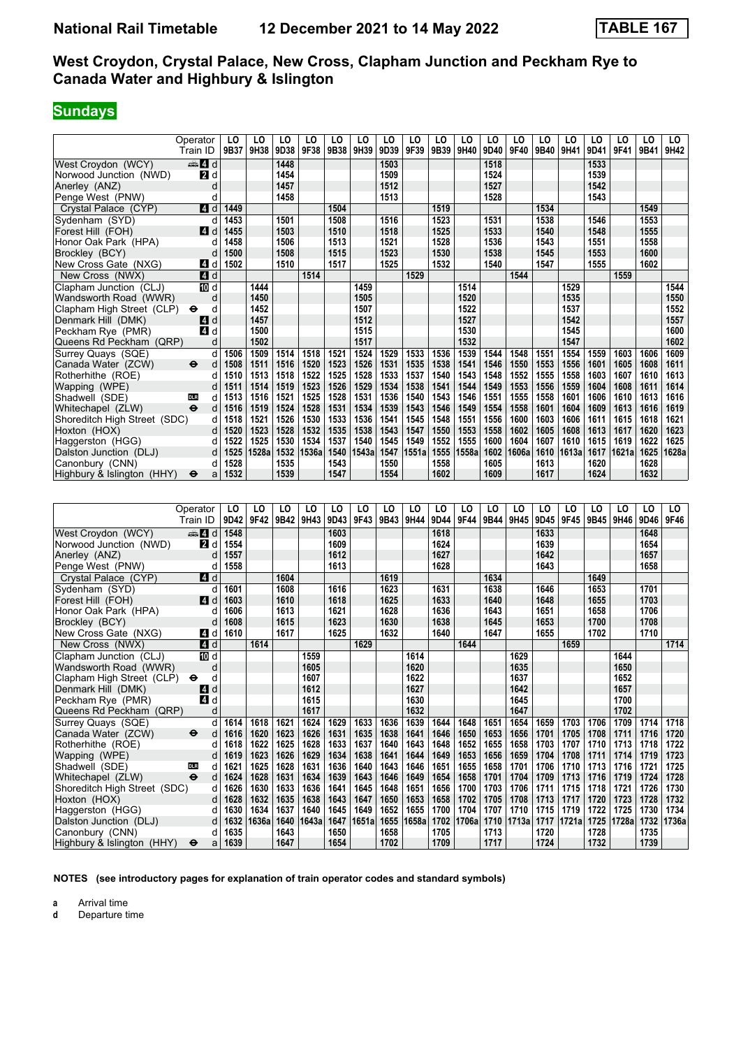# National Rail Timetable 12 December 2021 to 14 May 2022 TABLE 167

## West Croydon, Crystal Palace, New Cross, Clapham Junction and Peckham Rye to Canada Water and Highbury & Islington

**Sundays**

| Operator | | LO | LO | LO | LO | LO | LO | LO | LO | LO | LO | LO | LO | LO | LO | LO | LO | LO | LO |
|---|---|---|---|---|---|---|---|---|---|---|---|---|---|---|---|---|---|---|---|
| Train ID | | 9B37 | 9H38 | 9D38 | 9F38 | 9B38 | 9H39 | 9D39 | 9F39 | 9B39 | 9H40 | 9D40 | 9F40 | 9B40 | 9H41 | 9D41 | 9F41 | 9B41 | 9H42 |
| West Croydon (WCY) | 4 d | | | 1448 | | | | 1503 | | | | 1518 | | | | 1533 | | | |
| Norwood Junction (NWD) | 2 d | | | 1454 | | | | 1509 | | | | 1524 | | | | 1539 | | | |
| Anerley (ANZ) | d | | | 1457 | | | | 1512 | | | | 1527 | | | | 1542 | | | |
| Penge West (PNW) | d | | | 1458 | | | | 1513 | | | | 1528 | | | | 1543 | | | |
| Crystal Palace (CYP) | 4 d | 1449 | | | | 1504 | | | | 1519 | | | | 1534 | | | | 1549 | |
| Sydenham (SYD) | d | 1453 | | 1501 | | 1508 | | 1516 | | 1523 | | 1531 | | 1538 | | 1546 | | 1553 | |
| Forest Hill (FOH) | 4 d | 1455 | | 1503 | | 1510 | | 1518 | | 1525 | | 1533 | | 1540 | | 1548 | | 1555 | |
| Honor Oak Park (HPA) | d | 1458 | | 1506 | | 1513 | | 1521 | | 1528 | | 1536 | | 1543 | | 1551 | | 1558 | |
| Brockley (BCY) | d | 1500 | | 1508 | | 1515 | | 1523 | | 1530 | | 1538 | | 1545 | | 1553 | | 1600 | |
| New Cross Gate (NXG) | 4 d | 1502 | | 1510 | | 1517 | | 1525 | | 1532 | | 1540 | | 1547 | | 1555 | | 1602 | |
| New Cross (NWX) | 4 d | | | | 1514 | | | | 1529 | | | | 1544 | | | | 1559 | | |
| Clapham Junction (CLJ) | 10 d | | 1444 | | | | 1459 | | | | 1514 | | | | 1529 | | | | 1544 |
| Wandsworth Road (WWR) | d | | 1450 | | | | 1505 | | | | 1520 | | | | 1535 | | | | 1550 |
| Clapham High Street (CLP) ⊖ | d | | 1452 | | | | 1507 | | | | 1522 | | | | 1537 | | | | 1552 |
| Denmark Hill (DMK) | 4 d | | 1457 | | | | 1512 | | | | 1527 | | | | 1542 | | | | 1557 |
| Peckham Rye (PMR) | 4 d | | 1500 | | | | 1515 | | | | 1530 | | | | 1545 | | | | 1600 |
| Queens Rd Peckham (QRP) | d | | 1502 | | | | 1517 | | | | 1532 | | | | 1547 | | | | 1602 |
| Surrey Quays (SQE) | d | 1506 | 1509 | 1514 | 1518 | 1521 | 1524 | 1529 | 1533 | 1536 | 1539 | 1544 | 1548 | 1551 | 1554 | 1559 | 1603 | 1606 | 1609 |
| Canada Water (ZCW) ⊖ | d | 1508 | 1511 | 1516 | 1520 | 1523 | 1526 | 1531 | 1535 | 1538 | 1541 | 1546 | 1550 | 1553 | 1556 | 1601 | 1605 | 1608 | 1611 |
| Rotherhithe (ROE) | d | 1510 | 1513 | 1518 | 1522 | 1525 | 1528 | 1533 | 1537 | 1540 | 1543 | 1548 | 1552 | 1555 | 1558 | 1603 | 1607 | 1610 | 1613 |
| Wapping (WPE) | d | 1511 | 1514 | 1519 | 1523 | 1526 | 1529 | 1534 | 1538 | 1541 | 1544 | 1549 | 1553 | 1556 | 1559 | 1604 | 1608 | 1611 | 1614 |
| Shadwell (SDE) DLR | d | 1513 | 1516 | 1521 | 1525 | 1528 | 1531 | 1536 | 1540 | 1543 | 1546 | 1551 | 1555 | 1558 | 1601 | 1606 | 1610 | 1613 | 1616 |
| Whitechapel (ZLW) ⊖ | d | 1516 | 1519 | 1524 | 1528 | 1531 | 1534 | 1539 | 1543 | 1546 | 1549 | 1554 | 1558 | 1601 | 1604 | 1609 | 1613 | 1616 | 1619 |
| Shoreditch High Street (SDC) | d | 1518 | 1521 | 1526 | 1530 | 1533 | 1536 | 1541 | 1545 | 1548 | 1551 | 1556 | 1600 | 1603 | 1606 | 1611 | 1615 | 1618 | 1621 |
| Hoxton (HOX) | d | 1520 | 1523 | 1528 | 1532 | 1535 | 1538 | 1543 | 1547 | 1550 | 1553 | 1558 | 1602 | 1605 | 1608 | 1613 | 1617 | 1620 | 1623 |
| Haggerston (HGG) | d | 1522 | 1525 | 1530 | 1534 | 1537 | 1540 | 1545 | 1549 | 1552 | 1555 | 1600 | 1604 | 1607 | 1610 | 1615 | 1619 | 1622 | 1625 |
| Dalston Junction (DLJ) | d | 1525 | 1528a | 1532 | 1536a | 1540 | 1543a | 1547 | 1551a | 1555 | 1558a | 1602 | 1606a | 1610 | 1613a | 1617 | 1621a | 1625 | 1628a |
| Canonbury (CNN) | d | 1528 | | 1535 | | 1543 | | 1550 | | 1558 | | 1605 | | 1613 | | 1620 | | 1628 | |
| Highbury & Islington (HHY) ⊖ | a | 1532 | | 1539 | | 1547 | | 1554 | | 1602 | | 1609 | | 1617 | | 1624 | | 1632 | |

| Operator | | LO | LO | LO | LO | LO | LO | LO | LO | LO | LO | LO | LO | LO | LO | LO | LO | LO | LO |
|---|---|---|---|---|---|---|---|---|---|---|---|---|---|---|---|---|---|---|---|
| Train ID | | 9D42 | 9F42 | 9B42 | 9H43 | 9D43 | 9F43 | 9B43 | 9H44 | 9D44 | 9F44 | 9B44 | 9H45 | 9D45 | 9F45 | 9B45 | 9H46 | 9D46 | 9F46 |
| West Croydon (WCY) | 4 d | 1548 | | | | 1603 | | | | 1618 | | | | 1633 | | | | 1648 | |
| Norwood Junction (NWD) | 2 d | 1554 | | | | 1609 | | | | 1624 | | | | 1639 | | | | 1654 | |
| Anerley (ANZ) | d | 1557 | | | | 1612 | | | | 1627 | | | | 1642 | | | | 1657 | |
| Penge West (PNW) | d | 1558 | | | | 1613 | | | | 1628 | | | | 1643 | | | | 1658 | |
| Crystal Palace (CYP) | 4 d | | | 1604 | | | | 1619 | | | | 1634 | | | | 1649 | | | |
| Sydenham (SYD) | d | 1601 | | 1608 | | 1616 | | 1623 | | 1631 | | 1638 | | 1646 | | 1653 | | 1701 | |
| Forest Hill (FOH) | 4 d | 1603 | | 1610 | | 1618 | | 1625 | | 1633 | | 1640 | | 1648 | | 1655 | | 1703 | |
| Honor Oak Park (HPA) | d | 1606 | | 1613 | | 1621 | | 1628 | | 1636 | | 1643 | | 1651 | | 1658 | | 1706 | |
| Brockley (BCY) | d | 1608 | | 1615 | | 1623 | | 1630 | | 1638 | | 1645 | | 1653 | | 1700 | | 1708 | |
| New Cross Gate (NXG) | 4 d | 1610 | | 1617 | | 1625 | | 1632 | | 1640 | | 1647 | | 1655 | | 1702 | | 1710 | |
| New Cross (NWX) | 4 d | | 1614 | | | | 1629 | | | | 1644 | | | | 1659 | | | | 1714 |
| Clapham Junction (CLJ) | 10 d | | | | 1559 | | | | 1614 | | | | 1629 | | | | 1644 | | |
| Wandsworth Road (WWR) | d | | | | 1605 | | | | 1620 | | | | 1635 | | | | 1650 | | |
| Clapham High Street (CLP) ⊖ | d | | | | 1607 | | | | 1622 | | | | 1637 | | | | 1652 | | |
| Denmark Hill (DMK) | 4 d | | | | 1612 | | | | 1627 | | | | 1642 | | | | 1657 | | |
| Peckham Rye (PMR) | 4 d | | | | 1615 | | | | 1630 | | | | 1645 | | | | 1700 | | |
| Queens Rd Peckham (QRP) | d | | | | 1617 | | | | 1632 | | | | 1647 | | | | 1702 | | |
| Surrey Quays (SQE) | d | 1614 | 1618 | 1621 | 1624 | 1629 | 1633 | 1636 | 1639 | 1644 | 1648 | 1651 | 1654 | 1659 | 1703 | 1706 | 1709 | 1714 | 1718 |
| Canada Water (ZCW) ⊖ | d | 1616 | 1620 | 1623 | 1626 | 1631 | 1635 | 1638 | 1641 | 1646 | 1650 | 1653 | 1656 | 1701 | 1705 | 1708 | 1711 | 1716 | 1720 |
| Rotherhithe (ROE) | d | 1618 | 1622 | 1625 | 1628 | 1633 | 1637 | 1640 | 1643 | 1648 | 1652 | 1655 | 1658 | 1703 | 1707 | 1710 | 1713 | 1718 | 1722 |
| Wapping (WPE) | d | 1619 | 1623 | 1626 | 1629 | 1634 | 1638 | 1641 | 1644 | 1649 | 1653 | 1656 | 1659 | 1704 | 1708 | 1711 | 1714 | 1719 | 1723 |
| Shadwell (SDE) DLR | d | 1621 | 1625 | 1628 | 1631 | 1636 | 1640 | 1643 | 1646 | 1651 | 1655 | 1658 | 1701 | 1706 | 1710 | 1713 | 1716 | 1721 | 1725 |
| Whitechapel (ZLW) ⊖ | d | 1624 | 1628 | 1631 | 1634 | 1639 | 1643 | 1646 | 1649 | 1654 | 1658 | 1701 | 1704 | 1709 | 1713 | 1716 | 1719 | 1724 | 1728 |
| Shoreditch High Street (SDC) | d | 1626 | 1630 | 1633 | 1636 | 1641 | 1645 | 1648 | 1651 | 1656 | 1700 | 1703 | 1706 | 1711 | 1715 | 1718 | 1721 | 1726 | 1730 |
| Hoxton (HOX) | d | 1628 | 1632 | 1635 | 1638 | 1643 | 1647 | 1650 | 1653 | 1658 | 1702 | 1705 | 1708 | 1713 | 1717 | 1720 | 1723 | 1728 | 1732 |
| Haggerston (HGG) | d | 1630 | 1634 | 1637 | 1640 | 1645 | 1649 | 1652 | 1655 | 1700 | 1704 | 1707 | 1710 | 1715 | 1719 | 1722 | 1725 | 1730 | 1734 |
| Dalston Junction (DLJ) | d | 1632 | 1636a | 1640 | 1643a | 1647 | 1651a | 1655 | 1658a | 1702 | 1706a | 1710 | 1713a | 1717 | 1721a | 1725 | 1728a | 1732 | 1736a |
| Canonbury (CNN) | d | 1635 | | 1643 | | 1650 | | 1658 | | 1705 | | 1713 | | 1720 | | 1728 | | 1735 | |
| Highbury & Islington (HHY) ⊖ | a | 1639 | | 1647 | | 1654 | | 1702 | | 1709 | | 1717 | | 1724 | | 1732 | | 1739 | |

**NOTES (see introductory pages for explanation of train operator codes and standard symbols)**

**a** Arrival time
**d** Departure time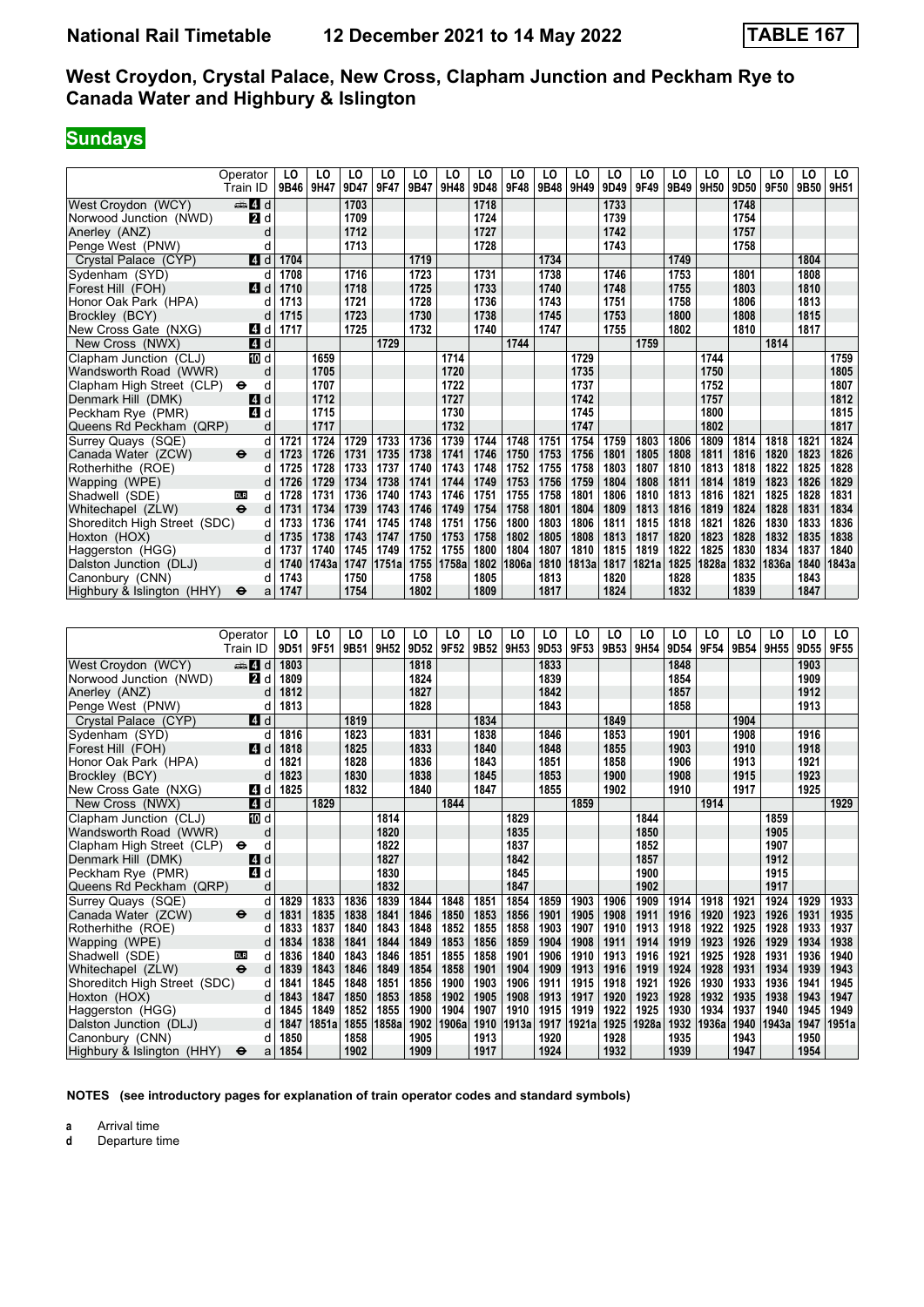# National Rail Timetable 12 December 2021 to 14 May 2022 TABLE 167

## West Croydon, Crystal Palace, New Cross, Clapham Junction and Peckham Rye to Canada Water and Highbury & Islington

**Sundays**

| Operator | | LO | LO | LO | LO | LO | LO | LO | LO | LO | LO | LO | LO | LO | LO | LO | LO | LO | LO |
|---|---|---|---|---|---|---|---|---|---|---|---|---|---|---|---|---|---|---|---|
| Train ID | | 9B46 | 9H47 | 9D47 | 9F47 | 9B47 | 9H48 | 9D48 | 9F48 | 9B48 | 9H49 | 9D49 | 9F49 | 9B49 | 9H50 | 9D50 | 9F50 | 9B50 | 9H51 |
| West Croydon (WCY) | 4 d | | | 1703 | | | | 1718 | | | | 1733 | | | | 1748 | | | |
| Norwood Junction (NWD) | 2 d | | | 1709 | | | | 1724 | | | | 1739 | | | | 1754 | | | |
| Anerley (ANZ) | d | | | 1712 | | | | 1727 | | | | 1742 | | | | 1757 | | | |
| Penge West (PNW) | d | | | 1713 | | | | 1728 | | | | 1743 | | | | 1758 | | | |
| Crystal Palace (CYP) | 4 d | 1704 | | | | 1719 | | | | 1734 | | | | 1749 | | | | 1804 | |
| Sydenham (SYD) | d | 1708 | | 1716 | | 1723 | | 1731 | | 1738 | | 1746 | | 1753 | | 1801 | | 1808 | |
| Forest Hill (FOH) | 4 d | 1710 | | 1718 | | 1725 | | 1733 | | 1740 | | 1748 | | 1755 | | 1803 | | 1810 | |
| Honor Oak Park (HPA) | d | 1713 | | 1721 | | 1728 | | 1736 | | 1743 | | 1751 | | 1758 | | 1806 | | 1813 | |
| Brockley (BCY) | d | 1715 | | 1723 | | 1730 | | 1738 | | 1745 | | 1753 | | 1800 | | 1808 | | 1815 | |
| New Cross Gate (NXG) | 4 d | 1717 | | 1725 | | 1732 | | 1740 | | 1747 | | 1755 | | 1802 | | 1810 | | 1817 | |
| New Cross (NWX) | 4 d | | | | 1729 | | | | 1744 | | | | 1759 | | | | 1814 | | |
| Clapham Junction (CLJ) | 10 d | | 1659 | | | | 1714 | | | | 1729 | | | | 1744 | | | | 1759 |
| Wandsworth Road (WWR) | d | | 1705 | | | | 1720 | | | | 1735 | | | | 1750 | | | | 1805 |
| Clapham High Street (CLP) ⊖ | d | | 1707 | | | | 1722 | | | | 1737 | | | | 1752 | | | | 1807 |
| Denmark Hill (DMK) | 4 d | | 1712 | | | | 1727 | | | | 1742 | | | | 1757 | | | | 1812 |
| Peckham Rye (PMR) | 4 d | | 1715 | | | | 1730 | | | | 1745 | | | | 1800 | | | | 1815 |
| Queens Rd Peckham (QRP) | d | | 1717 | | | | 1732 | | | | 1747 | | | | 1802 | | | | 1817 |
| Surrey Quays (SQE) | d | 1721 | 1724 | 1729 | 1733 | 1736 | 1739 | 1744 | 1748 | 1751 | 1754 | 1759 | 1803 | 1806 | 1809 | 1814 | 1818 | 1821 | 1824 |
| Canada Water (ZCW) ⊖ | d | 1723 | 1726 | 1731 | 1735 | 1738 | 1741 | 1746 | 1750 | 1753 | 1756 | 1801 | 1805 | 1808 | 1811 | 1816 | 1820 | 1823 | 1826 |
| Rotherhithe (ROE) | d | 1725 | 1728 | 1733 | 1737 | 1740 | 1743 | 1748 | 1752 | 1755 | 1758 | 1803 | 1807 | 1810 | 1813 | 1818 | 1822 | 1825 | 1828 |
| Wapping (WPE) | d | 1726 | 1729 | 1734 | 1738 | 1741 | 1744 | 1749 | 1753 | 1756 | 1759 | 1804 | 1808 | 1811 | 1814 | 1819 | 1823 | 1826 | 1829 |
| Shadwell (SDE) DLR | d | 1728 | 1731 | 1736 | 1740 | 1743 | 1746 | 1751 | 1755 | 1758 | 1801 | 1806 | 1810 | 1813 | 1816 | 1821 | 1825 | 1828 | 1831 |
| Whitechapel (ZLW) ⊖ | d | 1731 | 1734 | 1739 | 1743 | 1746 | 1749 | 1754 | 1758 | 1801 | 1804 | 1809 | 1813 | 1816 | 1819 | 1824 | 1828 | 1831 | 1834 |
| Shoreditch High Street (SDC) | d | 1733 | 1736 | 1741 | 1745 | 1748 | 1751 | 1756 | 1800 | 1803 | 1806 | 1811 | 1815 | 1818 | 1821 | 1826 | 1830 | 1833 | 1836 |
| Hoxton (HOX) | d | 1735 | 1738 | 1743 | 1747 | 1750 | 1753 | 1758 | 1802 | 1805 | 1808 | 1813 | 1817 | 1820 | 1823 | 1828 | 1832 | 1835 | 1838 |
| Haggerston (HGG) | d | 1737 | 1740 | 1745 | 1749 | 1752 | 1755 | 1800 | 1804 | 1807 | 1810 | 1815 | 1819 | 1822 | 1825 | 1830 | 1834 | 1837 | 1840 |
| Dalston Junction (DLJ) | d | 1740 | 1743a | 1747 | 1751a | 1755 | 1758a | 1802 | 1806a | 1810 | 1813a | 1817 | 1821a | 1825 | 1828a | 1832 | 1836a | 1840 | 1843a |
| Canonbury (CNN) | d | 1743 | | 1750 | | 1758 | | 1805 | | 1813 | | 1820 | | 1828 | | 1835 | | 1843 | |
| Highbury & Islington (HHY) ⊖ | a | 1747 | | 1754 | | 1802 | | 1809 | | 1817 | | 1824 | | 1832 | | 1839 | | 1847 | |

| Operator | | LO | LO | LO | LO | LO | LO | LO | LO | LO | LO | LO | LO | LO | LO | LO | LO | LO | LO |
|---|---|---|---|---|---|---|---|---|---|---|---|---|---|---|---|---|---|---|---|
| Train ID | | 9D51 | 9F51 | 9B51 | 9H52 | 9D52 | 9F52 | 9B52 | 9H53 | 9D53 | 9F53 | 9B53 | 9H54 | 9D54 | 9F54 | 9B54 | 9H55 | 9D55 | 9F55 |
| West Croydon (WCY) | 4 d | 1803 | | | | 1818 | | | | 1833 | | | | 1848 | | | | 1903 | |
| Norwood Junction (NWD) | 2 d | 1809 | | | | 1824 | | | | 1839 | | | | 1854 | | | | 1909 | |
| Anerley (ANZ) | d | 1812 | | | | 1827 | | | | 1842 | | | | 1857 | | | | 1912 | |
| Penge West (PNW) | d | 1813 | | | | 1828 | | | | 1843 | | | | 1858 | | | | 1913 | |
| Crystal Palace (CYP) | 4 d | | | 1819 | | | | 1834 | | | | 1849 | | | | 1904 | | | |
| Sydenham (SYD) | d | 1816 | | 1823 | | 1831 | | 1838 | | 1846 | | 1853 | | 1901 | | 1908 | | 1916 | |
| Forest Hill (FOH) | 4 d | 1818 | | 1825 | | 1833 | | 1840 | | 1848 | | 1855 | | 1903 | | 1910 | | 1918 | |
| Honor Oak Park (HPA) | d | 1821 | | 1828 | | 1836 | | 1843 | | 1851 | | 1858 | | 1906 | | 1913 | | 1921 | |
| Brockley (BCY) | d | 1823 | | 1830 | | 1838 | | 1845 | | 1853 | | 1900 | | 1908 | | 1915 | | 1923 | |
| New Cross Gate (NXG) | 4 d | 1825 | | 1832 | | 1840 | | 1847 | | 1855 | | 1902 | | 1910 | | 1917 | | 1925 | |
| New Cross (NWX) | 4 d | | 1829 | | | | 1844 | | | | 1859 | | | | 1914 | | | | 1929 |
| Clapham Junction (CLJ) | 10 d | | | | 1814 | | | | 1829 | | | | 1844 | | | | 1859 | | |
| Wandsworth Road (WWR) | d | | | | 1820 | | | | 1835 | | | | 1850 | | | | 1905 | | |
| Clapham High Street (CLP) ⊖ | d | | | | 1822 | | | | 1837 | | | | 1852 | | | | 1907 | | |
| Denmark Hill (DMK) | 4 d | | | | 1827 | | | | 1842 | | | | 1857 | | | | 1912 | | |
| Peckham Rye (PMR) | 4 d | | | | 1830 | | | | 1845 | | | | 1900 | | | | 1915 | | |
| Queens Rd Peckham (QRP) | d | | | | 1832 | | | | 1847 | | | | 1902 | | | | 1917 | | |
| Surrey Quays (SQE) | d | 1829 | 1833 | 1836 | 1839 | 1844 | 1848 | 1851 | 1854 | 1859 | 1903 | 1906 | 1909 | 1914 | 1918 | 1921 | 1924 | 1929 | 1933 |
| Canada Water (ZCW) ⊖ | d | 1831 | 1835 | 1838 | 1841 | 1846 | 1850 | 1853 | 1856 | 1901 | 1905 | 1908 | 1911 | 1916 | 1920 | 1923 | 1926 | 1931 | 1935 |
| Rotherhithe (ROE) | d | 1833 | 1837 | 1840 | 1843 | 1848 | 1852 | 1855 | 1858 | 1903 | 1907 | 1910 | 1913 | 1918 | 1922 | 1925 | 1928 | 1933 | 1937 |
| Wapping (WPE) | d | 1834 | 1838 | 1841 | 1844 | 1849 | 1853 | 1856 | 1859 | 1904 | 1908 | 1911 | 1914 | 1919 | 1923 | 1926 | 1929 | 1934 | 1938 |
| Shadwell (SDE) DLR | d | 1836 | 1840 | 1843 | 1846 | 1851 | 1855 | 1858 | 1901 | 1906 | 1910 | 1913 | 1916 | 1921 | 1925 | 1928 | 1931 | 1936 | 1940 |
| Whitechapel (ZLW) ⊖ | d | 1839 | 1843 | 1846 | 1849 | 1854 | 1858 | 1901 | 1904 | 1909 | 1913 | 1916 | 1919 | 1924 | 1928 | 1931 | 1934 | 1939 | 1943 |
| Shoreditch High Street (SDC) | d | 1841 | 1845 | 1848 | 1851 | 1856 | 1900 | 1903 | 1906 | 1911 | 1915 | 1918 | 1921 | 1926 | 1930 | 1933 | 1936 | 1941 | 1945 |
| Hoxton (HOX) | d | 1843 | 1847 | 1850 | 1853 | 1858 | 1902 | 1905 | 1908 | 1913 | 1917 | 1920 | 1923 | 1928 | 1932 | 1935 | 1938 | 1943 | 1947 |
| Haggerston (HGG) | d | 1845 | 1849 | 1852 | 1855 | 1900 | 1904 | 1907 | 1910 | 1915 | 1919 | 1922 | 1925 | 1930 | 1934 | 1937 | 1940 | 1945 | 1949 |
| Dalston Junction (DLJ) | d | 1847 | 1851a | 1855 | 1858a | 1902 | 1906a | 1910 | 1913a | 1917 | 1921a | 1925 | 1928a | 1932 | 1936a | 1940 | 1943a | 1947 | 1951a |
| Canonbury (CNN) | d | 1850 | | 1858 | | 1905 | | 1913 | | 1920 | | 1928 | | 1935 | | 1943 | | 1950 | |
| Highbury & Islington (HHY) ⊖ | a | 1854 | | 1902 | | 1909 | | 1917 | | 1924 | | 1932 | | 1939 | | 1947 | | 1954 | |

**NOTES (see introductory pages for explanation of train operator codes and standard symbols)**

**a** Arrival time
**d** Departure time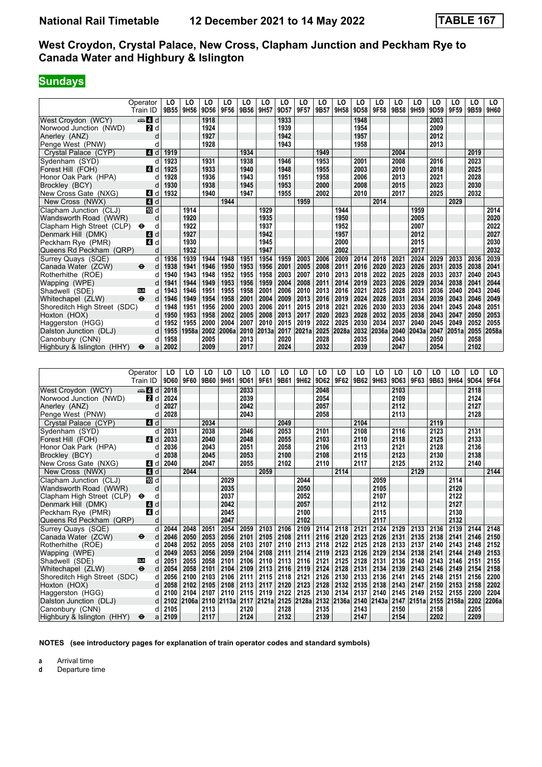# National Rail Timetable    12 December 2021 to 14 May 2022    TABLE 167

## West Croydon, Crystal Palace, New Cross, Clapham Junction and Peckham Rye to Canada Water and Highbury & Islington

**Sundays**

| Operator | | LO | LO | LO | LO | LO | LO | LO | LO | LO | LO | LO | LO | LO | LO | LO | LO | LO | LO |
|---|---|---|---|---|---|---|---|---|---|---|---|---|---|---|---|---|---|---|---|
| Train ID | | 9B55 | 9H56 | 9D56 | 9F56 | 9B56 | 9H57 | 9D57 | 9F57 | 9B57 | 9H58 | 9D58 | 9F58 | 9B58 | 9H59 | 9D59 | 9F59 | 9B59 | 9H60 |
| West Croydon (WCY) | 4 d | | | 1918 | | | | 1933 | | | | 1948 | | | | 2003 | | | |
| Norwood Junction (NWD) | 2 d | | | 1924 | | | | 1939 | | | | 1954 | | | | 2009 | | | |
| Anerley (ANZ) | d | | | 1927 | | | | 1942 | | | | 1957 | | | | 2012 | | | |
| Penge West (PNW) | d | | | 1928 | | | | 1943 | | | | 1958 | | | | 2013 | | | |
| Crystal Palace (CYP) | 4 d | 1919 | | | | 1934 | | | | 1949 | | | | 2004 | | | | 2019 | |
| Sydenham (SYD) | d | 1923 | | 1931 | | 1938 | | 1946 | | 1953 | | 2001 | | 2008 | | 2016 | | 2023 | |
| Forest Hill (FOH) | 4 d | 1925 | | 1933 | | 1940 | | 1948 | | 1955 | | 2003 | | 2010 | | 2018 | | 2025 | |
| Honor Oak Park (HPA) | d | 1928 | | 1936 | | 1943 | | 1951 | | 1958 | | 2006 | | 2013 | | 2021 | | 2028 | |
| Brockley (BCY) | d | 1930 | | 1938 | | 1945 | | 1953 | | 2000 | | 2008 | | 2015 | | 2023 | | 2030 | |
| New Cross Gate (NXG) | 4 d | 1932 | | 1940 | | 1947 | | 1955 | | 2002 | | 2010 | | 2017 | | 2025 | | 2032 | |
| New Cross (NWX) | 4 d | | | | 1944 | | | | 1959 | | | | 2014 | | | | 2029 | | |
| Clapham Junction (CLJ) | 10 d | | 1914 | | | | 1929 | | | | 1944 | | | | 1959 | | | | 2014 |
| Wandsworth Road (WWR) | d | | 1920 | | | | 1935 | | | | 1950 | | | | 2005 | | | | 2020 |
| Clapham High Street (CLP) ⊖ | d | | 1922 | | | | 1937 | | | | 1952 | | | | 2007 | | | | 2022 |
| Denmark Hill (DMK) | 4 d | | 1927 | | | | 1942 | | | | 1957 | | | | 2012 | | | | 2027 |
| Peckham Rye (PMR) | 4 d | | 1930 | | | | 1945 | | | | 2000 | | | | 2015 | | | | 2030 |
| Queens Rd Peckham (QRP) | d | | 1932 | | | | 1947 | | | | 2002 | | | | 2017 | | | | 2032 |
| Surrey Quays (SQE) | d | 1936 | 1939 | 1944 | 1948 | 1951 | 1954 | 1959 | 2003 | 2006 | 2009 | 2014 | 2018 | 2021 | 2024 | 2029 | 2033 | 2036 | 2039 |
| Canada Water (ZCW) ⊖ | d | 1938 | 1941 | 1946 | 1950 | 1953 | 1956 | 2001 | 2005 | 2008 | 2011 | 2016 | 2020 | 2023 | 2026 | 2031 | 2035 | 2038 | 2041 |
| Rotherhithe (ROE) | d | 1940 | 1943 | 1948 | 1952 | 1955 | 1958 | 2003 | 2007 | 2010 | 2013 | 2018 | 2022 | 2025 | 2028 | 2033 | 2037 | 2040 | 2043 |
| Wapping (WPE) | d | 1941 | 1944 | 1949 | 1953 | 1956 | 1959 | 2004 | 2008 | 2011 | 2014 | 2019 | 2023 | 2026 | 2029 | 2034 | 2038 | 2041 | 2044 |
| Shadwell (SDE) DLR | d | 1943 | 1946 | 1951 | 1955 | 1958 | 2001 | 2006 | 2010 | 2013 | 2016 | 2021 | 2025 | 2028 | 2031 | 2036 | 2040 | 2043 | 2046 |
| Whitechapel (ZLW) ⊖ | d | 1946 | 1949 | 1954 | 1958 | 2001 | 2004 | 2009 | 2013 | 2016 | 2019 | 2024 | 2028 | 2031 | 2034 | 2039 | 2043 | 2046 | 2049 |
| Shoreditch High Street (SDC) | d | 1948 | 1951 | 1956 | 2000 | 2003 | 2006 | 2011 | 2015 | 2018 | 2021 | 2026 | 2030 | 2033 | 2036 | 2041 | 2045 | 2048 | 2051 |
| Hoxton (HOX) | d | 1950 | 1953 | 1958 | 2002 | 2005 | 2008 | 2013 | 2017 | 2020 | 2023 | 2028 | 2032 | 2035 | 2038 | 2043 | 2047 | 2050 | 2053 |
| Haggerston (HGG) | d | 1952 | 1955 | 2000 | 2004 | 2007 | 2010 | 2015 | 2019 | 2022 | 2025 | 2030 | 2034 | 2037 | 2040 | 2045 | 2049 | 2052 | 2055 |
| Dalston Junction (DLJ) | d | 1955 | 1958a | 2002 | 2006a | 2010 | 2013a | 2017 | 2021a | 2025 | 2028a | 2032 | 2036a | 2040 | 2043a | 2047 | 2051a | 2055 | 2058a |
| Canonbury (CNN) | d | 1958 | | 2005 | | 2013 | | 2020 | | 2028 | | 2035 | | 2043 | | 2050 | | 2058 | |
| Highbury & Islington (HHY) ⊖ | a | 2002 | | 2009 | | 2017 | | 2024 | | 2032 | | 2039 | | 2047 | | 2054 | | 2102 | |

| Operator | | LO | LO | LO | LO | LO | LO | LO | LO | LO | LO | LO | LO | LO | LO | LO | LO | LO | LO |
|---|---|---|---|---|---|---|---|---|---|---|---|---|---|---|---|---|---|---|---|
| Train ID | | 9D60 | 9F60 | 9B60 | 9H61 | 9D61 | 9F61 | 9B61 | 9H62 | 9D62 | 9F62 | 9B62 | 9H63 | 9D63 | 9F63 | 9B63 | 9H64 | 9D64 | 9F64 |
| West Croydon (WCY) | 4 d | 2018 | | | | 2033 | | | | 2048 | | | | 2103 | | | | 2118 | |
| Norwood Junction (NWD) | 2 d | 2024 | | | | 2039 | | | | 2054 | | | | 2109 | | | | 2124 | |
| Anerley (ANZ) | d | 2027 | | | | 2042 | | | | 2057 | | | | 2112 | | | | 2127 | |
| Penge West (PNW) | d | 2028 | | | | 2043 | | | | 2058 | | | | 2113 | | | | 2128 | |
| Crystal Palace (CYP) | 4 d | | | 2034 | | | | 2049 | | | | 2104 | | | | 2119 | | | |
| Sydenham (SYD) | d | 2031 | | 2038 | | 2046 | | 2053 | | 2101 | | 2108 | | 2116 | | 2123 | | 2131 | |
| Forest Hill (FOH) | 4 d | 2033 | | 2040 | | 2048 | | 2055 | | 2103 | | 2110 | | 2118 | | 2125 | | 2133 | |
| Honor Oak Park (HPA) | d | 2036 | | 2043 | | 2051 | | 2058 | | 2106 | | 2113 | | 2121 | | 2128 | | 2136 | |
| Brockley (BCY) | d | 2038 | | 2045 | | 2053 | | 2100 | | 2108 | | 2115 | | 2123 | | 2130 | | 2138 | |
| New Cross Gate (NXG) | 4 d | 2040 | | 2047 | | 2055 | | 2102 | | 2110 | | 2117 | | 2125 | | 2132 | | 2140 | |
| New Cross (NWX) | 4 d | | 2044 | | | | 2059 | | | | 2114 | | | | 2129 | | | | 2144 |
| Clapham Junction (CLJ) | 10 d | | | | 2029 | | | | 2044 | | | | 2059 | | | | 2114 | | |
| Wandsworth Road (WWR) | d | | | | 2035 | | | | 2050 | | | | 2105 | | | | 2120 | | |
| Clapham High Street (CLP) ⊖ | d | | | | 2037 | | | | 2052 | | | | 2107 | | | | 2122 | | |
| Denmark Hill (DMK) | 4 d | | | | 2042 | | | | 2057 | | | | 2112 | | | | 2127 | | |
| Peckham Rye (PMR) | 4 d | | | | 2045 | | | | 2100 | | | | 2115 | | | | 2130 | | |
| Queens Rd Peckham (QRP) | d | | | | 2047 | | | | 2102 | | | | 2117 | | | | 2132 | | |
| Surrey Quays (SQE) | d | 2044 | 2048 | 2051 | 2054 | 2059 | 2103 | 2106 | 2109 | 2114 | 2118 | 2121 | 2124 | 2129 | 2133 | 2136 | 2139 | 2144 | 2148 |
| Canada Water (ZCW) ⊖ | d | 2046 | 2050 | 2053 | 2056 | 2101 | 2105 | 2108 | 2111 | 2116 | 2120 | 2123 | 2126 | 2131 | 2135 | 2138 | 2141 | 2146 | 2150 |
| Rotherhithe (ROE) | d | 2048 | 2052 | 2055 | 2058 | 2103 | 2107 | 2110 | 2113 | 2118 | 2122 | 2125 | 2128 | 2133 | 2137 | 2140 | 2143 | 2148 | 2152 |
| Wapping (WPE) | d | 2049 | 2053 | 2056 | 2059 | 2104 | 2108 | 2111 | 2114 | 2119 | 2123 | 2126 | 2129 | 2134 | 2138 | 2141 | 2144 | 2149 | 2153 |
| Shadwell (SDE) DLR | d | 2051 | 2055 | 2058 | 2101 | 2106 | 2110 | 2113 | 2116 | 2121 | 2125 | 2128 | 2131 | 2136 | 2140 | 2143 | 2146 | 2151 | 2155 |
| Whitechapel (ZLW) ⊖ | d | 2054 | 2058 | 2101 | 2104 | 2109 | 2113 | 2116 | 2119 | 2124 | 2128 | 2131 | 2134 | 2139 | 2143 | 2146 | 2149 | 2154 | 2158 |
| Shoreditch High Street (SDC) | d | 2056 | 2100 | 2103 | 2106 | 2111 | 2115 | 2118 | 2121 | 2126 | 2130 | 2133 | 2136 | 2141 | 2145 | 2148 | 2151 | 2156 | 2200 |
| Hoxton (HOX) | d | 2058 | 2102 | 2105 | 2108 | 2113 | 2117 | 2120 | 2123 | 2128 | 2132 | 2135 | 2138 | 2143 | 2147 | 2150 | 2153 | 2158 | 2202 |
| Haggerston (HGG) | d | 2100 | 2104 | 2107 | 2110 | 2115 | 2119 | 2122 | 2125 | 2130 | 2134 | 2137 | 2140 | 2145 | 2149 | 2152 | 2155 | 2200 | 2204 |
| Dalston Junction (DLJ) | d | 2102 | 2106a | 2110 | 2113a | 2117 | 2121a | 2125 | 2128a | 2132 | 2136a | 2140 | 2143a | 2147 | 2151a | 2155 | 2158a | 2202 | 2206a |
| Canonbury (CNN) | d | 2105 | | 2113 | | 2120 | | 2128 | | 2135 | | 2143 | | 2150 | | 2158 | | 2205 | |
| Highbury & Islington (HHY) ⊖ | a | 2109 | | 2117 | | 2124 | | 2132 | | 2139 | | 2147 | | 2154 | | 2202 | | 2209 | |

**NOTES (see introductory pages for explanation of train operator codes and standard symbols)**

**a** Arrival time
**d** Departure time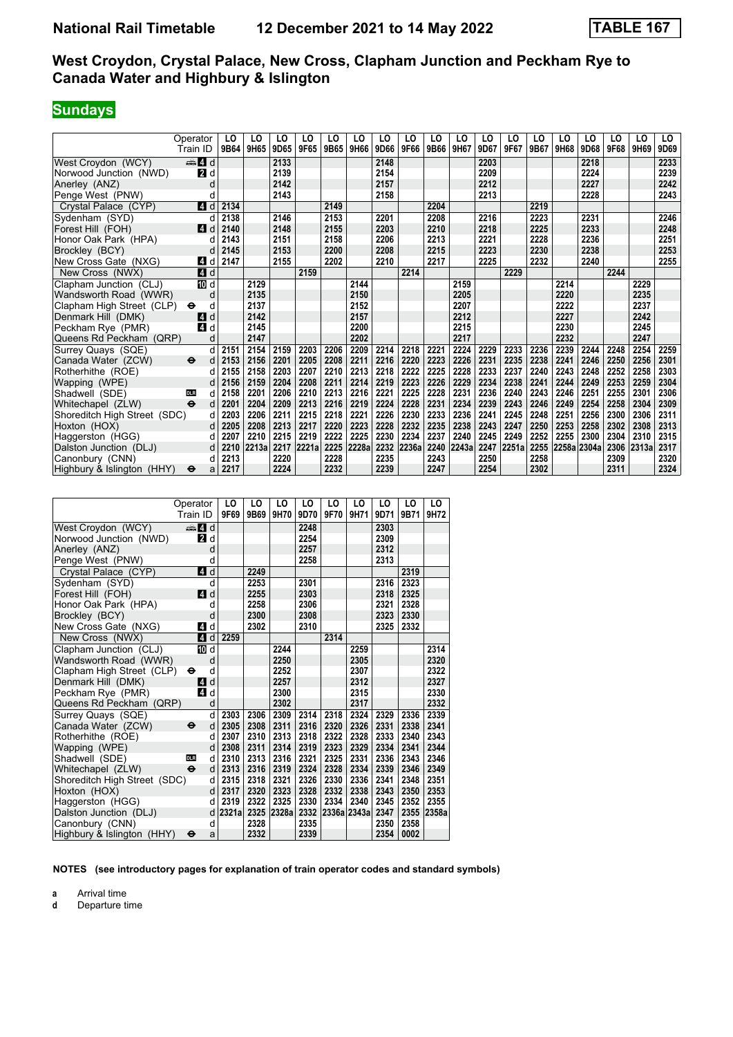# West Croydon, Crystal Palace, New Cross, Clapham Junction and Peckham Rye to Canada Water and Highbury & Islington

**Sundays**

| Operator / Train ID | | LO 9B64 | LO 9H65 | LO 9D65 | LO 9F65 | LO 9B65 | LO 9H66 | LO 9D66 | LO 9F66 | LO 9B66 | LO 9H67 | LO 9D67 | LO 9F67 | LO 9B67 | LO 9H68 | LO 9D68 | LO 9F68 | LO 9H69 | LO 9D69 |
|---|---|---|---|---|---|---|---|---|---|---|---|---|---|---|---|---|---|---|---|
| West Croydon (WCY) | 4 d | | | 2133 | | | | 2148 | | | | 2203 | | | | 2218 | | | 2233 |
| Norwood Junction (NWD) | 2 d | | | 2139 | | | | 2154 | | | | 2209 | | | | 2224 | | | 2239 |
| Anerley (ANZ) | d | | | 2142 | | | | 2157 | | | | 2212 | | | | 2227 | | | 2242 |
| Penge West (PNW) | d | | | 2143 | | | | 2158 | | | | 2213 | | | | 2228 | | | 2243 |
| Crystal Palace (CYP) | 4 d | 2134 | | | | 2149 | | | | 2204 | | | | 2219 | | | | | |
| Sydenham (SYD) | d | 2138 | | 2146 | | 2153 | | 2201 | | 2208 | | 2216 | | 2223 | | 2231 | | | 2246 |
| Forest Hill (FOH) | 4 d | 2140 | | 2148 | | 2155 | | 2203 | | 2210 | | 2218 | | 2225 | | 2233 | | | 2248 |
| Honor Oak Park (HPA) | d | 2143 | | 2151 | | 2158 | | 2206 | | 2213 | | 2221 | | 2228 | | 2236 | | | 2251 |
| Brockley (BCY) | d | 2145 | | 2153 | | 2200 | | 2208 | | 2215 | | 2223 | | 2230 | | 2238 | | | 2253 |
| New Cross Gate (NXG) | 4 d | 2147 | | 2155 | | 2202 | | 2210 | | 2217 | | 2225 | | 2232 | | 2240 | | | 2255 |
| New Cross (NWX) | 4 d | | | | 2159 | | | | 2214 | | | | 2229 | | | | 2244 | | |
| Clapham Junction (CLJ) | 10 d | | 2129 | | | | 2144 | | | | 2159 | | | | 2214 | | | 2229 | |
| Wandsworth Road (WWR) | d | | 2135 | | | | 2150 | | | | 2205 | | | | 2220 | | | 2235 | |
| Clapham High Street (CLP) ⊖ | d | | 2137 | | | | 2152 | | | | 2207 | | | | 2222 | | | 2237 | |
| Denmark Hill (DMK) | 4 d | | 2142 | | | | 2157 | | | | 2212 | | | | 2227 | | | 2242 | |
| Peckham Rye (PMR) | 4 d | | 2145 | | | | 2200 | | | | 2215 | | | | 2230 | | | 2245 | |
| Queens Rd Peckham (QRP) | d | | 2147 | | | | 2202 | | | | 2217 | | | | 2232 | | | 2247 | |
| Surrey Quays (SQE) | d | 2151 | 2154 | 2159 | 2203 | 2206 | 2209 | 2214 | 2218 | 2221 | 2224 | 2229 | 2233 | 2236 | 2239 | 2244 | 2248 | 2254 | 2259 |
| Canada Water (ZCW) ⊖ | d | 2153 | 2156 | 2201 | 2205 | 2208 | 2211 | 2216 | 2220 | 2223 | 2226 | 2231 | 2235 | 2238 | 2241 | 2246 | 2250 | 2256 | 2301 |
| Rotherhithe (ROE) | d | 2155 | 2158 | 2203 | 2207 | 2210 | 2213 | 2218 | 2222 | 2225 | 2228 | 2233 | 2237 | 2240 | 2243 | 2248 | 2252 | 2258 | 2303 |
| Wapping (WPE) | d | 2156 | 2159 | 2204 | 2208 | 2211 | 2214 | 2219 | 2223 | 2226 | 2229 | 2234 | 2238 | 2241 | 2244 | 2249 | 2253 | 2259 | 2304 |
| Shadwell (SDE) DLR | d | 2158 | 2201 | 2206 | 2210 | 2213 | 2216 | 2221 | 2225 | 2228 | 2231 | 2236 | 2240 | 2243 | 2246 | 2251 | 2255 | 2301 | 2306 |
| Whitechapel (ZLW) ⊖ | d | 2201 | 2204 | 2209 | 2213 | 2216 | 2219 | 2224 | 2228 | 2231 | 2234 | 2239 | 2243 | 2246 | 2249 | 2254 | 2258 | 2304 | 2309 |
| Shoreditch High Street (SDC) | d | 2203 | 2206 | 2211 | 2215 | 2218 | 2221 | 2226 | 2230 | 2233 | 2236 | 2241 | 2245 | 2248 | 2251 | 2256 | 2300 | 2306 | 2311 |
| Hoxton (HOX) | d | 2205 | 2208 | 2213 | 2217 | 2220 | 2223 | 2228 | 2232 | 2235 | 2238 | 2243 | 2247 | 2250 | 2253 | 2258 | 2302 | 2308 | 2313 |
| Haggerston (HGG) | d | 2207 | 2210 | 2215 | 2219 | 2222 | 2225 | 2230 | 2234 | 2237 | 2240 | 2245 | 2249 | 2252 | 2255 | 2300 | 2304 | 2310 | 2315 |
| Dalston Junction (DLJ) | d | 2210 | 2213a | 2217 | 2221a | 2225 | 2228a | 2232 | 2236a | 2240 | 2243a | 2247 | 2251a | 2255 | 2258a | 2304a | 2306 | 2313a | 2317 |
| Canonbury (CNN) | d | 2213 | | 2220 | | 2228 | | 2235 | | 2243 | | 2250 | | 2258 | | | 2309 | | 2320 |
| Highbury & Islington (HHY) ⊖ | a | 2217 | | 2224 | | 2232 | | 2239 | | 2247 | | 2254 | | 2302 | | | 2311 | | 2324 |

| Operator / Train ID | | LO 9F69 | LO 9B69 | LO 9H70 | LO 9D70 | LO 9F70 | LO 9H71 | LO 9D71 | LO 9B71 | LO 9H72 |
|---|---|---|---|---|---|---|---|---|---|---|
| West Croydon (WCY) | 4 d | | | | 2248 | | | 2303 | | |
| Norwood Junction (NWD) | 2 d | | | | 2254 | | | 2309 | | |
| Anerley (ANZ) | d | | | | 2257 | | | 2312 | | |
| Penge West (PNW) | d | | | | 2258 | | | 2313 | | |
| Crystal Palace (CYP) | 4 d | | 2249 | | | | | | 2319 | |
| Sydenham (SYD) | d | | 2253 | | 2301 | | | 2316 | 2323 | |
| Forest Hill (FOH) | 4 d | | 2255 | | 2303 | | | 2318 | 2325 | |
| Honor Oak Park (HPA) | d | | 2258 | | 2306 | | | 2321 | 2328 | |
| Brockley (BCY) | d | | 2300 | | 2308 | | | 2323 | 2330 | |
| New Cross Gate (NXG) | 4 d | | 2302 | | 2310 | | | 2325 | 2332 | |
| New Cross (NWX) | 4 d | 2259 | | | | 2314 | | | | |
| Clapham Junction (CLJ) | 10 d | | | 2244 | | | 2259 | | | 2314 |
| Wandsworth Road (WWR) | d | | | 2250 | | | 2305 | | | 2320 |
| Clapham High Street (CLP) ⊖ | d | | | 2252 | | | 2307 | | | 2322 |
| Denmark Hill (DMK) | 4 d | | | 2257 | | | 2312 | | | 2327 |
| Peckham Rye (PMR) | 4 d | | | 2300 | | | 2315 | | | 2330 |
| Queens Rd Peckham (QRP) | d | | | 2302 | | | 2317 | | | 2332 |
| Surrey Quays (SQE) | d | 2303 | 2306 | 2309 | 2314 | 2318 | 2324 | 2329 | 2336 | 2339 |
| Canada Water (ZCW) ⊖ | d | 2305 | 2308 | 2311 | 2316 | 2320 | 2326 | 2331 | 2338 | 2341 |
| Rotherhithe (ROE) | d | 2307 | 2310 | 2313 | 2318 | 2322 | 2328 | 2333 | 2340 | 2343 |
| Wapping (WPE) | d | 2308 | 2311 | 2314 | 2319 | 2323 | 2329 | 2334 | 2341 | 2344 |
| Shadwell (SDE) DLR | d | 2310 | 2313 | 2316 | 2321 | 2325 | 2331 | 2336 | 2343 | 2346 |
| Whitechapel (ZLW) ⊖ | d | 2313 | 2316 | 2319 | 2324 | 2328 | 2334 | 2339 | 2346 | 2349 |
| Shoreditch High Street (SDC) | d | 2315 | 2318 | 2321 | 2326 | 2330 | 2336 | 2341 | 2348 | 2351 |
| Hoxton (HOX) | d | 2317 | 2320 | 2323 | 2328 | 2332 | 2338 | 2343 | 2350 | 2353 |
| Haggerston (HGG) | d | 2319 | 2322 | 2325 | 2330 | 2334 | 2340 | 2345 | 2352 | 2355 |
| Dalston Junction (DLJ) | d | 2321a | 2325 | 2328a | 2332 | 2336a | 2343a | 2347 | 2355 | 2358a |
| Canonbury (CNN) | d | | 2328 | | 2335 | | | 2350 | 2358 | |
| Highbury & Islington (HHY) ⊖ | a | | 2332 | | 2339 | | | 2354 | 0002 | |

**NOTES (see introductory pages for explanation of train operator codes and standard symbols)**

**a** Arrival time
**d** Departure time